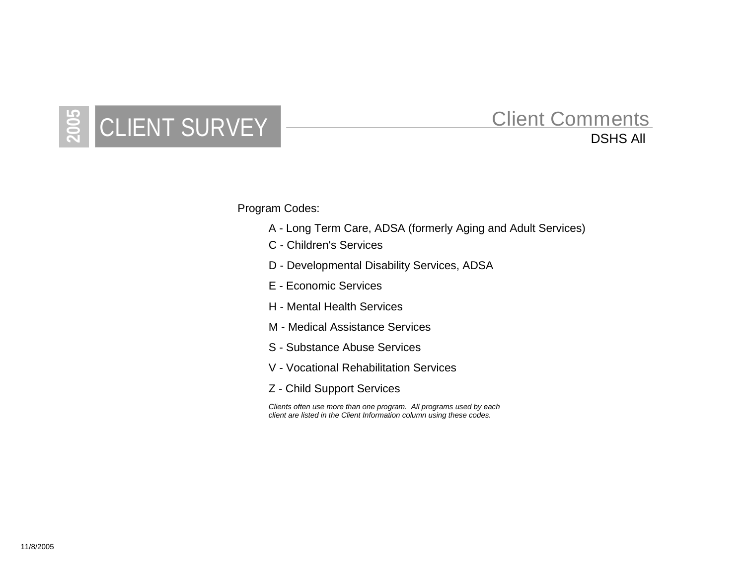# 2005 CLIENT SURVEY

## Client Comments

DSHS All

Program Codes:

- A - Long Term Care, ADSA (formerly Aging and Adult Services)
- C - Children's Services
- D - Developmental Disability Services, ADSA
- E - Economic Services
- H - Mental Health Services
- M - Medical Assistance Services
- S - Substance Abuse Services
- V - Vocational Rehabilitation Services
- Z - Child Support Services

*Clients often use more than one program. All programs used by each client are listed in the Client Information column using these codes.*

11/8/2005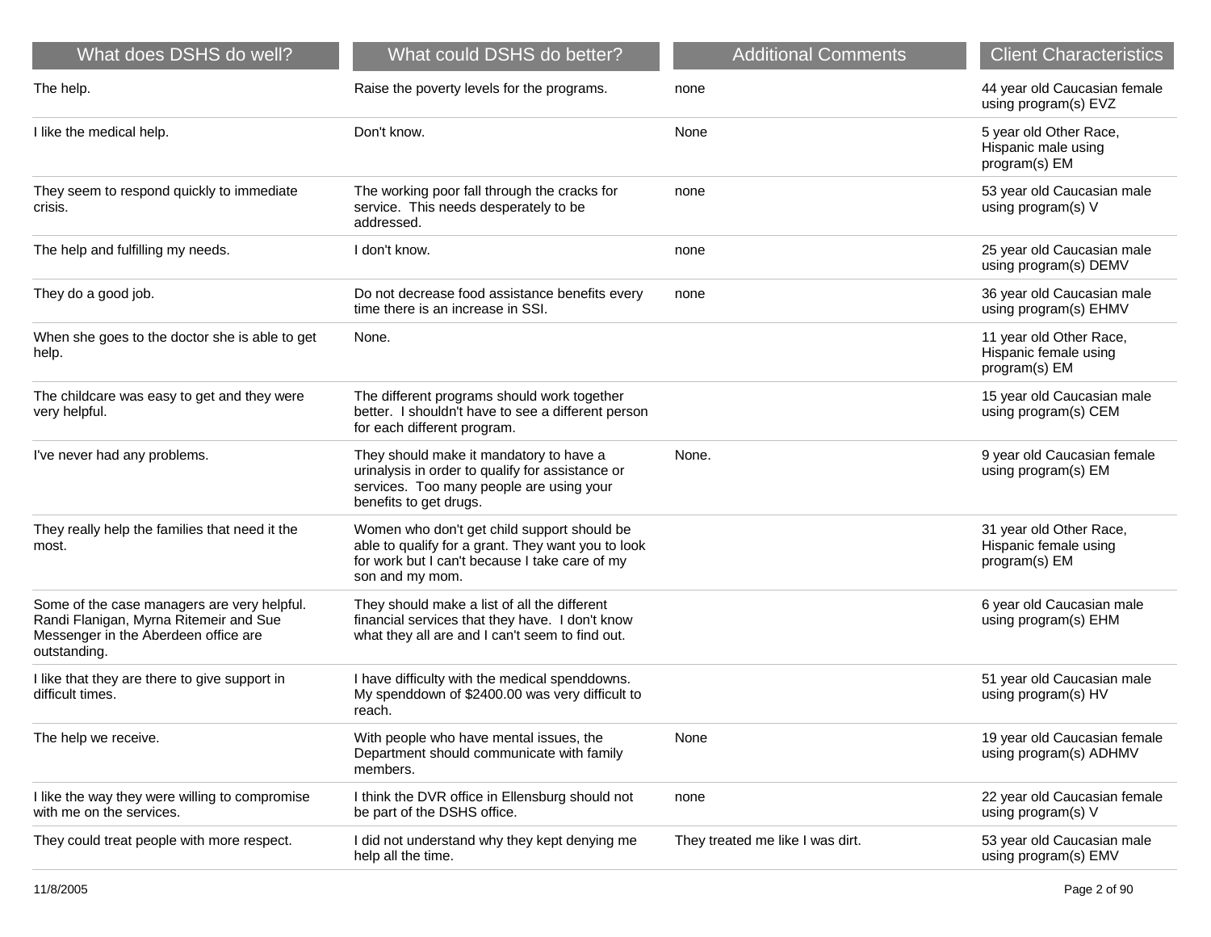| What does DSHS do well? | What could DSHS do better? | Additional Comments | Client Characteristics |
| --- | --- | --- | --- |
| The help. | Raise the poverty levels for the programs. | none | 44 year old Caucasian female using program(s) EVZ |
| I like the medical help. | Don't know. | None | 5 year old Other Race, Hispanic male using program(s) EM |
| They seem to respond quickly to immediate crisis. | The working poor fall through the cracks for service. This needs desperately to be addressed. | none | 53 year old Caucasian male using program(s) V |
| The help and fulfilling my needs. | I don't know. | none | 25 year old Caucasian male using program(s) DEMV |
| They do a good job. | Do not decrease food assistance benefits every time there is an increase in SSI. | none | 36 year old Caucasian male using program(s) EHMV |
| When she goes to the doctor she is able to get help. | None. | | 11 year old Other Race, Hispanic female using program(s) EM |
| The childcare was easy to get and they were very helpful. | The different programs should work together better. I shouldn't have to see a different person for each different program. | | 15 year old Caucasian male using program(s) CEM |
| I've never had any problems. | They should make it mandatory to have a urinalysis in order to qualify for assistance or services. Too many people are using your benefits to get drugs. | None. | 9 year old Caucasian female using program(s) EM |
| They really help the families that need it the most. | Women who don't get child support should be able to qualify for a grant. They want you to look for work but I can't because I take care of my son and my mom. | | 31 year old Other Race, Hispanic female using program(s) EM |
| Some of the case managers are very helpful. Randi Flanigan, Myrna Ritemeir and Sue Messenger in the Aberdeen office are outstanding. | They should make a list of all the different financial services that they have. I don't know what they all are and I can't seem to find out. | | 6 year old Caucasian male using program(s) EHM |
| I like that they are there to give support in difficult times. | I have difficulty with the medical spenddowns. My spenddown of $2400.00 was very difficult to reach. | | 51 year old Caucasian male using program(s) HV |
| The help we receive. | With people who have mental issues, the Department should communicate with family members. | None | 19 year old Caucasian female using program(s) ADHMV |
| I like the way they were willing to compromise with me on the services. | I think the DVR office in Ellensburg should not be part of the DSHS office. | none | 22 year old Caucasian female using program(s) V |
| They could treat people with more respect. | I did not understand why they kept denying me help all the time. | They treated me like I was dirt. | 53 year old Caucasian male using program(s) EMV |

11/8/2005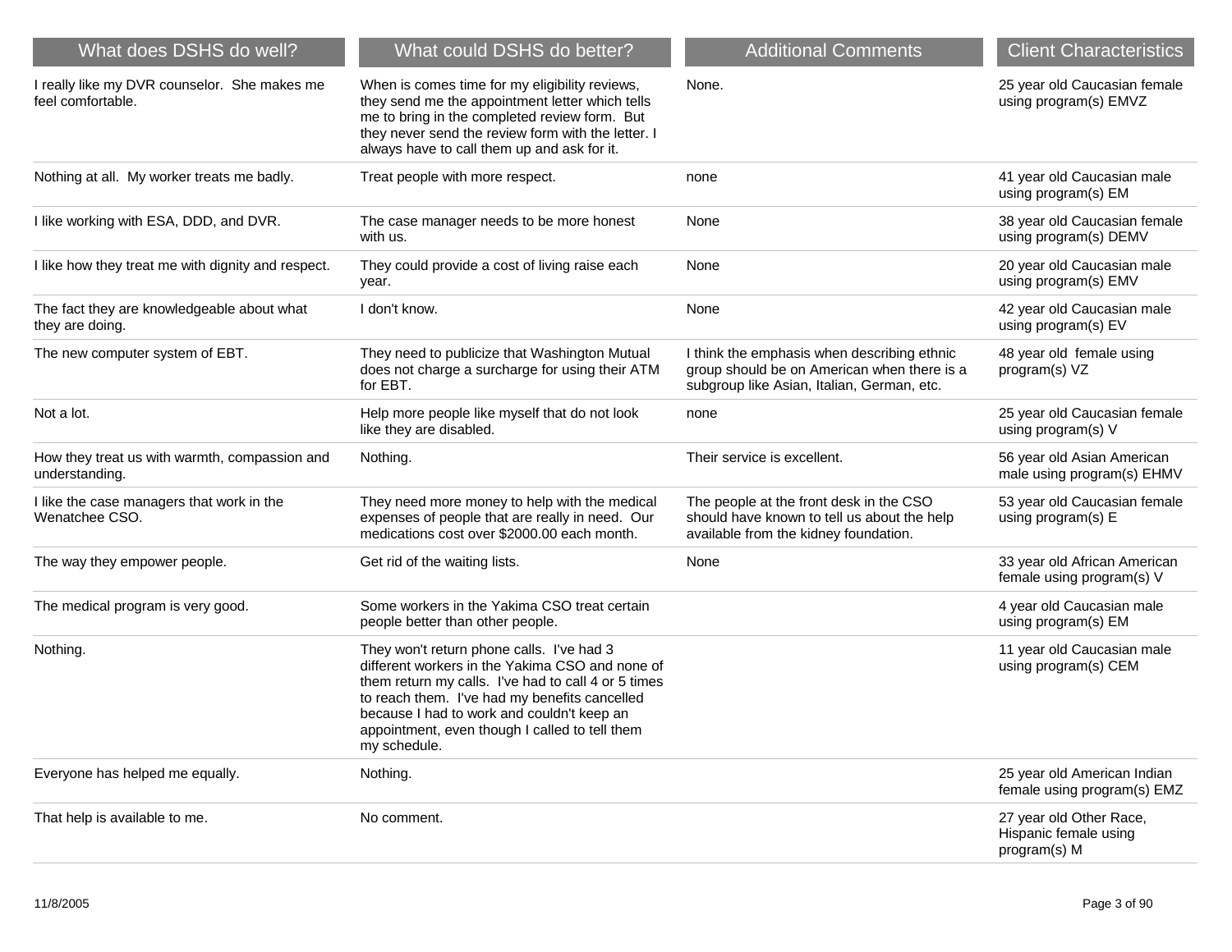| What does DSHS do well? | What could DSHS do better? | Additional Comments | Client Characteristics |
|---|---|---|---|
| I really like my DVR counselor. She makes me feel comfortable. | When is comes time for my eligibility reviews, they send me the appointment letter which tells me to bring in the completed review form. But they never send the review form with the letter. I always have to call them up and ask for it. | None. | 25 year old Caucasian female using program(s) EMVZ |
| Nothing at all. My worker treats me badly. | Treat people with more respect. | none | 41 year old Caucasian male using program(s) EM |
| I like working with ESA, DDD, and DVR. | The case manager needs to be more honest with us. | None | 38 year old Caucasian female using program(s) DEMV |
| I like how they treat me with dignity and respect. | They could provide a cost of living raise each year. | None | 20 year old Caucasian male using program(s) EMV |
| The fact they are knowledgeable about what they are doing. | I don't know. | None | 42 year old Caucasian male using program(s) EV |
| The new computer system of EBT. | They need to publicize that Washington Mutual does not charge a surcharge for using their ATM for EBT. | I think the emphasis when describing ethnic group should be on American when there is a subgroup like Asian, Italian, German, etc. | 48 year old female using program(s) VZ |
| Not a lot. | Help more people like myself that do not look like they are disabled. | none | 25 year old Caucasian female using program(s) V |
| How they treat us with warmth, compassion and understanding. | Nothing. | Their service is excellent. | 56 year old Asian American male using program(s) EHMV |
| I like the case managers that work in the Wenatchee CSO. | They need more money to help with the medical expenses of people that are really in need. Our medications cost over $2000.00 each month. | The people at the front desk in the CSO should have known to tell us about the help available from the kidney foundation. | 53 year old Caucasian female using program(s) E |
| The way they empower people. | Get rid of the waiting lists. | None | 33 year old African American female using program(s) V |
| The medical program is very good. | Some workers in the Yakima CSO treat certain people better than other people. | | 4 year old Caucasian male using program(s) EM |
| Nothing. | They won't return phone calls. I've had 3 different workers in the Yakima CSO and none of them return my calls. I've had to call 4 or 5 times to reach them. I've had my benefits cancelled because I had to work and couldn't keep an appointment, even though I called to tell them my schedule. | | 11 year old Caucasian male using program(s) CEM |
| Everyone has helped me equally. | Nothing. | | 25 year old American Indian female using program(s) EMZ |
| That help is available to me. | No comment. | | 27 year old Other Race, Hispanic female using program(s) M |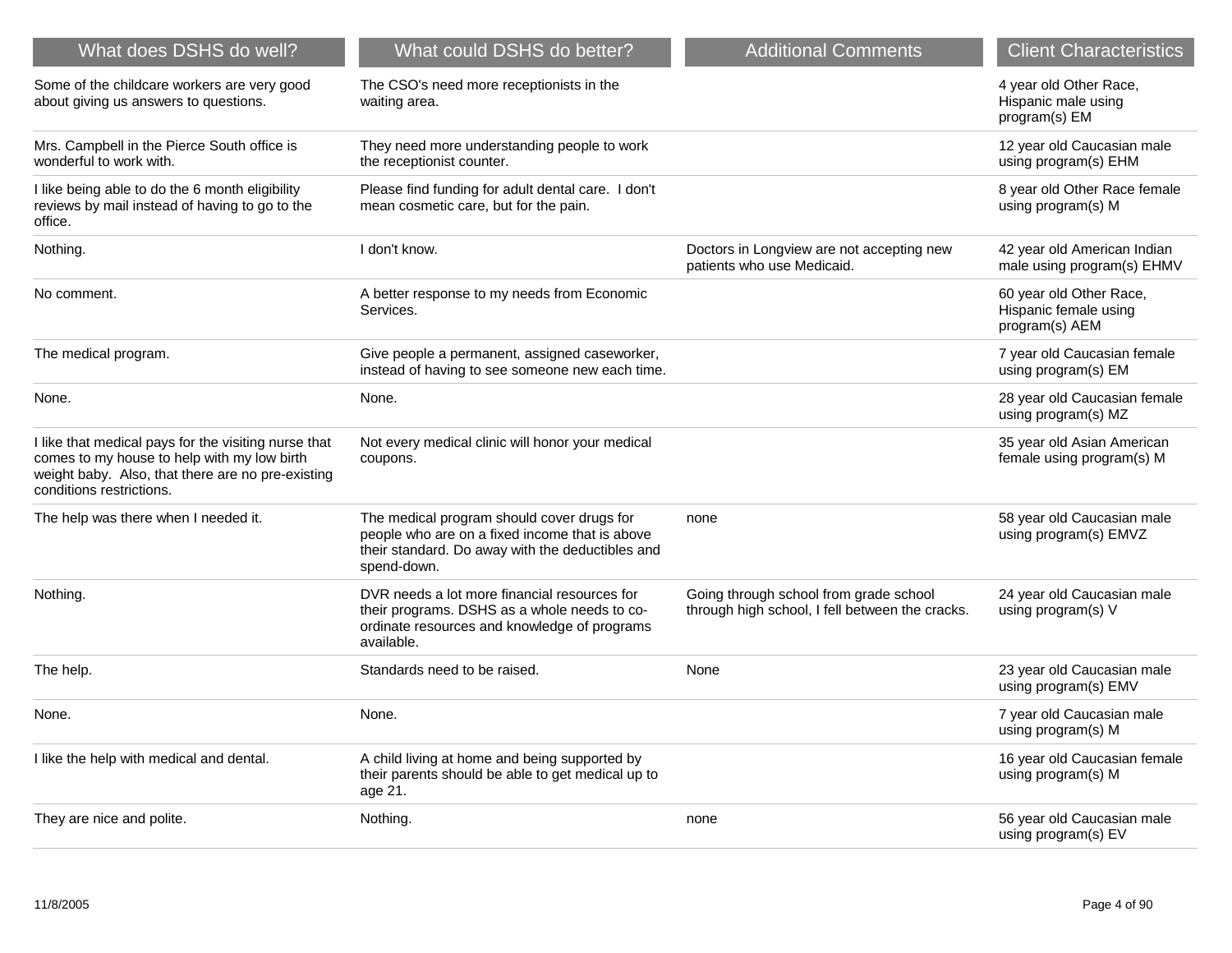| What does DSHS do well? | What could DSHS do better? | Additional Comments | Client Characteristics |
| --- | --- | --- | --- |
| Some of the childcare workers are very good about giving us answers to questions. | The CSO's need more receptionists in the waiting area. | | 4 year old Other Race, Hispanic male using program(s) EM |
| Mrs. Campbell in the Pierce South office is wonderful to work with. | They need more understanding people to work the receptionist counter. | | 12 year old Caucasian male using program(s) EHM |
| I like being able to do the 6 month eligibility reviews by mail instead of having to go to the office. | Please find funding for adult dental care. I don't mean cosmetic care, but for the pain. | | 8 year old Other Race female using program(s) M |
| Nothing. | I don't know. | Doctors in Longview are not accepting new patients who use Medicaid. | 42 year old American Indian male using program(s) EHMV |
| No comment. | A better response to my needs from Economic Services. | | 60 year old Other Race, Hispanic female using program(s) AEM |
| The medical program. | Give people a permanent, assigned caseworker, instead of having to see someone new each time. | | 7 year old Caucasian female using program(s) EM |
| None. | None. | | 28 year old Caucasian female using program(s) MZ |
| I like that medical pays for the visiting nurse that comes to my house to help with my low birth weight baby. Also, that there are no pre-existing conditions restrictions. | Not every medical clinic will honor your medical coupons. | | 35 year old Asian American female using program(s) M |
| The help was there when I needed it. | The medical program should cover drugs for people who are on a fixed income that is above their standard. Do away with the deductibles and spend-down. | none | 58 year old Caucasian male using program(s) EMVZ |
| Nothing. | DVR needs a lot more financial resources for their programs. DSHS as a whole needs to co-ordinate resources and knowledge of programs available. | Going through school from grade school through high school, I fell between the cracks. | 24 year old Caucasian male using program(s) V |
| The help. | Standards need to be raised. | None | 23 year old Caucasian male using program(s) EMV |
| None. | None. | | 7 year old Caucasian male using program(s) M |
| I like the help with medical and dental. | A child living at home and being supported by their parents should be able to get medical up to age 21. | | 16 year old Caucasian female using program(s) M |
| They are nice and polite. | Nothing. | none | 56 year old Caucasian male using program(s) EV |

11/8/2005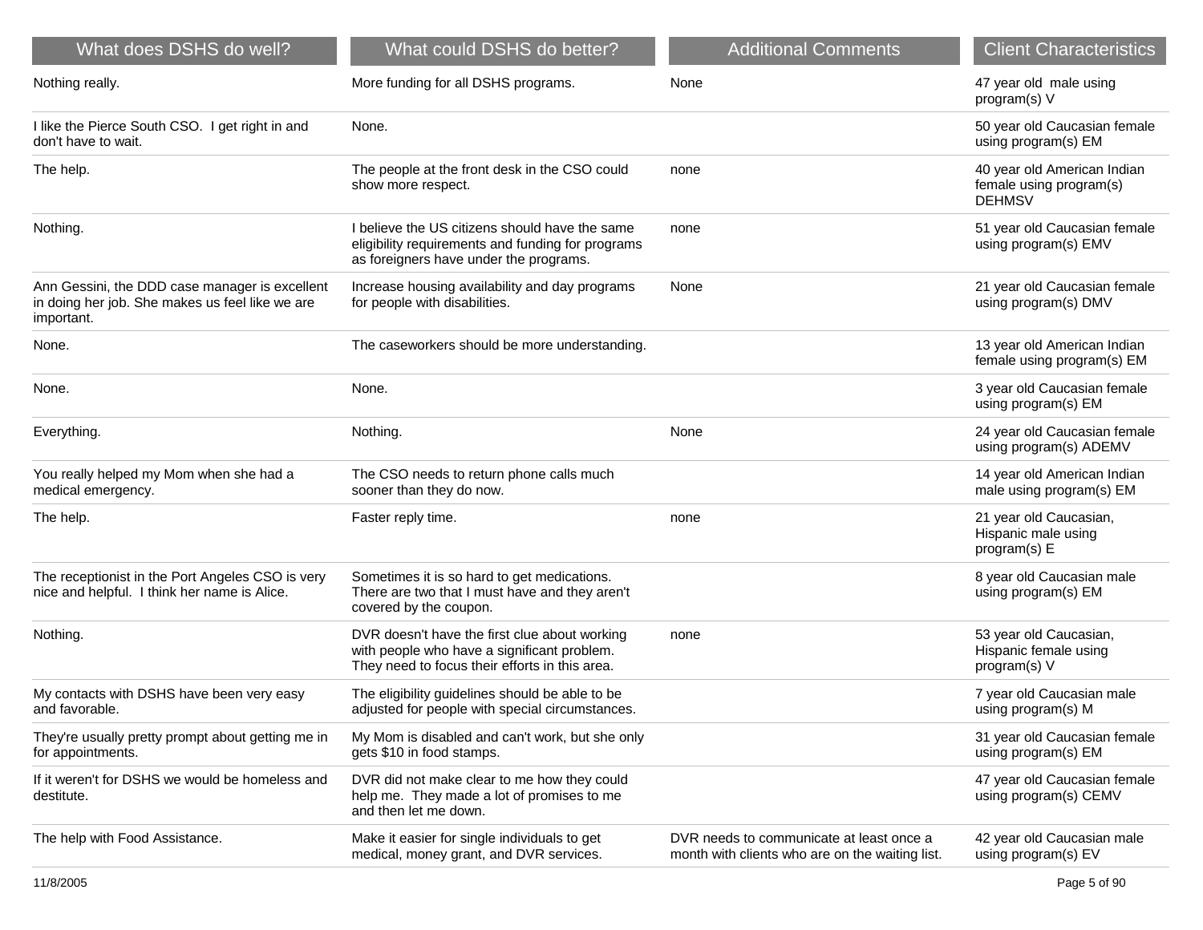| What does DSHS do well? | What could DSHS do better? | Additional Comments | Client Characteristics |
| --- | --- | --- | --- |
| Nothing really. | More funding for all DSHS programs. | None | 47 year old  male using program(s) V |
| I like the Pierce South CSO.  I get right in and don't have to wait. | None. | | 50 year old Caucasian female using program(s) EM |
| The help. | The people at the front desk in the CSO could show more respect. | none | 40 year old American Indian female using program(s) DEHMSV |
| Nothing. | I believe the US citizens should have the same eligibility requirements and funding for programs as foreigners have under the programs. | none | 51 year old Caucasian female using program(s) EMV |
| Ann Gessini, the DDD case manager is excellent in doing her job. She makes us feel like we are important. | Increase housing availability and day programs for people with disabilities. | None | 21 year old Caucasian female using program(s) DMV |
| None. | The caseworkers should be more understanding. | | 13 year old American Indian female using program(s) EM |
| None. | None. | | 3 year old Caucasian female using program(s) EM |
| Everything. | Nothing. | None | 24 year old Caucasian female using program(s) ADEMV |
| You really helped my Mom when she had a medical emergency. | The CSO needs to return phone calls much sooner than they do now. | | 14 year old American Indian male using program(s) EM |
| The help. | Faster reply time. | none | 21 year old Caucasian, Hispanic male using program(s) E |
| The receptionist in the Port Angeles CSO is very nice and helpful.  I think her name is Alice. | Sometimes it is so hard to get medications. There are two that I must have and they aren't covered by the coupon. | | 8 year old Caucasian male using program(s) EM |
| Nothing. | DVR doesn't have the first clue about working with people who have a significant problem. They need to focus their efforts in this area. | none | 53 year old Caucasian, Hispanic female using program(s) V |
| My contacts with DSHS have been very easy and favorable. | The eligibility guidelines should be able to be adjusted for people with special circumstances. | | 7 year old Caucasian male using program(s) M |
| They're usually pretty prompt about getting me in for appointments. | My Mom is disabled and can't work, but she only gets $10 in food stamps. | | 31 year old Caucasian female using program(s) EM |
| If it weren't for DSHS we would be homeless and destitute. | DVR did not make clear to me how they could help me.  They made a lot of promises to me and then let me down. | | 47 year old Caucasian female using program(s) CEMV |
| The help with Food Assistance. | Make it easier for single individuals to get medical, money grant, and DVR services. | DVR needs to communicate at least once a month with clients who are on the waiting list. | 42 year old Caucasian male using program(s) EV |

11/8/2005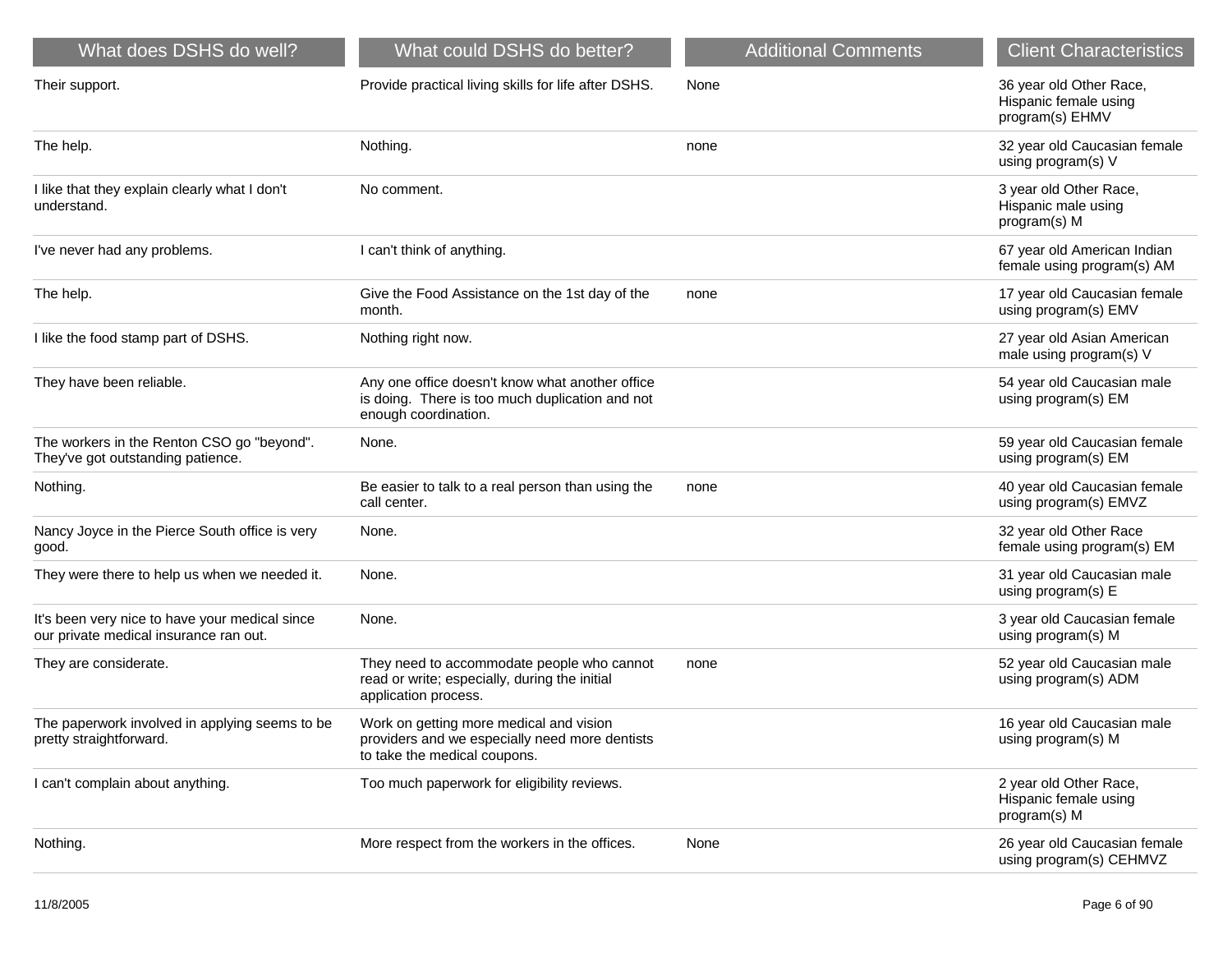| What does DSHS do well? | What could DSHS do better? | Additional Comments | Client Characteristics |
|---|---|---|---|
| Their support. | Provide practical living skills for life after DSHS. | None | 36 year old Other Race, Hispanic female using program(s) EHMV |
| The help. | Nothing. | none | 32 year old Caucasian female using program(s) V |
| I like that they explain clearly what I don't understand. | No comment. | | 3 year old Other Race, Hispanic male using program(s) M |
| I've never had any problems. | I can't think of anything. | | 67 year old American Indian female using program(s) AM |
| The help. | Give the Food Assistance on the 1st day of the month. | none | 17 year old Caucasian female using program(s) EMV |
| I like the food stamp part of DSHS. | Nothing right now. | | 27 year old Asian American male using program(s) V |
| They have been reliable. | Any one office doesn't know what another office is doing. There is too much duplication and not enough coordination. | | 54 year old Caucasian male using program(s) EM |
| The workers in the Renton CSO go "beyond". They've got outstanding patience. | None. | | 59 year old Caucasian female using program(s) EM |
| Nothing. | Be easier to talk to a real person than using the call center. | none | 40 year old Caucasian female using program(s) EMVZ |
| Nancy Joyce in the Pierce South office is very good. | None. | | 32 year old Other Race female using program(s) EM |
| They were there to help us when we needed it. | None. | | 31 year old Caucasian male using program(s) E |
| It's been very nice to have your medical since our private medical insurance ran out. | None. | | 3 year old Caucasian female using program(s) M |
| They are considerate. | They need to accommodate people who cannot read or write; especially, during the initial application process. | none | 52 year old Caucasian male using program(s) ADM |
| The paperwork involved in applying seems to be pretty straightforward. | Work on getting more medical and vision providers and we especially need more dentists to take the medical coupons. | | 16 year old Caucasian male using program(s) M |
| I can't complain about anything. | Too much paperwork for eligibility reviews. | | 2 year old Other Race, Hispanic female using program(s) M |
| Nothing. | More respect from the workers in the offices. | None | 26 year old Caucasian female using program(s) CEHMVZ |

11/8/2005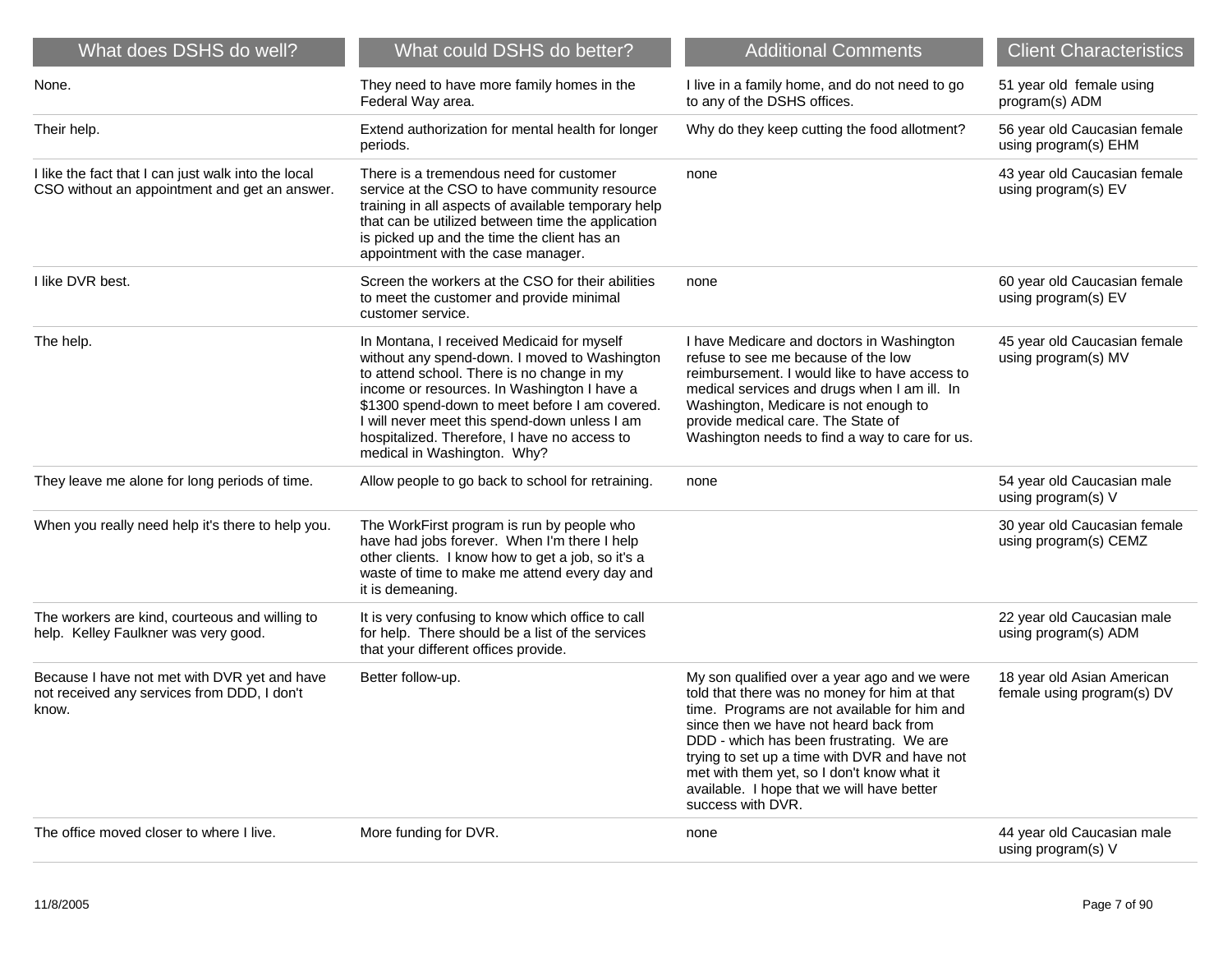| What does DSHS do well? | What could DSHS do better? | Additional Comments | Client Characteristics |
|---|---|---|---|
| None. | They need to have more family homes in the Federal Way area. | I live in a family home, and do not need to go to any of the DSHS offices. | 51 year old female using program(s) ADM |
| Their help. | Extend authorization for mental health for longer periods. | Why do they keep cutting the food allotment? | 56 year old Caucasian female using program(s) EHM |
| I like the fact that I can just walk into the local CSO without an appointment and get an answer. | There is a tremendous need for customer service at the CSO to have community resource training in all aspects of available temporary help that can be utilized between time the application is picked up and the time the client has an appointment with the case manager. | none | 43 year old Caucasian female using program(s) EV |
| I like DVR best. | Screen the workers at the CSO for their abilities to meet the customer and provide minimal customer service. | none | 60 year old Caucasian female using program(s) EV |
| The help. | In Montana, I received Medicaid for myself without any spend-down. I moved to Washington to attend school. There is no change in my income or resources. In Washington I have a $1300 spend-down to meet before I am covered. I will never meet this spend-down unless I am hospitalized. Therefore, I have no access to medical in Washington. Why? | I have Medicare and doctors in Washington refuse to see me because of the low reimbursement. I would like to have access to medical services and drugs when I am ill. In Washington, Medicare is not enough to provide medical care. The State of Washington needs to find a way to care for us. | 45 year old Caucasian female using program(s) MV |
| They leave me alone for long periods of time. | Allow people to go back to school for retraining. | none | 54 year old Caucasian male using program(s) V |
| When you really need help it's there to help you. | The WorkFirst program is run by people who have had jobs forever. When I'm there I help other clients. I know how to get a job, so it's a waste of time to make me attend every day and it is demeaning. | | 30 year old Caucasian female using program(s) CEMZ |
| The workers are kind, courteous and willing to help. Kelley Faulkner was very good. | It is very confusing to know which office to call for help. There should be a list of the services that your different offices provide. | | 22 year old Caucasian male using program(s) ADM |
| Because I have not met with DVR yet and have not received any services from DDD, I don't know. | Better follow-up. | My son qualified over a year ago and we were told that there was no money for him at that time. Programs are not available for him and since then we have not heard back from DDD - which has been frustrating. We are trying to set up a time with DVR and have not met with them yet, so I don't know what it available. I hope that we will have better success with DVR. | 18 year old Asian American female using program(s) DV |
| The office moved closer to where I live. | More funding for DVR. | none | 44 year old Caucasian male using program(s) V |

11/8/2005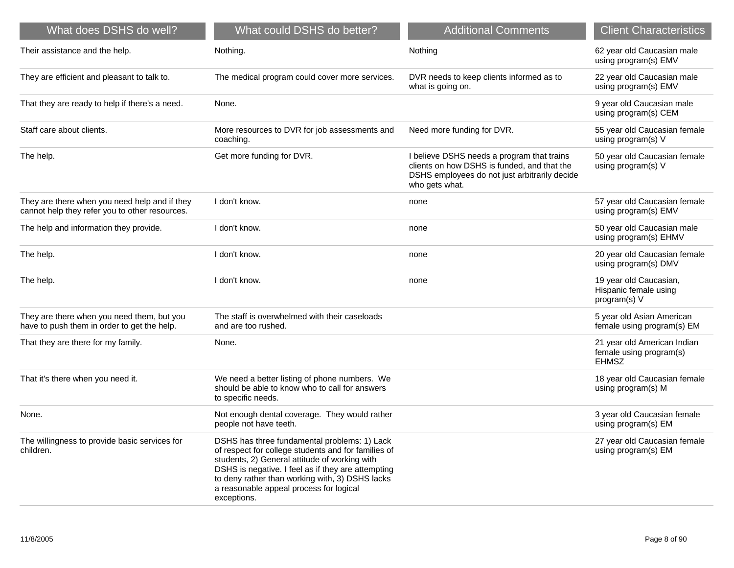| What does DSHS do well? | What could DSHS do better? | Additional Comments | Client Characteristics |
| --- | --- | --- | --- |
| Their assistance and the help. | Nothing. | Nothing | 62 year old Caucasian male using program(s) EMV |
| They are efficient and pleasant to talk to. | The medical program could cover more services. | DVR needs to keep clients informed as to what is going on. | 22 year old Caucasian male using program(s) EMV |
| That they are ready to help if there's a need. | None. | | 9 year old Caucasian male using program(s) CEM |
| Staff care about clients. | More resources to DVR for job assessments and coaching. | Need more funding for DVR. | 55 year old Caucasian female using program(s) V |
| The help. | Get more funding for DVR. | I believe DSHS needs a program that trains clients on how DSHS is funded, and that the DSHS employees do not just arbitrarily decide who gets what. | 50 year old Caucasian female using program(s) V |
| They are there when you need help and if they cannot help they refer you to other resources. | I don't know. | none | 57 year old Caucasian female using program(s) EMV |
| The help and information they provide. | I don't know. | none | 50 year old Caucasian male using program(s) EHMV |
| The help. | I don't know. | none | 20 year old Caucasian female using program(s) DMV |
| The help. | I don't know. | none | 19 year old Caucasian, Hispanic female using program(s) V |
| They are there when you need them, but you have to push them in order to get the help. | The staff is overwhelmed with their caseloads and are too rushed. | | 5 year old Asian American female using program(s) EM |
| That they are there for my family. | None. | | 21 year old American Indian female using program(s) EHMSZ |
| That it's there when you need it. | We need a better listing of phone numbers. We should be able to know who to call for answers to specific needs. | | 18 year old Caucasian female using program(s) M |
| None. | Not enough dental coverage. They would rather people not have teeth. | | 3 year old Caucasian female using program(s) EM |
| The willingness to provide basic services for children. | DSHS has three fundamental problems: 1) Lack of respect for college students and for families of students, 2) General attitude of working with DSHS is negative. I feel as if they are attempting to deny rather than working with, 3) DSHS lacks a reasonable appeal process for logical exceptions. | | 27 year old Caucasian female using program(s) EM |

11/8/2005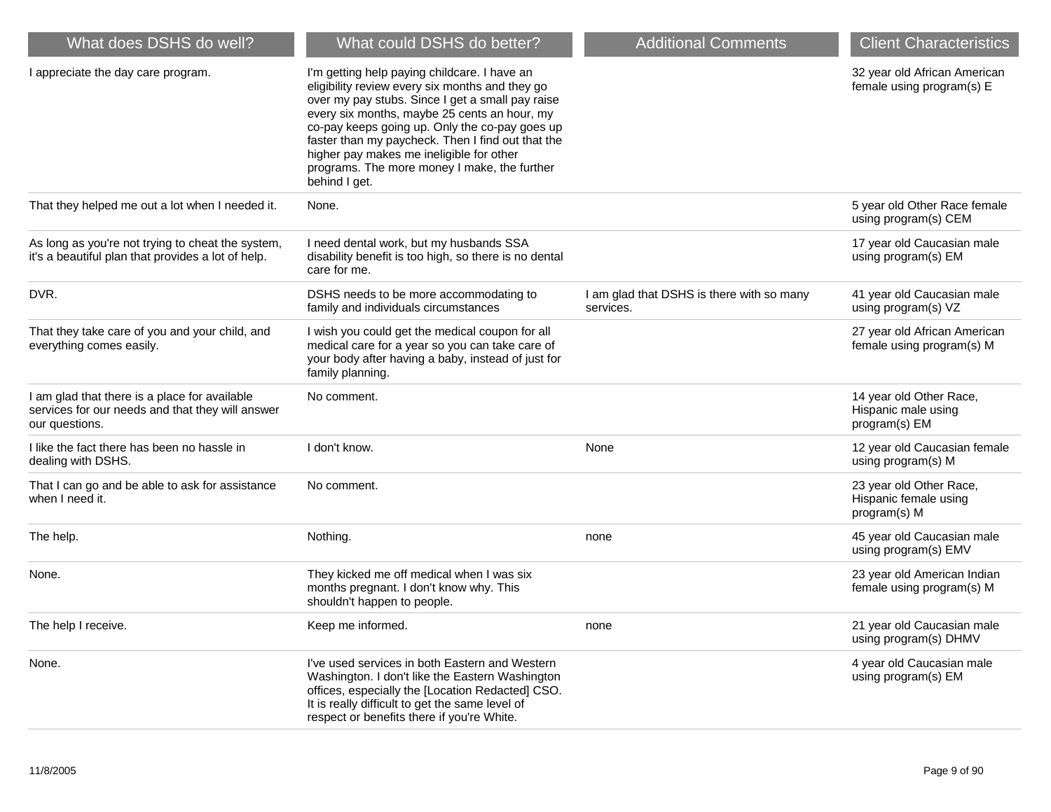| What does DSHS do well? | What could DSHS do better? | Additional Comments | Client Characteristics |
|---|---|---|---|
| I appreciate the day care program. | I'm getting help paying childcare. I have an eligibility review every six months and they go over my pay stubs. Since I get a small pay raise every six months, maybe 25 cents an hour, my co-pay keeps going up. Only the co-pay goes up faster than my paycheck. Then I find out that the higher pay makes me ineligible for other programs. The more money I make, the further behind I get. | | 32 year old African American female using program(s) E |
| That they helped me out a lot when I needed it. | None. | | 5 year old Other Race female using program(s) CEM |
| As long as you're not trying to cheat the system, it's a beautiful plan that provides a lot of help. | I need dental work, but my husbands SSA disability benefit is too high, so there is no dental care for me. | | 17 year old Caucasian male using program(s) EM |
| DVR. | DSHS needs to be more accommodating to family and individuals circumstances | I am glad that DSHS is there with so many services. | 41 year old Caucasian male using program(s) VZ |
| That they take care of you and your child, and everything comes easily. | I wish you could get the medical coupon for all medical care for a year so you can take care of your body after having a baby, instead of just for family planning. | | 27 year old African American female using program(s) M |
| I am glad that there is a place for available services for our needs and that they will answer our questions. | No comment. | | 14 year old Other Race, Hispanic male using program(s) EM |
| I like the fact there has been no hassle in dealing with DSHS. | I don't know. | None | 12 year old Caucasian female using program(s) M |
| That I can go and be able to ask for assistance when I need it. | No comment. | | 23 year old Other Race, Hispanic female using program(s) M |
| The help. | Nothing. | none | 45 year old Caucasian male using program(s) EMV |
| None. | They kicked me off medical when I was six months pregnant. I don't know why. This shouldn't happen to people. | | 23 year old American Indian female using program(s) M |
| The help I receive. | Keep me informed. | none | 21 year old Caucasian male using program(s) DHMV |
| None. | I've used services in both Eastern and Western Washington. I don't like the Eastern Washington offices, especially the [Location Redacted] CSO. It is really difficult to get the same level of respect or benefits there if you're White. | | 4 year old Caucasian male using program(s) EM |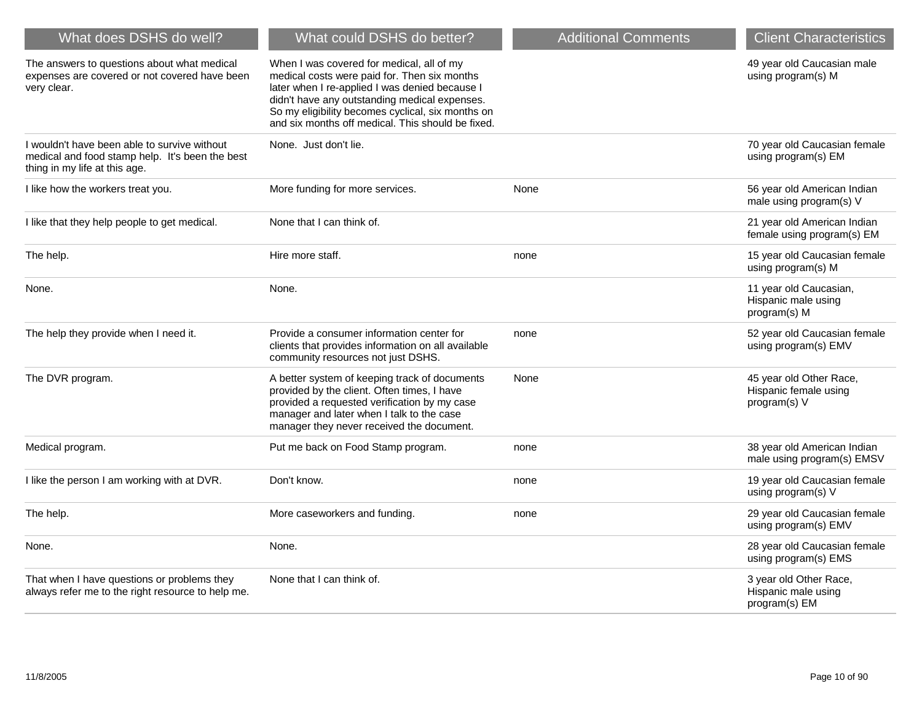| What does DSHS do well? | What could DSHS do better? | Additional Comments | Client Characteristics |
|---|---|---|---|
| The answers to questions about what medical expenses are covered or not covered have been very clear. | When I was covered for medical, all of my medical costs were paid for. Then six months later when I re-applied I was denied because I didn't have any outstanding medical expenses. So my eligibility becomes cyclical, six months on and six months off medical. This should be fixed. | | 49 year old Caucasian male using program(s) M |
| I wouldn't have been able to survive without medical and food stamp help. It's been the best thing in my life at this age. | None. Just don't lie. | | 70 year old Caucasian female using program(s) EM |
| I like how the workers treat you. | More funding for more services. | None | 56 year old American Indian male using program(s) V |
| I like that they help people to get medical. | None that I can think of. | | 21 year old American Indian female using program(s) EM |
| The help. | Hire more staff. | none | 15 year old Caucasian female using program(s) M |
| None. | None. | | 11 year old Caucasian, Hispanic male using program(s) M |
| The help they provide when I need it. | Provide a consumer information center for clients that provides information on all available community resources not just DSHS. | none | 52 year old Caucasian female using program(s) EMV |
| The DVR program. | A better system of keeping track of documents provided by the client. Often times, I have provided a requested verification by my case manager and later when I talk to the case manager they never received the document. | None | 45 year old Other Race, Hispanic female using program(s) V |
| Medical program. | Put me back on Food Stamp program. | none | 38 year old American Indian male using program(s) EMSV |
| I like the person I am working with at DVR. | Don't know. | none | 19 year old Caucasian female using program(s) V |
| The help. | More caseworkers and funding. | none | 29 year old Caucasian female using program(s) EMV |
| None. | None. | | 28 year old Caucasian female using program(s) EMS |
| That when I have questions or problems they always refer me to the right resource to help me. | None that I can think of. | | 3 year old Other Race, Hispanic male using program(s) EM |

11/8/2005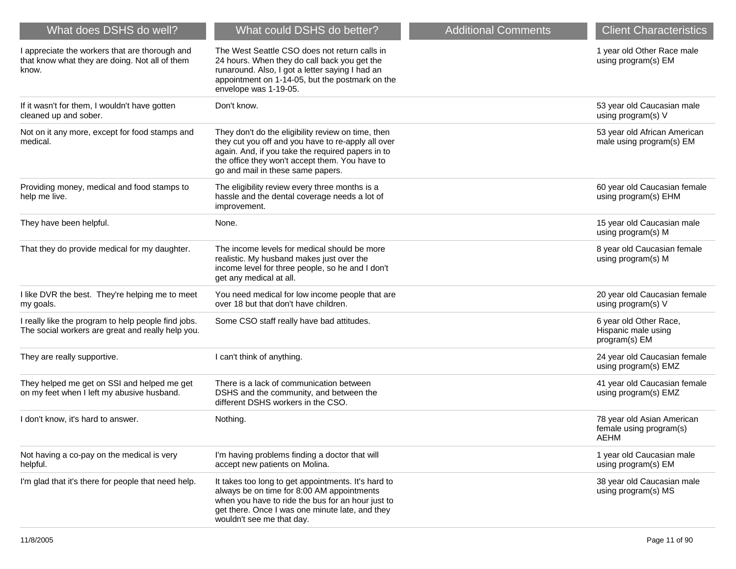| What does DSHS do well? | What could DSHS do better? | Additional Comments | Client Characteristics |
|---|---|---|---|
| I appreciate the workers that are thorough and that know what they are doing. Not all of them know. | The West Seattle CSO does not return calls in 24 hours. When they do call back you get the runaround. Also, I got a letter saying I had an appointment on 1-14-05, but the postmark on the envelope was 1-19-05. | | 1 year old Other Race male using program(s) EM |
| If it wasn't for them, I wouldn't have gotten cleaned up and sober. | Don't know. | | 53 year old Caucasian male using program(s) V |
| Not on it any more, except for food stamps and medical. | They don't do the eligibility review on time, then they cut you off and you have to re-apply all over again. And, if you take the required papers in to the office they won't accept them. You have to go and mail in these same papers. | | 53 year old African American male using program(s) EM |
| Providing money, medical and food stamps to help me live. | The eligibility review every three months is a hassle and the dental coverage needs a lot of improvement. | | 60 year old Caucasian female using program(s) EHM |
| They have been helpful. | None. | | 15 year old Caucasian male using program(s) M |
| That they do provide medical for my daughter. | The income levels for medical should be more realistic. My husband makes just over the income level for three people, so he and I don't get any medical at all. | | 8 year old Caucasian female using program(s) M |
| I like DVR the best. They're helping me to meet my goals. | You need medical for low income people that are over 18 but that don't have children. | | 20 year old Caucasian female using program(s) V |
| I really like the program to help people find jobs. The social workers are great and really help you. | Some CSO staff really have bad attitudes. | | 6 year old Other Race, Hispanic male using program(s) EM |
| They are really supportive. | I can't think of anything. | | 24 year old Caucasian female using program(s) EMZ |
| They helped me get on SSI and helped me get on my feet when I left my abusive husband. | There is a lack of communication between DSHS and the community, and between the different DSHS workers in the CSO. | | 41 year old Caucasian female using program(s) EMZ |
| I don't know, it's hard to answer. | Nothing. | | 78 year old Asian American female using program(s) AEHM |
| Not having a co-pay on the medical is very helpful. | I'm having problems finding a doctor that will accept new patients on Molina. | | 1 year old Caucasian male using program(s) EM |
| I'm glad that it's there for people that need help. | It takes too long to get appointments. It's hard to always be on time for 8:00 AM appointments when you have to ride the bus for an hour just to get there. Once I was one minute late, and they wouldn't see me that day. | | 38 year old Caucasian male using program(s) MS |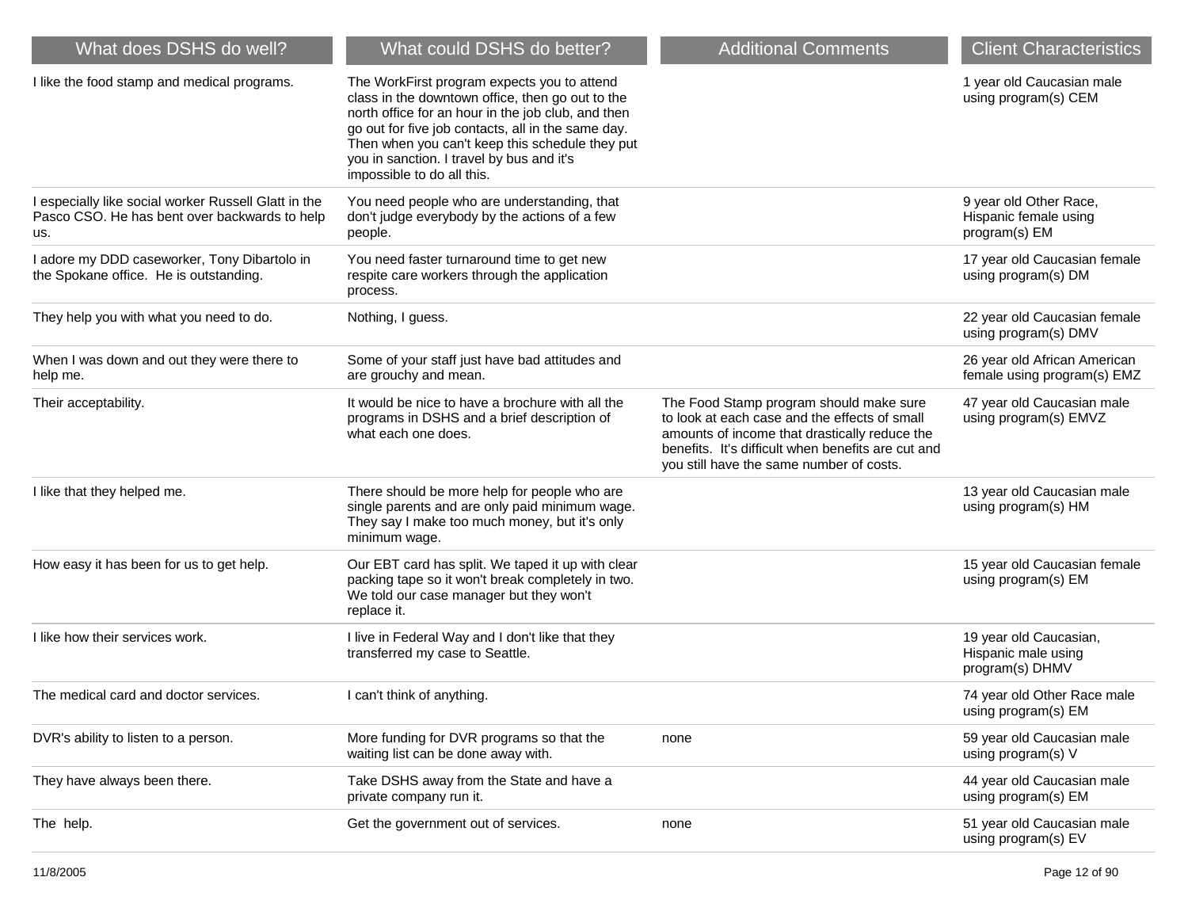| What does DSHS do well? | What could DSHS do better? | Additional Comments | Client Characteristics |
| --- | --- | --- | --- |
| I like the food stamp and medical programs. | The WorkFirst program expects you to attend class in the downtown office, then go out to the north office for an hour in the job club, and then go out for five job contacts, all in the same day. Then when you can't keep this schedule they put you in sanction. I travel by bus and it's impossible to do all this. | | 1 year old Caucasian male using program(s) CEM |
| I especially like social worker Russell Glatt in the Pasco CSO. He has bent over backwards to help us. | You need people who are understanding, that don't judge everybody by the actions of a few people. | | 9 year old Other Race, Hispanic female using program(s) EM |
| I adore my DDD caseworker, Tony Dibartolo in the Spokane office. He is outstanding. | You need faster turnaround time to get new respite care workers through the application process. | | 17 year old Caucasian female using program(s) DM |
| They help you with what you need to do. | Nothing, I guess. | | 22 year old Caucasian female using program(s) DMV |
| When I was down and out they were there to help me. | Some of your staff just have bad attitudes and are grouchy and mean. | | 26 year old African American female using program(s) EMZ |
| Their acceptability. | It would be nice to have a brochure with all the programs in DSHS and a brief description of what each one does. | The Food Stamp program should make sure to look at each case and the effects of small amounts of income that drastically reduce the benefits. It's difficult when benefits are cut and you still have the same number of costs. | 47 year old Caucasian male using program(s) EMVZ |
| I like that they helped me. | There should be more help for people who are single parents and are only paid minimum wage. They say I make too much money, but it's only minimum wage. | | 13 year old Caucasian male using program(s) HM |
| How easy it has been for us to get help. | Our EBT card has split. We taped it up with clear packing tape so it won't break completely in two. We told our case manager but they won't replace it. | | 15 year old Caucasian female using program(s) EM |
| I like how their services work. | I live in Federal Way and I don't like that they transferred my case to Seattle. | | 19 year old Caucasian, Hispanic male using program(s) DHMV |
| The medical card and doctor services. | I can't think of anything. | | 74 year old Other Race male using program(s) EM |
| DVR's ability to listen to a person. | More funding for DVR programs so that the waiting list can be done away with. | none | 59 year old Caucasian male using program(s) V |
| They have always been there. | Take DSHS away from the State and have a private company run it. | | 44 year old Caucasian male using program(s) EM |
| The help. | Get the government out of services. | none | 51 year old Caucasian male using program(s) EV |

11/8/2005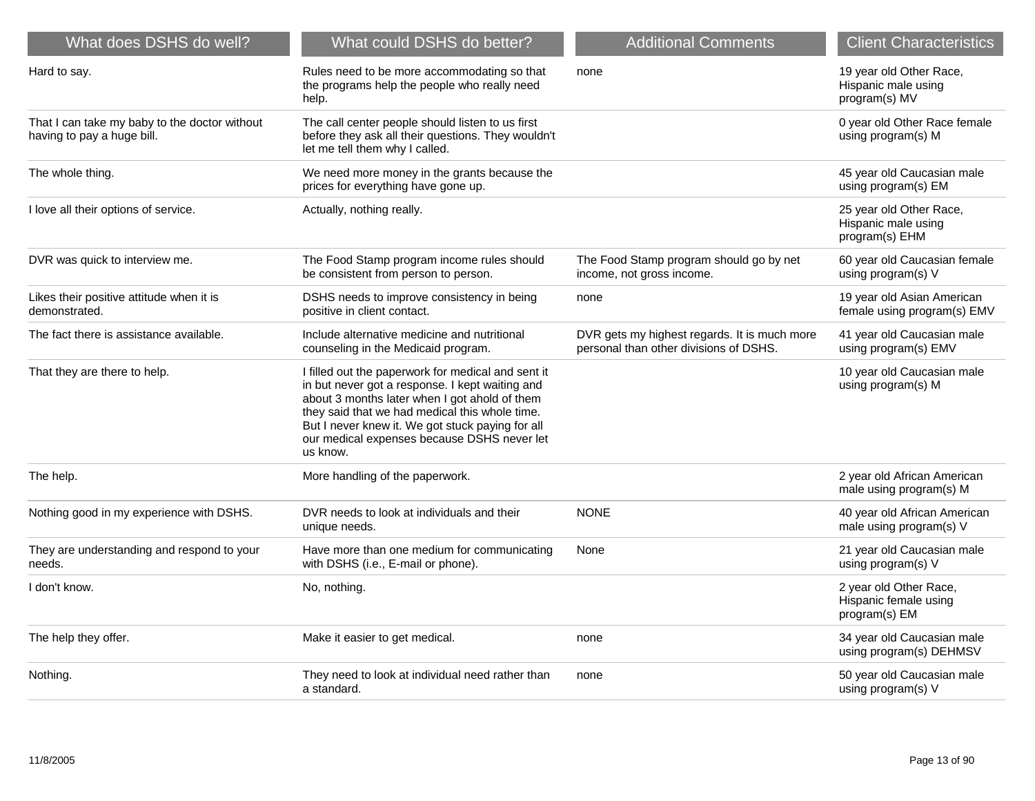| What does DSHS do well? | What could DSHS do better? | Additional Comments | Client Characteristics |
|---|---|---|---|
| Hard to say. | Rules need to be more accommodating so that the programs help the people who really need help. | none | 19 year old Other Race, Hispanic male using program(s) MV |
| That I can take my baby to the doctor without having to pay a huge bill. | The call center people should listen to us first before they ask all their questions. They wouldn't let me tell them why I called. | | 0 year old Other Race female using program(s) M |
| The whole thing. | We need more money in the grants because the prices for everything have gone up. | | 45 year old Caucasian male using program(s) EM |
| I love all their options of service. | Actually, nothing really. | | 25 year old Other Race, Hispanic male using program(s) EHM |
| DVR was quick to interview me. | The Food Stamp program income rules should be consistent from person to person. | The Food Stamp program should go by net income, not gross income. | 60 year old Caucasian female using program(s) V |
| Likes their positive attitude when it is demonstrated. | DSHS needs to improve consistency in being positive in client contact. | none | 19 year old Asian American female using program(s) EMV |
| The fact there is assistance available. | Include alternative medicine and nutritional counseling in the Medicaid program. | DVR gets my highest regards. It is much more personal than other divisions of DSHS. | 41 year old Caucasian male using program(s) EMV |
| That they are there to help. | I filled out the paperwork for medical and sent it in but never got a response. I kept waiting and about 3 months later when I got ahold of them they said that we had medical this whole time. But I never knew it. We got stuck paying for all our medical expenses because DSHS never let us know. | | 10 year old Caucasian male using program(s) M |
| The help. | More handling of the paperwork. | | 2 year old African American male using program(s) M |
| Nothing good in my experience with DSHS. | DVR needs to look at individuals and their unique needs. | NONE | 40 year old African American male using program(s) V |
| They are understanding and respond to your needs. | Have more than one medium for communicating with DSHS (i.e., E-mail or phone). | None | 21 year old Caucasian male using program(s) V |
| I don't know. | No, nothing. | | 2 year old Other Race, Hispanic female using program(s) EM |
| The help they offer. | Make it easier to get medical. | none | 34 year old Caucasian male using program(s) DEHMSV |
| Nothing. | They need to look at individual need rather than a standard. | none | 50 year old Caucasian male using program(s) V |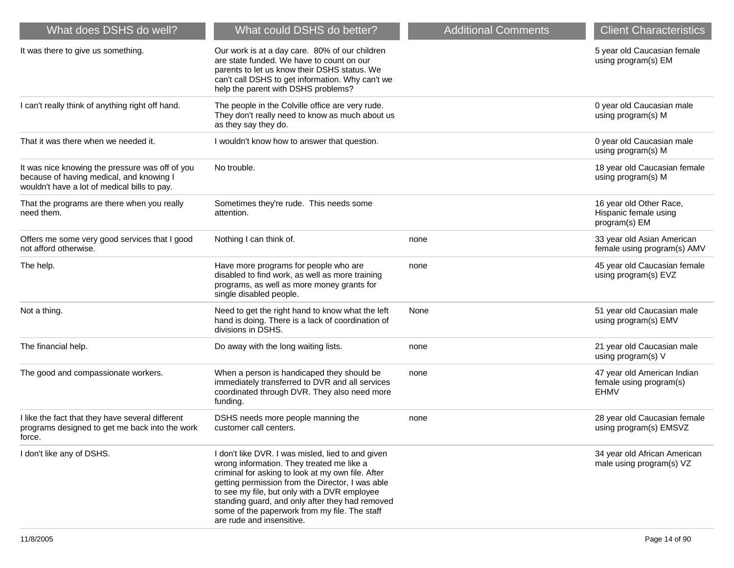| What does DSHS do well? | What could DSHS do better? | Additional Comments | Client Characteristics |
|---|---|---|---|
| It was there to give us something. | Our work is at a day care. 80% of our children are state funded. We have to count on our parents to let us know their DSHS status. We can't call DSHS to get information. Why can't we help the parent with DSHS problems? | | 5 year old Caucasian female using program(s) EM |
| I can't really think of anything right off hand. | The people in the Colville office are very rude. They don't really need to know as much about us as they say they do. | | 0 year old Caucasian male using program(s) M |
| That it was there when we needed it. | I wouldn't know how to answer that question. | | 0 year old Caucasian male using program(s) M |
| It was nice knowing the pressure was off of you because of having medical, and knowing I wouldn't have a lot of medical bills to pay. | No trouble. | | 18 year old Caucasian female using program(s) M |
| That the programs are there when you really need them. | Sometimes they're rude. This needs some attention. | | 16 year old Other Race, Hispanic female using program(s) EM |
| Offers me some very good services that I good not afford otherwise. | Nothing I can think of. | none | 33 year old Asian American female using program(s) AMV |
| The help. | Have more programs for people who are disabled to find work, as well as more training programs, as well as more money grants for single disabled people. | none | 45 year old Caucasian female using program(s) EVZ |
| Not a thing. | Need to get the right hand to know what the left hand is doing. There is a lack of coordination of divisions in DSHS. | None | 51 year old Caucasian male using program(s) EMV |
| The financial help. | Do away with the long waiting lists. | none | 21 year old Caucasian male using program(s) V |
| The good and compassionate workers. | When a person is handicaped they should be immediately transferred to DVR and all services coordinated through DVR. They also need more funding. | none | 47 year old American Indian female using program(s) EHMV |
| I like the fact that they have several different programs designed to get me back into the work force. | DSHS needs more people manning the customer call centers. | none | 28 year old Caucasian female using program(s) EMSVZ |
| I don't like any of DSHS. | I don't like DVR. I was misled, lied to and given wrong information. They treated me like a criminal for asking to look at my own file. After getting permission from the Director, I was able to see my file, but only with a DVR employee standing guard, and only after they had removed some of the paperwork from my file. The staff are rude and insensitive. | | 34 year old African American male using program(s) VZ |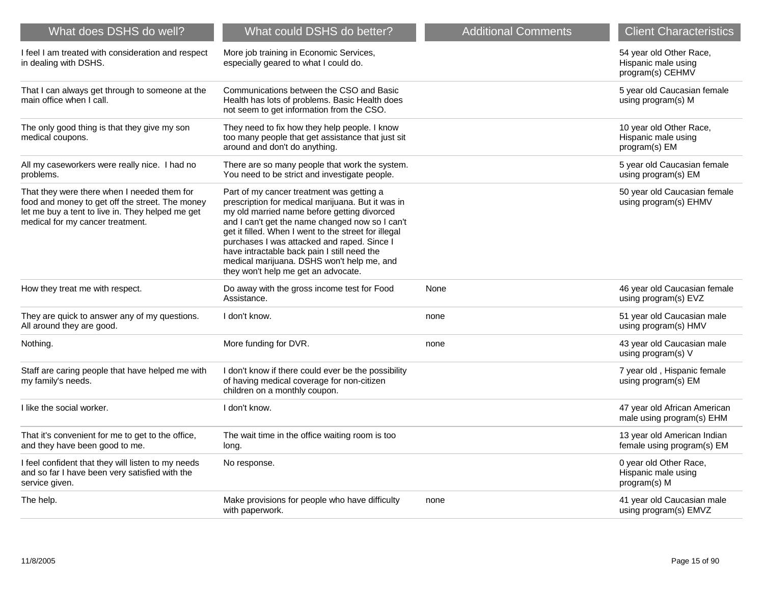| What does DSHS do well? | What could DSHS do better? | Additional Comments | Client Characteristics |
|---|---|---|---|
| I feel I am treated with consideration and respect in dealing with DSHS. | More job training in Economic Services, especially geared to what I could do. | | 54 year old Other Race, Hispanic male using program(s) CEHMV |
| That I can always get through to someone at the main office when I call. | Communications between the CSO and Basic Health has lots of problems. Basic Health does not seem to get information from the CSO. | | 5 year old Caucasian female using program(s) M |
| The only good thing is that they give my son medical coupons. | They need to fix how they help people. I know too many people that get assistance that just sit around and don't do anything. | | 10 year old Other Race, Hispanic male using program(s) EM |
| All my caseworkers were really nice. I had no problems. | There are so many people that work the system. You need to be strict and investigate people. | | 5 year old Caucasian female using program(s) EM |
| That they were there when I needed them for food and money to get off the street. The money let me buy a tent to live in. They helped me get medical for my cancer treatment. | Part of my cancer treatment was getting a prescription for medical marijuana. But it was in my old married name before getting divorced and I can't get the name changed now so I can't get it filled. When I went to the street for illegal purchases I was attacked and raped. Since I have intractable back pain I still need the medical marijuana. DSHS won't help me, and they won't help me get an advocate. | | 50 year old Caucasian female using program(s) EHMV |
| How they treat me with respect. | Do away with the gross income test for Food Assistance. | None | 46 year old Caucasian female using program(s) EVZ |
| They are quick to answer any of my questions. All around they are good. | I don't know. | none | 51 year old Caucasian male using program(s) HMV |
| Nothing. | More funding for DVR. | none | 43 year old Caucasian male using program(s) V |
| Staff are caring people that have helped me with my family's needs. | I don't know if there could ever be the possibility of having medical coverage for non-citizen children on a monthly coupon. | | 7 year old , Hispanic female using program(s) EM |
| I like the social worker. | I don't know. | | 47 year old African American male using program(s) EHM |
| That it's convenient for me to get to the office, and they have been good to me. | The wait time in the office waiting room is too long. | | 13 year old American Indian female using program(s) EM |
| I feel confident that they will listen to my needs and so far I have been very satisfied with the service given. | No response. | | 0 year old Other Race, Hispanic male using program(s) M |
| The help. | Make provisions for people who have difficulty with paperwork. | none | 41 year old Caucasian male using program(s) EMVZ |

11/8/2005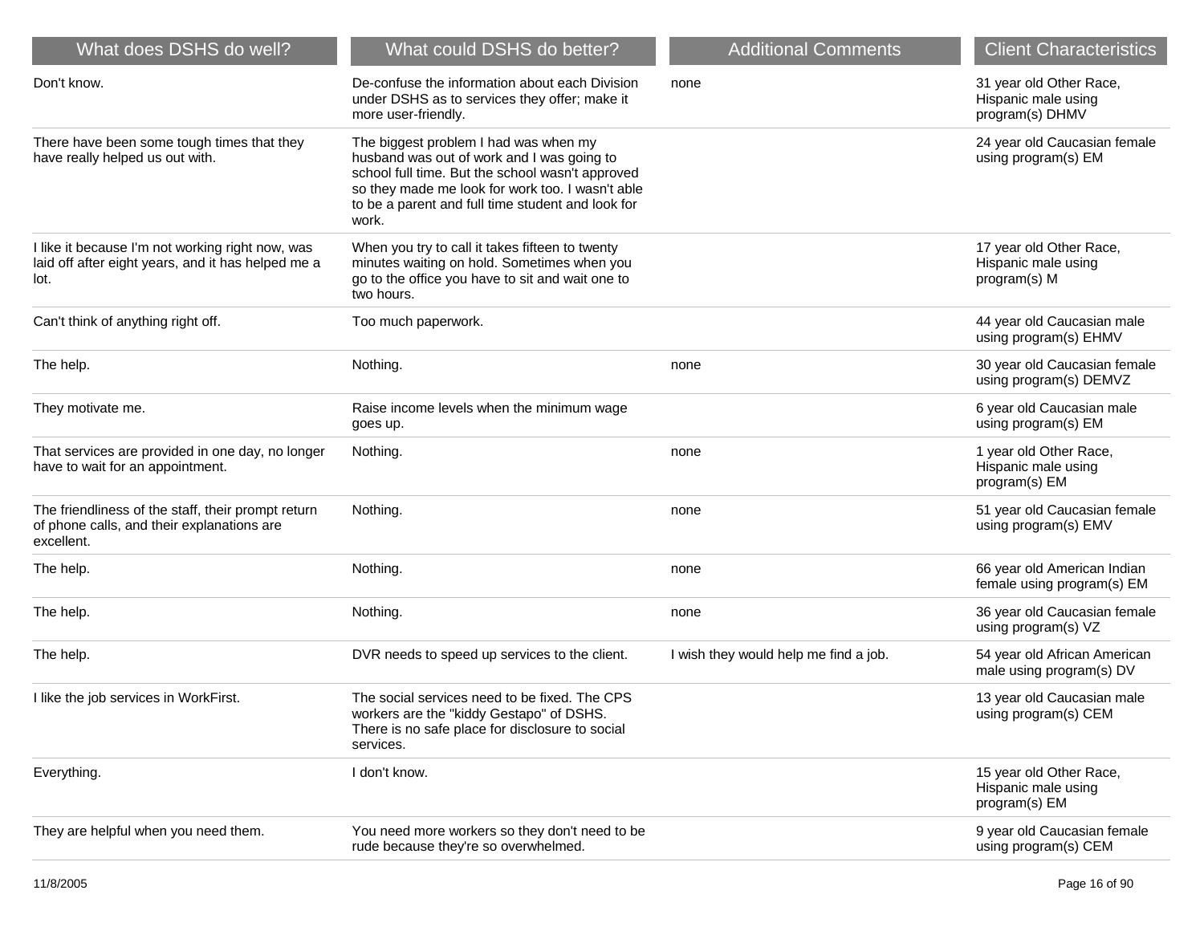| What does DSHS do well? | What could DSHS do better? | Additional Comments | Client Characteristics |
|---|---|---|---|
| Don't know. | De-confuse the information about each Division under DSHS as to services they offer; make it more user-friendly. | none | 31 year old Other Race, Hispanic male using program(s) DHMV |
| There have been some tough times that they have really helped us out with. | The biggest problem I had was when my husband was out of work and I was going to school full time. But the school wasn't approved so they made me look for work too. I wasn't able to be a parent and full time student and look for work. | | 24 year old Caucasian female using program(s) EM |
| I like it because I'm not working right now, was laid off after eight years, and it has helped me a lot. | When you try to call it takes fifteen to twenty minutes waiting on hold. Sometimes when you go to the office you have to sit and wait one to two hours. | | 17 year old Other Race, Hispanic male using program(s) M |
| Can't think of anything right off. | Too much paperwork. | | 44 year old Caucasian male using program(s) EHMV |
| The help. | Nothing. | none | 30 year old Caucasian female using program(s) DEMVZ |
| They motivate me. | Raise income levels when the minimum wage goes up. | | 6 year old Caucasian male using program(s) EM |
| That services are provided in one day, no longer have to wait for an appointment. | Nothing. | none | 1 year old Other Race, Hispanic male using program(s) EM |
| The friendliness of the staff, their prompt return of phone calls, and their explanations are excellent. | Nothing. | none | 51 year old Caucasian female using program(s) EMV |
| The help. | Nothing. | none | 66 year old American Indian female using program(s) EM |
| The help. | Nothing. | none | 36 year old Caucasian female using program(s) VZ |
| The help. | DVR needs to speed up services to the client. | I wish they would help me find a job. | 54 year old African American male using program(s) DV |
| I like the job services in WorkFirst. | The social services need to be fixed. The CPS workers are the "kiddy Gestapo" of DSHS. There is no safe place for disclosure to social services. | | 13 year old Caucasian male using program(s) CEM |
| Everything. | I don't know. | | 15 year old Other Race, Hispanic male using program(s) EM |
| They are helpful when you need them. | You need more workers so they don't need to be rude because they're so overwhelmed. | | 9 year old Caucasian female using program(s) CEM |

11/8/2005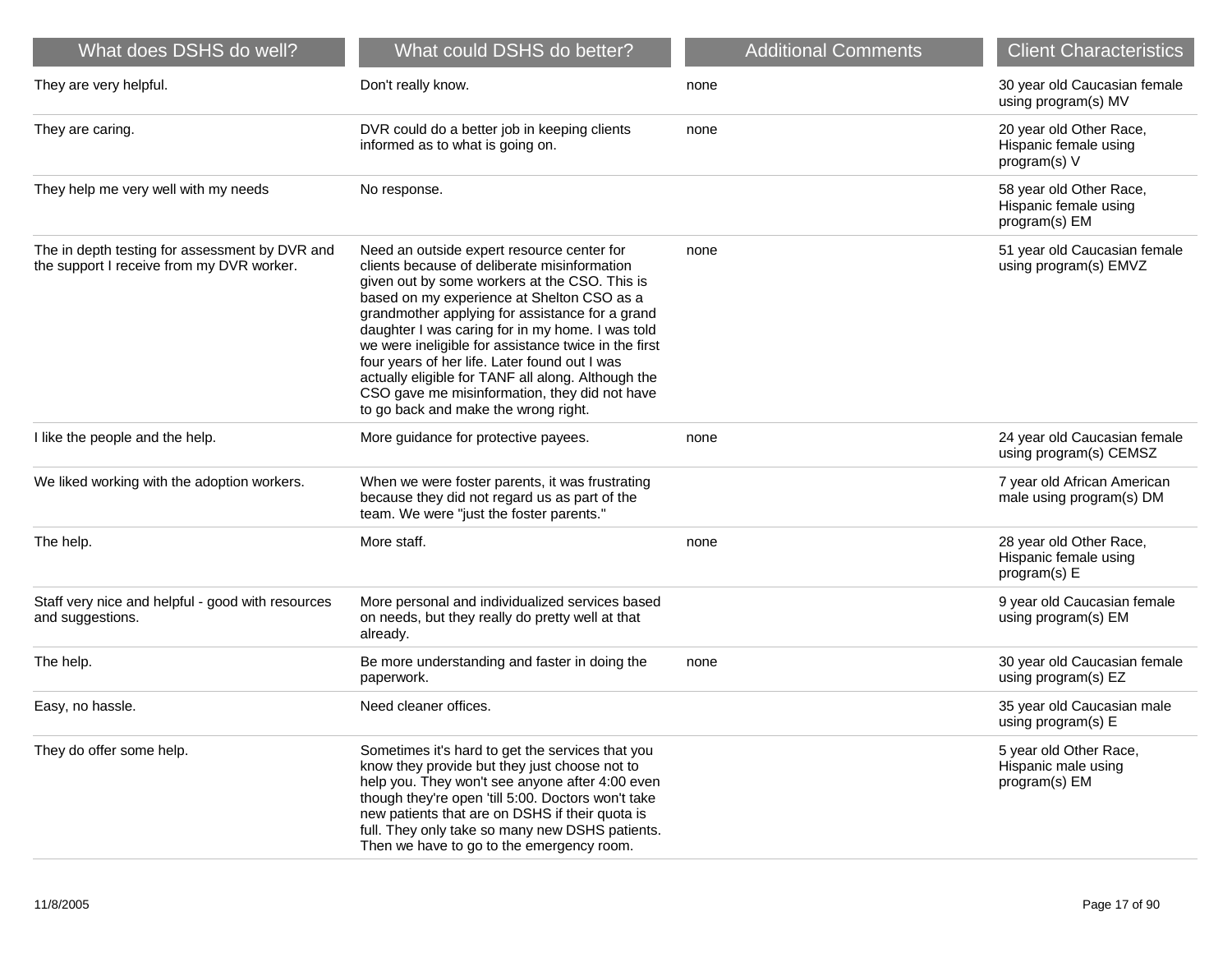| What does DSHS do well? | What could DSHS do better? | Additional Comments | Client Characteristics |
|---|---|---|---|
| They are very helpful. | Don't really know. | none | 30 year old Caucasian female using program(s) MV |
| They are caring. | DVR could do a better job in keeping clients informed as to what is going on. | none | 20 year old Other Race, Hispanic female using program(s) V |
| They help me very well with my needs | No response. | | 58 year old Other Race, Hispanic female using program(s) EM |
| The in depth testing for assessment by DVR and the support I receive from my DVR worker. | Need an outside expert resource center for clients because of deliberate misinformation given out by some workers at the CSO. This is based on my experience at Shelton CSO as a grandmother applying for assistance for a grand daughter I was caring for in my home. I was told we were ineligible for assistance twice in the first four years of her life. Later found out I was actually eligible for TANF all along. Although the CSO gave me misinformation, they did not have to go back and make the wrong right. | none | 51 year old Caucasian female using program(s) EMVZ |
| I like the people and the help. | More guidance for protective payees. | none | 24 year old Caucasian female using program(s) CEMSZ |
| We liked working with the adoption workers. | When we were foster parents, it was frustrating because they did not regard us as part of the team. We were "just the foster parents." | | 7 year old African American male using program(s) DM |
| The help. | More staff. | none | 28 year old Other Race, Hispanic female using program(s) E |
| Staff very nice and helpful - good with resources and suggestions. | More personal and individualized services based on needs, but they really do pretty well at that already. | | 9 year old Caucasian female using program(s) EM |
| The help. | Be more understanding and faster in doing the paperwork. | none | 30 year old Caucasian female using program(s) EZ |
| Easy, no hassle. | Need cleaner offices. | | 35 year old Caucasian male using program(s) E |
| They do offer some help. | Sometimes it's hard to get the services that you know they provide but they just choose not to help you. They won't see anyone after 4:00 even though they're open 'till 5:00. Doctors won't take new patients that are on DSHS if their quota is full. They only take so many new DSHS patients. Then we have to go to the emergency room. | | 5 year old Other Race, Hispanic male using program(s) EM |

11/8/2005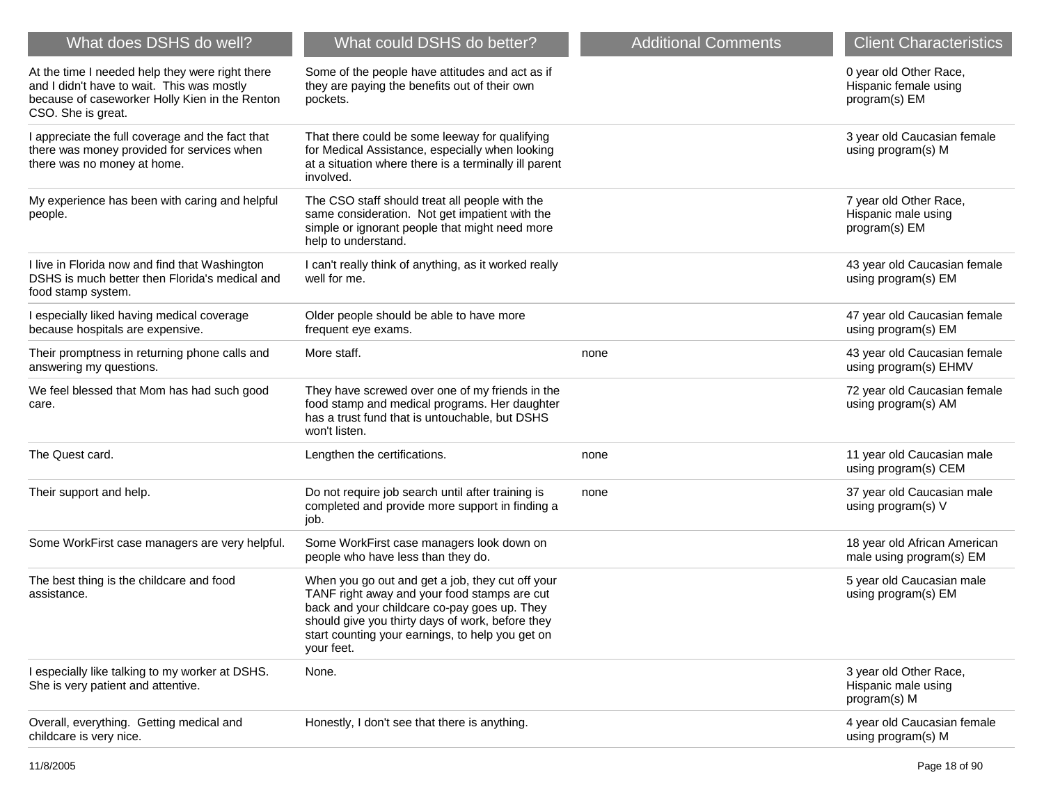| What does DSHS do well? | What could DSHS do better? | Additional Comments | Client Characteristics |
| --- | --- | --- | --- |
| At the time I needed help they were right there and I didn't have to wait. This was mostly because of caseworker Holly Kien in the Renton CSO. She is great. | Some of the people have attitudes and act as if they are paying the benefits out of their own pockets. | | 0 year old Other Race, Hispanic female using program(s) EM |
| I appreciate the full coverage and the fact that there was money provided for services when there was no money at home. | That there could be some leeway for qualifying for Medical Assistance, especially when looking at a situation where there is a terminally ill parent involved. | | 3 year old Caucasian female using program(s) M |
| My experience has been with caring and helpful people. | The CSO staff should treat all people with the same consideration. Not get impatient with the simple or ignorant people that might need more help to understand. | | 7 year old Other Race, Hispanic male using program(s) EM |
| I live in Florida now and find that Washington DSHS is much better then Florida's medical and food stamp system. | I can't really think of anything, as it worked really well for me. | | 43 year old Caucasian female using program(s) EM |
| I especially liked having medical coverage because hospitals are expensive. | Older people should be able to have more frequent eye exams. | | 47 year old Caucasian female using program(s) EM |
| Their promptness in returning phone calls and answering my questions. | More staff. | none | 43 year old Caucasian female using program(s) EHMV |
| We feel blessed that Mom has had such good care. | They have screwed over one of my friends in the food stamp and medical programs. Her daughter has a trust fund that is untouchable, but DSHS won't listen. | | 72 year old Caucasian female using program(s) AM |
| The Quest card. | Lengthen the certifications. | none | 11 year old Caucasian male using program(s) CEM |
| Their support and help. | Do not require job search until after training is completed and provide more support in finding a job. | none | 37 year old Caucasian male using program(s) V |
| Some WorkFirst case managers are very helpful. | Some WorkFirst case managers look down on people who have less than they do. | | 18 year old African American male using program(s) EM |
| The best thing is the childcare and food assistance. | When you go out and get a job, they cut off your TANF right away and your food stamps are cut back and your childcare co-pay goes up. They should give you thirty days of work, before they start counting your earnings, to help you get on your feet. | | 5 year old Caucasian male using program(s) EM |
| I especially like talking to my worker at DSHS. She is very patient and attentive. | None. | | 3 year old Other Race, Hispanic male using program(s) M |
| Overall, everything. Getting medical and childcare is very nice. | Honestly, I don't see that there is anything. | | 4 year old Caucasian female using program(s) M |

11/8/2005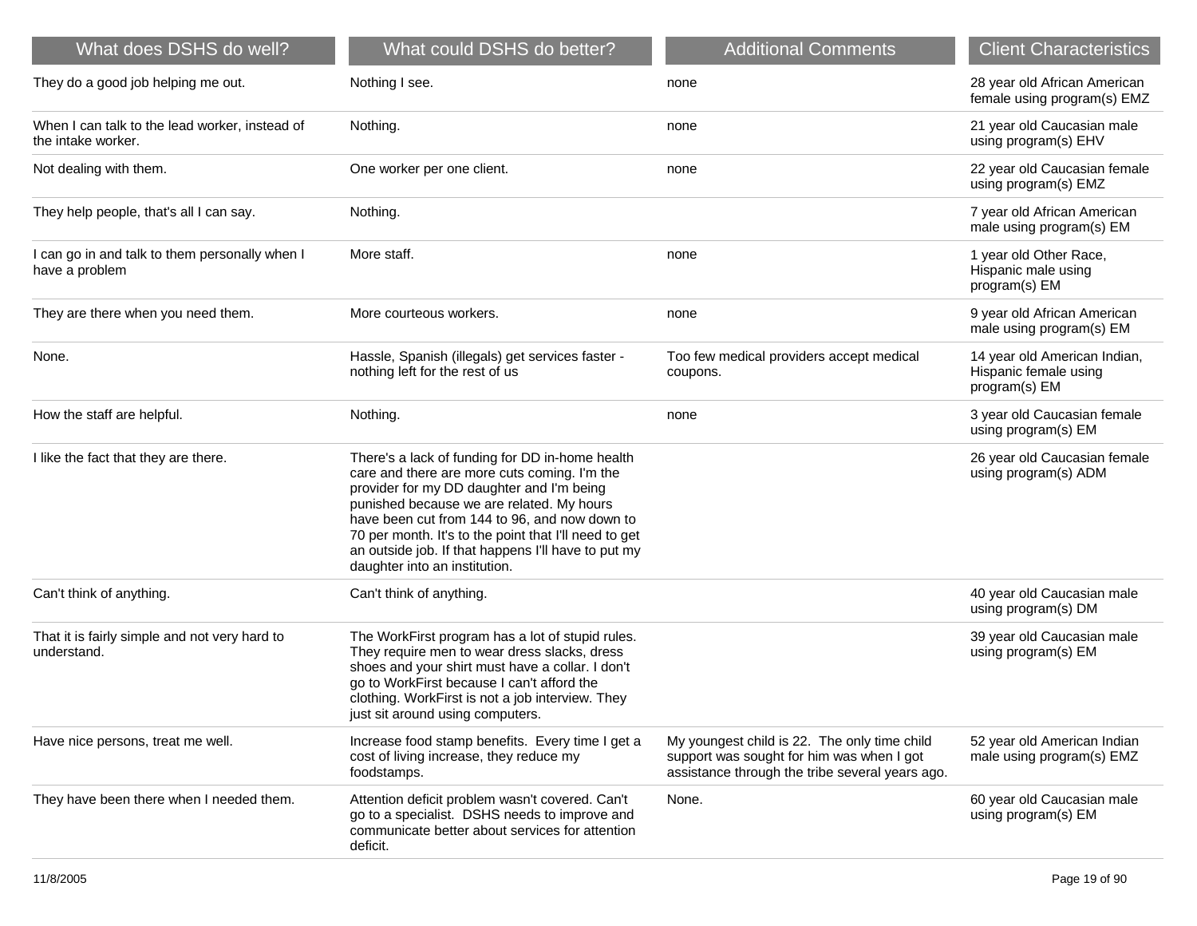| What does DSHS do well? | What could DSHS do better? | Additional Comments | Client Characteristics |
|---|---|---|---|
| They do a good job helping me out. | Nothing I see. | none | 28 year old African American female using program(s) EMZ |
| When I can talk to the lead worker, instead of the intake worker. | Nothing. | none | 21 year old Caucasian male using program(s) EHV |
| Not dealing with them. | One worker per one client. | none | 22 year old Caucasian female using program(s) EMZ |
| They help people, that's all I can say. | Nothing. | | 7 year old African American male using program(s) EM |
| I can go in and talk to them personally when I have a problem | More staff. | none | 1 year old Other Race, Hispanic male using program(s) EM |
| They are there when you need them. | More courteous workers. | none | 9 year old African American male using program(s) EM |
| None. | Hassle, Spanish (illegals) get services faster - nothing left for the rest of us | Too few medical providers accept medical coupons. | 14 year old American Indian, Hispanic female using program(s) EM |
| How the staff are helpful. | Nothing. | none | 3 year old Caucasian female using program(s) EM |
| I like the fact that they are there. | There's a lack of funding for DD in-home health care and there are more cuts coming. I'm the provider for my DD daughter and I'm being punished because we are related. My hours have been cut from 144 to 96, and now down to 70 per month. It's to the point that I'll need to get an outside job. If that happens I'll have to put my daughter into an institution. | | 26 year old Caucasian female using program(s) ADM |
| Can't think of anything. | Can't think of anything. | | 40 year old Caucasian male using program(s) DM |
| That it is fairly simple and not very hard to understand. | The WorkFirst program has a lot of stupid rules. They require men to wear dress slacks, dress shoes and your shirt must have a collar. I don't go to WorkFirst because I can't afford the clothing. WorkFirst is not a job interview. They just sit around using computers. | | 39 year old Caucasian male using program(s) EM |
| Have nice persons, treat me well. | Increase food stamp benefits. Every time I get a cost of living increase, they reduce my foodstamps. | My youngest child is 22. The only time child support was sought for him was when I got assistance through the tribe several years ago. | 52 year old American Indian male using program(s) EMZ |
| They have been there when I needed them. | Attention deficit problem wasn't covered. Can't go to a specialist. DSHS needs to improve and communicate better about services for attention deficit. | None. | 60 year old Caucasian male using program(s) EM |

11/8/2005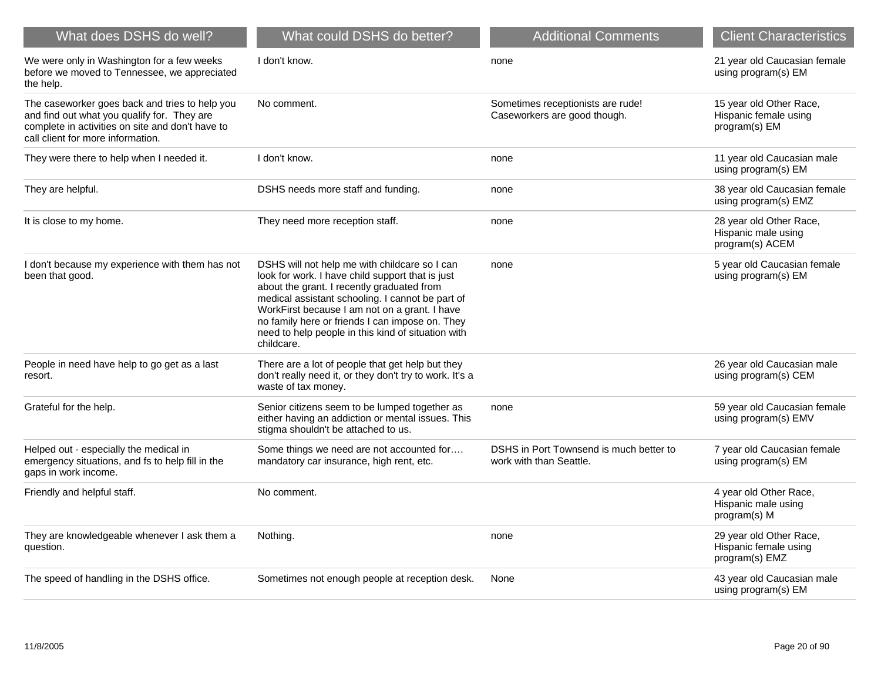| What does DSHS do well? | What could DSHS do better? | Additional Comments | Client Characteristics |
| --- | --- | --- | --- |
| We were only in Washington for a few weeks before we moved to Tennessee, we appreciated the help. | I don't know. | none | 21 year old Caucasian female using program(s) EM |
| The caseworker goes back and tries to help you and find out what you qualify for. They are complete in activities on site and don't have to call client for more information. | No comment. | Sometimes receptionists are rude! Caseworkers are good though. | 15 year old Other Race, Hispanic female using program(s) EM |
| They were there to help when I needed it. | I don't know. | none | 11 year old Caucasian male using program(s) EM |
| They are helpful. | DSHS needs more staff and funding. | none | 38 year old Caucasian female using program(s) EMZ |
| It is close to my home. | They need more reception staff. | none | 28 year old Other Race, Hispanic male using program(s) ACEM |
| I don't because my experience with them has not been that good. | DSHS will not help me with childcare so I can look for work. I have child support that is just about the grant. I recently graduated from medical assistant schooling. I cannot be part of WorkFirst because I am not on a grant. I have no family here or friends I can impose on. They need to help people in this kind of situation with childcare. | none | 5 year old Caucasian female using program(s) EM |
| People in need have help to go get as a last resort. | There are a lot of people that get help but they don't really need it, or they don't try to work. It's a waste of tax money. | | 26 year old Caucasian male using program(s) CEM |
| Grateful for the help. | Senior citizens seem to be lumped together as either having an addiction or mental issues. This stigma shouldn't be attached to us. | none | 59 year old Caucasian female using program(s) EMV |
| Helped out - especially the medical in emergency situations, and fs to help fill in the gaps in work income. | Some things we need are not accounted for…. mandatory car insurance, high rent, etc. | DSHS in Port Townsend is much better to work with than Seattle. | 7 year old Caucasian female using program(s) EM |
| Friendly and helpful staff. | No comment. | | 4 year old Other Race, Hispanic male using program(s) M |
| They are knowledgeable whenever I ask them a question. | Nothing. | none | 29 year old Other Race, Hispanic female using program(s) EMZ |
| The speed of handling in the DSHS office. | Sometimes not enough people at reception desk. | None | 43 year old Caucasian male using program(s) EM |

11/8/2005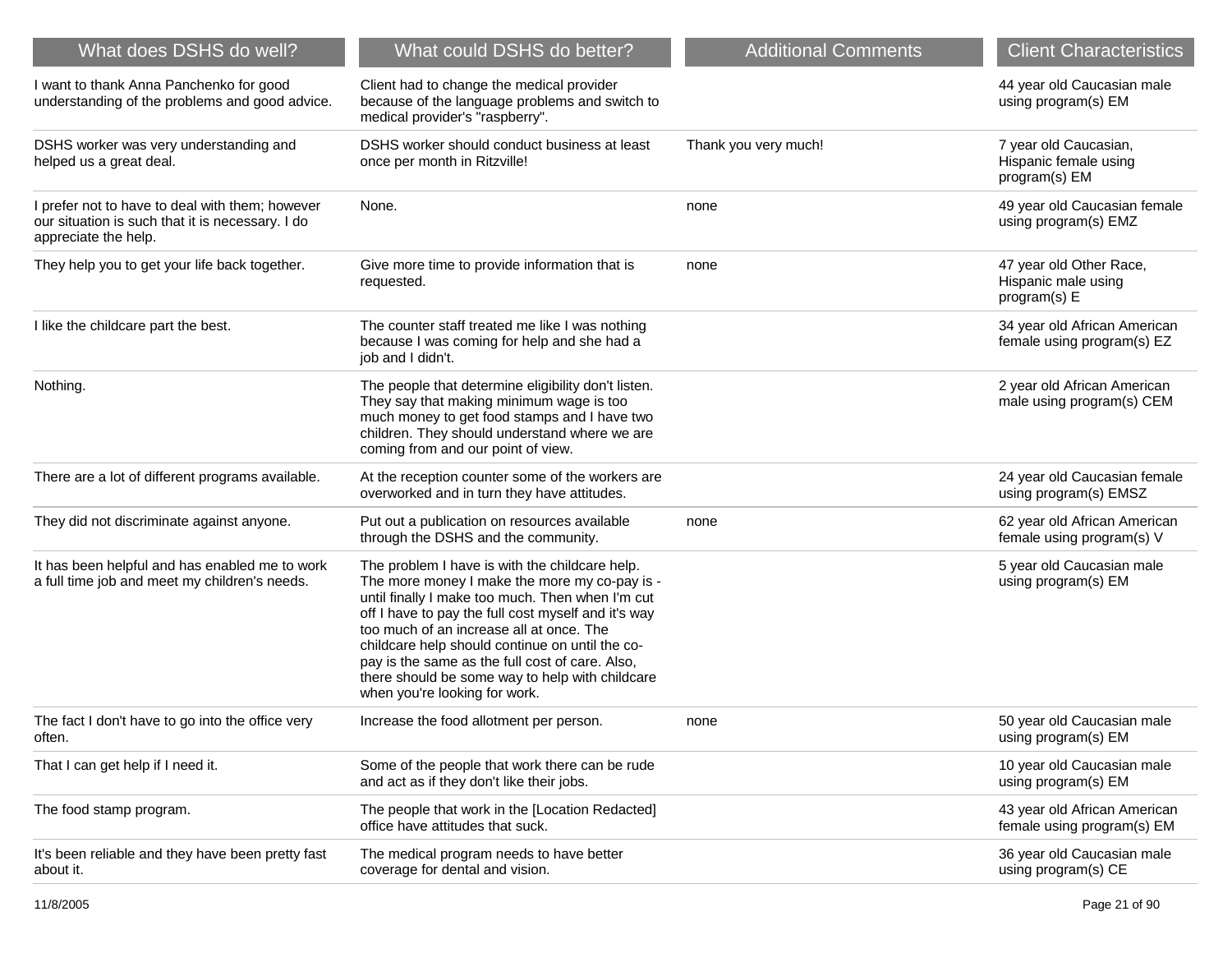| What does DSHS do well? | What could DSHS do better? | Additional Comments | Client Characteristics |
|---|---|---|---|
| I want to thank Anna Panchenko for good understanding of the problems and good advice. | Client had to change the medical provider because of the language problems and switch to medical provider's "raspberry". | | 44 year old Caucasian male using program(s) EM |
| DSHS worker was very understanding and helped us a great deal. | DSHS worker should conduct business at least once per month in Ritzville! | Thank you very much! | 7 year old Caucasian, Hispanic female using program(s) EM |
| I prefer not to have to deal with them; however our situation is such that it is necessary. I do appreciate the help. | None. | none | 49 year old Caucasian female using program(s) EMZ |
| They help you to get your life back together. | Give more time to provide information that is requested. | none | 47 year old Other Race, Hispanic male using program(s) E |
| I like the childcare part the best. | The counter staff treated me like I was nothing because I was coming for help and she had a job and I didn't. | | 34 year old African American female using program(s) EZ |
| Nothing. | The people that determine eligibility don't listen. They say that making minimum wage is too much money to get food stamps and I have two children. They should understand where we are coming from and our point of view. | | 2 year old African American male using program(s) CEM |
| There are a lot of different programs available. | At the reception counter some of the workers are overworked and in turn they have attitudes. | | 24 year old Caucasian female using program(s) EMSZ |
| They did not discriminate against anyone. | Put out a publication on resources available through the DSHS and the community. | none | 62 year old African American female using program(s) V |
| It has been helpful and has enabled me to work a full time job and meet my children's needs. | The problem I have is with the childcare help. The more money I make the more my co-pay is - until finally I make too much. Then when I'm cut off I have to pay the full cost myself and it's way too much of an increase all at once. The childcare help should continue on until the co-pay is the same as the full cost of care. Also, there should be some way to help with childcare when you're looking for work. | | 5 year old Caucasian male using program(s) EM |
| The fact I don't have to go into the office very often. | Increase the food allotment per person. | none | 50 year old Caucasian male using program(s) EM |
| That I can get help if I need it. | Some of the people that work there can be rude and act as if they don't like their jobs. | | 10 year old Caucasian male using program(s) EM |
| The food stamp program. | The people that work in the [Location Redacted] office have attitudes that suck. | | 43 year old African American female using program(s) EM |
| It's been reliable and they have been pretty fast about it. | The medical program needs to have better coverage for dental and vision. | | 36 year old Caucasian male using program(s) CE |

11/8/2005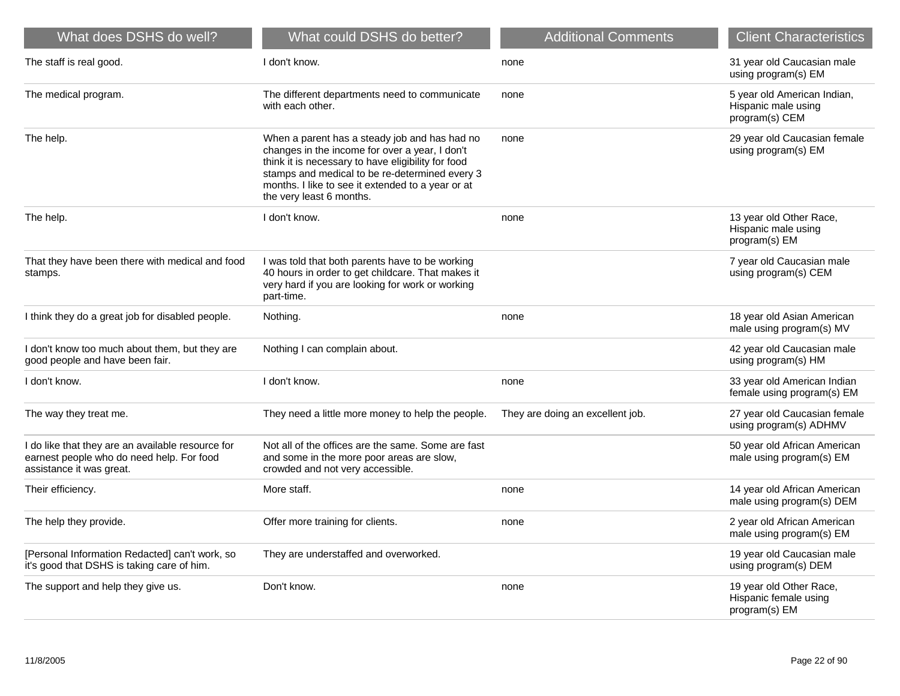| What does DSHS do well? | What could DSHS do better? | Additional Comments | Client Characteristics |
|---|---|---|---|
| The staff is real good. | I don't know. | none | 31 year old Caucasian male using program(s) EM |
| The medical program. | The different departments need to communicate with each other. | none | 5 year old American Indian, Hispanic male using program(s) CEM |
| The help. | When a parent has a steady job and has had no changes in the income for over a year, I don't think it is necessary to have eligibility for food stamps and medical to be re-determined every 3 months. I like to see it extended to a year or at the very least 6 months. | none | 29 year old Caucasian female using program(s) EM |
| The help. | I don't know. | none | 13 year old Other Race, Hispanic male using program(s) EM |
| That they have been there with medical and food stamps. | I was told that both parents have to be working 40 hours in order to get childcare. That makes it very hard if you are looking for work or working part-time. | | 7 year old Caucasian male using program(s) CEM |
| I think they do a great job for disabled people. | Nothing. | none | 18 year old Asian American male using program(s) MV |
| I don't know too much about them, but they are good people and have been fair. | Nothing I can complain about. | | 42 year old Caucasian male using program(s) HM |
| I don't know. | I don't know. | none | 33 year old American Indian female using program(s) EM |
| The way they treat me. | They need a little more money to help the people. | They are doing an excellent job. | 27 year old Caucasian female using program(s) ADHMV |
| I do like that they are an available resource for earnest people who do need help. For food assistance it was great. | Not all of the offices are the same. Some are fast and some in the more poor areas are slow, crowded and not very accessible. | | 50 year old African American male using program(s) EM |
| Their efficiency. | More staff. | none | 14 year old African American male using program(s) DEM |
| The help they provide. | Offer more training for clients. | none | 2 year old African American male using program(s) EM |
| [Personal Information Redacted] can't work, so it's good that DSHS is taking care of him. | They are understaffed and overworked. | | 19 year old Caucasian male using program(s) DEM |
| The support and help they give us. | Don't know. | none | 19 year old Other Race, Hispanic female using program(s) EM |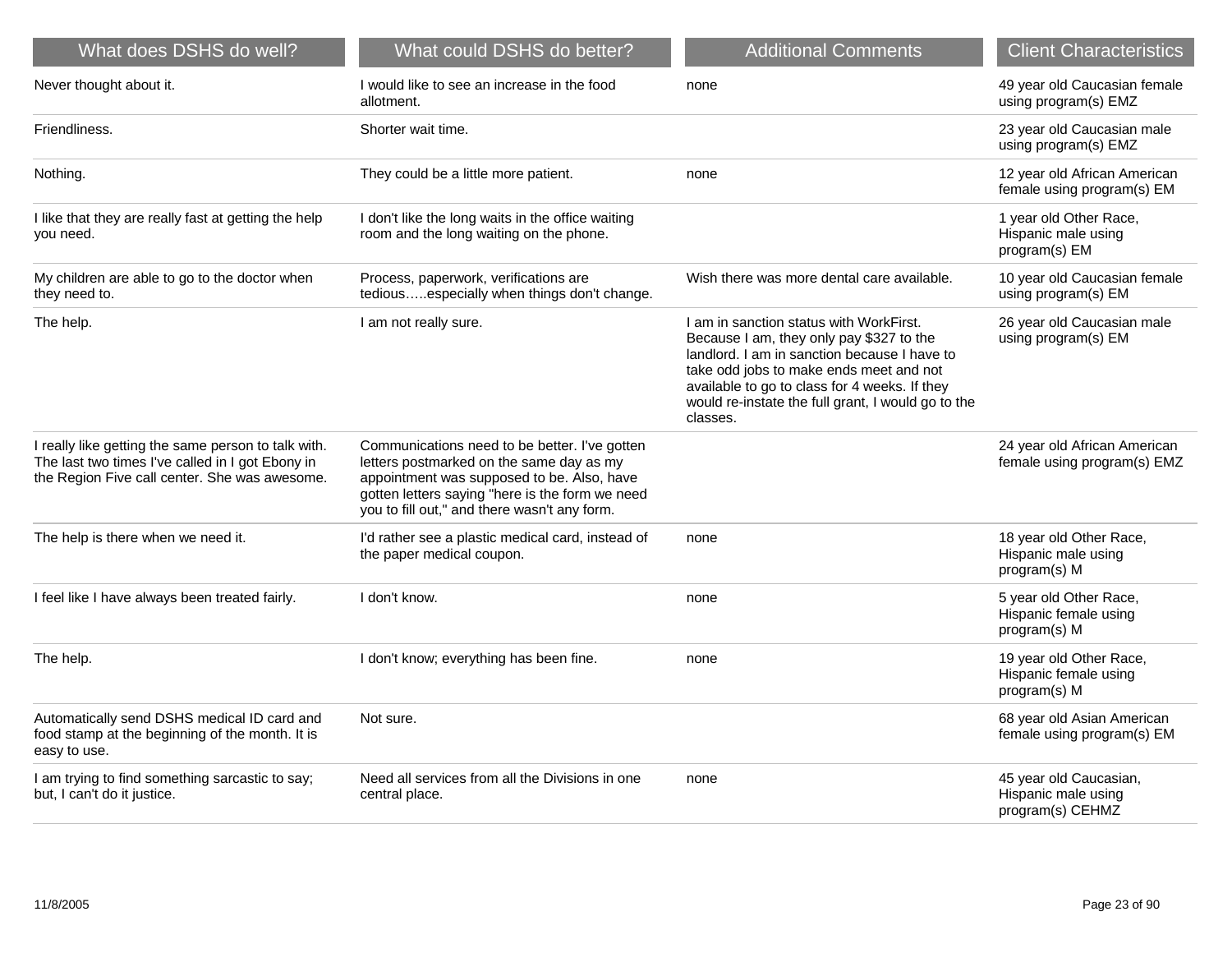| What does DSHS do well? | What could DSHS do better? | Additional Comments | Client Characteristics |
| --- | --- | --- | --- |
| Never thought about it. | I would like to see an increase in the food allotment. | none | 49 year old Caucasian female using program(s) EMZ |
| Friendliness. | Shorter wait time. | | 23 year old Caucasian male using program(s) EMZ |
| Nothing. | They could be a little more patient. | none | 12 year old African American female using program(s) EM |
| I like that they are really fast at getting the help you need. | I don't like the long waits in the office waiting room and the long waiting on the phone. | | 1 year old Other Race, Hispanic male using program(s) EM |
| My children are able to go to the doctor when they need to. | Process, paperwork, verifications are tedious…..especially when things don't change. | Wish there was more dental care available. | 10 year old Caucasian female using program(s) EM |
| The help. | I am not really sure. | I am in sanction status with WorkFirst. Because I am, they only pay $327 to the landlord. I am in sanction because I have to take odd jobs to make ends meet and not available to go to class for 4 weeks. If they would re-instate the full grant, I would go to the classes. | 26 year old Caucasian male using program(s) EM |
| I really like getting the same person to talk with. The last two times I've called in I got Ebony in the Region Five call center. She was awesome. | Communications need to be better. I've gotten letters postmarked on the same day as my appointment was supposed to be. Also, have gotten letters saying "here is the form we need you to fill out," and there wasn't any form. | | 24 year old African American female using program(s) EMZ |
| The help is there when we need it. | I'd rather see a plastic medical card, instead of the paper medical coupon. | none | 18 year old Other Race, Hispanic male using program(s) M |
| I feel like I have always been treated fairly. | I don't know. | none | 5 year old Other Race, Hispanic female using program(s) M |
| The help. | I don't know; everything has been fine. | none | 19 year old Other Race, Hispanic female using program(s) M |
| Automatically send DSHS medical ID card and food stamp at the beginning of the month. It is easy to use. | Not sure. | | 68 year old Asian American female using program(s) EM |
| I am trying to find something sarcastic to say; but, I can't do it justice. | Need all services from all the Divisions in one central place. | none | 45 year old Caucasian, Hispanic male using program(s) CEHMZ |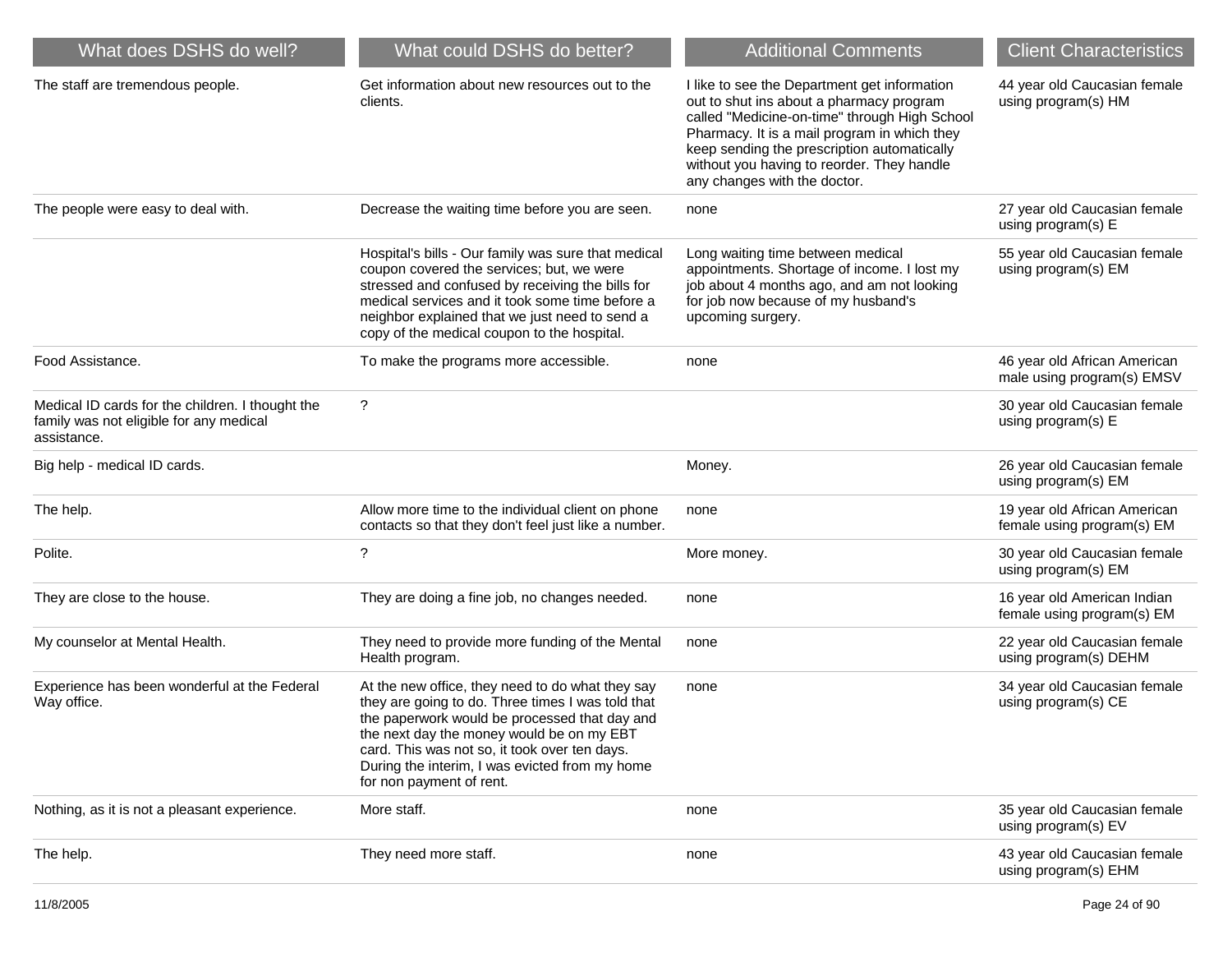| What does DSHS do well? | What could DSHS do better? | Additional Comments | Client Characteristics |
| --- | --- | --- | --- |
| The staff are tremendous people. | Get information about new resources out to the clients. | I like to see the Department get information out to shut ins about a pharmacy program called "Medicine-on-time" through High School Pharmacy. It is a mail program in which they keep sending the prescription automatically without you having to reorder. They handle any changes with the doctor. | 44 year old Caucasian female using program(s) HM |
| The people were easy to deal with. | Decrease the waiting time before you are seen. | none | 27 year old Caucasian female using program(s) E |
| | Hospital's bills - Our family was sure that medical coupon covered the services; but, we were stressed and confused by receiving the bills for medical services and it took some time before a neighbor explained that we just need to send a copy of the medical coupon to the hospital. | Long waiting time between medical appointments. Shortage of income. I lost my job about 4 months ago, and am not looking for job now because of my husband's upcoming surgery. | 55 year old Caucasian female using program(s) EM |
| Food Assistance. | To make the programs more accessible. | none | 46 year old African American male using program(s) EMSV |
| Medical ID cards for the children. I thought the family was not eligible for any medical assistance. | ? | | 30 year old Caucasian female using program(s) E |
| Big help - medical ID cards. | | Money. | 26 year old Caucasian female using program(s) EM |
| The help. | Allow more time to the individual client on phone contacts so that they don't feel just like a number. | none | 19 year old African American female using program(s) EM |
| Polite. | ? | More money. | 30 year old Caucasian female using program(s) EM |
| They are close to the house. | They are doing a fine job, no changes needed. | none | 16 year old American Indian female using program(s) EM |
| My counselor at Mental Health. | They need to provide more funding of the Mental Health program. | none | 22 year old Caucasian female using program(s) DEHM |
| Experience has been wonderful at the Federal Way office. | At the new office, they need to do what they say they are going to do. Three times I was told that the paperwork would be processed that day and the next day the money would be on my EBT card. This was not so, it took over ten days. During the interim, I was evicted from my home for non payment of rent. | none | 34 year old Caucasian female using program(s) CE |
| Nothing, as it is not a pleasant experience. | More staff. | none | 35 year old Caucasian female using program(s) EV |
| The help. | They need more staff. | none | 43 year old Caucasian female using program(s) EHM |

11/8/2005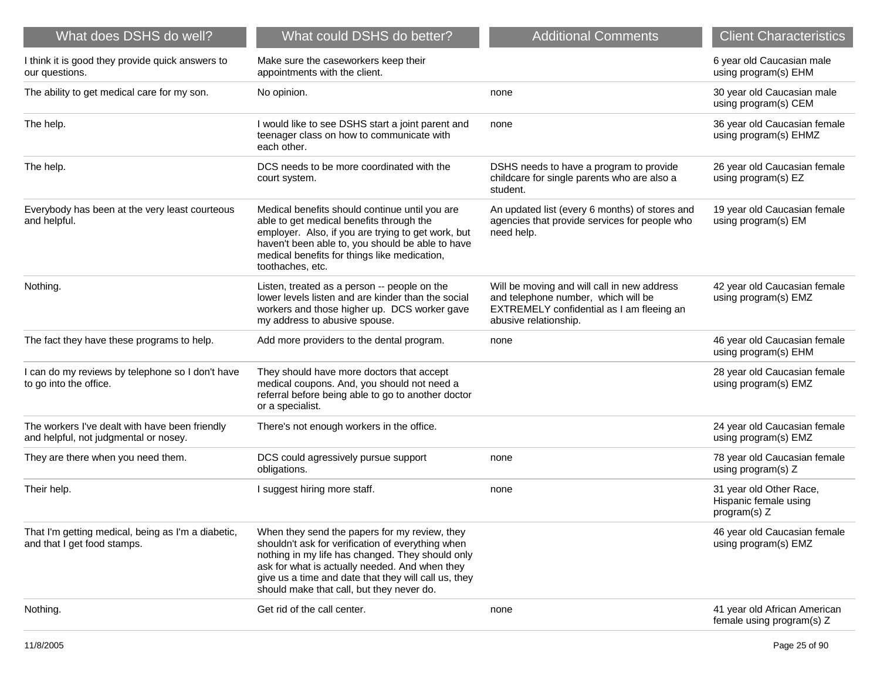| What does DSHS do well? | What could DSHS do better? | Additional Comments | Client Characteristics |
|---|---|---|---|
| I think it is good they provide quick answers to our questions. | Make sure the caseworkers keep their appointments with the client. | | 6 year old Caucasian male using program(s) EHM |
| The ability to get medical care for my son. | No opinion. | none | 30 year old Caucasian male using program(s) CEM |
| The help. | I would like to see DSHS start a joint parent and teenager class on how to communicate with each other. | none | 36 year old Caucasian female using program(s) EHMZ |
| The help. | DCS needs to be more coordinated with the court system. | DSHS needs to have a program to provide childcare for single parents who are also a student. | 26 year old Caucasian female using program(s) EZ |
| Everybody has been at the very least courteous and helpful. | Medical benefits should continue until you are able to get medical benefits through the employer. Also, if you are trying to get work, but haven't been able to, you should be able to have medical benefits for things like medication, toothaches, etc. | An updated list (every 6 months) of stores and agencies that provide services for people who need help. | 19 year old Caucasian female using program(s) EM |
| Nothing. | Listen, treated as a person -- people on the lower levels listen and are kinder than the social workers and those higher up. DCS worker gave my address to abusive spouse. | Will be moving and will call in new address and telephone number, which will be EXTREMELY confidential as I am fleeing an abusive relationship. | 42 year old Caucasian female using program(s) EMZ |
| The fact they have these programs to help. | Add more providers to the dental program. | none | 46 year old Caucasian female using program(s) EHM |
| I can do my reviews by telephone so I don't have to go into the office. | They should have more doctors that accept medical coupons. And, you should not need a referral before being able to go to another doctor or a specialist. | | 28 year old Caucasian female using program(s) EMZ |
| The workers I've dealt with have been friendly and helpful, not judgmental or nosey. | There's not enough workers in the office. | | 24 year old Caucasian female using program(s) EMZ |
| They are there when you need them. | DCS could agressively pursue support obligations. | none | 78 year old Caucasian female using program(s) Z |
| Their help. | I suggest hiring more staff. | none | 31 year old Other Race, Hispanic female using program(s) Z |
| That I'm getting medical, being as I'm a diabetic, and that I get food stamps. | When they send the papers for my review, they shouldn't ask for verification of everything when nothing in my life has changed. They should only ask for what is actually needed. And when they give us a time and date that they will call us, they should make that call, but they never do. | | 46 year old Caucasian female using program(s) EMZ |
| Nothing. | Get rid of the call center. | none | 41 year old African American female using program(s) Z |

11/8/2005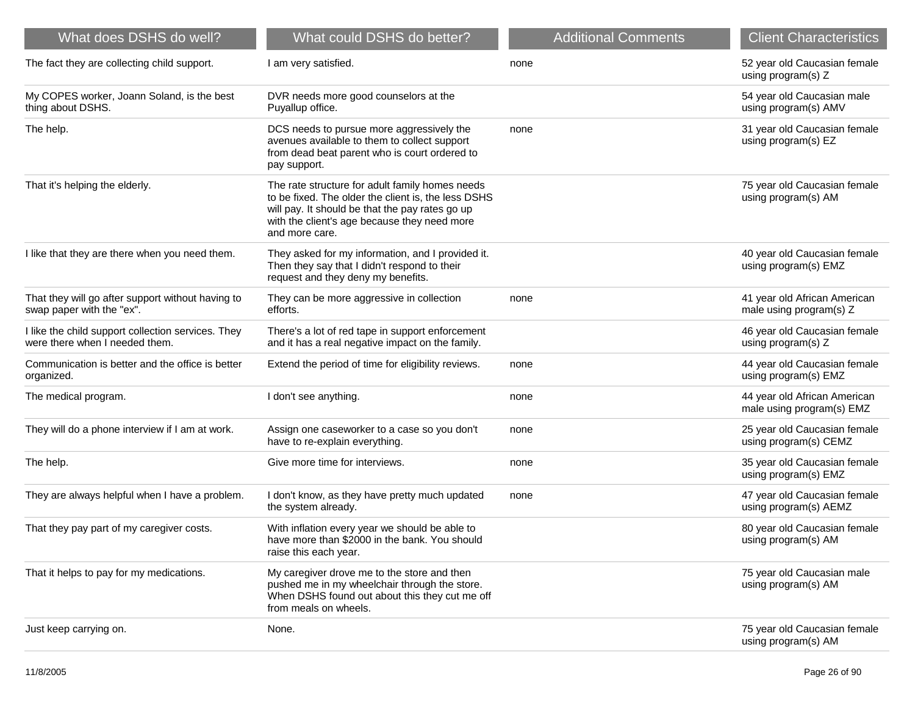| What does DSHS do well? | What could DSHS do better? | Additional Comments | Client Characteristics |
|---|---|---|---|
| The fact they are collecting child support. | I am very satisfied. | none | 52 year old Caucasian female using program(s) Z |
| My COPES worker, Joann Soland, is the best thing about DSHS. | DVR needs more good counselors at the Puyallup office. | | 54 year old Caucasian male using program(s) AMV |
| The help. | DCS needs to pursue more aggressively the avenues available to them to collect support from dead beat parent who is court ordered to pay support. | none | 31 year old Caucasian female using program(s) EZ |
| That it's helping the elderly. | The rate structure for adult family homes needs to be fixed. The older the client is, the less DSHS will pay. It should be that the pay rates go up with the client's age because they need more and more care. | | 75 year old Caucasian female using program(s) AM |
| I like that they are there when you need them. | They asked for my information, and I provided it. Then they say that I didn't respond to their request and they deny my benefits. | | 40 year old Caucasian female using program(s) EMZ |
| That they will go after support without having to swap paper with the "ex". | They can be more aggressive in collection efforts. | none | 41 year old African American male using program(s) Z |
| I like the child support collection services. They were there when I needed them. | There's a lot of red tape in support enforcement and it has a real negative impact on the family. | | 46 year old Caucasian female using program(s) Z |
| Communication is better and the office is better organized. | Extend the period of time for eligibility reviews. | none | 44 year old Caucasian female using program(s) EMZ |
| The medical program. | I don't see anything. | none | 44 year old African American male using program(s) EMZ |
| They will do a phone interview if I am at work. | Assign one caseworker to a case so you don't have to re-explain everything. | none | 25 year old Caucasian female using program(s) CEMZ |
| The help. | Give more time for interviews. | none | 35 year old Caucasian female using program(s) EMZ |
| They are always helpful when I have a problem. | I don't know, as they have pretty much updated the system already. | none | 47 year old Caucasian female using program(s) AEMZ |
| That they pay part of my caregiver costs. | With inflation every year we should be able to have more than $2000 in the bank. You should raise this each year. | | 80 year old Caucasian female using program(s) AM |
| That it helps to pay for my medications. | My caregiver drove me to the store and then pushed me in my wheelchair through the store. When DSHS found out about this they cut me off from meals on wheels. | | 75 year old Caucasian male using program(s) AM |
| Just keep carrying on. | None. | | 75 year old Caucasian female using program(s) AM |

11/8/2005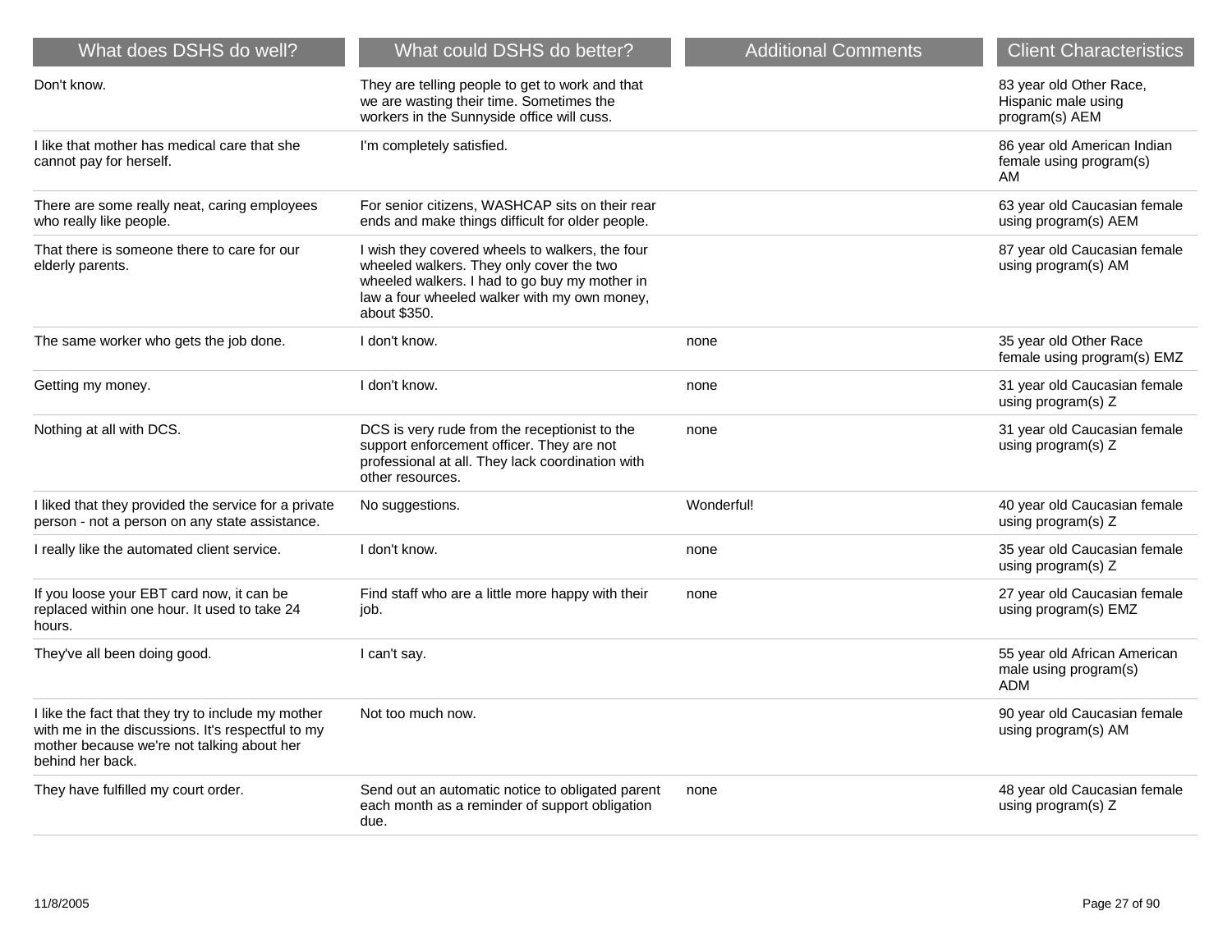| What does DSHS do well? | What could DSHS do better? | Additional Comments | Client Characteristics |
|---|---|---|---|
| Don't know. | They are telling people to get to work and that we are wasting their time. Sometimes the workers in the Sunnyside office will cuss. | | 83 year old Other Race, Hispanic male using program(s) AEM |
| I like that mother has medical care that she cannot pay for herself. | I'm completely satisfied. | | 86 year old American Indian female using program(s) AM |
| There are some really neat, caring employees who really like people. | For senior citizens, WASHCAP sits on their rear ends and make things difficult for older people. | | 63 year old Caucasian female using program(s) AEM |
| That there is someone there to care for our elderly parents. | I wish they covered wheels to walkers, the four wheeled walkers. They only cover the two wheeled walkers. I had to go buy my mother in law a four wheeled walker with my own money, about $350. | | 87 year old Caucasian female using program(s) AM |
| The same worker who gets the job done. | I don't know. | none | 35 year old Other Race female using program(s) EMZ |
| Getting my money. | I don't know. | none | 31 year old Caucasian female using program(s) Z |
| Nothing at all with DCS. | DCS is very rude from the receptionist to the support enforcement officer. They are not professional at all. They lack coordination with other resources. | none | 31 year old Caucasian female using program(s) Z |
| I liked that they provided the service for a private person - not a person on any state assistance. | No suggestions. | Wonderful! | 40 year old Caucasian female using program(s) Z |
| I really like the automated client service. | I don't know. | none | 35 year old Caucasian female using program(s) Z |
| If you loose your EBT card now, it can be replaced within one hour. It used to take 24 hours. | Find staff who are a little more happy with their job. | none | 27 year old Caucasian female using program(s) EMZ |
| They've all been doing good. | I can't say. | | 55 year old African American male using program(s) ADM |
| I like the fact that they try to include my mother with me in the discussions. It's respectful to my mother because we're not talking about her behind her back. | Not too much now. | | 90 year old Caucasian female using program(s) AM |
| They have fulfilled my court order. | Send out an automatic notice to obligated parent each month as a reminder of support obligation due. | none | 48 year old Caucasian female using program(s) Z |

11/8/2005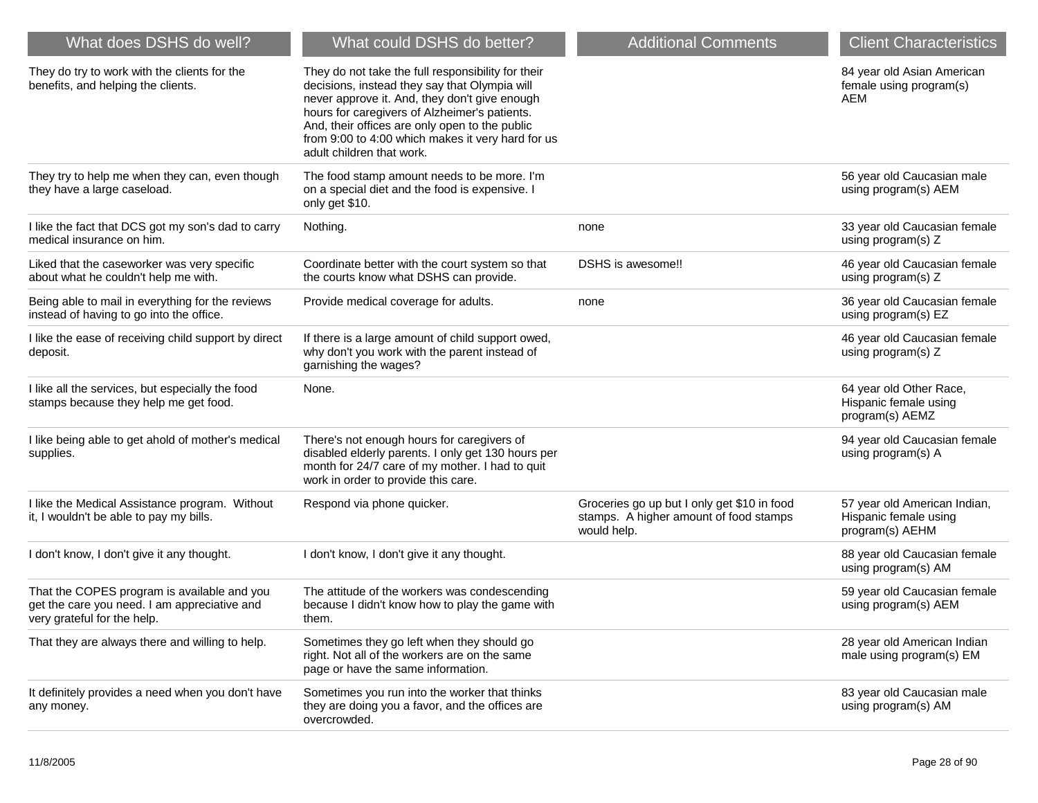| What does DSHS do well? | What could DSHS do better? | Additional Comments | Client Characteristics |
|---|---|---|---|
| They do try to work with the clients for the benefits, and helping the clients. | They do not take the full responsibility for their decisions, instead they say that Olympia will never approve it. And, they don't give enough hours for caregivers of Alzheimer's patients. And, their offices are only open to the public from 9:00 to 4:00 which makes it very hard for us adult children that work. | | 84 year old Asian American female using program(s) AEM |
| They try to help me when they can, even though they have a large caseload. | The food stamp amount needs to be more. I'm on a special diet and the food is expensive. I only get $10. | | 56 year old Caucasian male using program(s) AEM |
| I like the fact that DCS got my son's dad to carry medical insurance on him. | Nothing. | none | 33 year old Caucasian female using program(s) Z |
| Liked that the caseworker was very specific about what he couldn't help me with. | Coordinate better with the court system so that the courts know what DSHS can provide. | DSHS is awesome!! | 46 year old Caucasian female using program(s) Z |
| Being able to mail in everything for the reviews instead of having to go into the office. | Provide medical coverage for adults. | none | 36 year old Caucasian female using program(s) EZ |
| I like the ease of receiving child support by direct deposit. | If there is a large amount of child support owed, why don't you work with the parent instead of garnishing the wages? | | 46 year old Caucasian female using program(s) Z |
| I like all the services, but especially the food stamps because they help me get food. | None. | | 64 year old Other Race, Hispanic female using program(s) AEMZ |
| I like being able to get ahold of mother's medical supplies. | There's not enough hours for caregivers of disabled elderly parents. I only get 130 hours per month for 24/7 care of my mother. I had to quit work in order to provide this care. | | 94 year old Caucasian female using program(s) A |
| I like the Medical Assistance program. Without it, I wouldn't be able to pay my bills. | Respond via phone quicker. | Groceries go up but I only get $10 in food stamps. A higher amount of food stamps would help. | 57 year old American Indian, Hispanic female using program(s) AEHM |
| I don't know, I don't give it any thought. | I don't know, I don't give it any thought. | | 88 year old Caucasian female using program(s) AM |
| That the COPES program is available and you get the care you need. I am appreciative and very grateful for the help. | The attitude of the workers was condescending because I didn't know how to play the game with them. | | 59 year old Caucasian female using program(s) AEM |
| That they are always there and willing to help. | Sometimes they go left when they should go right. Not all of the workers are on the same page or have the same information. | | 28 year old American Indian male using program(s) EM |
| It definitely provides a need when you don't have any money. | Sometimes you run into the worker that thinks they are doing you a favor, and the offices are overcrowded. | | 83 year old Caucasian male using program(s) AM |

11/8/2005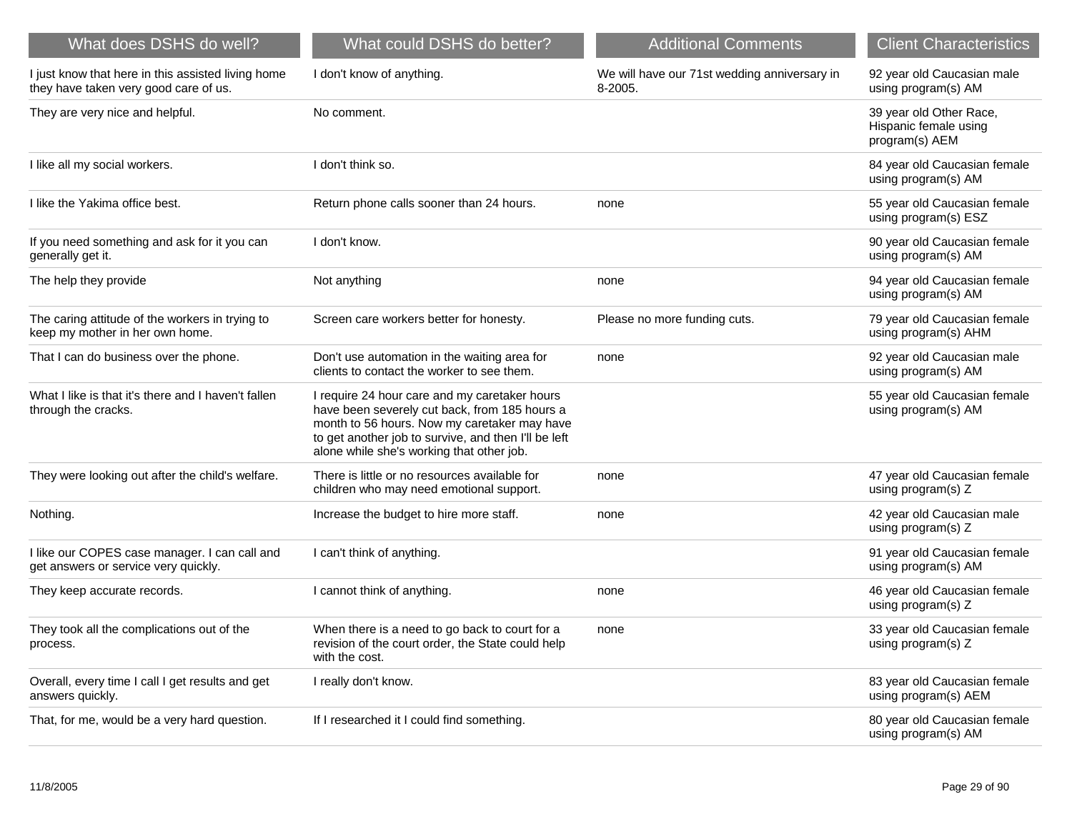| What does DSHS do well? | What could DSHS do better? | Additional Comments | Client Characteristics |
|---|---|---|---|
| I just know that here in this assisted living home they have taken very good care of us. | I don't know of anything. | We will have our 71st wedding anniversary in 8-2005. | 92 year old Caucasian male using program(s) AM |
| They are very nice and helpful. | No comment. | | 39 year old Other Race, Hispanic female using program(s) AEM |
| I like all my social workers. | I don't think so. | | 84 year old Caucasian female using program(s) AM |
| I like the Yakima office best. | Return phone calls sooner than 24 hours. | none | 55 year old Caucasian female using program(s) ESZ |
| If you need something and ask for it you can generally get it. | I don't know. | | 90 year old Caucasian female using program(s) AM |
| The help they provide | Not anything | none | 94 year old Caucasian female using program(s) AM |
| The caring attitude of the workers in trying to keep my mother in her own home. | Screen care workers better for honesty. | Please no more funding cuts. | 79 year old Caucasian female using program(s) AHM |
| That I can do business over the phone. | Don't use automation in the waiting area for clients to contact the worker to see them. | none | 92 year old Caucasian male using program(s) AM |
| What I like is that it's there and I haven't fallen through the cracks. | I require 24 hour care and my caretaker hours have been severely cut back, from 185 hours a month to 56 hours. Now my caretaker may have to get another job to survive, and then I'll be left alone while she's working that other job. | | 55 year old Caucasian female using program(s) AM |
| They were looking out after the child's welfare. | There is little or no resources available for children who may need emotional support. | none | 47 year old Caucasian female using program(s) Z |
| Nothing. | Increase the budget to hire more staff. | none | 42 year old Caucasian male using program(s) Z |
| I like our COPES case manager. I can call and get answers or service very quickly. | I can't think of anything. | | 91 year old Caucasian female using program(s) AM |
| They keep accurate records. | I cannot think of anything. | none | 46 year old Caucasian female using program(s) Z |
| They took all the complications out of the process. | When there is a need to go back to court for a revision of the court order, the State could help with the cost. | none | 33 year old Caucasian female using program(s) Z |
| Overall, every time I call I get results and get answers quickly. | I really don't know. | | 83 year old Caucasian female using program(s) AEM |
| That, for me, would be a very hard question. | If I researched it I could find something. | | 80 year old Caucasian female using program(s) AM |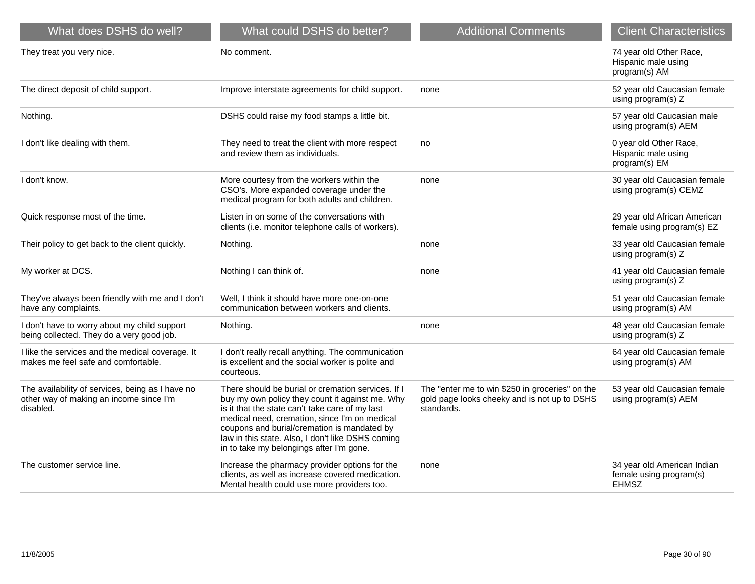| What does DSHS do well? | What could DSHS do better? | Additional Comments | Client Characteristics |
|---|---|---|---|
| They treat you very nice. | No comment. | | 74 year old Other Race, Hispanic male using program(s) AM |
| The direct deposit of child support. | Improve interstate agreements for child support. | none | 52 year old Caucasian female using program(s) Z |
| Nothing. | DSHS could raise my food stamps a little bit. | | 57 year old Caucasian male using program(s) AEM |
| I don't like dealing with them. | They need to treat the client with more respect and review them as individuals. | no | 0 year old Other Race, Hispanic male using program(s) EM |
| I don't know. | More courtesy from the workers within the CSO's. More expanded coverage under the medical program for both adults and children. | none | 30 year old Caucasian female using program(s) CEMZ |
| Quick response most of the time. | Listen in on some of the conversations with clients (i.e. monitor telephone calls of workers). | | 29 year old African American female using program(s) EZ |
| Their policy to get back to the client quickly. | Nothing. | none | 33 year old Caucasian female using program(s) Z |
| My worker at DCS. | Nothing I can think of. | none | 41 year old Caucasian female using program(s) Z |
| They've always been friendly with me and I don't have any complaints. | Well, I think it should have more one-on-one communication between workers and clients. | | 51 year old Caucasian female using program(s) AM |
| I don't have to worry about my child support being collected. They do a very good job. | Nothing. | none | 48 year old Caucasian female using program(s) Z |
| I like the services and the medical coverage. It makes me feel safe and comfortable. | I don't really recall anything. The communication is excellent and the social worker is polite and courteous. | | 64 year old Caucasian female using program(s) AM |
| The availability of services, being as I have no other way of making an income since I'm disabled. | There should be burial or cremation services. If I buy my own policy they count it against me. Why is it that the state can't take care of my last medical need, cremation, since I'm on medical coupons and burial/cremation is mandated by law in this state. Also, I don't like DSHS coming in to take my belongings after I'm gone. | The "enter me to win $250 in groceries" on the gold page looks cheeky and is not up to DSHS standards. | 53 year old Caucasian female using program(s) AEM |
| The customer service line. | Increase the pharmacy provider options for the clients, as well as increase covered medication. Mental health could use more providers too. | none | 34 year old American Indian female using program(s) EHMSZ |

11/8/2005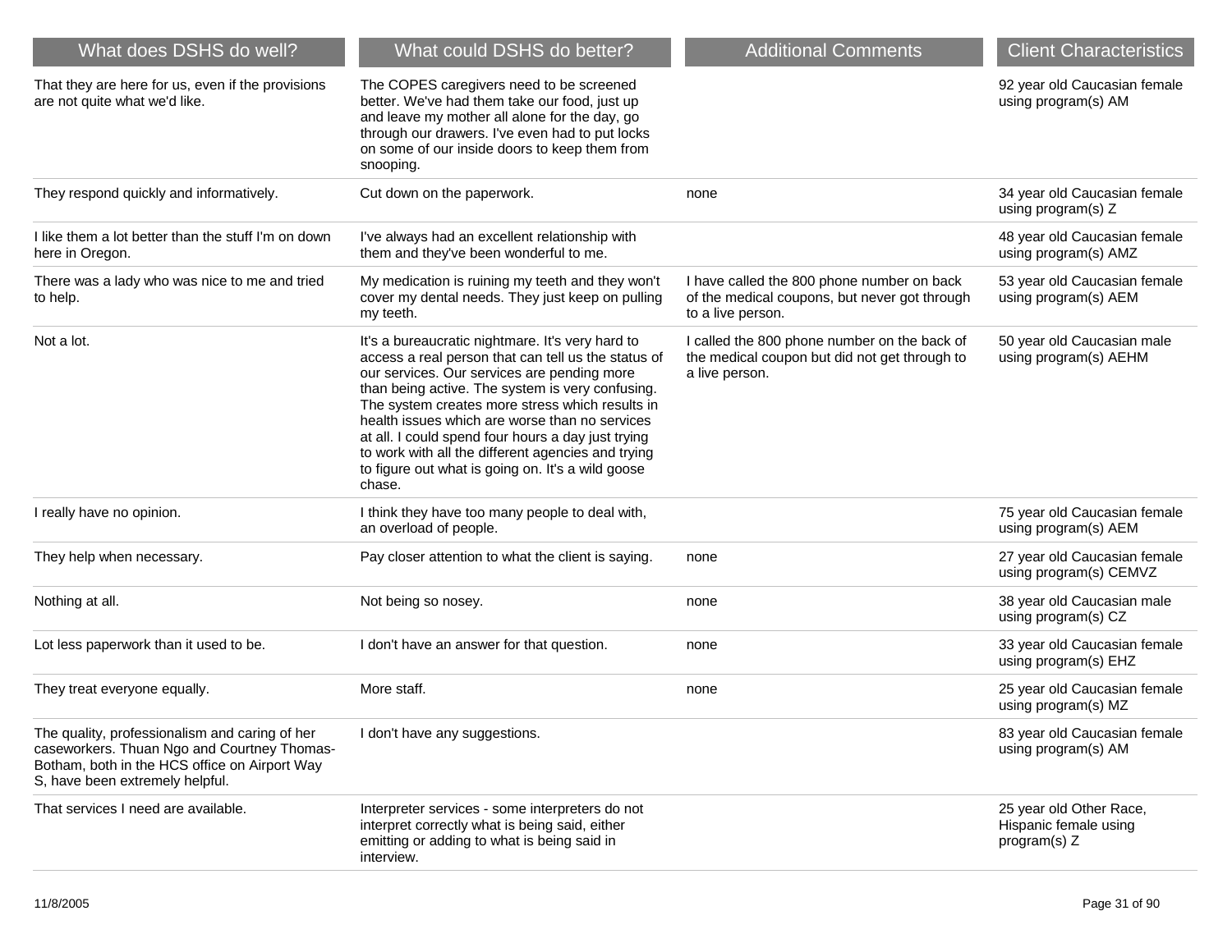| What does DSHS do well? | What could DSHS do better? | Additional Comments | Client Characteristics |
| --- | --- | --- | --- |
| That they are here for us, even if the provisions are not quite what we'd like. | The COPES caregivers need to be screened better. We've had them take our food, just up and leave my mother all alone for the day, go through our drawers. I've even had to put locks on some of our inside doors to keep them from snooping. | | 92 year old Caucasian female using program(s) AM |
| They respond quickly and informatively. | Cut down on the paperwork. | none | 34 year old Caucasian female using program(s) Z |
| I like them a lot better than the stuff I'm on down here in Oregon. | I've always had an excellent relationship with them and they've been wonderful to me. | | 48 year old Caucasian female using program(s) AMZ |
| There was a lady who was nice to me and tried to help. | My medication is ruining my teeth and they won't cover my dental needs. They just keep on pulling my teeth. | I have called the 800 phone number on back of the medical coupons, but never got through to a live person. | 53 year old Caucasian female using program(s) AEM |
| Not a lot. | It's a bureaucratic nightmare. It's very hard to access a real person that can tell us the status of our services. Our services are pending more than being active. The system is very confusing. The system creates more stress which results in health issues which are worse than no services at all. I could spend four hours a day just trying to work with all the different agencies and trying to figure out what is going on. It's a wild goose chase. | I called the 800 phone number on the back of the medical coupon but did not get through to a live person. | 50 year old Caucasian male using program(s) AEHM |
| I really have no opinion. | I think they have too many people to deal with, an overload of people. | | 75 year old Caucasian female using program(s) AEM |
| They help when necessary. | Pay closer attention to what the client is saying. | none | 27 year old Caucasian female using program(s) CEMVZ |
| Nothing at all. | Not being so nosey. | none | 38 year old Caucasian male using program(s) CZ |
| Lot less paperwork than it used to be. | I don't have an answer for that question. | none | 33 year old Caucasian female using program(s) EHZ |
| They treat everyone equally. | More staff. | none | 25 year old Caucasian female using program(s) MZ |
| The quality, professionalism and caring of her caseworkers. Thuan Ngo and Courtney Thomas-Botham, both in the HCS office on Airport Way S, have been extremely helpful. | I don't have any suggestions. | | 83 year old Caucasian female using program(s) AM |
| That services I need are available. | Interpreter services - some interpreters do not interpret correctly what is being said, either emitting or adding to what is being said in interview. | | 25 year old Other Race, Hispanic female using program(s) Z |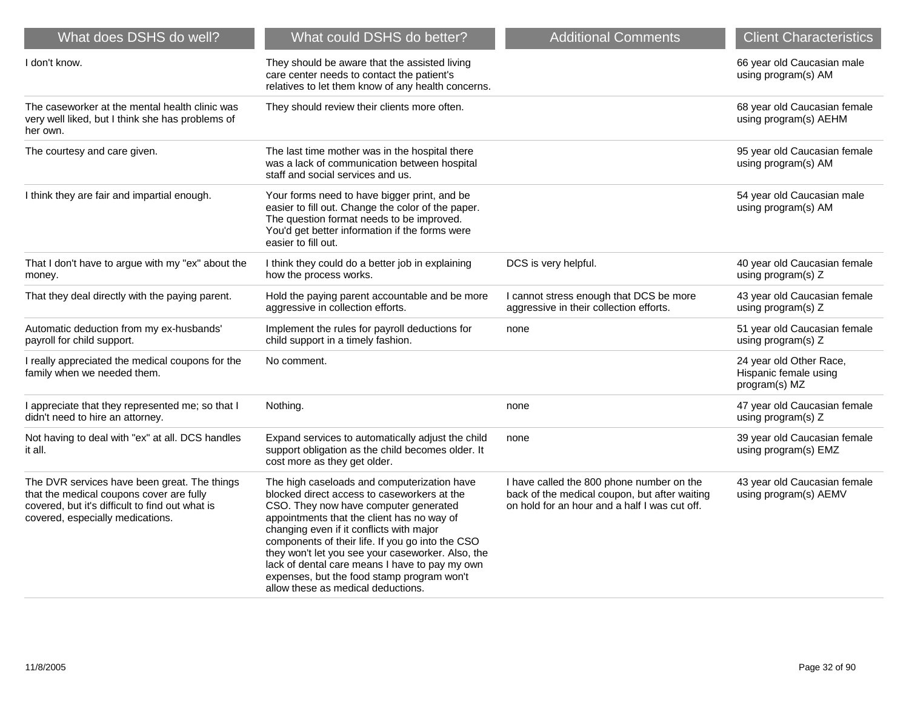| What does DSHS do well? | What could DSHS do better? | Additional Comments | Client Characteristics |
|---|---|---|---|
| I don't know. | They should be aware that the assisted living care center needs to contact the patient's relatives to let them know of any health concerns. | | 66 year old Caucasian male using program(s) AM |
| The caseworker at the mental health clinic was very well liked, but I think she has problems of her own. | They should review their clients more often. | | 68 year old Caucasian female using program(s) AEHM |
| The courtesy and care given. | The last time mother was in the hospital there was a lack of communication between hospital staff and social services and us. | | 95 year old Caucasian female using program(s) AM |
| I think they are fair and impartial enough. | Your forms need to have bigger print, and be easier to fill out. Change the color of the paper. The question format needs to be improved. You'd get better information if the forms were easier to fill out. | | 54 year old Caucasian male using program(s) AM |
| That I don't have to argue with my "ex" about the money. | I think they could do a better job in explaining how the process works. | DCS is very helpful. | 40 year old Caucasian female using program(s) Z |
| That they deal directly with the paying parent. | Hold the paying parent accountable and be more aggressive in collection efforts. | I cannot stress enough that DCS be more aggressive in their collection efforts. | 43 year old Caucasian female using program(s) Z |
| Automatic deduction from my ex-husbands' payroll for child support. | Implement the rules for payroll deductions for child support in a timely fashion. | none | 51 year old Caucasian female using program(s) Z |
| I really appreciated the medical coupons for the family when we needed them. | No comment. | | 24 year old Other Race, Hispanic female using program(s) MZ |
| I appreciate that they represented me; so that I didn't need to hire an attorney. | Nothing. | none | 47 year old Caucasian female using program(s) Z |
| Not having to deal with "ex" at all. DCS handles it all. | Expand services to automatically adjust the child support obligation as the child becomes older. It cost more as they get older. | none | 39 year old Caucasian female using program(s) EMZ |
| The DVR services have been great. The things that the medical coupons cover are fully covered, but it's difficult to find out what is covered, especially medications. | The high caseloads and computerization have blocked direct access to caseworkers at the CSO. They now have computer generated appointments that the client has no way of changing even if it conflicts with major components of their life. If you go into the CSO they won't let you see your caseworker. Also, the lack of dental care means I have to pay my own expenses, but the food stamp program won't allow these as medical deductions. | I have called the 800 phone number on the back of the medical coupon, but after waiting on hold for an hour and a half I was cut off. | 43 year old Caucasian female using program(s) AEMV |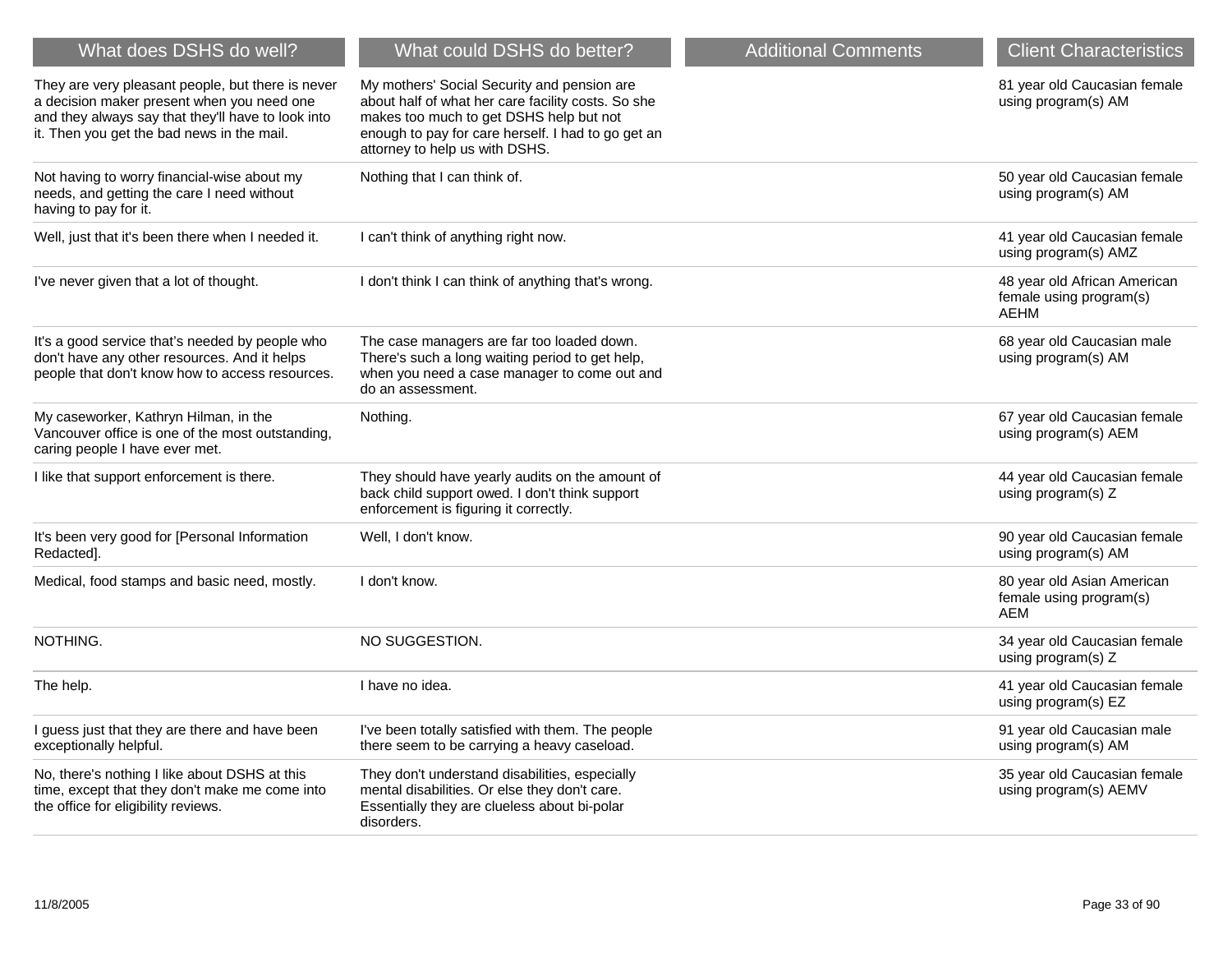| What does DSHS do well? | What could DSHS do better? | Additional Comments | Client Characteristics |
| --- | --- | --- | --- |
| They are very pleasant people, but there is never a decision maker present when you need one and they always say that they'll have to look into it. Then you get the bad news in the mail. | My mothers' Social Security and pension are about half of what her care facility costs. So she makes too much to get DSHS help but not enough to pay for care herself. I had to go get an attorney to help us with DSHS. | | 81 year old Caucasian female using program(s) AM |
| Not having to worry financial-wise about my needs, and getting the care I need without having to pay for it. | Nothing that I can think of. | | 50 year old Caucasian female using program(s) AM |
| Well, just that it's been there when I needed it. | I can't think of anything right now. | | 41 year old Caucasian female using program(s) AMZ |
| I've never given that a lot of thought. | I don't think I can think of anything that's wrong. | | 48 year old African American female using program(s) AEHM |
| It's a good service that's needed by people who don't have any other resources. And it helps people that don't know how to access resources. | The case managers are far too loaded down. There's such a long waiting period to get help, when you need a case manager to come out and do an assessment. | | 68 year old Caucasian male using program(s) AM |
| My caseworker, Kathryn Hilman, in the Vancouver office is one of the most outstanding, caring people I have ever met. | Nothing. | | 67 year old Caucasian female using program(s) AEM |
| I like that support enforcement is there. | They should have yearly audits on the amount of back child support owed. I don't think support enforcement is figuring it correctly. | | 44 year old Caucasian female using program(s) Z |
| It's been very good for [Personal Information Redacted]. | Well, I don't know. | | 90 year old Caucasian female using program(s) AM |
| Medical, food stamps and basic need, mostly. | I don't know. | | 80 year old Asian American female using program(s) AEM |
| NOTHING. | NO SUGGESTION. | | 34 year old Caucasian female using program(s) Z |
| The help. | I have no idea. | | 41 year old Caucasian female using program(s) EZ |
| I guess just that they are there and have been exceptionally helpful. | I've been totally satisfied with them. The people there seem to be carrying a heavy caseload. | | 91 year old Caucasian male using program(s) AM |
| No, there's nothing I like about DSHS at this time, except that they don't make me come into the office for eligibility reviews. | They don't understand disabilities, especially mental disabilities. Or else they don't care. Essentially they are clueless about bi-polar disorders. | | 35 year old Caucasian female using program(s) AEMV |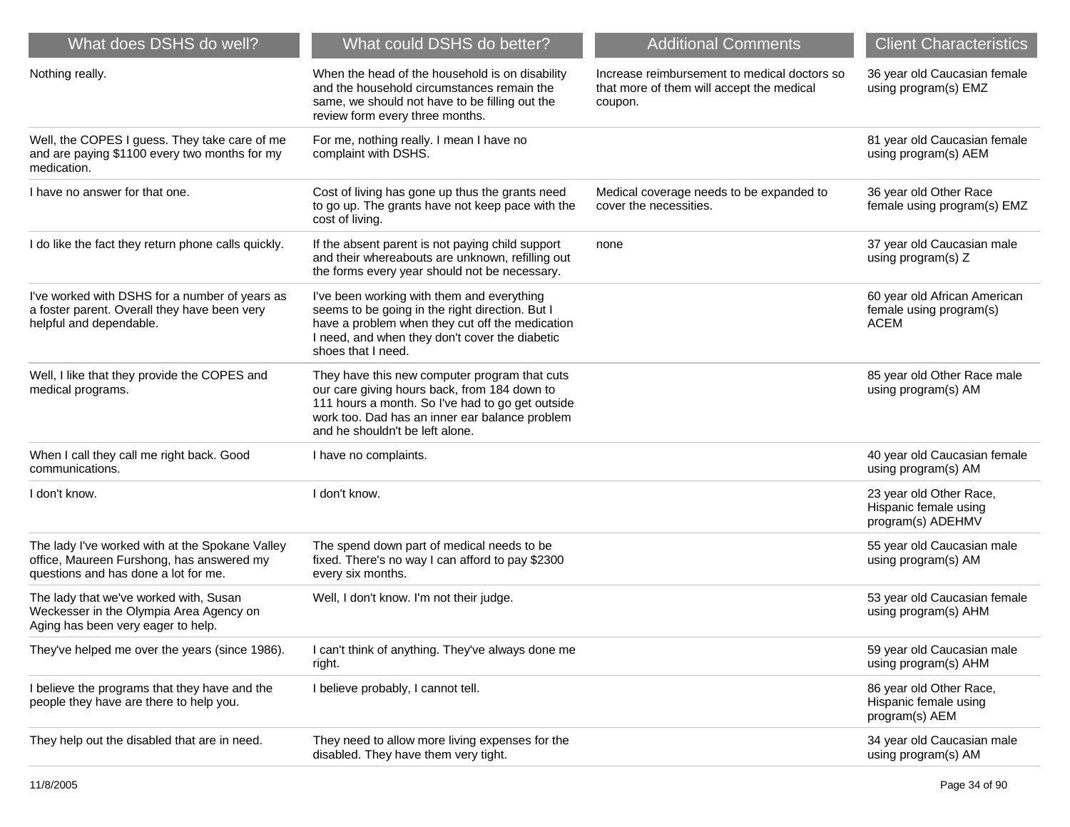| What does DSHS do well? | What could DSHS do better? | Additional Comments | Client Characteristics |
| --- | --- | --- | --- |
| Nothing really. | When the head of the household is on disability and the household circumstances remain the same, we should not have to be filling out the review form every three months. | Increase reimbursement to medical doctors so that more of them will accept the medical coupon. | 36 year old Caucasian female using program(s) EMZ |
| Well, the COPES I guess. They take care of me and are paying $1100 every two months for my medication. | For me, nothing really. I mean I have no complaint with DSHS. | | 81 year old Caucasian female using program(s) AEM |
| I have no answer for that one. | Cost of living has gone up thus the grants need to go up. The grants have not keep pace with the cost of living. | Medical coverage needs to be expanded to cover the necessities. | 36 year old Other Race female using program(s) EMZ |
| I do like the fact they return phone calls quickly. | If the absent parent is not paying child support and their whereabouts are unknown, refilling out the forms every year should not be necessary. | none | 37 year old Caucasian male using program(s) Z |
| I've worked with DSHS for a number of years as a foster parent. Overall they have been very helpful and dependable. | I've been working with them and everything seems to be going in the right direction. But I have a problem when they cut off the medication I need, and when they don't cover the diabetic shoes that I need. | | 60 year old African American female using program(s) ACEM |
| Well, I like that they provide the COPES and medical programs. | They have this new computer program that cuts our care giving hours back, from 184 down to 111 hours a month. So I've had to go get outside work too. Dad has an inner ear balance problem and he shouldn't be left alone. | | 85 year old Other Race male using program(s) AM |
| When I call they call me right back. Good communications. | I have no complaints. | | 40 year old Caucasian female using program(s) AM |
| I don't know. | I don't know. | | 23 year old Other Race, Hispanic female using program(s) ADEHMV |
| The lady I've worked with at the Spokane Valley office, Maureen Furshong, has answered my questions and has done a lot for me. | The spend down part of medical needs to be fixed. There's no way I can afford to pay $2300 every six months. | | 55 year old Caucasian male using program(s) AM |
| The lady that we've worked with, Susan Weckesser in the Olympia Area Agency on Aging has been very eager to help. | Well, I don't know. I'm not their judge. | | 53 year old Caucasian female using program(s) AHM |
| They've helped me over the years (since 1986). | I can't think of anything. They've always done me right. | | 59 year old Caucasian male using program(s) AHM |
| I believe the programs that they have and the people they have are there to help you. | I believe probably, I cannot tell. | | 86 year old Other Race, Hispanic female using program(s) AEM |
| They help out the disabled that are in need. | They need to allow more living expenses for the disabled. They have them very tight. | | 34 year old Caucasian male using program(s) AM |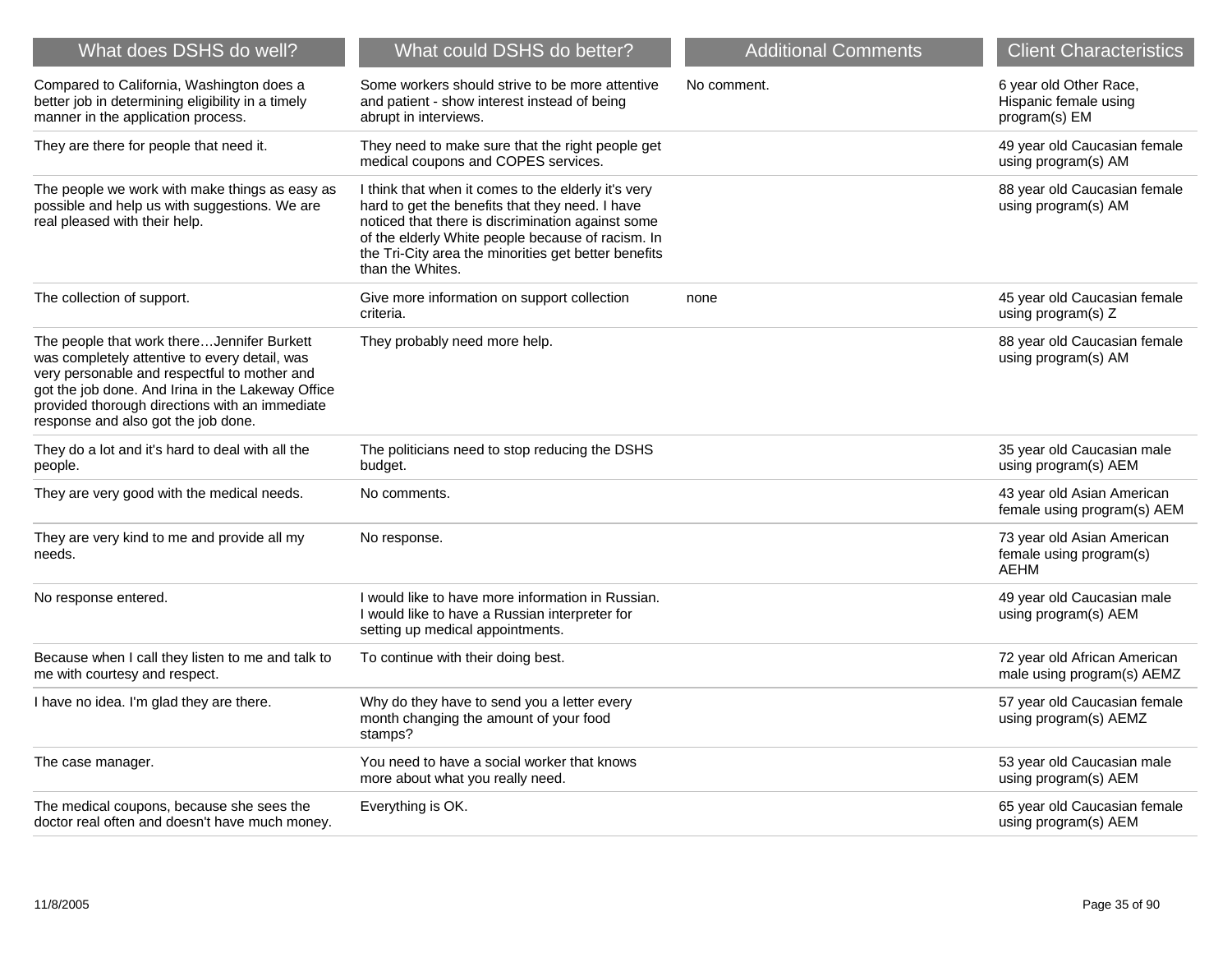| What does DSHS do well? | What could DSHS do better? | Additional Comments | Client Characteristics |
|---|---|---|---|
| Compared to California, Washington does a better job in determining eligibility in a timely manner in the application process. | Some workers should strive to be more attentive and patient - show interest instead of being abrupt in interviews. | No comment. | 6 year old Other Race, Hispanic female using program(s) EM |
| They are there for people that need it. | They need to make sure that the right people get medical coupons and COPES services. | | 49 year old Caucasian female using program(s) AM |
| The people we work with make things as easy as possible and help us with suggestions. We are real pleased with their help. | I think that when it comes to the elderly it's very hard to get the benefits that they need. I have noticed that there is discrimination against some of the elderly White people because of racism. In the Tri-City area the minorities get better benefits than the Whites. | | 88 year old Caucasian female using program(s) AM |
| The collection of support. | Give more information on support collection criteria. | none | 45 year old Caucasian female using program(s) Z |
| The people that work there…Jennifer Burkett was completely attentive to every detail, was very personable and respectful to mother and got the job done. And Irina in the Lakeway Office provided thorough directions with an immediate response and also got the job done. | They probably need more help. | | 88 year old Caucasian female using program(s) AM |
| They do a lot and it's hard to deal with all the people. | The politicians need to stop reducing the DSHS budget. | | 35 year old Caucasian male using program(s) AEM |
| They are very good with the medical needs. | No comments. | | 43 year old Asian American female using program(s) AEM |
| They are very kind to me and provide all my needs. | No response. | | 73 year old Asian American female using program(s) AEHM |
| No response entered. | I would like to have more information in Russian. I would like to have a Russian interpreter for setting up medical appointments. | | 49 year old Caucasian male using program(s) AEM |
| Because when I call they listen to me and talk to me with courtesy and respect. | To continue with their doing best. | | 72 year old African American male using program(s) AEMZ |
| I have no idea. I'm glad they are there. | Why do they have to send you a letter every month changing the amount of your food stamps? | | 57 year old Caucasian female using program(s) AEMZ |
| The case manager. | You need to have a social worker that knows more about what you really need. | | 53 year old Caucasian male using program(s) AEM |
| The medical coupons, because she sees the doctor real often and doesn't have much money. | Everything is OK. | | 65 year old Caucasian female using program(s) AEM |

11/8/2005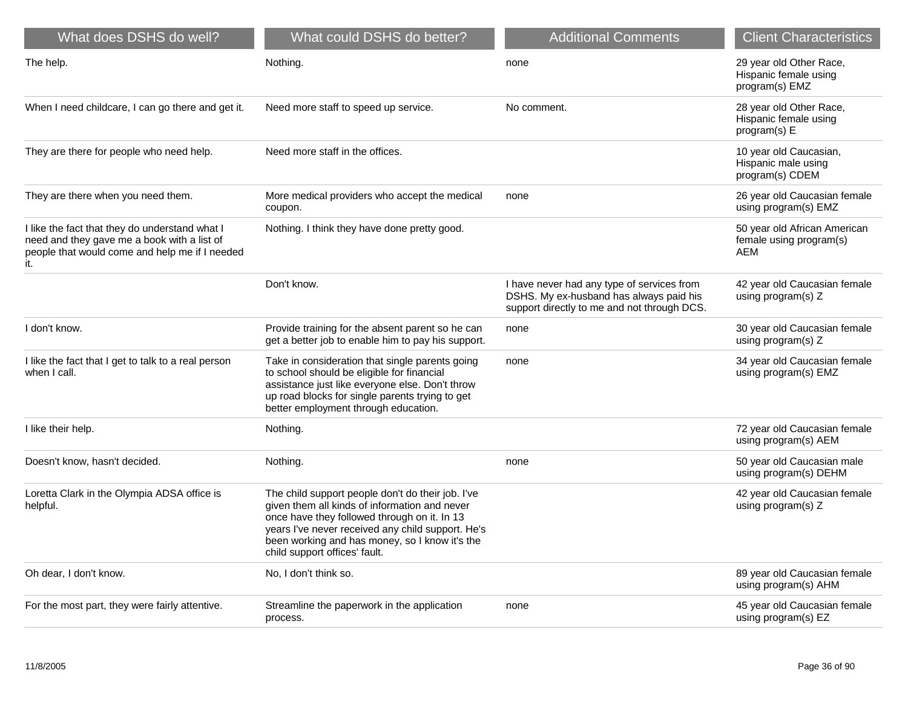| What does DSHS do well? | What could DSHS do better? | Additional Comments | Client Characteristics |
|---|---|---|---|
| The help. | Nothing. | none | 29 year old Other Race, Hispanic female using program(s) EMZ |
| When I need childcare, I can go there and get it. | Need more staff to speed up service. | No comment. | 28 year old Other Race, Hispanic female using program(s) E |
| They are there for people who need help. | Need more staff in the offices. | | 10 year old Caucasian, Hispanic male using program(s) CDEM |
| They are there when you need them. | More medical providers who accept the medical coupon. | none | 26 year old Caucasian female using program(s) EMZ |
| I like the fact that they do understand what I need and they gave me a book with a list of people that would come and help me if I needed it. | Nothing. I think they have done pretty good. | | 50 year old African American female using program(s) AEM |
| | Don't know. | I have never had any type of services from DSHS. My ex-husband has always paid his support directly to me and not through DCS. | 42 year old Caucasian female using program(s) Z |
| I don't know. | Provide training for the absent parent so he can get a better job to enable him to pay his support. | none | 30 year old Caucasian female using program(s) Z |
| I like the fact that I get to talk to a real person when I call. | Take in consideration that single parents going to school should be eligible for financial assistance just like everyone else. Don't throw up road blocks for single parents trying to get better employment through education. | none | 34 year old Caucasian female using program(s) EMZ |
| I like their help. | Nothing. | | 72 year old Caucasian female using program(s) AEM |
| Doesn't know, hasn't decided. | Nothing. | none | 50 year old Caucasian male using program(s) DEHM |
| Loretta Clark in the Olympia ADSA office is helpful. | The child support people don't do their job. I've given them all kinds of information and never once have they followed through on it. In 13 years I've never received any child support. He's been working and has money, so I know it's the child support offices' fault. | | 42 year old Caucasian female using program(s) Z |
| Oh dear, I don't know. | No, I don't think so. | | 89 year old Caucasian female using program(s) AHM |
| For the most part, they were fairly attentive. | Streamline the paperwork in the application process. | none | 45 year old Caucasian female using program(s) EZ |

11/8/2005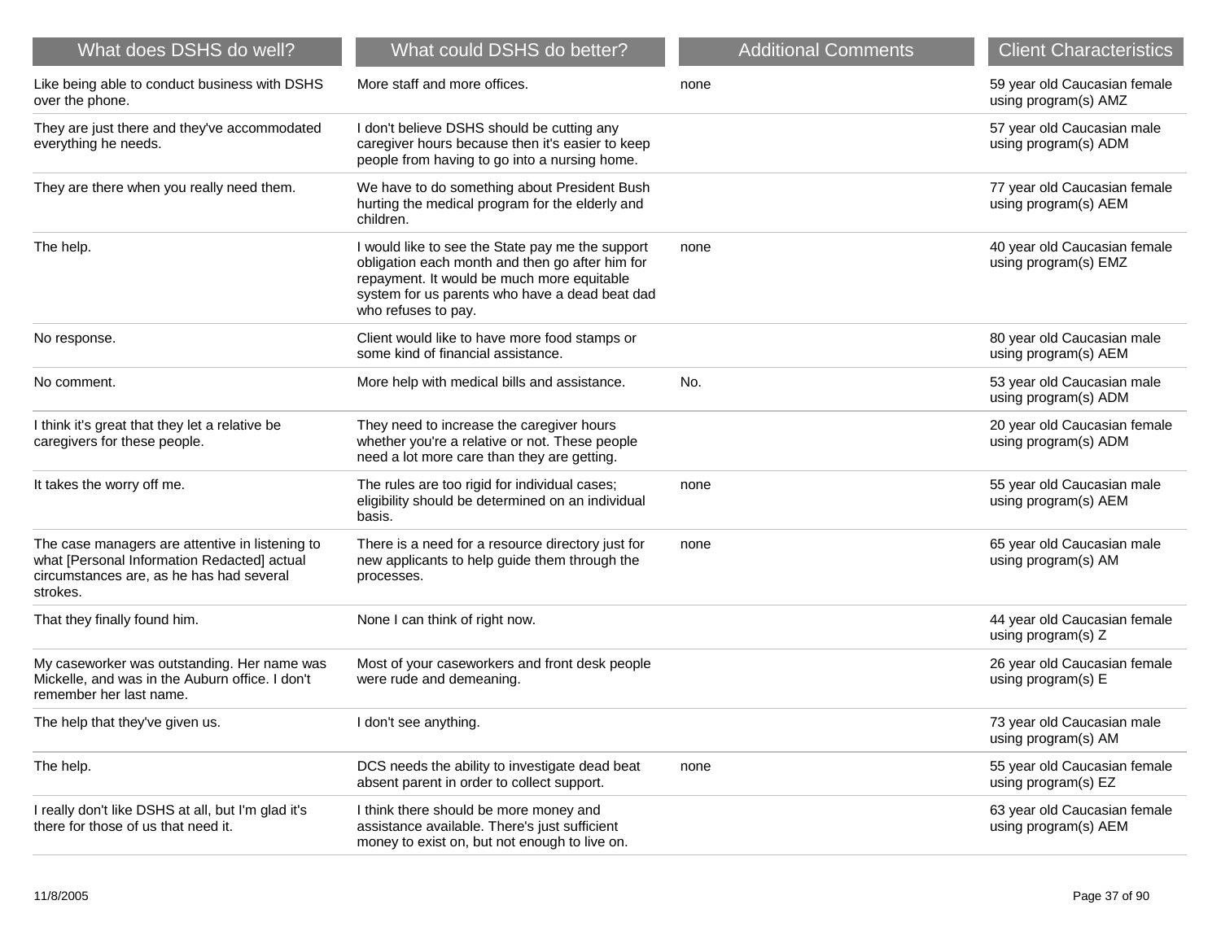| What does DSHS do well? | What could DSHS do better? | Additional Comments | Client Characteristics |
|---|---|---|---|
| Like being able to conduct business with DSHS over the phone. | More staff and more offices. | none | 59 year old Caucasian female using program(s) AMZ |
| They are just there and they've accommodated everything he needs. | I don't believe DSHS should be cutting any caregiver hours because then it's easier to keep people from having to go into a nursing home. | | 57 year old Caucasian male using program(s) ADM |
| They are there when you really need them. | We have to do something about President Bush hurting the medical program for the elderly and children. | | 77 year old Caucasian female using program(s) AEM |
| The help. | I would like to see the State pay me the support obligation each month and then go after him for repayment. It would be much more equitable system for us parents who have a dead beat dad who refuses to pay. | none | 40 year old Caucasian female using program(s) EMZ |
| No response. | Client would like to have more food stamps or some kind of financial assistance. | | 80 year old Caucasian male using program(s) AEM |
| No comment. | More help with medical bills and assistance. | No. | 53 year old Caucasian male using program(s) ADM |
| I think it's great that they let a relative be caregivers for these people. | They need to increase the caregiver hours whether you're a relative or not. These people need a lot more care than they are getting. | | 20 year old Caucasian female using program(s) ADM |
| It takes the worry off me. | The rules are too rigid for individual cases; eligibility should be determined on an individual basis. | none | 55 year old Caucasian male using program(s) AEM |
| The case managers are attentive in listening to what [Personal Information Redacted] actual circumstances are, as he has had several strokes. | There is a need for a resource directory just for new applicants to help guide them through the processes. | none | 65 year old Caucasian male using program(s) AM |
| That they finally found him. | None I can think of right now. | | 44 year old Caucasian female using program(s) Z |
| My caseworker was outstanding. Her name was Mickelle, and was in the Auburn office. I don't remember her last name. | Most of your caseworkers and front desk people were rude and demeaning. | | 26 year old Caucasian female using program(s) E |
| The help that they've given us. | I don't see anything. | | 73 year old Caucasian male using program(s) AM |
| The help. | DCS needs the ability to investigate dead beat absent parent in order to collect support. | none | 55 year old Caucasian female using program(s) EZ |
| I really don't like DSHS at all, but I'm glad it's there for those of us that need it. | I think there should be more money and assistance available. There's just sufficient money to exist on, but not enough to live on. | | 63 year old Caucasian female using program(s) AEM |

11/8/2005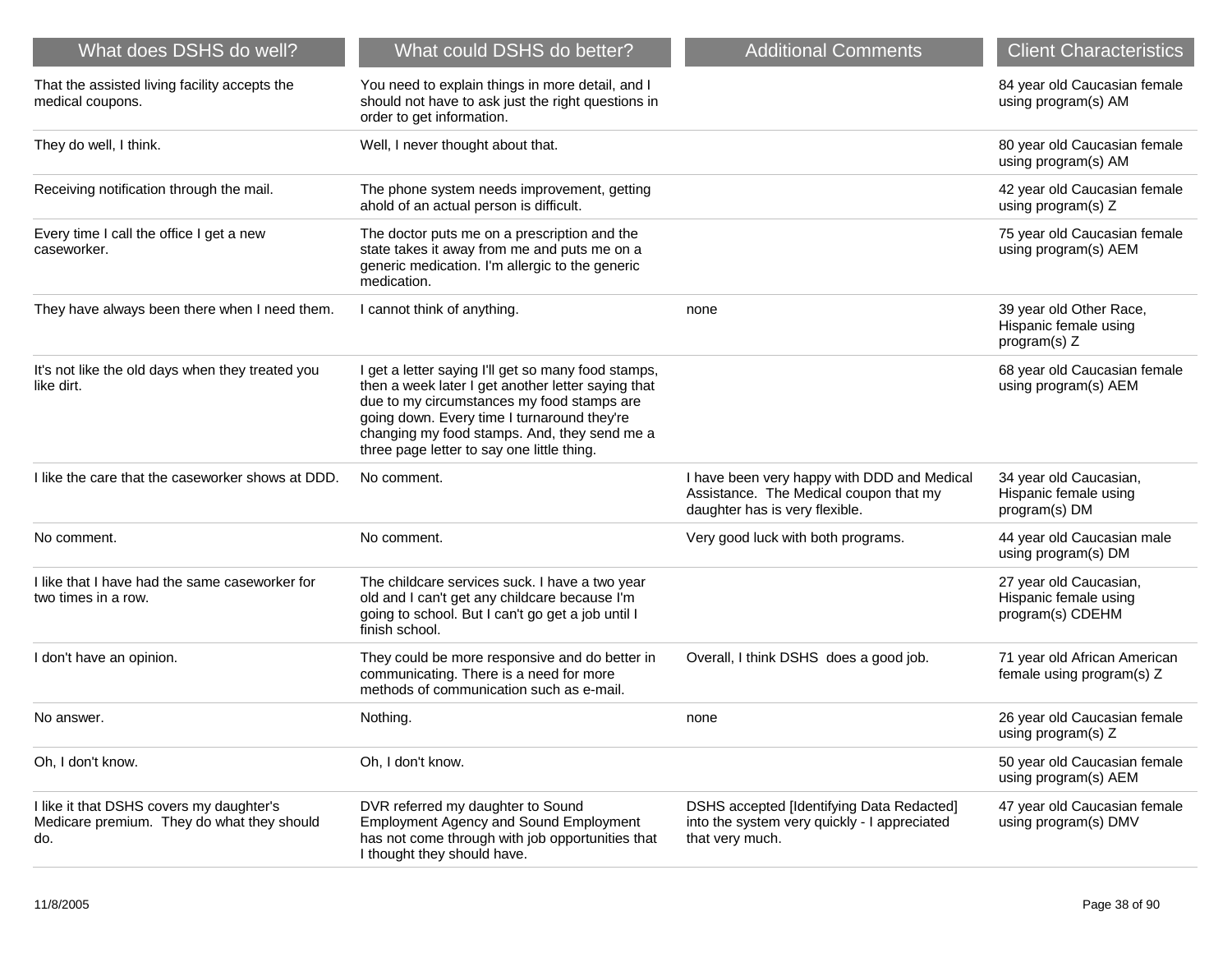| What does DSHS do well? | What could DSHS do better? | Additional Comments | Client Characteristics |
|---|---|---|---|
| That the assisted living facility accepts the medical coupons. | You need to explain things in more detail, and I should not have to ask just the right questions in order to get information. | | 84 year old Caucasian female using program(s) AM |
| They do well, I think. | Well, I never thought about that. | | 80 year old Caucasian female using program(s) AM |
| Receiving notification through the mail. | The phone system needs improvement, getting ahold of an actual person is difficult. | | 42 year old Caucasian female using program(s) Z |
| Every time I call the office I get a new caseworker. | The doctor puts me on a prescription and the state takes it away from me and puts me on a generic medication. I'm allergic to the generic medication. | | 75 year old Caucasian female using program(s) AEM |
| They have always been there when I need them. | I cannot think of anything. | none | 39 year old Other Race, Hispanic female using program(s) Z |
| It's not like the old days when they treated you like dirt. | I get a letter saying I'll get so many food stamps, then a week later I get another letter saying that due to my circumstances my food stamps are going down. Every time I turnaround they're changing my food stamps. And, they send me a three page letter to say one little thing. | | 68 year old Caucasian female using program(s) AEM |
| I like the care that the caseworker shows at DDD. | No comment. | I have been very happy with DDD and Medical Assistance. The Medical coupon that my daughter has is very flexible. | 34 year old Caucasian, Hispanic female using program(s) DM |
| No comment. | No comment. | Very good luck with both programs. | 44 year old Caucasian male using program(s) DM |
| I like that I have had the same caseworker for two times in a row. | The childcare services suck. I have a two year old and I can't get any childcare because I'm going to school. But I can't go get a job until I finish school. | | 27 year old Caucasian, Hispanic female using program(s) CDEHM |
| I don't have an opinion. | They could be more responsive and do better in communicating. There is a need for more methods of communication such as e-mail. | Overall, I think DSHS does a good job. | 71 year old African American female using program(s) Z |
| No answer. | Nothing. | none | 26 year old Caucasian female using program(s) Z |
| Oh, I don't know. | Oh, I don't know. | | 50 year old Caucasian female using program(s) AEM |
| I like it that DSHS covers my daughter's Medicare premium. They do what they should do. | DVR referred my daughter to Sound Employment Agency and Sound Employment has not come through with job opportunities that I thought they should have. | DSHS accepted [Identifying Data Redacted] into the system very quickly - I appreciated that very much. | 47 year old Caucasian female using program(s) DMV |

11/8/2005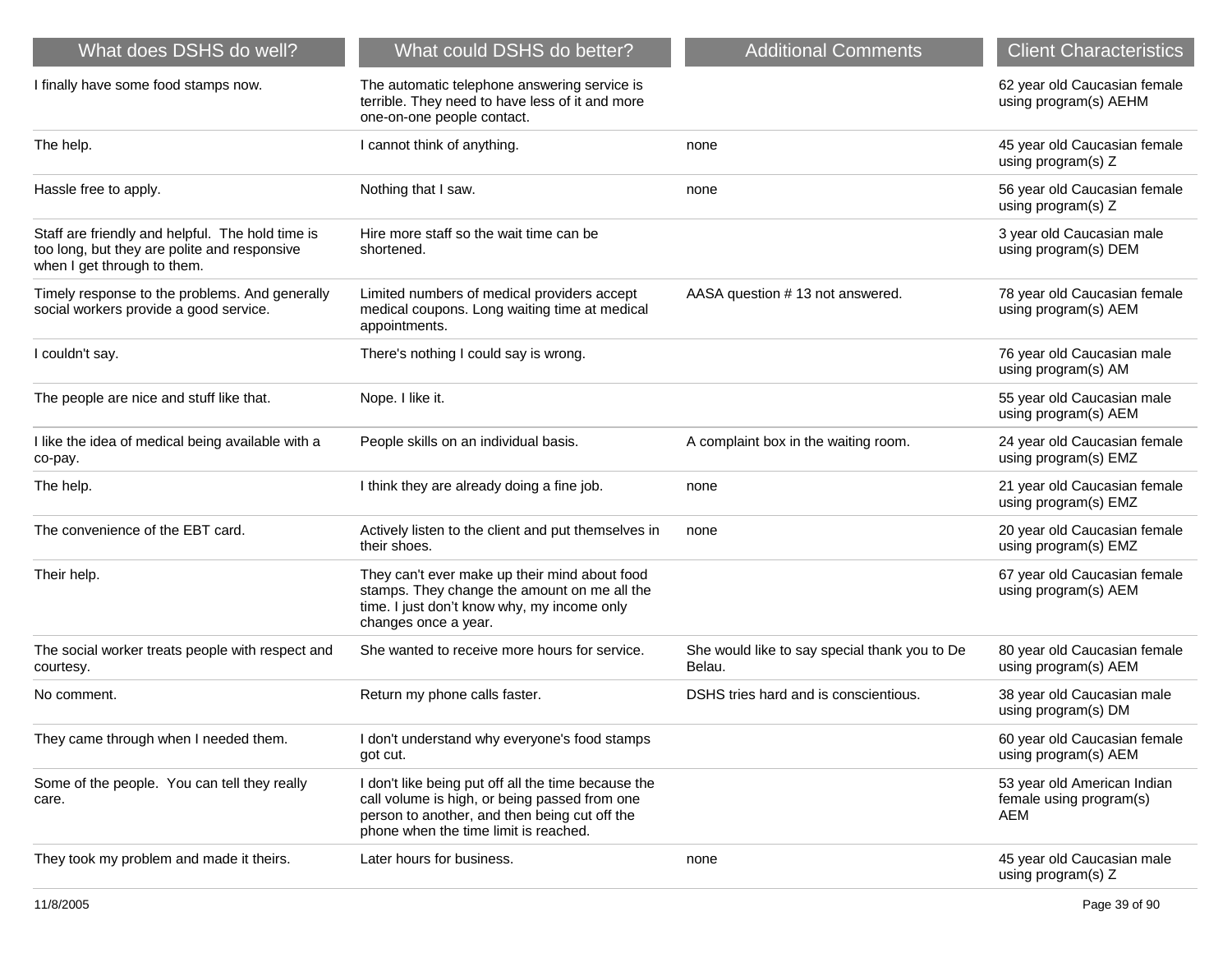| What does DSHS do well? | What could DSHS do better? | Additional Comments | Client Characteristics |
|---|---|---|---|
| I finally have some food stamps now. | The automatic telephone answering service is terrible. They need to have less of it and more one-on-one people contact. | | 62 year old Caucasian female using program(s) AEHM |
| The help. | I cannot think of anything. | none | 45 year old Caucasian female using program(s) Z |
| Hassle free to apply. | Nothing that I saw. | none | 56 year old Caucasian female using program(s) Z |
| Staff are friendly and helpful. The hold time is too long, but they are polite and responsive when I get through to them. | Hire more staff so the wait time can be shortened. | | 3 year old Caucasian male using program(s) DEM |
| Timely response to the problems. And generally social workers provide a good service. | Limited numbers of medical providers accept medical coupons. Long waiting time at medical appointments. | AASA question # 13 not answered. | 78 year old Caucasian female using program(s) AEM |
| I couldn't say. | There's nothing I could say is wrong. | | 76 year old Caucasian male using program(s) AM |
| The people are nice and stuff like that. | Nope. I like it. | | 55 year old Caucasian male using program(s) AEM |
| I like the idea of medical being available with a co-pay. | People skills on an individual basis. | A complaint box in the waiting room. | 24 year old Caucasian female using program(s) EMZ |
| The help. | I think they are already doing a fine job. | none | 21 year old Caucasian female using program(s) EMZ |
| The convenience of the EBT card. | Actively listen to the client and put themselves in their shoes. | none | 20 year old Caucasian female using program(s) EMZ |
| Their help. | They can't ever make up their mind about food stamps. They change the amount on me all the time. I just don't know why, my income only changes once a year. | | 67 year old Caucasian female using program(s) AEM |
| The social worker treats people with respect and courtesy. | She wanted to receive more hours for service. | She would like to say special thank you to De Belau. | 80 year old Caucasian female using program(s) AEM |
| No comment. | Return my phone calls faster. | DSHS tries hard and is conscientious. | 38 year old Caucasian male using program(s) DM |
| They came through when I needed them. | I don't understand why everyone's food stamps got cut. | | 60 year old Caucasian female using program(s) AEM |
| Some of the people. You can tell they really care. | I don't like being put off all the time because the call volume is high, or being passed from one person to another, and then being cut off the phone when the time limit is reached. | | 53 year old American Indian female using program(s) AEM |
| They took my problem and made it theirs. | Later hours for business. | none | 45 year old Caucasian male using program(s) Z |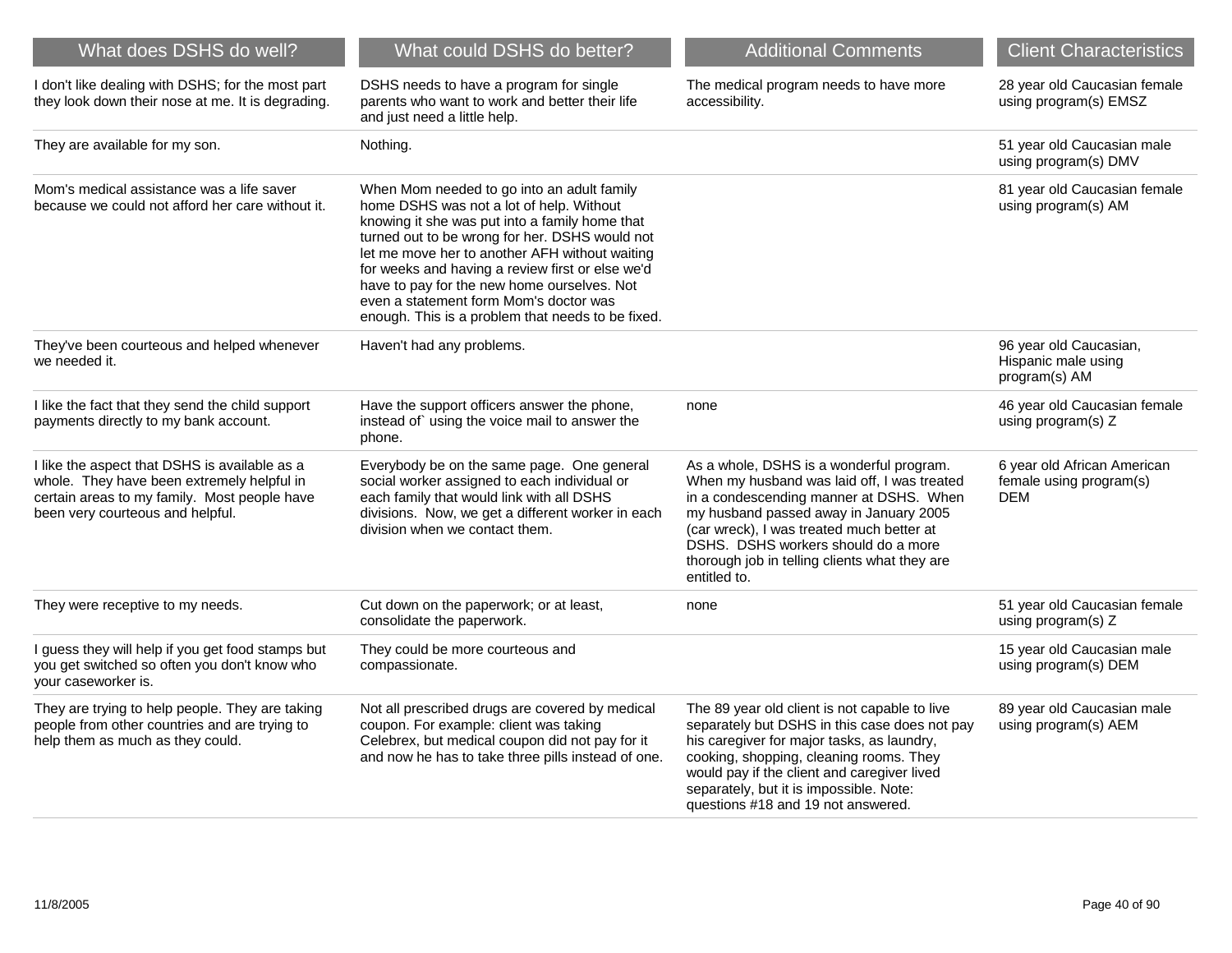| What does DSHS do well? | What could DSHS do better? | Additional Comments | Client Characteristics |
| --- | --- | --- | --- |
| I don't like dealing with DSHS; for the most part they look down their nose at me. It is degrading. | DSHS needs to have a program for single parents who want to work and better their life and just need a little help. | The medical program needs to have more accessibility. | 28 year old Caucasian female using program(s) EMSZ |
| They are available for my son. | Nothing. | | 51 year old Caucasian male using program(s) DMV |
| Mom's medical assistance was a life saver because we could not afford her care without it. | When Mom needed to go into an adult family home DSHS was not a lot of help. Without knowing it she was put into a family home that turned out to be wrong for her. DSHS would not let me move her to another AFH without waiting for weeks and having a review first or else we'd have to pay for the new home ourselves. Not even a statement form Mom's doctor was enough. This is a problem that needs to be fixed. | | 81 year old Caucasian female using program(s) AM |
| They've been courteous and helped whenever we needed it. | Haven't had any problems. | | 96 year old Caucasian, Hispanic male using program(s) AM |
| I like the fact that they send the child support payments directly to my bank account. | Have the support officers answer the phone, instead of` using the voice mail to answer the phone. | none | 46 year old Caucasian female using program(s) Z |
| I like the aspect that DSHS is available as a whole. They have been extremely helpful in certain areas to my family. Most people have been very courteous and helpful. | Everybody be on the same page. One general social worker assigned to each individual or each family that would link with all DSHS divisions. Now, we get a different worker in each division when we contact them. | As a whole, DSHS is a wonderful program. When my husband was laid off, I was treated in a condescending manner at DSHS. When my husband passed away in January 2005 (car wreck), I was treated much better at DSHS. DSHS workers should do a more thorough job in telling clients what they are entitled to. | 6 year old African American female using program(s) DEM |
| They were receptive to my needs. | Cut down on the paperwork; or at least, consolidate the paperwork. | none | 51 year old Caucasian female using program(s) Z |
| I guess they will help if you get food stamps but you get switched so often you don't know who your caseworker is. | They could be more courteous and compassionate. | | 15 year old Caucasian male using program(s) DEM |
| They are trying to help people. They are taking people from other countries and are trying to help them as much as they could. | Not all prescribed drugs are covered by medical coupon. For example: client was taking Celebrex, but medical coupon did not pay for it and now he has to take three pills instead of one. | The 89 year old client is not capable to live separately but DSHS in this case does not pay his caregiver for major tasks, as laundry, cooking, shopping, cleaning rooms. They would pay if the client and caregiver lived separately, but it is impossible. Note: questions #18 and 19 not answered. | 89 year old Caucasian male using program(s) AEM |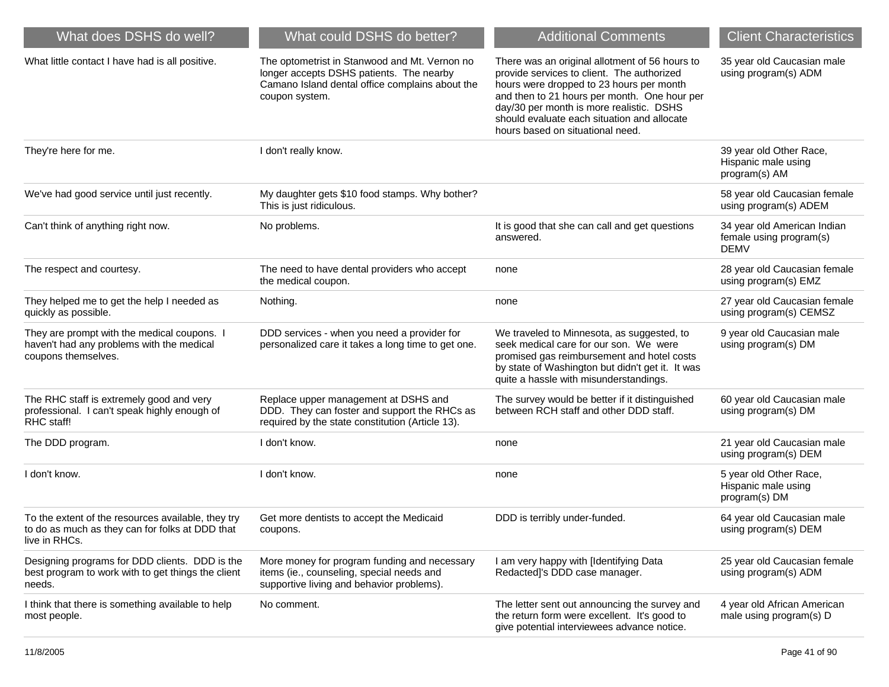| What does DSHS do well? | What could DSHS do better? | Additional Comments | Client Characteristics |
| --- | --- | --- | --- |
| What little contact I have had is all positive. | The optometrist in Stanwood and Mt. Vernon no longer accepts DSHS patients. The nearby Camano Island dental office complains about the coupon system. | There was an original allotment of 56 hours to provide services to client. The authorized hours were dropped to 23 hours per month and then to 21 hours per month. One hour per day/30 per month is more realistic. DSHS should evaluate each situation and allocate hours based on situational need. | 35 year old Caucasian male using program(s) ADM |
| They're here for me. | I don't really know. | | 39 year old Other Race, Hispanic male using program(s) AM |
| We've had good service until just recently. | My daughter gets $10 food stamps. Why bother? This is just ridiculous. | | 58 year old Caucasian female using program(s) ADEM |
| Can't think of anything right now. | No problems. | It is good that she can call and get questions answered. | 34 year old American Indian female using program(s) DEMV |
| The respect and courtesy. | The need to have dental providers who accept the medical coupon. | none | 28 year old Caucasian female using program(s) EMZ |
| They helped me to get the help I needed as quickly as possible. | Nothing. | none | 27 year old Caucasian female using program(s) CEMSZ |
| They are prompt with the medical coupons. I haven't had any problems with the medical coupons themselves. | DDD services - when you need a provider for personalized care it takes a long time to get one. | We traveled to Minnesota, as suggested, to seek medical care for our son. We were promised gas reimbursement and hotel costs by state of Washington but didn't get it. It was quite a hassle with misunderstandings. | 9 year old Caucasian male using program(s) DM |
| The RHC staff is extremely good and very professional. I can't speak highly enough of RHC staff! | Replace upper management at DSHS and DDD. They can foster and support the RHCs as required by the state constitution (Article 13). | The survey would be better if it distinguished between RCH staff and other DDD staff. | 60 year old Caucasian male using program(s) DM |
| The DDD program. | I don't know. | none | 21 year old Caucasian male using program(s) DEM |
| I don't know. | I don't know. | none | 5 year old Other Race, Hispanic male using program(s) DM |
| To the extent of the resources available, they try to do as much as they can for folks at DDD that live in RHCs. | Get more dentists to accept the Medicaid coupons. | DDD is terribly under-funded. | 64 year old Caucasian male using program(s) DEM |
| Designing programs for DDD clients. DDD is the best program to work with to get things the client needs. | More money for program funding and necessary items (ie., counseling, special needs and supportive living and behavior problems). | I am very happy with [Identifying Data Redacted]'s DDD case manager. | 25 year old Caucasian female using program(s) ADM |
| I think that there is something available to help most people. | No comment. | The letter sent out announcing the survey and the return form were excellent. It's good to give potential interviewees advance notice. | 4 year old African American male using program(s) D |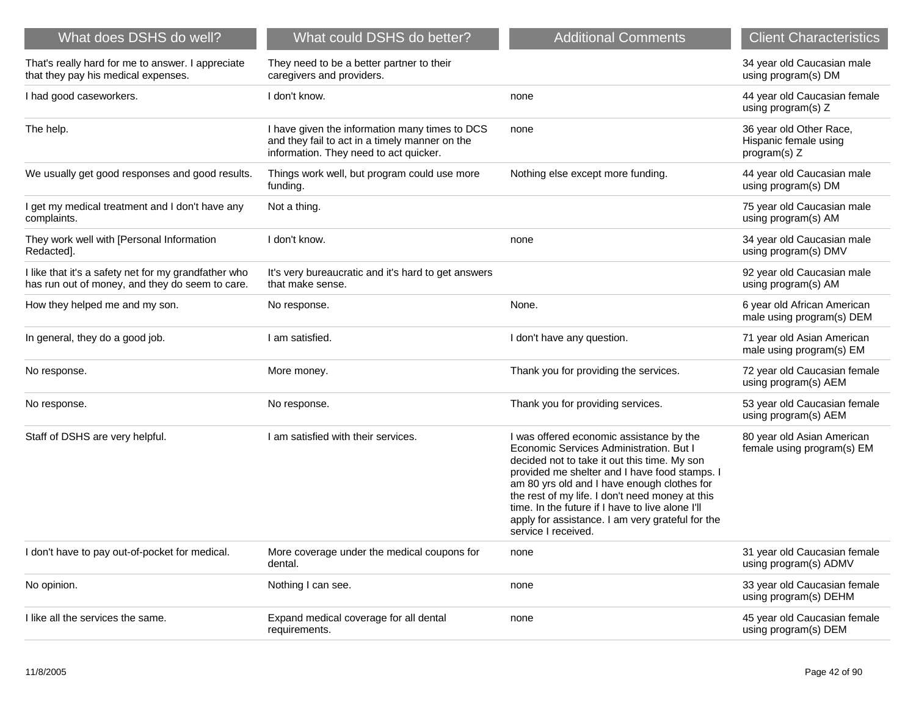| What does DSHS do well? | What could DSHS do better? | Additional Comments | Client Characteristics |
| --- | --- | --- | --- |
| That's really hard for me to answer. I appreciate that they pay his medical expenses. | They need to be a better partner to their caregivers and providers. | | 34 year old Caucasian male using program(s) DM |
| I had good caseworkers. | I don't know. | none | 44 year old Caucasian female using program(s) Z |
| The help. | I have given the information many times to DCS and they fail to act in a timely manner on the information. They need to act quicker. | none | 36 year old Other Race, Hispanic female using program(s) Z |
| We usually get good responses and good results. | Things work well, but program could use more funding. | Nothing else except more funding. | 44 year old Caucasian male using program(s) DM |
| I get my medical treatment and I don't have any complaints. | Not a thing. | | 75 year old Caucasian male using program(s) AM |
| They work well with [Personal Information Redacted]. | I don't know. | none | 34 year old Caucasian male using program(s) DMV |
| I like that it's a safety net for my grandfather who has run out of money, and they do seem to care. | It's very bureaucratic and it's hard to get answers that make sense. | | 92 year old Caucasian male using program(s) AM |
| How they helped me and my son. | No response. | None. | 6 year old African American male using program(s) DEM |
| In general, they do a good job. | I am satisfied. | I don't have any question. | 71 year old Asian American male using program(s) EM |
| No response. | More money. | Thank you for providing the services. | 72 year old Caucasian female using program(s) AEM |
| No response. | No response. | Thank you for providing services. | 53 year old Caucasian female using program(s) AEM |
| Staff of DSHS are very helpful. | I am satisfied with their services. | I was offered economic assistance by the Economic Services Administration. But I decided not to take it out this time. My son provided me shelter and I have food stamps. I am 80 yrs old and I have enough clothes for the rest of my life. I don't need money at this time. In the future if I have to live alone I'll apply for assistance. I am very grateful for the service I received. | 80 year old Asian American female using program(s) EM |
| I don't have to pay out-of-pocket for medical. | More coverage under the medical coupons for dental. | none | 31 year old Caucasian female using program(s) ADMV |
| No opinion. | Nothing I can see. | none | 33 year old Caucasian female using program(s) DEHM |
| I like all the services the same. | Expand medical coverage for all dental requirements. | none | 45 year old Caucasian female using program(s) DEM |

11/8/2005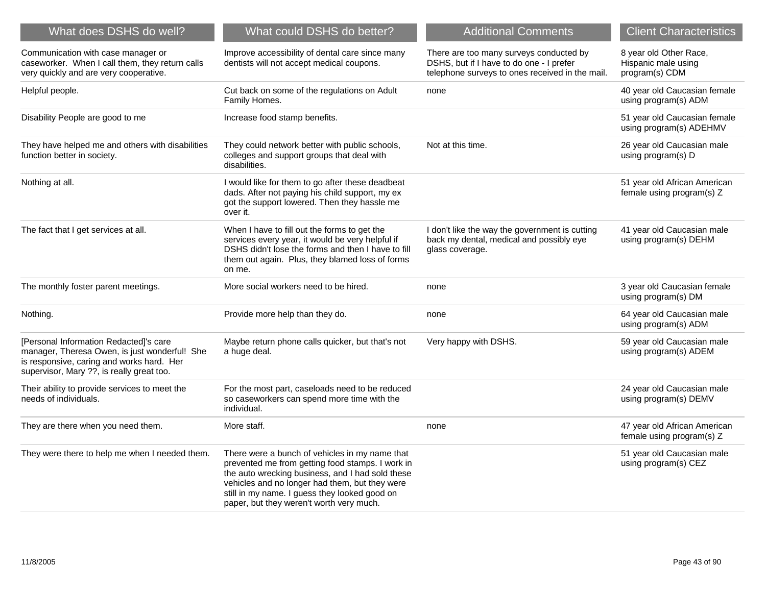| What does DSHS do well? | What could DSHS do better? | Additional Comments | Client Characteristics |
|---|---|---|---|
| Communication with case manager or caseworker. When I call them, they return calls very quickly and are very cooperative. | Improve accessibility of dental care since many dentists will not accept medical coupons. | There are too many surveys conducted by DSHS, but if I have to do one - I prefer telephone surveys to ones received in the mail. | 8 year old Other Race, Hispanic male using program(s) CDM |
| Helpful people. | Cut back on some of the regulations on Adult Family Homes. | none | 40 year old Caucasian female using program(s) ADM |
| Disability People are good to me | Increase food stamp benefits. | | 51 year old Caucasian female using program(s) ADEHMV |
| They have helped me and others with disabilities function better in society. | They could network better with public schools, colleges and support groups that deal with disabilities. | Not at this time. | 26 year old Caucasian male using program(s) D |
| Nothing at all. | I would like for them to go after these deadbeat dads. After not paying his child support, my ex got the support lowered. Then they hassle me over it. | | 51 year old African American female using program(s) Z |
| The fact that I get services at all. | When I have to fill out the forms to get the services every year, it would be very helpful if DSHS didn't lose the forms and then I have to fill them out again. Plus, they blamed loss of forms on me. | I don't like the way the government is cutting back my dental, medical and possibly eye glass coverage. | 41 year old Caucasian male using program(s) DEHM |
| The monthly foster parent meetings. | More social workers need to be hired. | none | 3 year old Caucasian female using program(s) DM |
| Nothing. | Provide more help than they do. | none | 64 year old Caucasian male using program(s) ADM |
| [Personal Information Redacted]'s care manager, Theresa Owen, is just wonderful! She is responsive, caring and works hard. Her supervisor, Mary ??, is really great too. | Maybe return phone calls quicker, but that's not a huge deal. | Very happy with DSHS. | 59 year old Caucasian male using program(s) ADEM |
| Their ability to provide services to meet the needs of individuals. | For the most part, caseloads need to be reduced so caseworkers can spend more time with the individual. | | 24 year old Caucasian male using program(s) DEMV |
| They are there when you need them. | More staff. | none | 47 year old African American female using program(s) Z |
| They were there to help me when I needed them. | There were a bunch of vehicles in my name that prevented me from getting food stamps. I work in the auto wrecking business, and I had sold these vehicles and no longer had them, but they were still in my name. I guess they looked good on paper, but they weren't worth very much. | | 51 year old Caucasian male using program(s) CEZ |

11/8/2005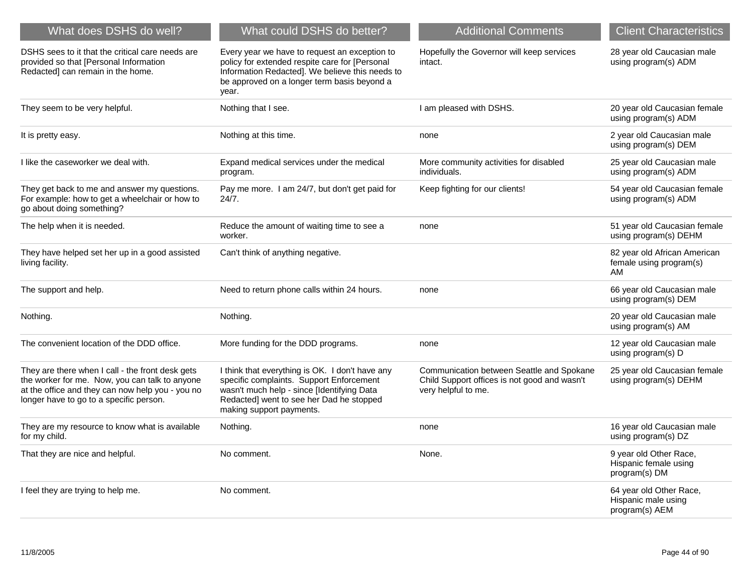| What does DSHS do well? | What could DSHS do better? | Additional Comments | Client Characteristics |
| --- | --- | --- | --- |
| DSHS sees to it that the critical care needs are provided so that [Personal Information Redacted] can remain in the home. | Every year we have to request an exception to policy for extended respite care for [Personal Information Redacted]. We believe this needs to be approved on a longer term basis beyond a year. | Hopefully the Governor will keep services intact. | 28 year old Caucasian male using program(s) ADM |
| They seem to be very helpful. | Nothing that I see. | I am pleased with DSHS. | 20 year old Caucasian female using program(s) ADM |
| It is pretty easy. | Nothing at this time. | none | 2 year old Caucasian male using program(s) DEM |
| I like the caseworker we deal with. | Expand medical services under the medical program. | More community activities for disabled individuals. | 25 year old Caucasian male using program(s) ADM |
| They get back to me and answer my questions. For example: how to get a wheelchair or how to go about doing something? | Pay me more. I am 24/7, but don't get paid for 24/7. | Keep fighting for our clients! | 54 year old Caucasian female using program(s) ADM |
| The help when it is needed. | Reduce the amount of waiting time to see a worker. | none | 51 year old Caucasian female using program(s) DEHM |
| They have helped set her up in a good assisted living facility. | Can't think of anything negative. | | 82 year old African American female using program(s) AM |
| The support and help. | Need to return phone calls within 24 hours. | none | 66 year old Caucasian male using program(s) DEM |
| Nothing. | Nothing. | | 20 year old Caucasian male using program(s) AM |
| The convenient location of the DDD office. | More funding for the DDD programs. | none | 12 year old Caucasian male using program(s) D |
| They are there when I call - the front desk gets the worker for me. Now, you can talk to anyone at the office and they can now help you - you no longer have to go to a specific person. | I think that everything is OK. I don't have any specific complaints. Support Enforcement wasn't much help - since [Identifying Data Redacted] went to see her Dad he stopped making support payments. | Communication between Seattle and Spokane Child Support offices is not good and wasn't very helpful to me. | 25 year old Caucasian female using program(s) DEHM |
| They are my resource to know what is available for my child. | Nothing. | none | 16 year old Caucasian male using program(s) DZ |
| That they are nice and helpful. | No comment. | None. | 9 year old Other Race, Hispanic female using program(s) DM |
| I feel they are trying to help me. | No comment. | | 64 year old Other Race, Hispanic male using program(s) AEM |

11/8/2005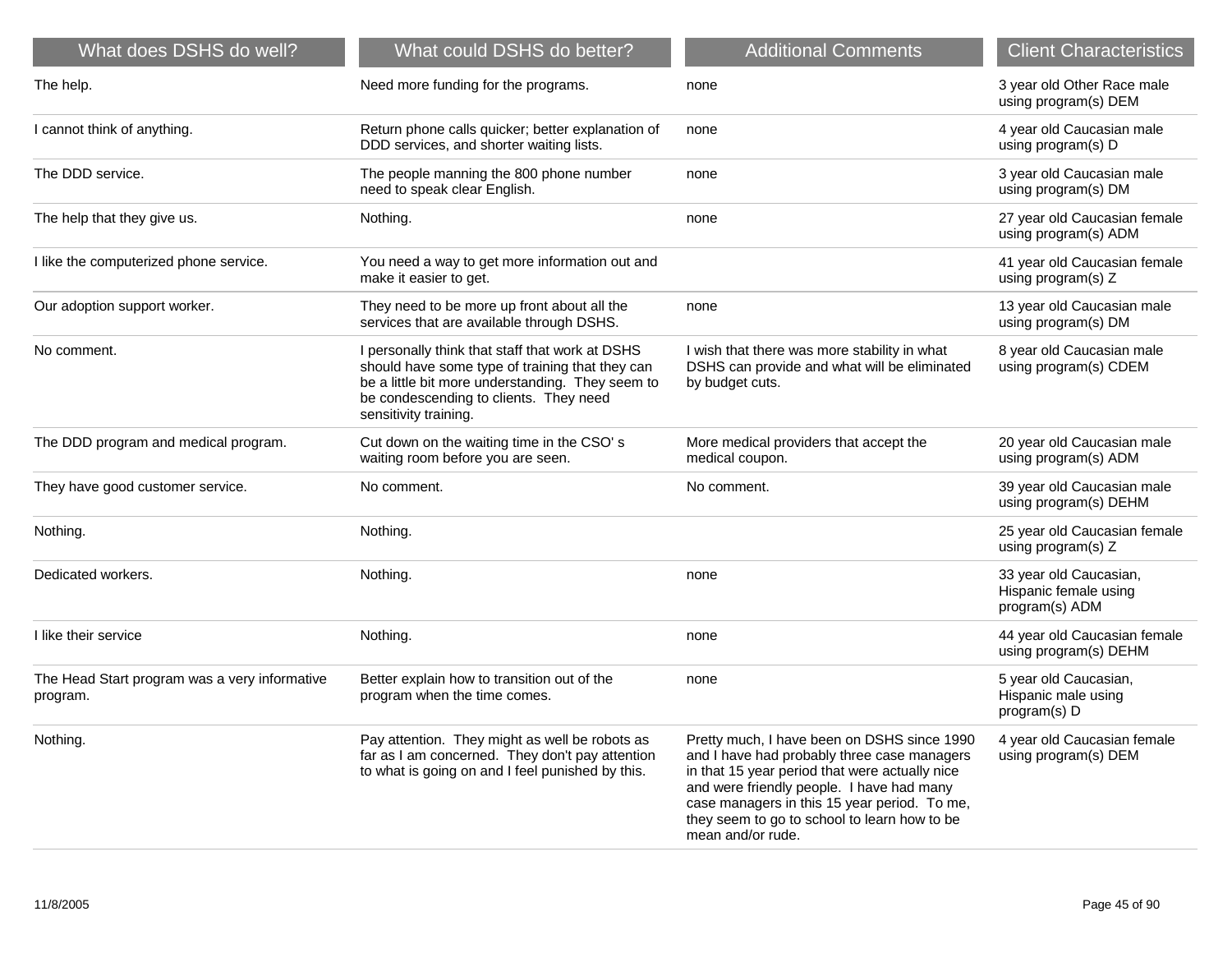| What does DSHS do well? | What could DSHS do better? | Additional Comments | Client Characteristics |
| --- | --- | --- | --- |
| The help. | Need more funding for the programs. | none | 3 year old Other Race male using program(s) DEM |
| I cannot think of anything. | Return phone calls quicker; better explanation of DDD services, and shorter waiting lists. | none | 4 year old Caucasian male using program(s) D |
| The DDD service. | The people manning the 800 phone number need to speak clear English. | none | 3 year old Caucasian male using program(s) DM |
| The help that they give us. | Nothing. | none | 27 year old Caucasian female using program(s) ADM |
| I like the computerized phone service. | You need a way to get more information out and make it easier to get. | | 41 year old Caucasian female using program(s) Z |
| Our adoption support worker. | They need to be more up front about all the services that are available through DSHS. | none | 13 year old Caucasian male using program(s) DM |
| No comment. | I personally think that staff that work at DSHS should have some type of training that they can be a little bit more understanding. They seem to be condescending to clients. They need sensitivity training. | I wish that there was more stability in what DSHS can provide and what will be eliminated by budget cuts. | 8 year old Caucasian male using program(s) CDEM |
| The DDD program and medical program. | Cut down on the waiting time in the CSO' s waiting room before you are seen. | More medical providers that accept the medical coupon. | 20 year old Caucasian male using program(s) ADM |
| They have good customer service. | No comment. | No comment. | 39 year old Caucasian male using program(s) DEHM |
| Nothing. | Nothing. | | 25 year old Caucasian female using program(s) Z |
| Dedicated workers. | Nothing. | none | 33 year old Caucasian, Hispanic female using program(s) ADM |
| I like their service | Nothing. | none | 44 year old Caucasian female using program(s) DEHM |
| The Head Start program was a very informative program. | Better explain how to transition out of the program when the time comes. | none | 5 year old Caucasian, Hispanic male using program(s) D |
| Nothing. | Pay attention. They might as well be robots as far as I am concerned. They don't pay attention to what is going on and I feel punished by this. | Pretty much, I have been on DSHS since 1990 and I have had probably three case managers in that 15 year period that were actually nice and were friendly people. I have had many case managers in this 15 year period. To me, they seem to go to school to learn how to be mean and/or rude. | 4 year old Caucasian female using program(s) DEM |

11/8/2005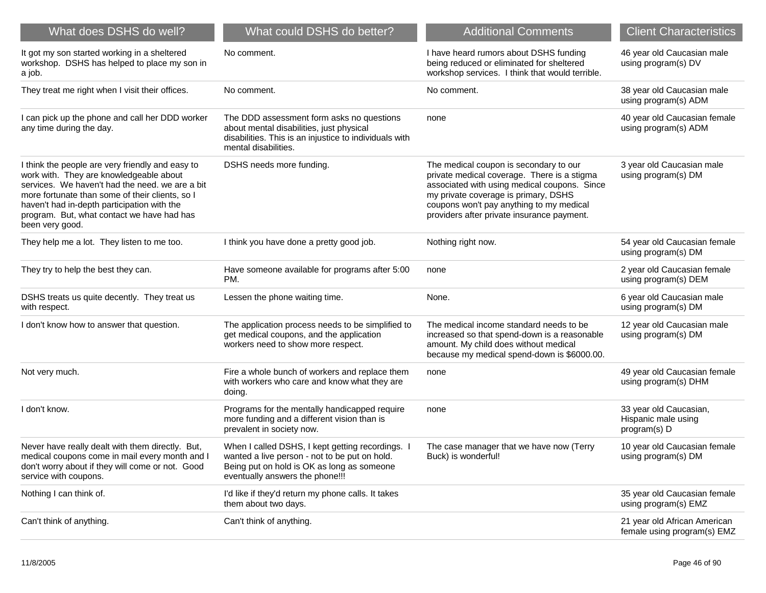| What does DSHS do well? | What could DSHS do better? | Additional Comments | Client Characteristics |
|---|---|---|---|
| It got my son started working in a sheltered workshop. DSHS has helped to place my son in a job. | No comment. | I have heard rumors about DSHS funding being reduced or eliminated for sheltered workshop services. I think that would terrible. | 46 year old Caucasian male using program(s) DV |
| They treat me right when I visit their offices. | No comment. | No comment. | 38 year old Caucasian male using program(s) ADM |
| I can pick up the phone and call her DDD worker any time during the day. | The DDD assessment form asks no questions about mental disabilities, just physical disabilities. This is an injustice to individuals with mental disabilities. | none | 40 year old Caucasian female using program(s) ADM |
| I think the people are very friendly and easy to work with. They are knowledgeable about services. We haven't had the need. we are a bit more fortunate than some of their clients, so I haven't had in-depth participation with the program. But, what contact we have had has been very good. | DSHS needs more funding. | The medical coupon is secondary to our private medical coverage. There is a stigma associated with using medical coupons. Since my private coverage is primary, DSHS coupons won't pay anything to my medical providers after private insurance payment. | 3 year old Caucasian male using program(s) DM |
| They help me a lot. They listen to me too. | I think you have done a pretty good job. | Nothing right now. | 54 year old Caucasian female using program(s) DM |
| They try to help the best they can. | Have someone available for programs after 5:00 PM. | none | 2 year old Caucasian female using program(s) DEM |
| DSHS treats us quite decently. They treat us with respect. | Lessen the phone waiting time. | None. | 6 year old Caucasian male using program(s) DM |
| I don't know how to answer that question. | The application process needs to be simplified to get medical coupons, and the application workers need to show more respect. | The medical income standard needs to be increased so that spend-down is a reasonable amount. My child does without medical because my medical spend-down is $6000.00. | 12 year old Caucasian male using program(s) DM |
| Not very much. | Fire a whole bunch of workers and replace them with workers who care and know what they are doing. | none | 49 year old Caucasian female using program(s) DHM |
| I don't know. | Programs for the mentally handicapped require more funding and a different vision than is prevalent in society now. | none | 33 year old Caucasian, Hispanic male using program(s) D |
| Never have really dealt with them directly. But, medical coupons come in mail every month and I don't worry about if they will come or not. Good service with coupons. | When I called DSHS, I kept getting recordings. I wanted a live person - not to be put on hold. Being put on hold is OK as long as someone eventually answers the phone!!! | The case manager that we have now (Terry Buck) is wonderful! | 10 year old Caucasian female using program(s) DM |
| Nothing I can think of. | I'd like if they'd return my phone calls. It takes them about two days. | | 35 year old Caucasian female using program(s) EMZ |
| Can't think of anything. | Can't think of anything. | | 21 year old African American female using program(s) EMZ |

11/8/2005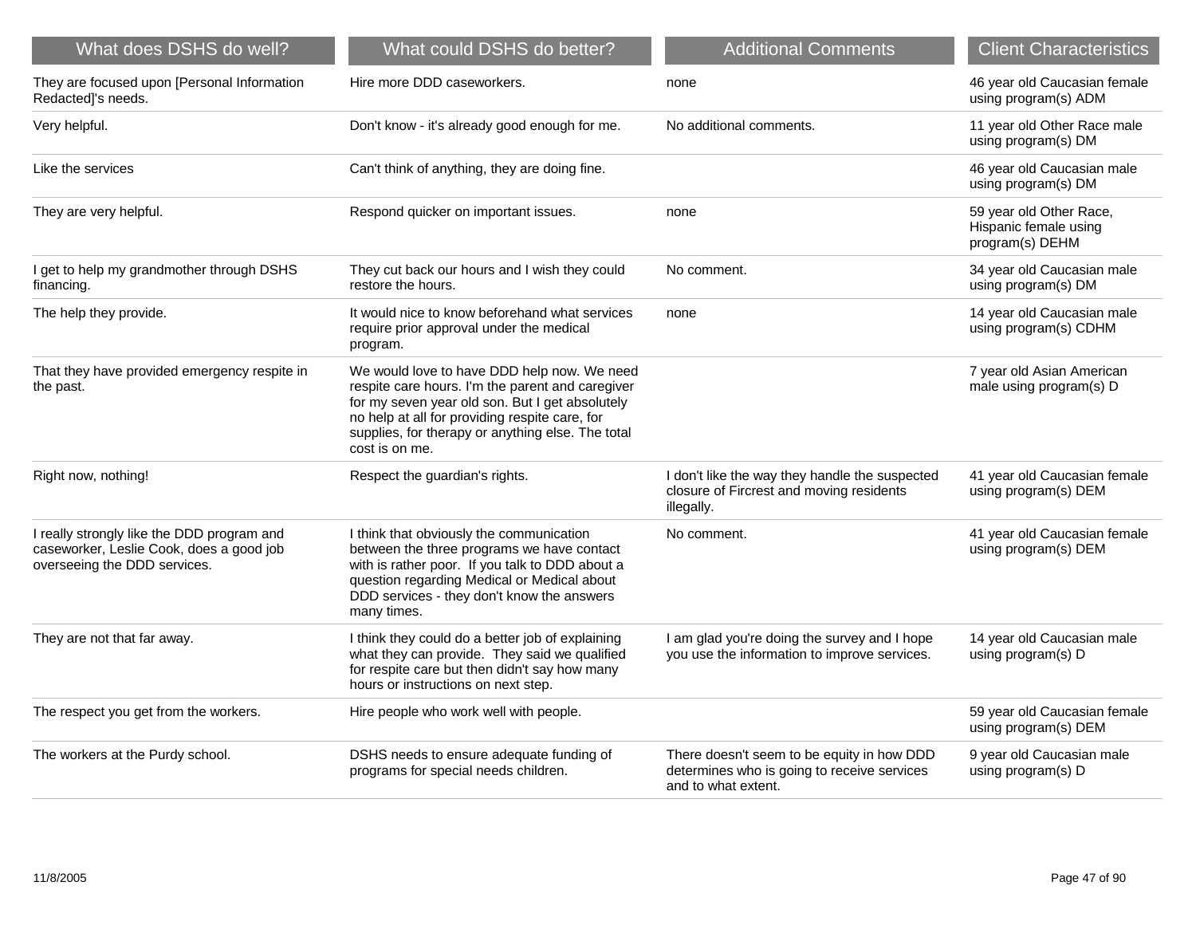| What does DSHS do well? | What could DSHS do better? | Additional Comments | Client Characteristics |
| --- | --- | --- | --- |
| They are focused upon [Personal Information Redacted]'s needs. | Hire more DDD caseworkers. | none | 46 year old Caucasian female using program(s) ADM |
| Very helpful. | Don't know - it's already good enough for me. | No additional comments. | 11 year old Other Race male using program(s) DM |
| Like the services | Can't think of anything, they are doing fine. | | 46 year old Caucasian male using program(s) DM |
| They are very helpful. | Respond quicker on important issues. | none | 59 year old Other Race, Hispanic female using program(s) DEHM |
| I get to help my grandmother through DSHS financing. | They cut back our hours and I wish they could restore the hours. | No comment. | 34 year old Caucasian male using program(s) DM |
| The help they provide. | It would nice to know beforehand what services require prior approval under the medical program. | none | 14 year old Caucasian male using program(s) CDHM |
| That they have provided emergency respite in the past. | We would love to have DDD help now. We need respite care hours. I'm the parent and caregiver for my seven year old son. But I get absolutely no help at all for providing respite care, for supplies, for therapy or anything else. The total cost is on me. | | 7 year old Asian American male using program(s) D |
| Right now, nothing! | Respect the guardian's rights. | I don't like the way they handle the suspected closure of Fircrest and moving residents illegally. | 41 year old Caucasian female using program(s) DEM |
| I really strongly like the DDD program and caseworker, Leslie Cook, does a good job overseeing the DDD services. | I think that obviously the communication between the three programs we have contact with is rather poor. If you talk to DDD about a question regarding Medical or Medical about DDD services - they don't know the answers many times. | No comment. | 41 year old Caucasian female using program(s) DEM |
| They are not that far away. | I think they could do a better job of explaining what they can provide. They said we qualified for respite care but then didn't say how many hours or instructions on next step. | I am glad you're doing the survey and I hope you use the information to improve services. | 14 year old Caucasian male using program(s) D |
| The respect you get from the workers. | Hire people who work well with people. | | 59 year old Caucasian female using program(s) DEM |
| The workers at the Purdy school. | DSHS needs to ensure adequate funding of programs for special needs children. | There doesn't seem to be equity in how DDD determines who is going to receive services and to what extent. | 9 year old Caucasian male using program(s) D |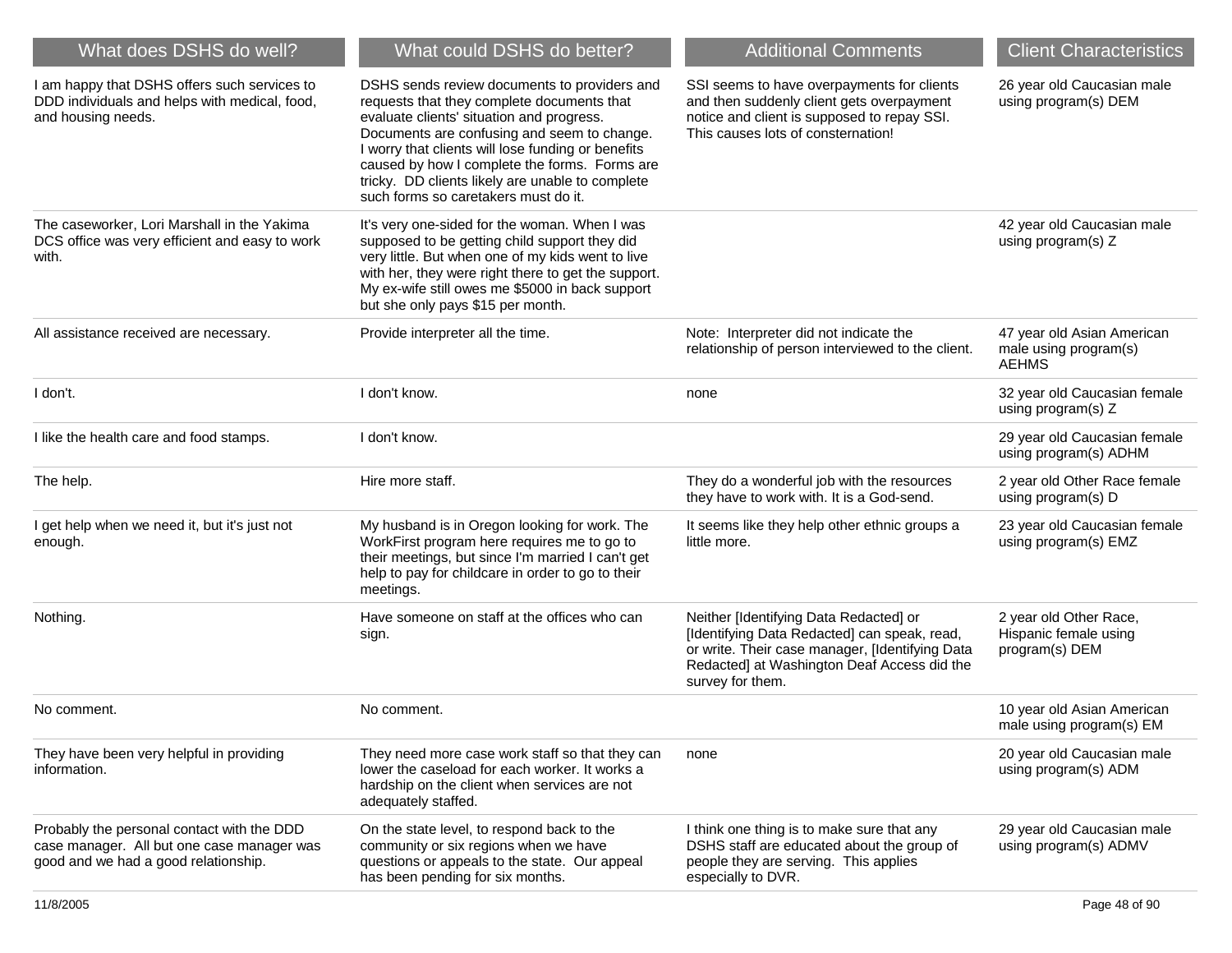| What does DSHS do well? | What could DSHS do better? | Additional Comments | Client Characteristics |
| --- | --- | --- | --- |
| I am happy that DSHS offers such services to DDD individuals and helps with medical, food, and housing needs. | DSHS sends review documents to providers and requests that they complete documents that evaluate clients' situation and progress. Documents are confusing and seem to change. I worry that clients will lose funding or benefits caused by how I complete the forms. Forms are tricky. DD clients likely are unable to complete such forms so caretakers must do it. | SSI seems to have overpayments for clients and then suddenly client gets overpayment notice and client is supposed to repay SSI. This causes lots of consternation! | 26 year old Caucasian male using program(s) DEM |
| The caseworker, Lori Marshall in the Yakima DCS office was very efficient and easy to work with. | It's very one-sided for the woman. When I was supposed to be getting child support they did very little. But when one of my kids went to live with her, they were right there to get the support. My ex-wife still owes me $5000 in back support but she only pays $15 per month. | | 42 year old Caucasian male using program(s) Z |
| All assistance received are necessary. | Provide interpreter all the time. | Note: Interpreter did not indicate the relationship of person interviewed to the client. | 47 year old Asian American male using program(s) AEHMS |
| I don't. | I don't know. | none | 32 year old Caucasian female using program(s) Z |
| I like the health care and food stamps. | I don't know. | | 29 year old Caucasian female using program(s) ADHM |
| The help. | Hire more staff. | They do a wonderful job with the resources they have to work with. It is a God-send. | 2 year old Other Race female using program(s) D |
| I get help when we need it, but it's just not enough. | My husband is in Oregon looking for work. The WorkFirst program here requires me to go to their meetings, but since I'm married I can't get help to pay for childcare in order to go to their meetings. | It seems like they help other ethnic groups a little more. | 23 year old Caucasian female using program(s) EMZ |
| Nothing. | Have someone on staff at the offices who can sign. | Neither [Identifying Data Redacted] or [Identifying Data Redacted] can speak, read, or write. Their case manager, [Identifying Data Redacted] at Washington Deaf Access did the survey for them. | 2 year old Other Race, Hispanic female using program(s) DEM |
| No comment. | No comment. | | 10 year old Asian American male using program(s) EM |
| They have been very helpful in providing information. | They need more case work staff so that they can lower the caseload for each worker. It works a hardship on the client when services are not adequately staffed. | none | 20 year old Caucasian male using program(s) ADM |
| Probably the personal contact with the DDD case manager. All but one case manager was good and we had a good relationship. | On the state level, to respond back to the community or six regions when we have questions or appeals to the state. Our appeal has been pending for six months. | I think one thing is to make sure that any DSHS staff are educated about the group of people they are serving. This applies especially to DVR. | 29 year old Caucasian male using program(s) ADMV |

11/8/2005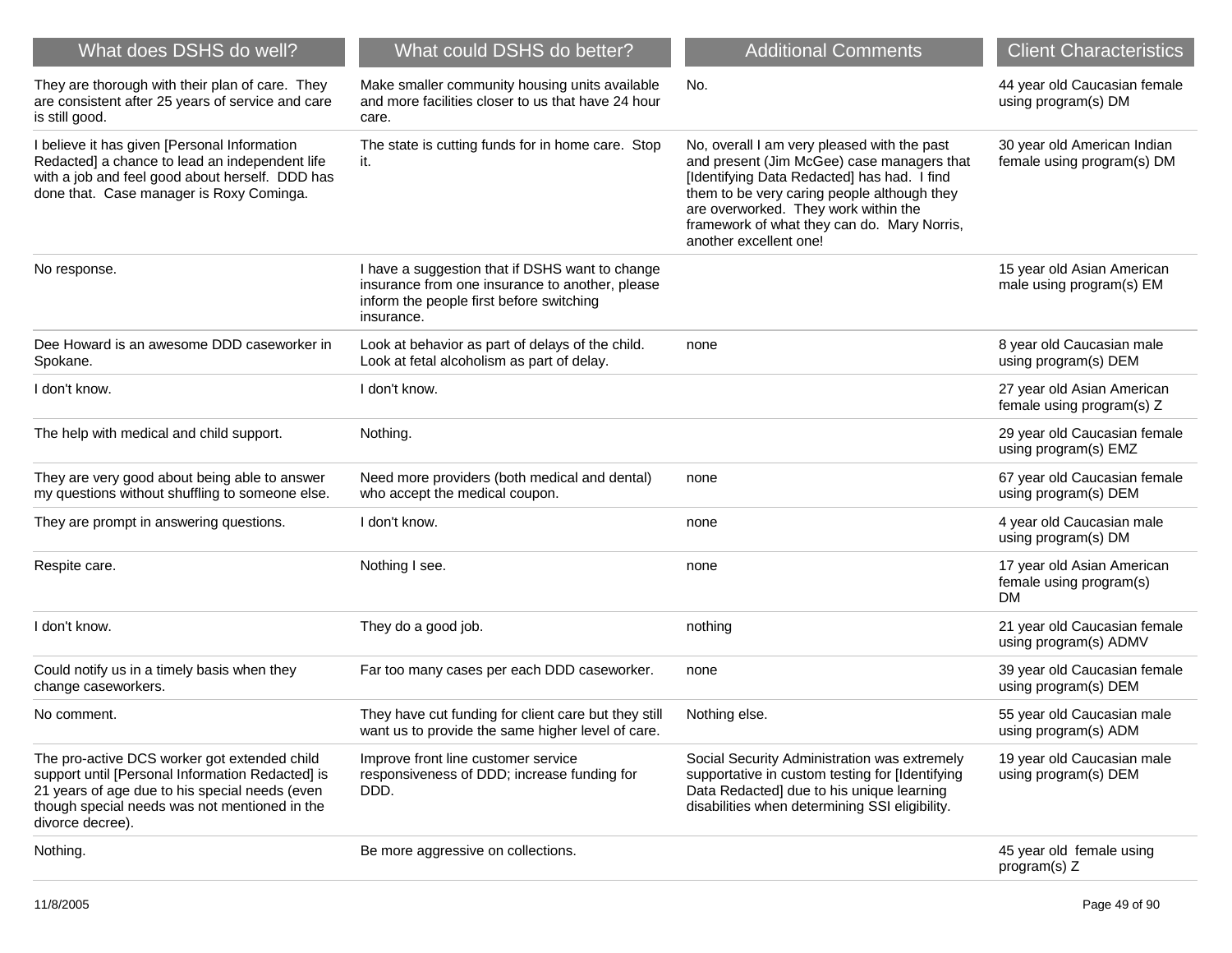| What does DSHS do well? | What could DSHS do better? | Additional Comments | Client Characteristics |
|---|---|---|---|
| They are thorough with their plan of care. They are consistent after 25 years of service and care is still good. | Make smaller community housing units available and more facilities closer to us that have 24 hour care. | No. | 44 year old Caucasian female using program(s) DM |
| I believe it has given [Personal Information Redacted] a chance to lead an independent life with a job and feel good about herself. DDD has done that. Case manager is Roxy Cominga. | The state is cutting funds for in home care. Stop it. | No, overall I am very pleased with the past and present (Jim McGee) case managers that [Identifying Data Redacted] has had. I find them to be very caring people although they are overworked. They work within the framework of what they can do. Mary Norris, another excellent one! | 30 year old American Indian female using program(s) DM |
| No response. | I have a suggestion that if DSHS want to change insurance from one insurance to another, please inform the people first before switching insurance. | | 15 year old Asian American male using program(s) EM |
| Dee Howard is an awesome DDD caseworker in Spokane. | Look at behavior as part of delays of the child. Look at fetal alcoholism as part of delay. | none | 8 year old Caucasian male using program(s) DEM |
| I don't know. | I don't know. | | 27 year old Asian American female using program(s) Z |
| The help with medical and child support. | Nothing. | | 29 year old Caucasian female using program(s) EMZ |
| They are very good about being able to answer my questions without shuffling to someone else. | Need more providers (both medical and dental) who accept the medical coupon. | none | 67 year old Caucasian female using program(s) DEM |
| They are prompt in answering questions. | I don't know. | none | 4 year old Caucasian male using program(s) DM |
| Respite care. | Nothing I see. | none | 17 year old Asian American female using program(s) DM |
| I don't know. | They do a good job. | nothing | 21 year old Caucasian female using program(s) ADMV |
| Could notify us in a timely basis when they change caseworkers. | Far too many cases per each DDD caseworker. | none | 39 year old Caucasian female using program(s) DEM |
| No comment. | They have cut funding for client care but they still want us to provide the same higher level of care. | Nothing else. | 55 year old Caucasian male using program(s) ADM |
| The pro-active DCS worker got extended child support until [Personal Information Redacted] is 21 years of age due to his special needs (even though special needs was not mentioned in the divorce decree). | Improve front line customer service responsiveness of DDD; increase funding for DDD. | Social Security Administration was extremely supportative in custom testing for [Identifying Data Redacted] due to his unique learning disabilities when determining SSI eligibility. | 19 year old Caucasian male using program(s) DEM |
| Nothing. | Be more aggressive on collections. | | 45 year old female using program(s) Z |

11/8/2005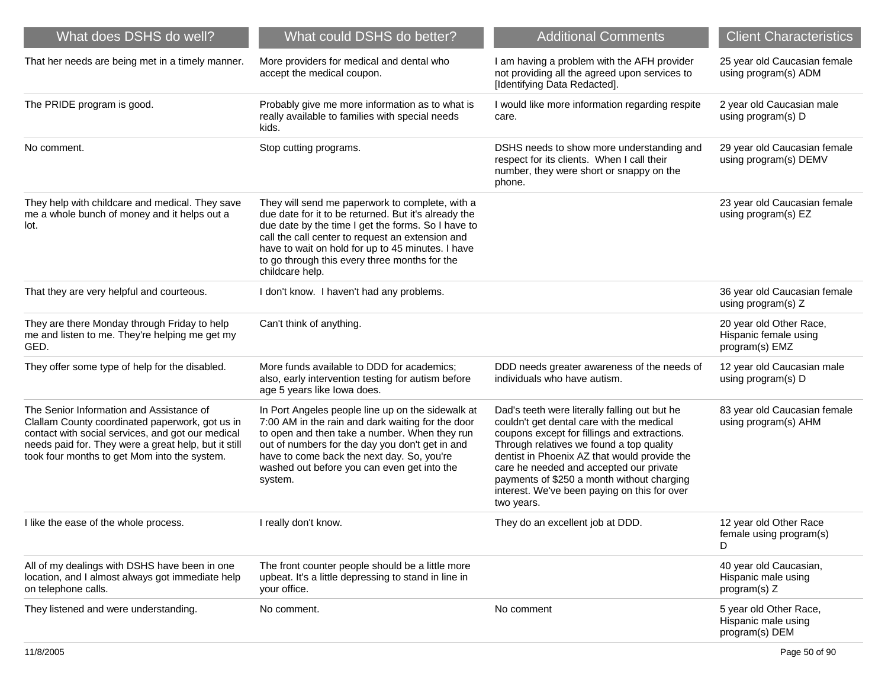| What does DSHS do well? | What could DSHS do better? | Additional Comments | Client Characteristics |
|---|---|---|---|
| That her needs are being met in a timely manner. | More providers for medical and dental who accept the medical coupon. | I am having a problem with the AFH provider not providing all the agreed upon services to [Identifying Data Redacted]. | 25 year old Caucasian female using program(s) ADM |
| The PRIDE program is good. | Probably give me more information as to what is really available to families with special needs kids. | I would like more information regarding respite care. | 2 year old Caucasian male using program(s) D |
| No comment. | Stop cutting programs. | DSHS needs to show more understanding and respect for its clients. When I call their number, they were short or snappy on the phone. | 29 year old Caucasian female using program(s) DEMV |
| They help with childcare and medical. They save me a whole bunch of money and it helps out a lot. | They will send me paperwork to complete, with a due date for it to be returned. But it's already the due date by the time I get the forms. So I have to call the call center to request an extension and have to wait on hold for up to 45 minutes. I have to go through this every three months for the childcare help. | | 23 year old Caucasian female using program(s) EZ |
| That they are very helpful and courteous. | I don't know. I haven't had any problems. | | 36 year old Caucasian female using program(s) Z |
| They are there Monday through Friday to help me and listen to me. They're helping me get my GED. | Can't think of anything. | | 20 year old Other Race, Hispanic female using program(s) EMZ |
| They offer some type of help for the disabled. | More funds available to DDD for academics; also, early intervention testing for autism before age 5 years like Iowa does. | DDD needs greater awareness of the needs of individuals who have autism. | 12 year old Caucasian male using program(s) D |
| The Senior Information and Assistance of Clallam County coordinated paperwork, got us in contact with social services, and got our medical needs paid for. They were a great help, but it still took four months to get Mom into the system. | In Port Angeles people line up on the sidewalk at 7:00 AM in the rain and dark waiting for the door to open and then take a number. When they run out of numbers for the day you don't get in and have to come back the next day. So, you're washed out before you can even get into the system. | Dad's teeth were literally falling out but he couldn't get dental care with the medical coupons except for fillings and extractions. Through relatives we found a top quality dentist in Phoenix AZ that would provide the care he needed and accepted our private payments of $250 a month without charging interest. We've been paying on this for over two years. | 83 year old Caucasian female using program(s) AHM |
| I like the ease of the whole process. | I really don't know. | They do an excellent job at DDD. | 12 year old Other Race female using program(s) D |
| All of my dealings with DSHS have been in one location, and I almost always got immediate help on telephone calls. | The front counter people should be a little more upbeat. It's a little depressing to stand in line in your office. | | 40 year old Caucasian, Hispanic male using program(s) Z |
| They listened and were understanding. | No comment. | No comment | 5 year old Other Race, Hispanic male using program(s) DEM |

11/8/2005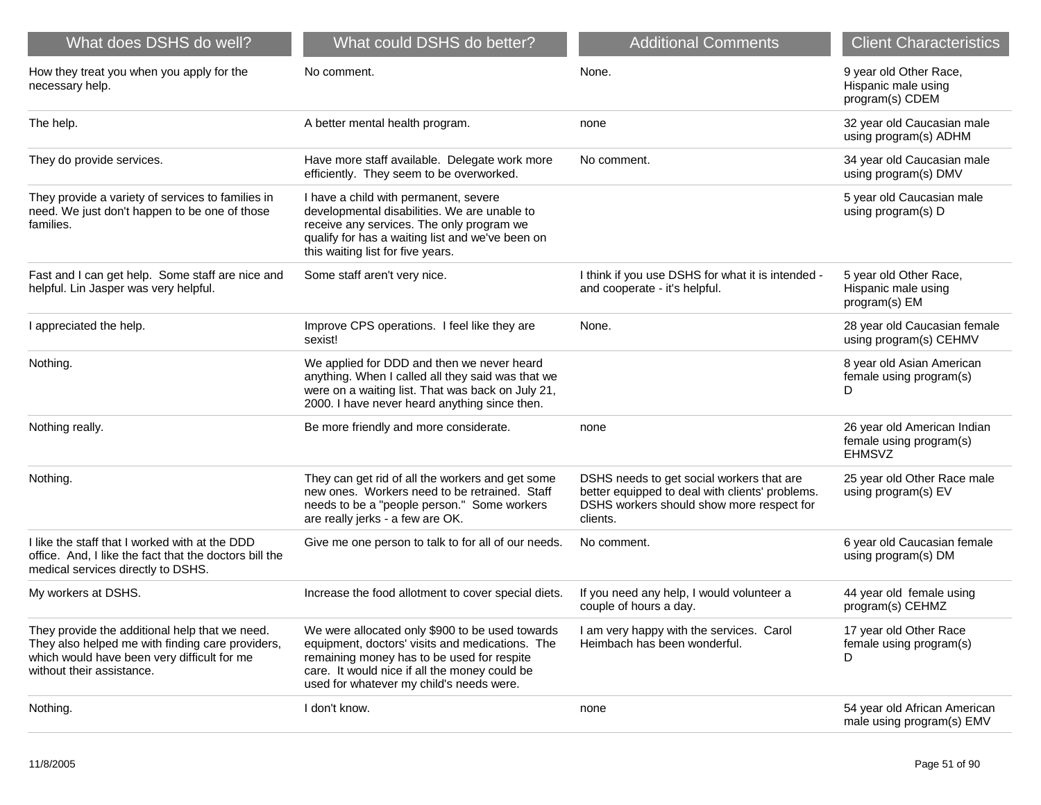| What does DSHS do well? | What could DSHS do better? | Additional Comments | Client Characteristics |
|---|---|---|---|
| How they treat you when you apply for the necessary help. | No comment. | None. | 9 year old Other Race, Hispanic male using program(s) CDEM |
| The help. | A better mental health program. | none | 32 year old Caucasian male using program(s) ADHM |
| They do provide services. | Have more staff available. Delegate work more efficiently. They seem to be overworked. | No comment. | 34 year old Caucasian male using program(s) DMV |
| They provide a variety of services to families in need. We just don't happen to be one of those families. | I have a child with permanent, severe developmental disabilities. We are unable to receive any services. The only program we qualify for has a waiting list and we've been on this waiting list for five years. | | 5 year old Caucasian male using program(s) D |
| Fast and I can get help. Some staff are nice and helpful. Lin Jasper was very helpful. | Some staff aren't very nice. | I think if you use DSHS for what it is intended - and cooperate - it's helpful. | 5 year old Other Race, Hispanic male using program(s) EM |
| I appreciated the help. | Improve CPS operations. I feel like they are sexist! | None. | 28 year old Caucasian female using program(s) CEHMV |
| Nothing. | We applied for DDD and then we never heard anything. When I called all they said was that we were on a waiting list. That was back on July 21, 2000. I have never heard anything since then. | | 8 year old Asian American female using program(s) D |
| Nothing really. | Be more friendly and more considerate. | none | 26 year old American Indian female using program(s) EHMSVZ |
| Nothing. | They can get rid of all the workers and get some new ones. Workers need to be retrained. Staff needs to be a "people person." Some workers are really jerks - a few are OK. | DSHS needs to get social workers that are better equipped to deal with clients' problems. DSHS workers should show more respect for clients. | 25 year old Other Race male using program(s) EV |
| I like the staff that I worked with at the DDD office. And, I like the fact that the doctors bill the medical services directly to DSHS. | Give me one person to talk to for all of our needs. | No comment. | 6 year old Caucasian female using program(s) DM |
| My workers at DSHS. | Increase the food allotment to cover special diets. | If you need any help, I would volunteer a couple of hours a day. | 44 year old female using program(s) CEHMZ |
| They provide the additional help that we need. They also helped me with finding care providers, which would have been very difficult for me without their assistance. | We were allocated only $900 to be used towards equipment, doctors' visits and medications. The remaining money has to be used for respite care. It would nice if all the money could be used for whatever my child's needs were. | I am very happy with the services. Carol Heimbach has been wonderful. | 17 year old Other Race female using program(s) D |
| Nothing. | I don't know. | none | 54 year old African American male using program(s) EMV |

11/8/2005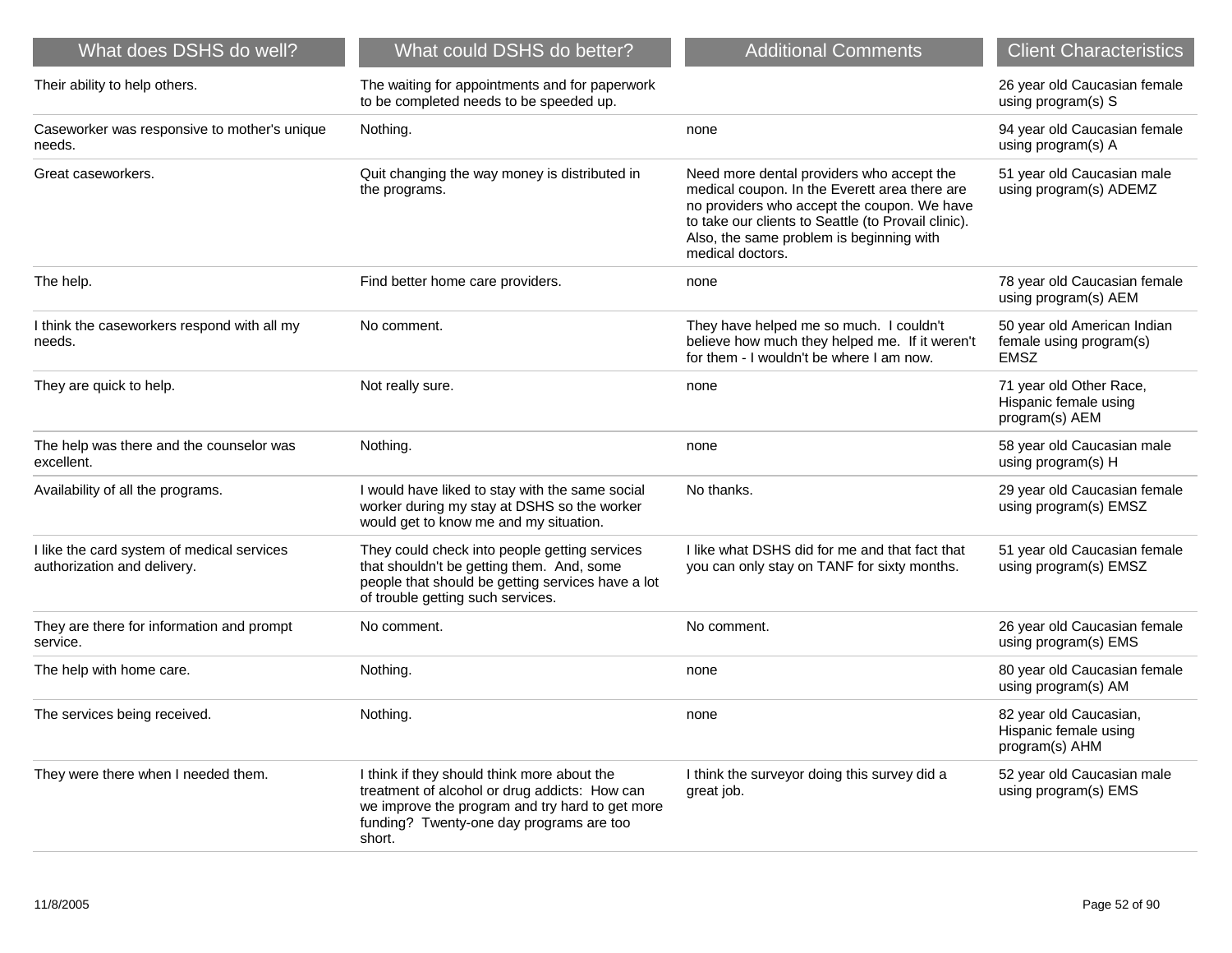| What does DSHS do well? | What could DSHS do better? | Additional Comments | Client Characteristics |
|---|---|---|---|
| Their ability to help others. | The waiting for appointments and for paperwork to be completed needs to be speeded up. | | 26 year old Caucasian female using program(s) S |
| Caseworker was responsive to mother's unique needs. | Nothing. | none | 94 year old Caucasian female using program(s) A |
| Great caseworkers. | Quit changing the way money is distributed in the programs. | Need more dental providers who accept the medical coupon. In the Everett area there are no providers who accept the coupon. We have to take our clients to Seattle (to Provail clinic). Also, the same problem is beginning with medical doctors. | 51 year old Caucasian male using program(s) ADEMZ |
| The help. | Find better home care providers. | none | 78 year old Caucasian female using program(s) AEM |
| I think the caseworkers respond with all my needs. | No comment. | They have helped me so much. I couldn't believe how much they helped me. If it weren't for them - I wouldn't be where I am now. | 50 year old American Indian female using program(s) EMSZ |
| They are quick to help. | Not really sure. | none | 71 year old Other Race, Hispanic female using program(s) AEM |
| The help was there and the counselor was excellent. | Nothing. | none | 58 year old Caucasian male using program(s) H |
| Availability of all the programs. | I would have liked to stay with the same social worker during my stay at DSHS so the worker would get to know me and my situation. | No thanks. | 29 year old Caucasian female using program(s) EMSZ |
| I like the card system of medical services authorization and delivery. | They could check into people getting services that shouldn't be getting them. And, some people that should be getting services have a lot of trouble getting such services. | I like what DSHS did for me and that fact that you can only stay on TANF for sixty months. | 51 year old Caucasian female using program(s) EMSZ |
| They are there for information and prompt service. | No comment. | No comment. | 26 year old Caucasian female using program(s) EMS |
| The help with home care. | Nothing. | none | 80 year old Caucasian female using program(s) AM |
| The services being received. | Nothing. | none | 82 year old Caucasian, Hispanic female using program(s) AHM |
| They were there when I needed them. | I think if they should think more about the treatment of alcohol or drug addicts: How can we improve the program and try hard to get more funding? Twenty-one day programs are too short. | I think the surveyor doing this survey did a great job. | 52 year old Caucasian male using program(s) EMS |

11/8/2005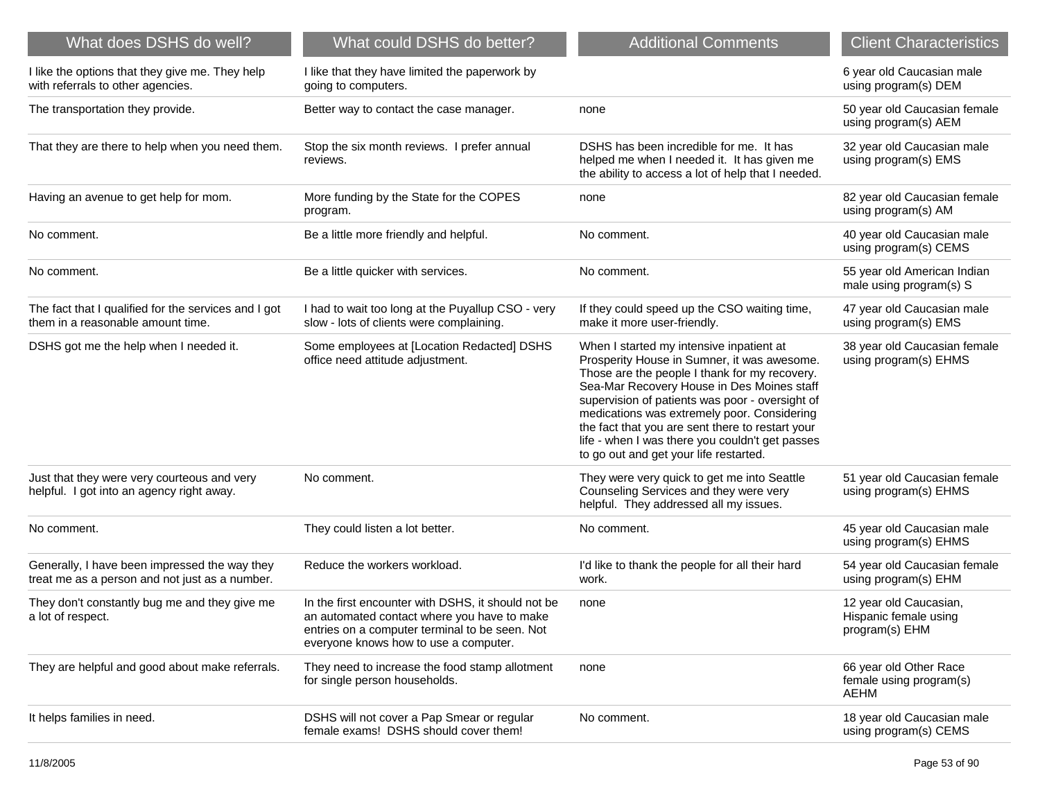| What does DSHS do well? | What could DSHS do better? | Additional Comments | Client Characteristics |
|---|---|---|---|
| I like the options that they give me. They help with referrals to other agencies. | I like that they have limited the paperwork by going to computers. | | 6 year old Caucasian male using program(s) DEM |
| The transportation they provide. | Better way to contact the case manager. | none | 50 year old Caucasian female using program(s) AEM |
| That they are there to help when you need them. | Stop the six month reviews. I prefer annual reviews. | DSHS has been incredible for me. It has helped me when I needed it. It has given me the ability to access a lot of help that I needed. | 32 year old Caucasian male using program(s) EMS |
| Having an avenue to get help for mom. | More funding by the State for the COPES program. | none | 82 year old Caucasian female using program(s) AM |
| No comment. | Be a little more friendly and helpful. | No comment. | 40 year old Caucasian male using program(s) CEMS |
| No comment. | Be a little quicker with services. | No comment. | 55 year old American Indian male using program(s) S |
| The fact that I qualified for the services and I got them in a reasonable amount time. | I had to wait too long at the Puyallup CSO - very slow - lots of clients were complaining. | If they could speed up the CSO waiting time, make it more user-friendly. | 47 year old Caucasian male using program(s) EMS |
| DSHS got me the help when I needed it. | Some employees at [Location Redacted] DSHS office need attitude adjustment. | When I started my intensive inpatient at Prosperity House in Sumner, it was awesome. Those are the people I thank for my recovery. Sea-Mar Recovery House in Des Moines staff supervision of patients was poor - oversight of medications was extremely poor. Considering the fact that you are sent there to restart your life - when I was there you couldn't get passes to go out and get your life restarted. | 38 year old Caucasian female using program(s) EHMS |
| Just that they were very courteous and very helpful. I got into an agency right away. | No comment. | They were very quick to get me into Seattle Counseling Services and they were very helpful. They addressed all my issues. | 51 year old Caucasian female using program(s) EHMS |
| No comment. | They could listen a lot better. | No comment. | 45 year old Caucasian male using program(s) EHMS |
| Generally, I have been impressed the way they treat me as a person and not just as a number. | Reduce the workers workload. | I'd like to thank the people for all their hard work. | 54 year old Caucasian female using program(s) EHM |
| They don't constantly bug me and they give me a lot of respect. | In the first encounter with DSHS, it should not be an automated contact where you have to make entries on a computer terminal to be seen. Not everyone knows how to use a computer. | none | 12 year old Caucasian, Hispanic female using program(s) EHM |
| They are helpful and good about make referrals. | They need to increase the food stamp allotment for single person households. | none | 66 year old Other Race female using program(s) AEHM |
| It helps families in need. | DSHS will not cover a Pap Smear or regular female exams! DSHS should cover them! | No comment. | 18 year old Caucasian male using program(s) CEMS |

11/8/2005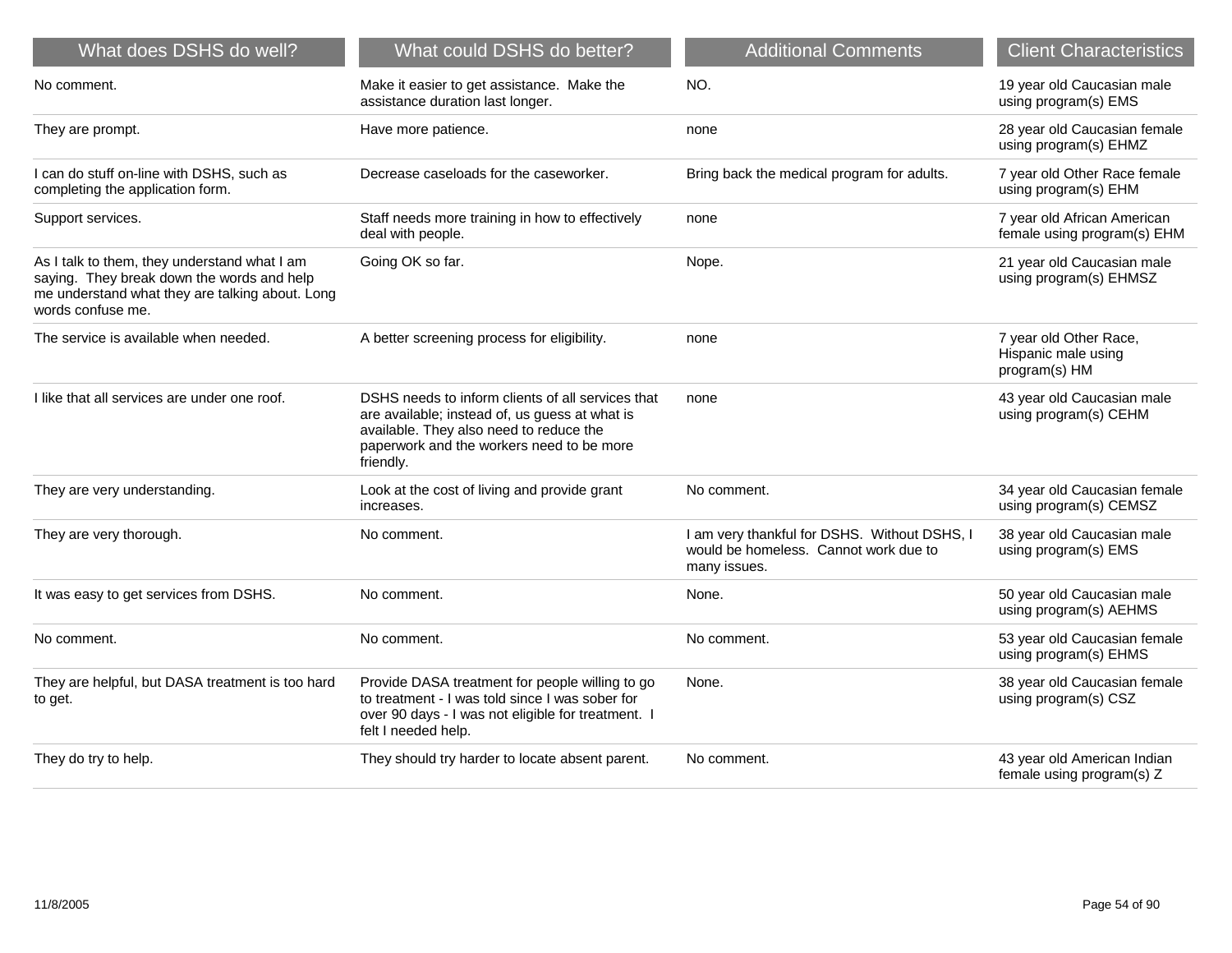| What does DSHS do well? | What could DSHS do better? | Additional Comments | Client Characteristics |
| --- | --- | --- | --- |
| No comment. | Make it easier to get assistance. Make the assistance duration last longer. | NO. | 19 year old Caucasian male using program(s) EMS |
| They are prompt. | Have more patience. | none | 28 year old Caucasian female using program(s) EHMZ |
| I can do stuff on-line with DSHS, such as completing the application form. | Decrease caseloads for the caseworker. | Bring back the medical program for adults. | 7 year old Other Race female using program(s) EHM |
| Support services. | Staff needs more training in how to effectively deal with people. | none | 7 year old African American female using program(s) EHM |
| As I talk to them, they understand what I am saying. They break down the words and help me understand what they are talking about. Long words confuse me. | Going OK so far. | Nope. | 21 year old Caucasian male using program(s) EHMSZ |
| The service is available when needed. | A better screening process for eligibility. | none | 7 year old Other Race, Hispanic male using program(s) HM |
| I like that all services are under one roof. | DSHS needs to inform clients of all services that are available; instead of, us guess at what is available. They also need to reduce the paperwork and the workers need to be more friendly. | none | 43 year old Caucasian male using program(s) CEHM |
| They are very understanding. | Look at the cost of living and provide grant increases. | No comment. | 34 year old Caucasian female using program(s) CEMSZ |
| They are very thorough. | No comment. | I am very thankful for DSHS. Without DSHS, I would be homeless. Cannot work due to many issues. | 38 year old Caucasian male using program(s) EMS |
| It was easy to get services from DSHS. | No comment. | None. | 50 year old Caucasian male using program(s) AEHMS |
| No comment. | No comment. | No comment. | 53 year old Caucasian female using program(s) EHMS |
| They are helpful, but DASA treatment is too hard to get. | Provide DASA treatment for people willing to go to treatment - I was told since I was sober for over 90 days - I was not eligible for treatment. I felt I needed help. | None. | 38 year old Caucasian female using program(s) CSZ |
| They do try to help. | They should try harder to locate absent parent. | No comment. | 43 year old American Indian female using program(s) Z |

11/8/2005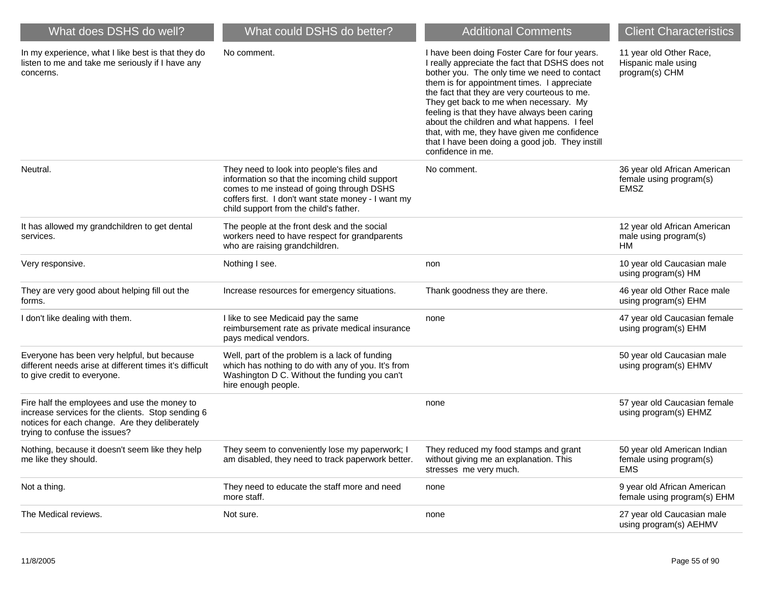| What does DSHS do well? | What could DSHS do better? | Additional Comments | Client Characteristics |
|---|---|---|---|
| In my experience, what I like best is that they do listen to me and take me seriously if I have any concerns. | No comment. | I have been doing Foster Care for four years. I really appreciate the fact that DSHS does not bother you. The only time we need to contact them is for appointment times. I appreciate the fact that they are very courteous to me. They get back to me when necessary. My feeling is that they have always been caring about the children and what happens. I feel that, with me, they have given me confidence that I have been doing a good job. They instill confidence in me. | 11 year old Other Race, Hispanic male using program(s) CHM |
| Neutral. | They need to look into people's files and information so that the incoming child support comes to me instead of going through DSHS coffers first. I don't want state money - I want my child support from the child's father. | No comment. | 36 year old African American female using program(s) EMSZ |
| It has allowed my grandchildren to get dental services. | The people at the front desk and the social workers need to have respect for grandparents who are raising grandchildren. | | 12 year old African American male using program(s) HM |
| Very responsive. | Nothing I see. | non | 10 year old Caucasian male using program(s) HM |
| They are very good about helping fill out the forms. | Increase resources for emergency situations. | Thank goodness they are there. | 46 year old Other Race male using program(s) EHM |
| I don't like dealing with them. | I like to see Medicaid pay the same reimbursement rate as private medical insurance pays medical vendors. | none | 47 year old Caucasian female using program(s) EHM |
| Everyone has been very helpful, but because different needs arise at different times it's difficult to give credit to everyone. | Well, part of the problem is a lack of funding which has nothing to do with any of you. It's from Washington D C. Without the funding you can't hire enough people. | | 50 year old Caucasian male using program(s) EHMV |
| Fire half the employees and use the money to increase services for the clients. Stop sending 6 notices for each change. Are they deliberately trying to confuse the issues? | | none | 57 year old Caucasian female using program(s) EHMZ |
| Nothing, because it doesn't seem like they help me like they should. | They seem to conveniently lose my paperwork; I am disabled, they need to track paperwork better. | They reduced my food stamps and grant without giving me an explanation. This stresses me very much. | 50 year old American Indian female using program(s) EMS |
| Not a thing. | They need to educate the staff more and need more staff. | none | 9 year old African American female using program(s) EHM |
| The Medical reviews. | Not sure. | none | 27 year old Caucasian male using program(s) AEHMV |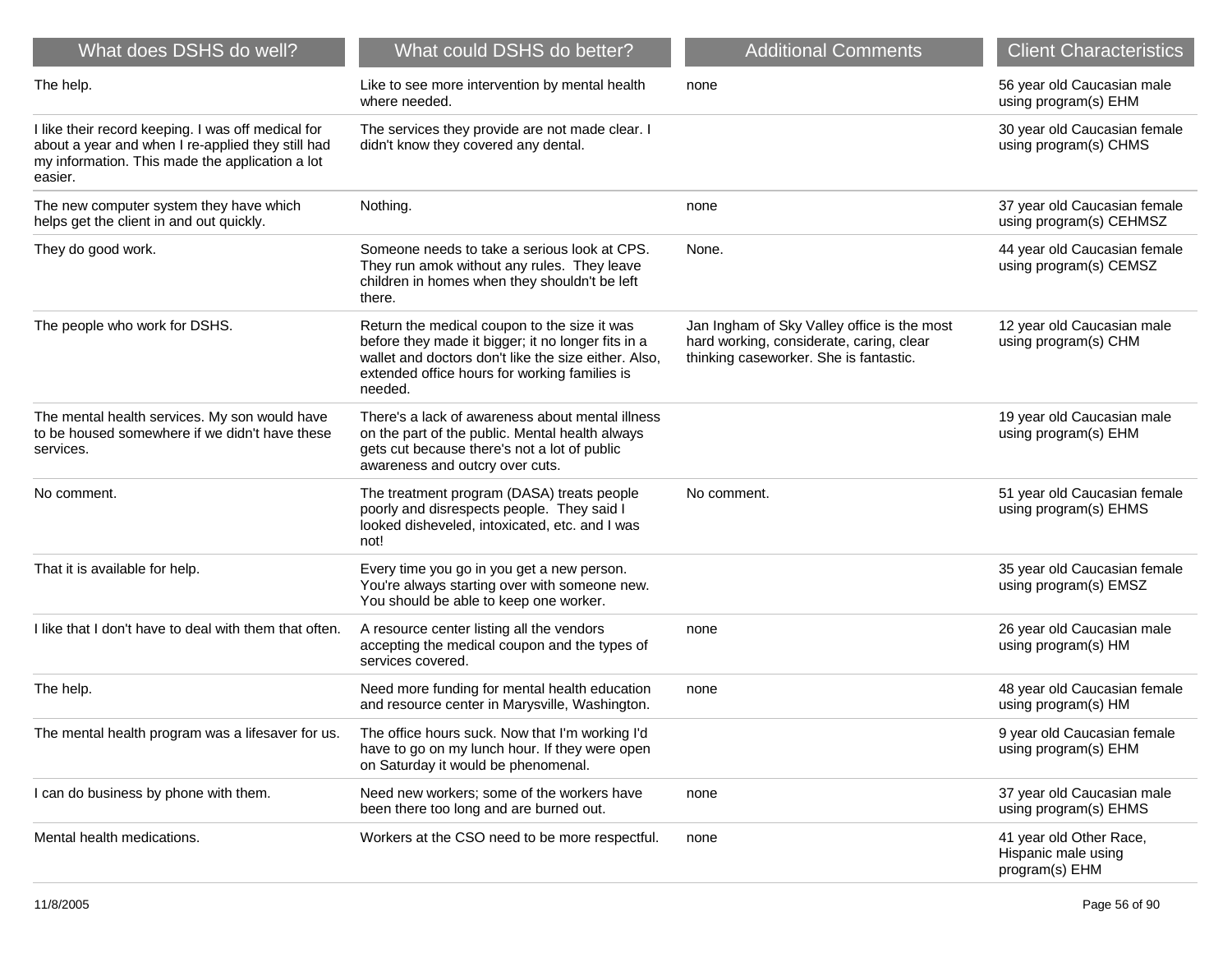| What does DSHS do well? | What could DSHS do better? | Additional Comments | Client Characteristics |
| --- | --- | --- | --- |
| The help. | Like to see more intervention by mental health where needed. | none | 56 year old Caucasian male using program(s) EHM |
| I like their record keeping. I was off medical for about a year and when I re-applied they still had my information. This made the application a lot easier. | The services they provide are not made clear. I didn't know they covered any dental. | | 30 year old Caucasian female using program(s) CHMS |
| The new computer system they have which helps get the client in and out quickly. | Nothing. | none | 37 year old Caucasian female using program(s) CEHMSZ |
| They do good work. | Someone needs to take a serious look at CPS. They run amok without any rules. They leave children in homes when they shouldn't be left there. | None. | 44 year old Caucasian female using program(s) CEMSZ |
| The people who work for DSHS. | Return the medical coupon to the size it was before they made it bigger; it no longer fits in a wallet and doctors don't like the size either. Also, extended office hours for working families is needed. | Jan Ingham of Sky Valley office is the most hard working, considerate, caring, clear thinking caseworker. She is fantastic. | 12 year old Caucasian male using program(s) CHM |
| The mental health services. My son would have to be housed somewhere if we didn't have these services. | There's a lack of awareness about mental illness on the part of the public. Mental health always gets cut because there's not a lot of public awareness and outcry over cuts. | | 19 year old Caucasian male using program(s) EHM |
| No comment. | The treatment program (DASA) treats people poorly and disrespects people. They said I looked disheveled, intoxicated, etc. and I was not! | No comment. | 51 year old Caucasian female using program(s) EHMS |
| That it is available for help. | Every time you go in you get a new person. You're always starting over with someone new. You should be able to keep one worker. | | 35 year old Caucasian female using program(s) EMSZ |
| I like that I don't have to deal with them that often. | A resource center listing all the vendors accepting the medical coupon and the types of services covered. | none | 26 year old Caucasian male using program(s) HM |
| The help. | Need more funding for mental health education and resource center in Marysville, Washington. | none | 48 year old Caucasian female using program(s) HM |
| The mental health program was a lifesaver for us. | The office hours suck. Now that I'm working I'd have to go on my lunch hour. If they were open on Saturday it would be phenomenal. | | 9 year old Caucasian female using program(s) EHM |
| I can do business by phone with them. | Need new workers; some of the workers have been there too long and are burned out. | none | 37 year old Caucasian male using program(s) EHMS |
| Mental health medications. | Workers at the CSO need to be more respectful. | none | 41 year old Other Race, Hispanic male using program(s) EHM |

11/8/2005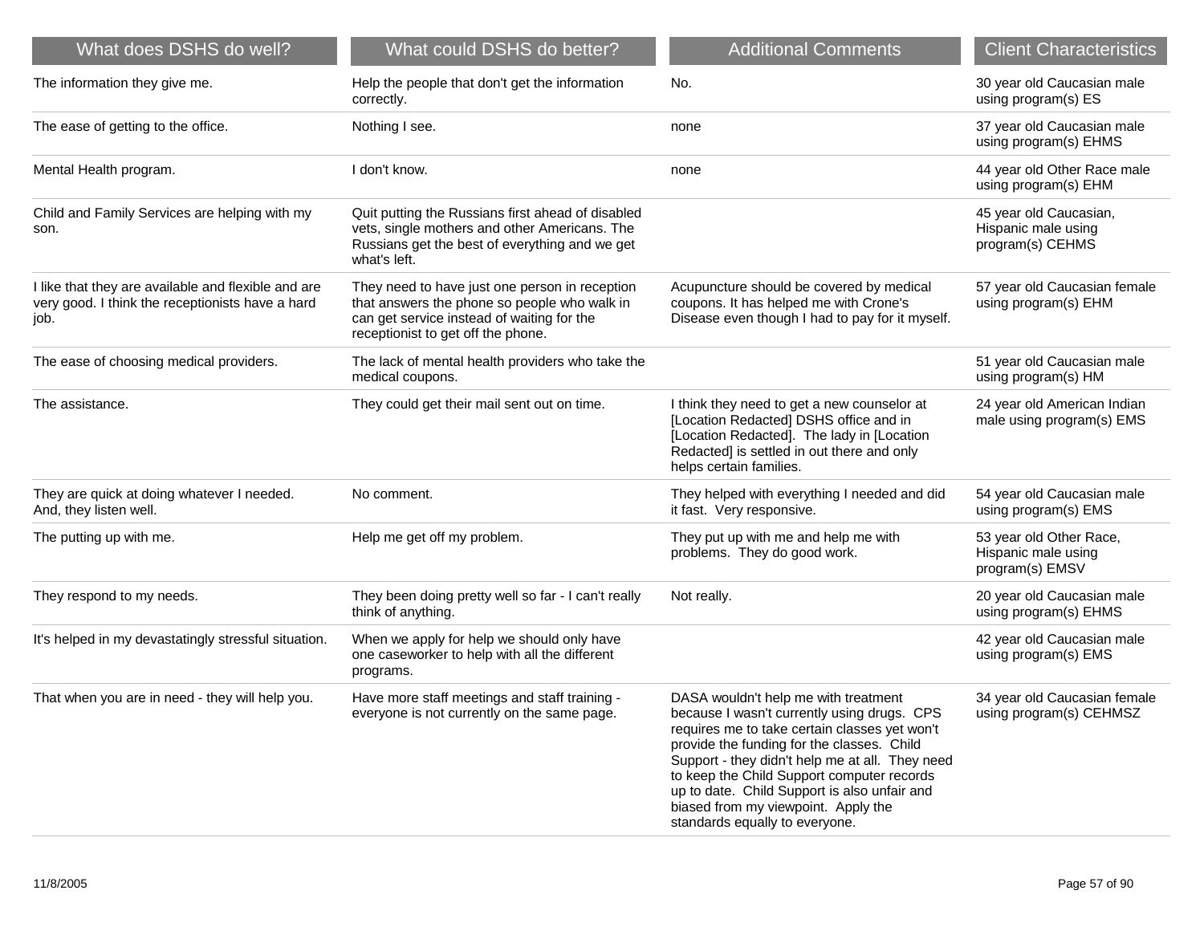| What does DSHS do well? | What could DSHS do better? | Additional Comments | Client Characteristics |
|---|---|---|---|
| The information they give me. | Help the people that don't get the information correctly. | No. | 30 year old Caucasian male using program(s) ES |
| The ease of getting to the office. | Nothing I see. | none | 37 year old Caucasian male using program(s) EHMS |
| Mental Health program. | I don't know. | none | 44 year old Other Race male using program(s) EHM |
| Child and Family Services are helping with my son. | Quit putting the Russians first ahead of disabled vets, single mothers and other Americans. The Russians get the best of everything and we get what's left. | | 45 year old Caucasian, Hispanic male using program(s) CEHMS |
| I like that they are available and flexible and are very good. I think the receptionists have a hard job. | They need to have just one person in reception that answers the phone so people who walk in can get service instead of waiting for the receptionist to get off the phone. | Acupuncture should be covered by medical coupons. It has helped me with Crone's Disease even though I had to pay for it myself. | 57 year old Caucasian female using program(s) EHM |
| The ease of choosing medical providers. | The lack of mental health providers who take the medical coupons. | | 51 year old Caucasian male using program(s) HM |
| The assistance. | They could get their mail sent out on time. | I think they need to get a new counselor at [Location Redacted] DSHS office and in [Location Redacted]. The lady in [Location Redacted] is settled in out there and only helps certain families. | 24 year old American Indian male using program(s) EMS |
| They are quick at doing whatever I needed. And, they listen well. | No comment. | They helped with everything I needed and did it fast. Very responsive. | 54 year old Caucasian male using program(s) EMS |
| The putting up with me. | Help me get off my problem. | They put up with me and help me with problems. They do good work. | 53 year old Other Race, Hispanic male using program(s) EMSV |
| They respond to my needs. | They been doing pretty well so far - I can't really think of anything. | Not really. | 20 year old Caucasian male using program(s) EHMS |
| It's helped in my devastatingly stressful situation. | When we apply for help we should only have one caseworker to help with all the different programs. | | 42 year old Caucasian male using program(s) EMS |
| That when you are in need - they will help you. | Have more staff meetings and staff training - everyone is not currently on the same page. | DASA wouldn't help me with treatment because I wasn't currently using drugs. CPS requires me to take certain classes yet won't provide the funding for the classes. Child Support - they didn't help me at all. They need to keep the Child Support computer records up to date. Child Support is also unfair and biased from my viewpoint. Apply the standards equally to everyone. | 34 year old Caucasian female using program(s) CEHMSZ |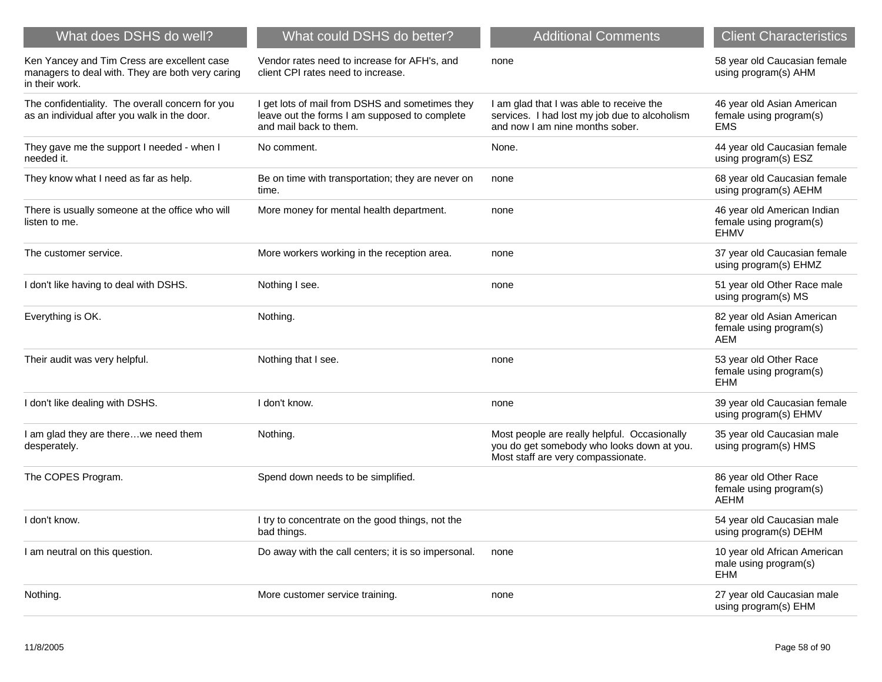| What does DSHS do well? | What could DSHS do better? | Additional Comments | Client Characteristics |
| --- | --- | --- | --- |
| Ken Yancey and Tim Cress are excellent case managers to deal with. They are both very caring in their work. | Vendor rates need to increase for AFH's, and client CPI rates need to increase. | none | 58 year old Caucasian female using program(s) AHM |
| The confidentiality. The overall concern for you as an individual after you walk in the door. | I get lots of mail from DSHS and sometimes they leave out the forms I am supposed to complete and mail back to them. | I am glad that I was able to receive the services. I had lost my job due to alcoholism and now I am nine months sober. | 46 year old Asian American female using program(s) EMS |
| They gave me the support I needed - when I needed it. | No comment. | None. | 44 year old Caucasian female using program(s) ESZ |
| They know what I need as far as help. | Be on time with transportation; they are never on time. | none | 68 year old Caucasian female using program(s) AEHM |
| There is usually someone at the office who will listen to me. | More money for mental health department. | none | 46 year old American Indian female using program(s) EHMV |
| The customer service. | More workers working in the reception area. | none | 37 year old Caucasian female using program(s) EHMZ |
| I don't like having to deal with DSHS. | Nothing I see. | none | 51 year old Other Race male using program(s) MS |
| Everything is OK. | Nothing. | | 82 year old Asian American female using program(s) AEM |
| Their audit was very helpful. | Nothing that I see. | none | 53 year old Other Race female using program(s) EHM |
| I don't like dealing with DSHS. | I don't know. | none | 39 year old Caucasian female using program(s) EHMV |
| I am glad they are there…we need them desperately. | Nothing. | Most people are really helpful. Occasionally you do get somebody who looks down at you. Most staff are very compassionate. | 35 year old Caucasian male using program(s) HMS |
| The COPES Program. | Spend down needs to be simplified. | | 86 year old Other Race female using program(s) AEHM |
| I don't know. | I try to concentrate on the good things, not the bad things. | | 54 year old Caucasian male using program(s) DEHM |
| I am neutral on this question. | Do away with the call centers; it is so impersonal. | none | 10 year old African American male using program(s) EHM |
| Nothing. | More customer service training. | none | 27 year old Caucasian male using program(s) EHM |

11/8/2005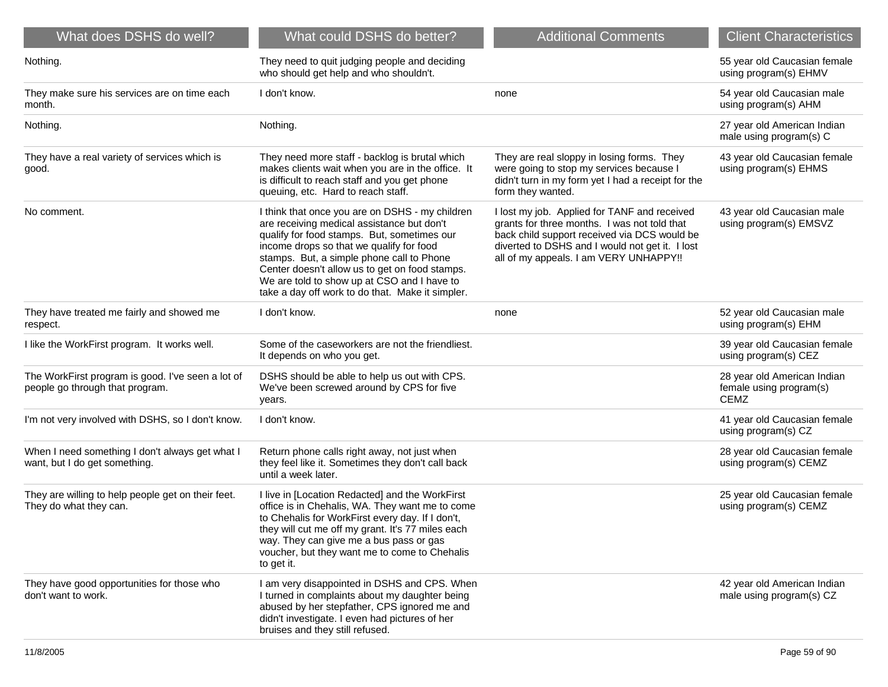| What does DSHS do well? | What could DSHS do better? | Additional Comments | Client Characteristics |
|---|---|---|---|
| Nothing. | They need to quit judging people and deciding who should get help and who shouldn't. | | 55 year old Caucasian female using program(s) EHMV |
| They make sure his services are on time each month. | I don't know. | none | 54 year old Caucasian male using program(s) AHM |
| Nothing. | Nothing. | | 27 year old American Indian male using program(s) C |
| They have a real variety of services which is good. | They need more staff - backlog is brutal which makes clients wait when you are in the office. It is difficult to reach staff and you get phone queuing, etc. Hard to reach staff. | They are real sloppy in losing forms. They were going to stop my services because I didn't turn in my form yet I had a receipt for the form they wanted. | 43 year old Caucasian female using program(s) EHMS |
| No comment. | I think that once you are on DSHS - my children are receiving medical assistance but don't qualify for food stamps. But, sometimes our income drops so that we qualify for food stamps. But, a simple phone call to Phone Center doesn't allow us to get on food stamps. We are told to show up at CSO and I have to take a day off work to do that. Make it simpler. | I lost my job. Applied for TANF and received grants for three months. I was not told that back child support received via DCS would be diverted to DSHS and I would not get it. I lost all of my appeals. I am VERY UNHAPPY!! | 43 year old Caucasian male using program(s) EMSVZ |
| They have treated me fairly and showed me respect. | I don't know. | none | 52 year old Caucasian male using program(s) EHM |
| I like the WorkFirst program. It works well. | Some of the caseworkers are not the friendliest. It depends on who you get. | | 39 year old Caucasian female using program(s) CEZ |
| The WorkFirst program is good. I've seen a lot of people go through that program. | DSHS should be able to help us out with CPS. We've been screwed around by CPS for five years. | | 28 year old American Indian female using program(s) CEMZ |
| I'm not very involved with DSHS, so I don't know. | I don't know. | | 41 year old Caucasian female using program(s) CZ |
| When I need something I don't always get what I want, but I do get something. | Return phone calls right away, not just when they feel like it. Sometimes they don't call back until a week later. | | 28 year old Caucasian female using program(s) CEMZ |
| They are willing to help people get on their feet. They do what they can. | I live in [Location Redacted] and the WorkFirst office is in Chehalis, WA. They want me to come to Chehalis for WorkFirst every day. If I don't, they will cut me off my grant. It's 77 miles each way. They can give me a bus pass or gas voucher, but they want me to come to Chehalis to get it. | | 25 year old Caucasian female using program(s) CEMZ |
| They have good opportunities for those who don't want to work. | I am very disappointed in DSHS and CPS. When I turned in complaints about my daughter being abused by her stepfather, CPS ignored me and didn't investigate. I even had pictures of her bruises and they still refused. | | 42 year old American Indian male using program(s) CZ |

11/8/2005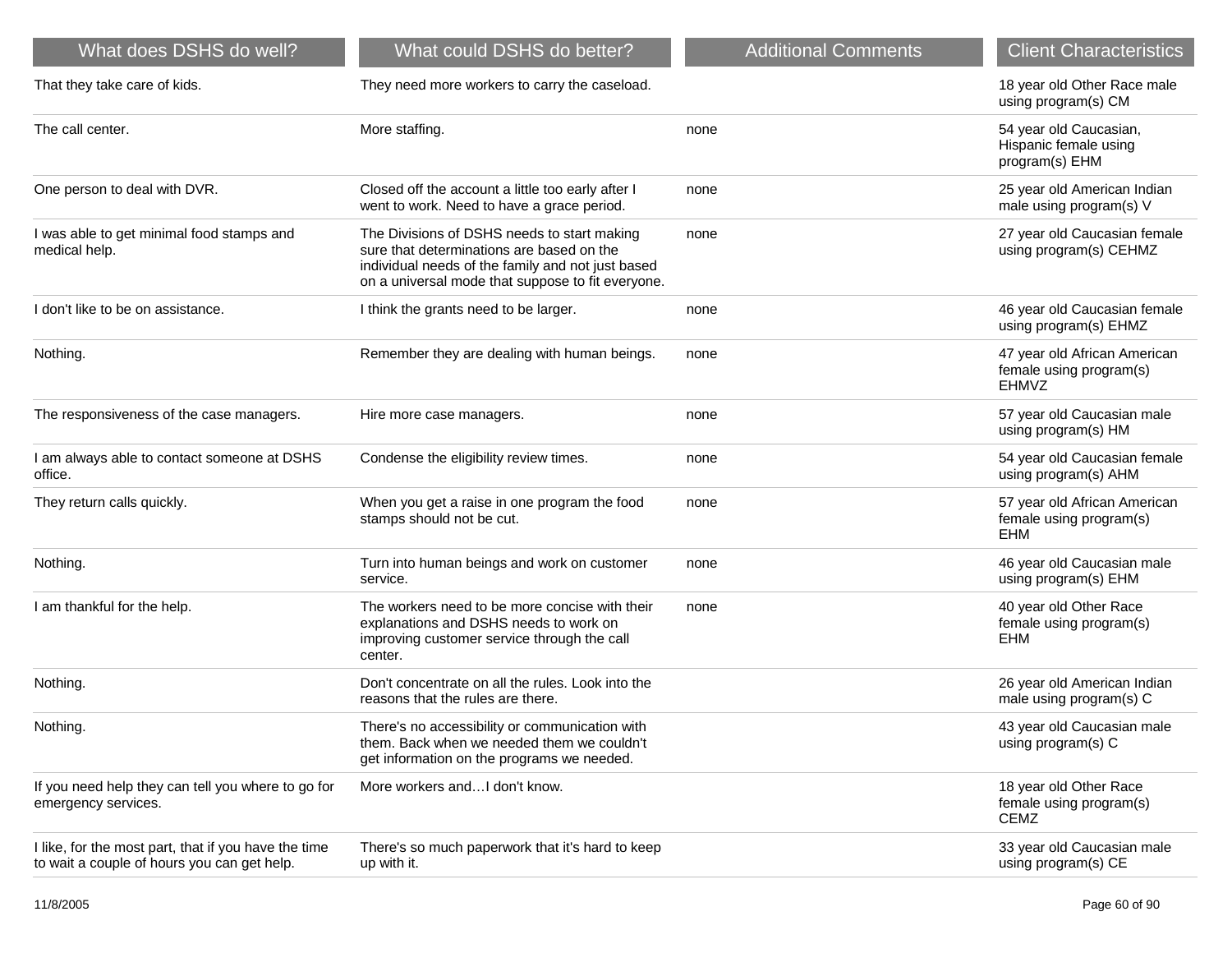| What does DSHS do well? | What could DSHS do better? | Additional Comments | Client Characteristics |
|---|---|---|---|
| That they take care of kids. | They need more workers to carry the caseload. | | 18 year old Other Race male using program(s) CM |
| The call center. | More staffing. | none | 54 year old Caucasian, Hispanic female using program(s) EHM |
| One person to deal with DVR. | Closed off the account a little too early after I went to work. Need to have a grace period. | none | 25 year old American Indian male using program(s) V |
| I was able to get minimal food stamps and medical help. | The Divisions of DSHS needs to start making sure that determinations are based on the individual needs of the family and not just based on a universal mode that suppose to fit everyone. | none | 27 year old Caucasian female using program(s) CEHMZ |
| I don't like to be on assistance. | I think the grants need to be larger. | none | 46 year old Caucasian female using program(s) EHMZ |
| Nothing. | Remember they are dealing with human beings. | none | 47 year old African American female using program(s) EHMVZ |
| The responsiveness of the case managers. | Hire more case managers. | none | 57 year old Caucasian male using program(s) HM |
| I am always able to contact someone at DSHS office. | Condense the eligibility review times. | none | 54 year old Caucasian female using program(s) AHM |
| They return calls quickly. | When you get a raise in one program the food stamps should not be cut. | none | 57 year old African American female using program(s) EHM |
| Nothing. | Turn into human beings and work on customer service. | none | 46 year old Caucasian male using program(s) EHM |
| I am thankful for the help. | The workers need to be more concise with their explanations and DSHS needs to work on improving customer service through the call center. | none | 40 year old Other Race female using program(s) EHM |
| Nothing. | Don't concentrate on all the rules. Look into the reasons that the rules are there. | | 26 year old American Indian male using program(s) C |
| Nothing. | There's no accessibility or communication with them. Back when we needed them we couldn't get information on the programs we needed. | | 43 year old Caucasian male using program(s) C |
| If you need help they can tell you where to go for emergency services. | More workers and…I don't know. | | 18 year old Other Race female using program(s) CEMZ |
| I like, for the most part, that if you have the time to wait a couple of hours you can get help. | There's so much paperwork that it's hard to keep up with it. | | 33 year old Caucasian male using program(s) CE |

11/8/2005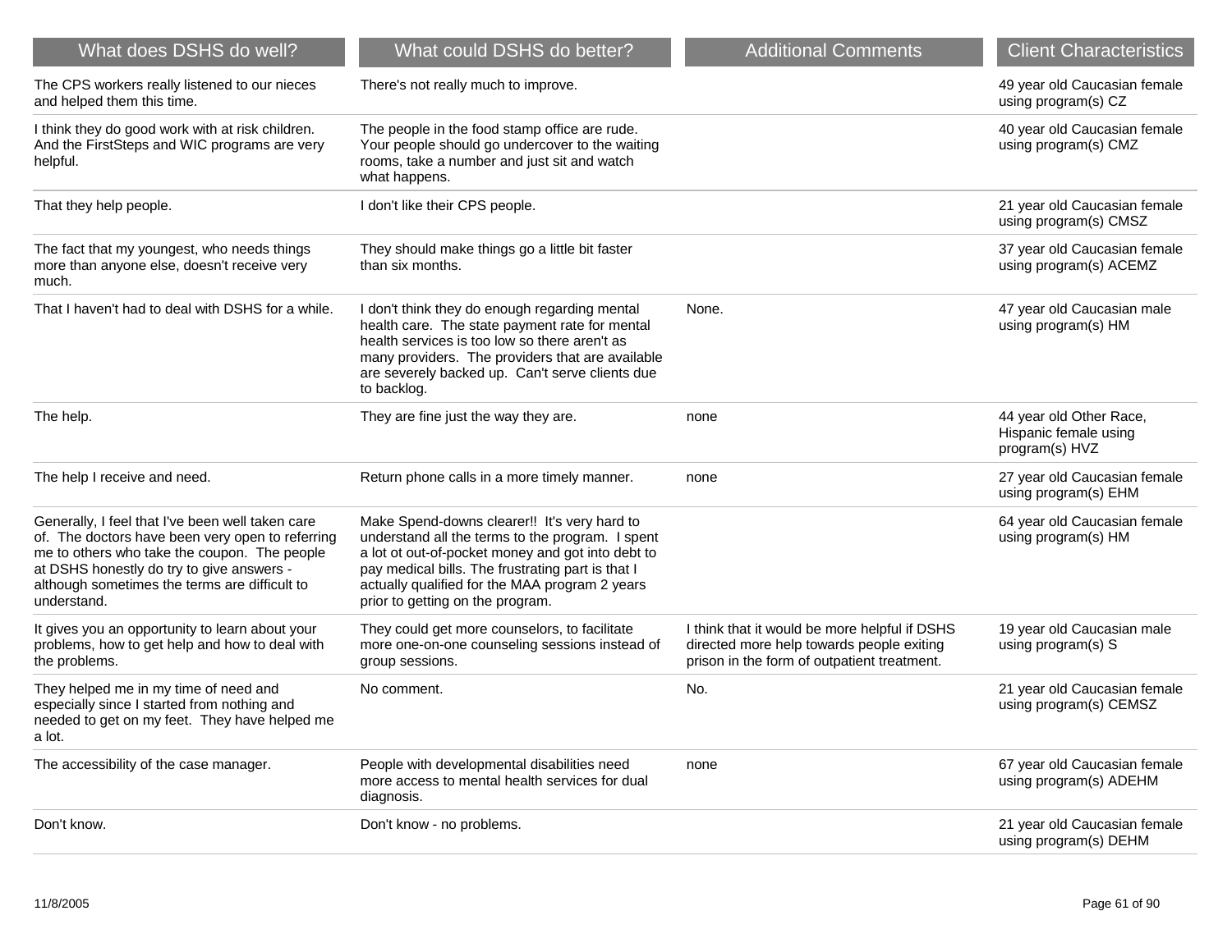| What does DSHS do well? | What could DSHS do better? | Additional Comments | Client Characteristics |
|---|---|---|---|
| The CPS workers really listened to our nieces and helped them this time. | There's not really much to improve. | | 49 year old Caucasian female using program(s) CZ |
| I think they do good work with at risk children. And the FirstSteps and WIC programs are very helpful. | The people in the food stamp office are rude. Your people should go undercover to the waiting rooms, take a number and just sit and watch what happens. | | 40 year old Caucasian female using program(s) CMZ |
| That they help people. | I don't like their CPS people. | | 21 year old Caucasian female using program(s) CMSZ |
| The fact that my youngest, who needs things more than anyone else, doesn't receive very much. | They should make things go a little bit faster than six months. | | 37 year old Caucasian female using program(s) ACEMZ |
| That I haven't had to deal with DSHS for a while. | I don't think they do enough regarding mental health care. The state payment rate for mental health services is too low so there aren't as many providers. The providers that are available are severely backed up. Can't serve clients due to backlog. | None. | 47 year old Caucasian male using program(s) HM |
| The help. | They are fine just the way they are. | none | 44 year old Other Race, Hispanic female using program(s) HVZ |
| The help I receive and need. | Return phone calls in a more timely manner. | none | 27 year old Caucasian female using program(s) EHM |
| Generally, I feel that I've been well taken care of. The doctors have been very open to referring me to others who take the coupon. The people at DSHS honestly do try to give answers - although sometimes the terms are difficult to understand. | Make Spend-downs clearer!! It's very hard to understand all the terms to the program. I spent a lot ot out-of-pocket money and got into debt to pay medical bills. The frustrating part is that I actually qualified for the MAA program 2 years prior to getting on the program. | | 64 year old Caucasian female using program(s) HM |
| It gives you an opportunity to learn about your problems, how to get help and how to deal with the problems. | They could get more counselors, to facilitate more one-on-one counseling sessions instead of group sessions. | I think that it would be more helpful if DSHS directed more help towards people exiting prison in the form of outpatient treatment. | 19 year old Caucasian male using program(s) S |
| They helped me in my time of need and especially since I started from nothing and needed to get on my feet. They have helped me a lot. | No comment. | No. | 21 year old Caucasian female using program(s) CEMSZ |
| The accessibility of the case manager. | People with developmental disabilities need more access to mental health services for dual diagnosis. | none | 67 year old Caucasian female using program(s) ADEHM |
| Don't know. | Don't know - no problems. | | 21 year old Caucasian female using program(s) DEHM |

11/8/2005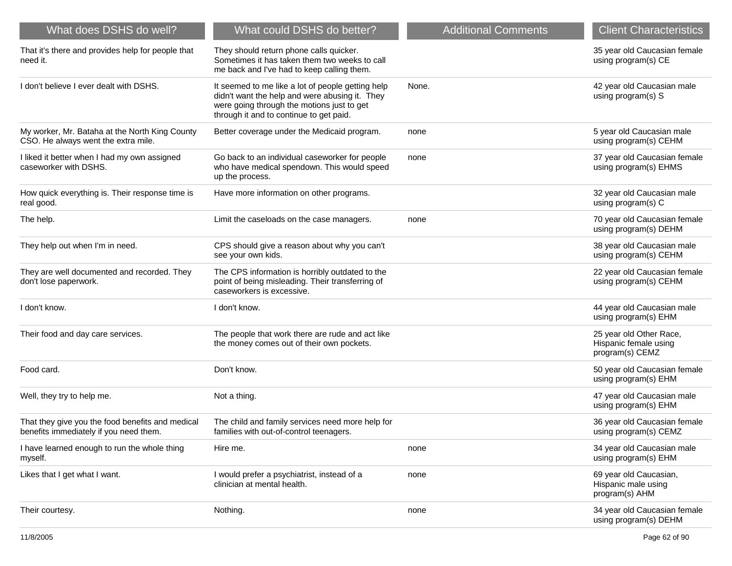| What does DSHS do well? | What could DSHS do better? | Additional Comments | Client Characteristics |
| --- | --- | --- | --- |
| That it's there and provides help for people that need it. | They should return phone calls quicker. Sometimes it has taken them two weeks to call me back and I've had to keep calling them. | | 35 year old Caucasian female using program(s) CE |
| I don't believe I ever dealt with DSHS. | It seemed to me like a lot of people getting help didn't want the help and were abusing it. They were going through the motions just to get through it and to continue to get paid. | None. | 42 year old Caucasian male using program(s) S |
| My worker, Mr. Bataha at the North King County CSO. He always went the extra mile. | Better coverage under the Medicaid program. | none | 5 year old Caucasian male using program(s) CEHM |
| I liked it better when I had my own assigned caseworker with DSHS. | Go back to an individual caseworker for people who have medical spendown. This would speed up the process. | none | 37 year old Caucasian female using program(s) EHMS |
| How quick everything is. Their response time is real good. | Have more information on other programs. | | 32 year old Caucasian male using program(s) C |
| The help. | Limit the caseloads on the case managers. | none | 70 year old Caucasian female using program(s) DEHM |
| They help out when I'm in need. | CPS should give a reason about why you can't see your own kids. | | 38 year old Caucasian male using program(s) CEHM |
| They are well documented and recorded. They don't lose paperwork. | The CPS information is horribly outdated to the point of being misleading. Their transferring of caseworkers is excessive. | | 22 year old Caucasian female using program(s) CEHM |
| I don't know. | I don't know. | | 44 year old Caucasian male using program(s) EHM |
| Their food and day care services. | The people that work there are rude and act like the money comes out of their own pockets. | | 25 year old Other Race, Hispanic female using program(s) CEMZ |
| Food card. | Don't know. | | 50 year old Caucasian female using program(s) EHM |
| Well, they try to help me. | Not a thing. | | 47 year old Caucasian male using program(s) EHM |
| That they give you the food benefits and medical benefits immediately if you need them. | The child and family services need more help for families with out-of-control teenagers. | | 36 year old Caucasian female using program(s) CEMZ |
| I have learned enough to run the whole thing myself. | Hire me. | none | 34 year old Caucasian male using program(s) EHM |
| Likes that I get what I want. | I would prefer a psychiatrist, instead of a clinician at mental health. | none | 69 year old Caucasian, Hispanic male using program(s) AHM |
| Their courtesy. | Nothing. | none | 34 year old Caucasian female using program(s) DEHM |

11/8/2005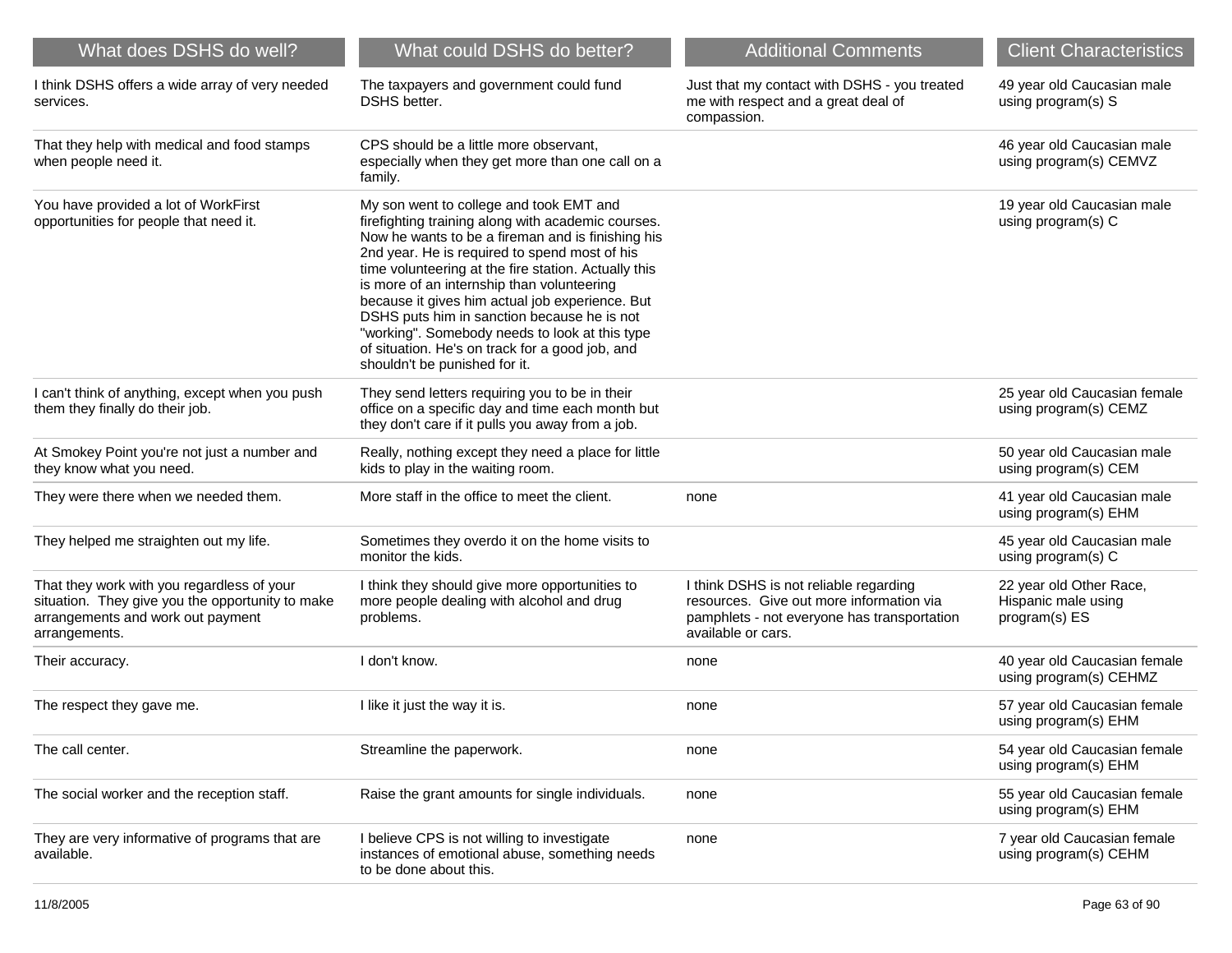| What does DSHS do well? | What could DSHS do better? | Additional Comments | Client Characteristics |
|---|---|---|---|
| I think DSHS offers a wide array of very needed services. | The taxpayers and government could fund DSHS better. | Just that my contact with DSHS - you treated me with respect and a great deal of compassion. | 49 year old Caucasian male using program(s) S |
| That they help with medical and food stamps when people need it. | CPS should be a little more observant, especially when they get more than one call on a family. | | 46 year old Caucasian male using program(s) CEMVZ |
| You have provided a lot of WorkFirst opportunities for people that need it. | My son went to college and took EMT and firefighting training along with academic courses. Now he wants to be a fireman and is finishing his 2nd year. He is required to spend most of his time volunteering at the fire station. Actually this is more of an internship than volunteering because it gives him actual job experience. But DSHS puts him in sanction because he is not "working". Somebody needs to look at this type of situation. He's on track for a good job, and shouldn't be punished for it. | | 19 year old Caucasian male using program(s) C |
| I can't think of anything, except when you push them they finally do their job. | They send letters requiring you to be in their office on a specific day and time each month but they don't care if it pulls you away from a job. | | 25 year old Caucasian female using program(s) CEMZ |
| At Smokey Point you're not just a number and they know what you need. | Really, nothing except they need a place for little kids to play in the waiting room. | | 50 year old Caucasian male using program(s) CEM |
| They were there when we needed them. | More staff in the office to meet the client. | none | 41 year old Caucasian male using program(s) EHM |
| They helped me straighten out my life. | Sometimes they overdo it on the home visits to monitor the kids. | | 45 year old Caucasian male using program(s) C |
| That they work with you regardless of your situation. They give you the opportunity to make arrangements and work out payment arrangements. | I think they should give more opportunities to more people dealing with alcohol and drug problems. | I think DSHS is not reliable regarding resources. Give out more information via pamphlets - not everyone has transportation available or cars. | 22 year old Other Race, Hispanic male using program(s) ES |
| Their accuracy. | I don't know. | none | 40 year old Caucasian female using program(s) CEHMZ |
| The respect they gave me. | I like it just the way it is. | none | 57 year old Caucasian female using program(s) EHM |
| The call center. | Streamline the paperwork. | none | 54 year old Caucasian female using program(s) EHM |
| The social worker and the reception staff. | Raise the grant amounts for single individuals. | none | 55 year old Caucasian female using program(s) EHM |
| They are very informative of programs that are available. | I believe CPS is not willing to investigate instances of emotional abuse, something needs to be done about this. | none | 7 year old Caucasian female using program(s) CEHM |

11/8/2005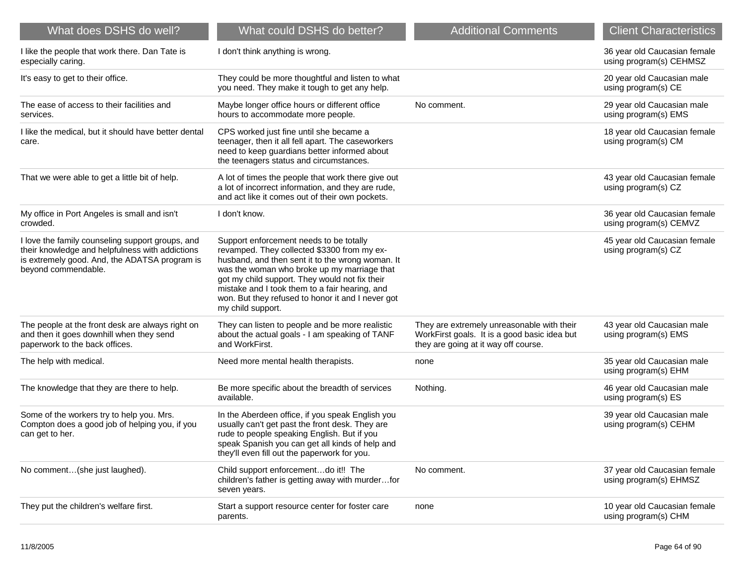| What does DSHS do well? | What could DSHS do better? | Additional Comments | Client Characteristics |
| --- | --- | --- | --- |
| I like the people that work there. Dan Tate is especially caring. | I don't think anything is wrong. | | 36 year old Caucasian female using program(s) CEHMSZ |
| It's easy to get to their office. | They could be more thoughtful and listen to what you need. They make it tough to get any help. | | 20 year old Caucasian male using program(s) CE |
| The ease of access to their facilities and services. | Maybe longer office hours or different office hours to accommodate more people. | No comment. | 29 year old Caucasian male using program(s) EMS |
| I like the medical, but it should have better dental care. | CPS worked just fine until she became a teenager, then it all fell apart. The caseworkers need to keep guardians better informed about the teenagers status and circumstances. | | 18 year old Caucasian female using program(s) CM |
| That we were able to get a little bit of help. | A lot of times the people that work there give out a lot of incorrect information, and they are rude, and act like it comes out of their own pockets. | | 43 year old Caucasian female using program(s) CZ |
| My office in Port Angeles is small and isn't crowded. | I don't know. | | 36 year old Caucasian female using program(s) CEMVZ |
| I love the family counseling support groups, and their knowledge and helpfulness with addictions is extremely good. And, the ADATSA program is beyond commendable. | Support enforcement needs to be totally revamped. They collected $3300 from my ex-husband, and then sent it to the wrong woman. It was the woman who broke up my marriage that got my child support. They would not fix their mistake and I took them to a fair hearing, and won. But they refused to honor it and I never got my child support. | | 45 year old Caucasian female using program(s) CZ |
| The people at the front desk are always right on and then it goes downhill when they send paperwork to the back offices. | They can listen to people and be more realistic about the actual goals - I am speaking of TANF and WorkFirst. | They are extremely unreasonable with their WorkFirst goals. It is a good basic idea but they are going at it way off course. | 43 year old Caucasian male using program(s) EMS |
| The help with medical. | Need more mental health therapists. | none | 35 year old Caucasian male using program(s) EHM |
| The knowledge that they are there to help. | Be more specific about the breadth of services available. | Nothing. | 46 year old Caucasian male using program(s) ES |
| Some of the workers try to help you. Mrs. Compton does a good job of helping you, if you can get to her. | In the Aberdeen office, if you speak English you usually can't get past the front desk. They are rude to people speaking English. But if you speak Spanish you can get all kinds of help and they'll even fill out the paperwork for you. | | 39 year old Caucasian male using program(s) CEHM |
| No comment…(she just laughed). | Child support enforcement…do it!! The children's father is getting away with murder…for seven years. | No comment. | 37 year old Caucasian female using program(s) EHMSZ |
| They put the children's welfare first. | Start a support resource center for foster care parents. | none | 10 year old Caucasian female using program(s) CHM |

11/8/2005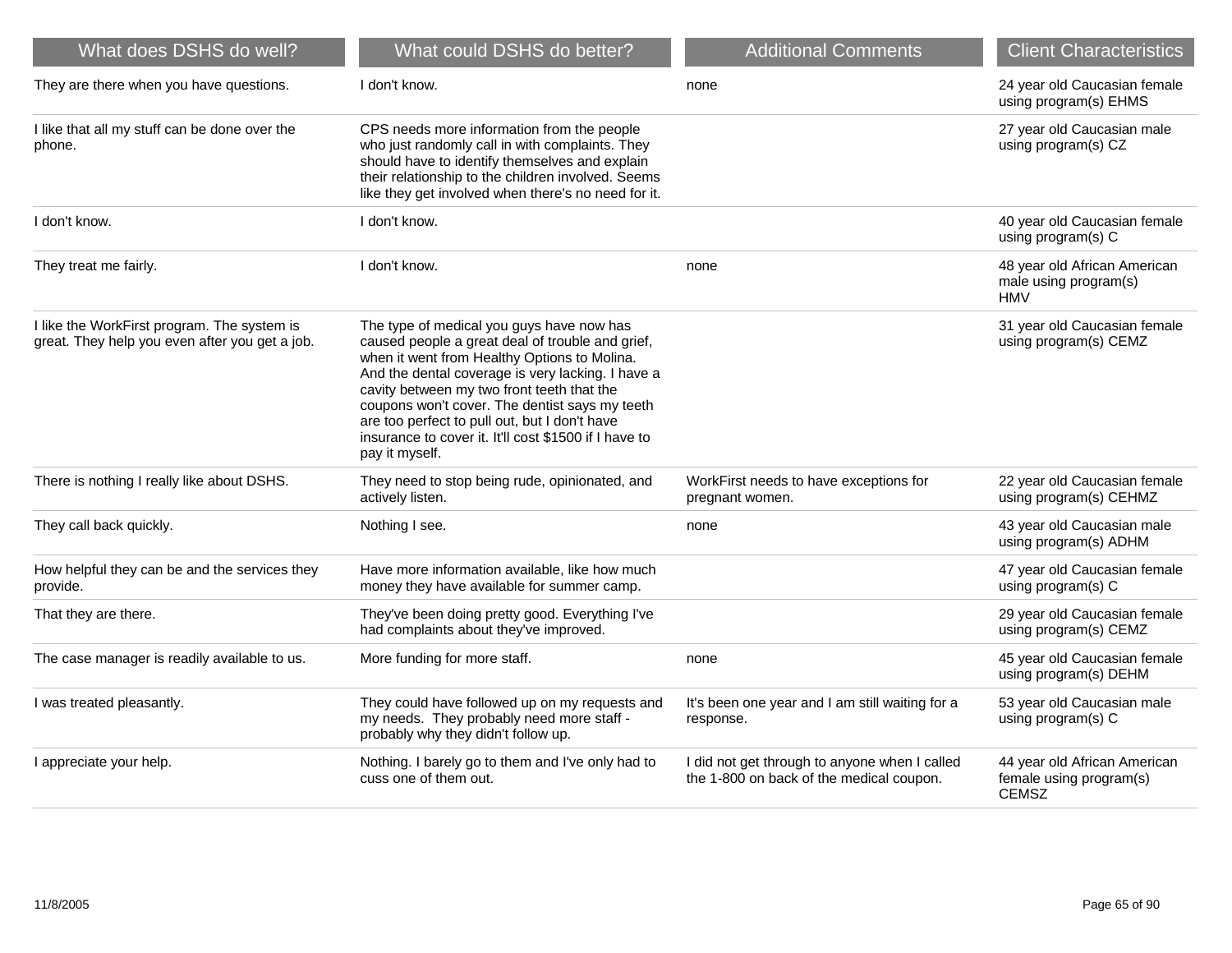| What does DSHS do well? | What could DSHS do better? | Additional Comments | Client Characteristics |
|---|---|---|---|
| They are there when you have questions. | I don't know. | none | 24 year old Caucasian female using program(s) EHMS |
| I like that all my stuff can be done over the phone. | CPS needs more information from the people who just randomly call in with complaints. They should have to identify themselves and explain their relationship to the children involved. Seems like they get involved when there's no need for it. | | 27 year old Caucasian male using program(s) CZ |
| I don't know. | I don't know. | | 40 year old Caucasian female using program(s) C |
| They treat me fairly. | I don't know. | none | 48 year old African American male using program(s) HMV |
| I like the WorkFirst program. The system is great. They help you even after you get a job. | The type of medical you guys have now has caused people a great deal of trouble and grief, when it went from Healthy Options to Molina. And the dental coverage is very lacking. I have a cavity between my two front teeth that the coupons won't cover. The dentist says my teeth are too perfect to pull out, but I don't have insurance to cover it. It'll cost $1500 if I have to pay it myself. | | 31 year old Caucasian female using program(s) CEMZ |
| There is nothing I really like about DSHS. | They need to stop being rude, opinionated, and actively listen. | WorkFirst needs to have exceptions for pregnant women. | 22 year old Caucasian female using program(s) CEHMZ |
| They call back quickly. | Nothing I see. | none | 43 year old Caucasian male using program(s) ADHM |
| How helpful they can be and the services they provide. | Have more information available, like how much money they have available for summer camp. | | 47 year old Caucasian female using program(s) C |
| That they are there. | They've been doing pretty good. Everything I've had complaints about they've improved. | | 29 year old Caucasian female using program(s) CEMZ |
| The case manager is readily available to us. | More funding for more staff. | none | 45 year old Caucasian female using program(s) DEHM |
| I was treated pleasantly. | They could have followed up on my requests and my needs. They probably need more staff - probably why they didn't follow up. | It's been one year and I am still waiting for a response. | 53 year old Caucasian male using program(s) C |
| I appreciate your help. | Nothing. I barely go to them and I've only had to cuss one of them out. | I did not get through to anyone when I called the 1-800 on back of the medical coupon. | 44 year old African American female using program(s) CEMSZ |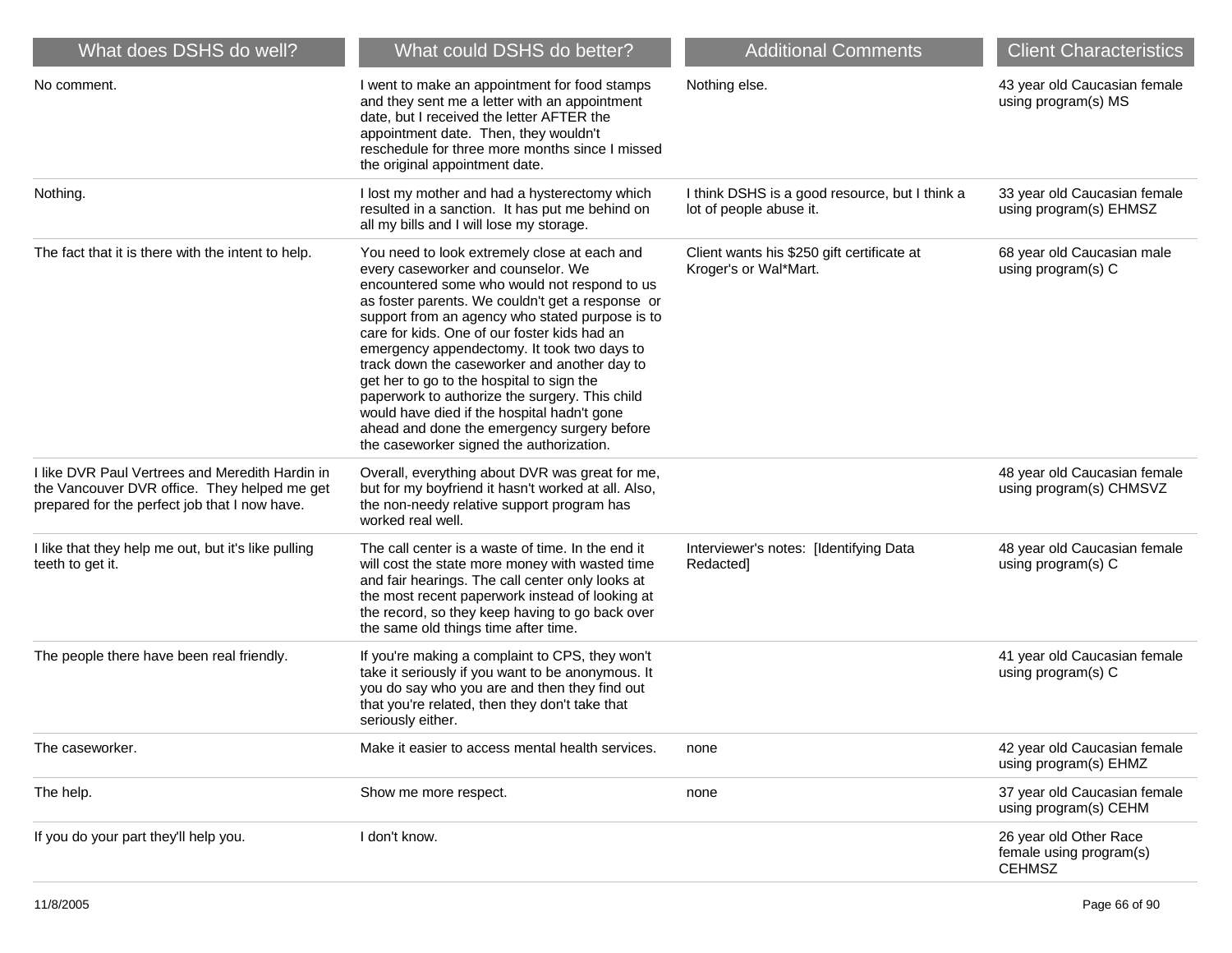| What does DSHS do well? | What could DSHS do better? | Additional Comments | Client Characteristics |
|---|---|---|---|
| No comment. | I went to make an appointment for food stamps and they sent me a letter with an appointment date, but I received the letter AFTER the appointment date. Then, they wouldn't reschedule for three more months since I missed the original appointment date. | Nothing else. | 43 year old Caucasian female using program(s) MS |
| Nothing. | I lost my mother and had a hysterectomy which resulted in a sanction. It has put me behind on all my bills and I will lose my storage. | I think DSHS is a good resource, but I think a lot of people abuse it. | 33 year old Caucasian female using program(s) EHMSZ |
| The fact that it is there with the intent to help. | You need to look extremely close at each and every caseworker and counselor. We encountered some who would not respond to us as foster parents. We couldn't get a response or support from an agency who stated purpose is to care for kids. One of our foster kids had an emergency appendectomy. It took two days to track down the caseworker and another day to get her to go to the hospital to sign the paperwork to authorize the surgery. This child would have died if the hospital hadn't gone ahead and done the emergency surgery before the caseworker signed the authorization. | Client wants his $250 gift certificate at Kroger's or Wal*Mart. | 68 year old Caucasian male using program(s) C |
| I like DVR Paul Vertrees and Meredith Hardin in the Vancouver DVR office. They helped me get prepared for the perfect job that I now have. | Overall, everything about DVR was great for me, but for my boyfriend it hasn't worked at all. Also, the non-needy relative support program has worked real well. | | 48 year old Caucasian female using program(s) CHMSVZ |
| I like that they help me out, but it's like pulling teeth to get it. | The call center is a waste of time. In the end it will cost the state more money with wasted time and fair hearings. The call center only looks at the most recent paperwork instead of looking at the record, so they keep having to go back over the same old things time after time. | Interviewer's notes: [Identifying Data Redacted] | 48 year old Caucasian female using program(s) C |
| The people there have been real friendly. | If you're making a complaint to CPS, they won't take it seriously if you want to be anonymous. It you do say who you are and then they find out that you're related, then they don't take that seriously either. | | 41 year old Caucasian female using program(s) C |
| The caseworker. | Make it easier to access mental health services. | none | 42 year old Caucasian female using program(s) EHMZ |
| The help. | Show me more respect. | none | 37 year old Caucasian female using program(s) CEHM |
| If you do your part they'll help you. | I don't know. | | 26 year old Other Race female using program(s) CEHMSZ |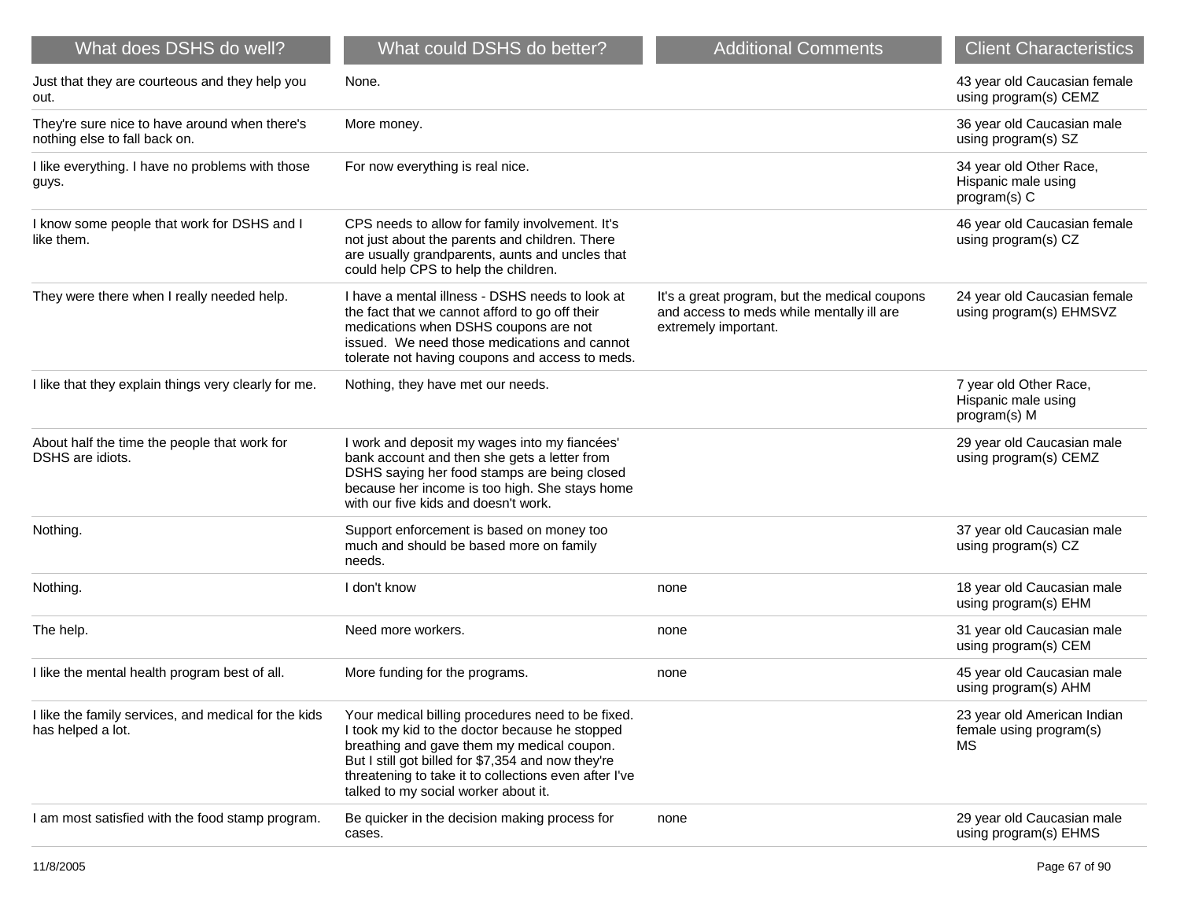| What does DSHS do well? | What could DSHS do better? | Additional Comments | Client Characteristics |
|---|---|---|---|
| Just that they are courteous and they help you out. | None. | | 43 year old Caucasian female using program(s) CEMZ |
| They're sure nice to have around when there's nothing else to fall back on. | More money. | | 36 year old Caucasian male using program(s) SZ |
| I like everything. I have no problems with those guys. | For now everything is real nice. | | 34 year old Other Race, Hispanic male using program(s) C |
| I know some people that work for DSHS and I like them. | CPS needs to allow for family involvement. It's not just about the parents and children. There are usually grandparents, aunts and uncles that could help CPS to help the children. | | 46 year old Caucasian female using program(s) CZ |
| They were there when I really needed help. | I have a mental illness - DSHS needs to look at the fact that we cannot afford to go off their medications when DSHS coupons are not issued. We need those medications and cannot tolerate not having coupons and access to meds. | It's a great program, but the medical coupons and access to meds while mentally ill are extremely important. | 24 year old Caucasian female using program(s) EHMSVZ |
| I like that they explain things very clearly for me. | Nothing, they have met our needs. | | 7 year old Other Race, Hispanic male using program(s) M |
| About half the time the people that work for DSHS are idiots. | I work and deposit my wages into my fiancées' bank account and then she gets a letter from DSHS saying her food stamps are being closed because her income is too high. She stays home with our five kids and doesn't work. | | 29 year old Caucasian male using program(s) CEMZ |
| Nothing. | Support enforcement is based on money too much and should be based more on family needs. | | 37 year old Caucasian male using program(s) CZ |
| Nothing. | I don't know | none | 18 year old Caucasian male using program(s) EHM |
| The help. | Need more workers. | none | 31 year old Caucasian male using program(s) CEM |
| I like the mental health program best of all. | More funding for the programs. | none | 45 year old Caucasian male using program(s) AHM |
| I like the family services, and medical for the kids has helped a lot. | Your medical billing procedures need to be fixed. I took my kid to the doctor because he stopped breathing and gave them my medical coupon. But I still got billed for $7,354 and now they're threatening to take it to collections even after I've talked to my social worker about it. | | 23 year old American Indian female using program(s) MS |
| I am most satisfied with the food stamp program. | Be quicker in the decision making process for cases. | none | 29 year old Caucasian male using program(s) EHMS |

11/8/2005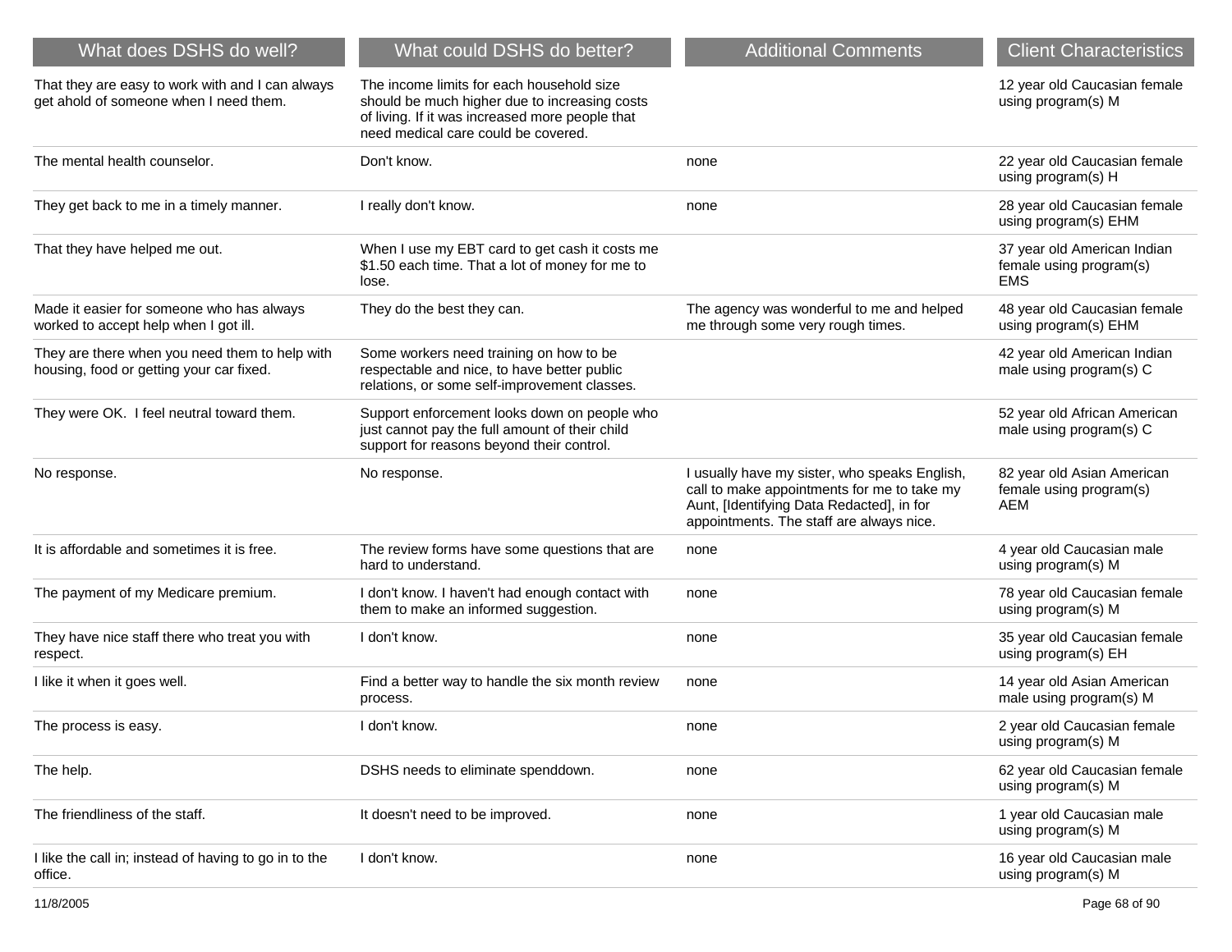| What does DSHS do well? | What could DSHS do better? | Additional Comments | Client Characteristics |
| --- | --- | --- | --- |
| That they are easy to work with and I can always get ahold of someone when I need them. | The income limits for each household size should be much higher due to increasing costs of living. If it was increased more people that need medical care could be covered. | | 12 year old Caucasian female using program(s) M |
| The mental health counselor. | Don't know. | none | 22 year old Caucasian female using program(s) H |
| They get back to me in a timely manner. | I really don't know. | none | 28 year old Caucasian female using program(s) EHM |
| That they have helped me out. | When I use my EBT card to get cash it costs me $1.50 each time. That a lot of money for me to lose. | | 37 year old American Indian female using program(s) EMS |
| Made it easier for someone who has always worked to accept help when I got ill. | They do the best they can. | The agency was wonderful to me and helped me through some very rough times. | 48 year old Caucasian female using program(s) EHM |
| They are there when you need them to help with housing, food or getting your car fixed. | Some workers need training on how to be respectable and nice, to have better public relations, or some self-improvement classes. | | 42 year old American Indian male using program(s) C |
| They were OK. I feel neutral toward them. | Support enforcement looks down on people who just cannot pay the full amount of their child support for reasons beyond their control. | | 52 year old African American male using program(s) C |
| No response. | No response. | I usually have my sister, who speaks English, call to make appointments for me to take my Aunt, [Identifying Data Redacted], in for appointments. The staff are always nice. | 82 year old Asian American female using program(s) AEM |
| It is affordable and sometimes it is free. | The review forms have some questions that are hard to understand. | none | 4 year old Caucasian male using program(s) M |
| The payment of my Medicare premium. | I don't know. I haven't had enough contact with them to make an informed suggestion. | none | 78 year old Caucasian female using program(s) M |
| They have nice staff there who treat you with respect. | I don't know. | none | 35 year old Caucasian female using program(s) EH |
| I like it when it goes well. | Find a better way to handle the six month review process. | none | 14 year old Asian American male using program(s) M |
| The process is easy. | I don't know. | none | 2 year old Caucasian female using program(s) M |
| The help. | DSHS needs to eliminate spenddown. | none | 62 year old Caucasian female using program(s) M |
| The friendliness of the staff. | It doesn't need to be improved. | none | 1 year old Caucasian male using program(s) M |
| I like the call in; instead of having to go in to the office. | I don't know. | none | 16 year old Caucasian male using program(s) M |

11/8/2005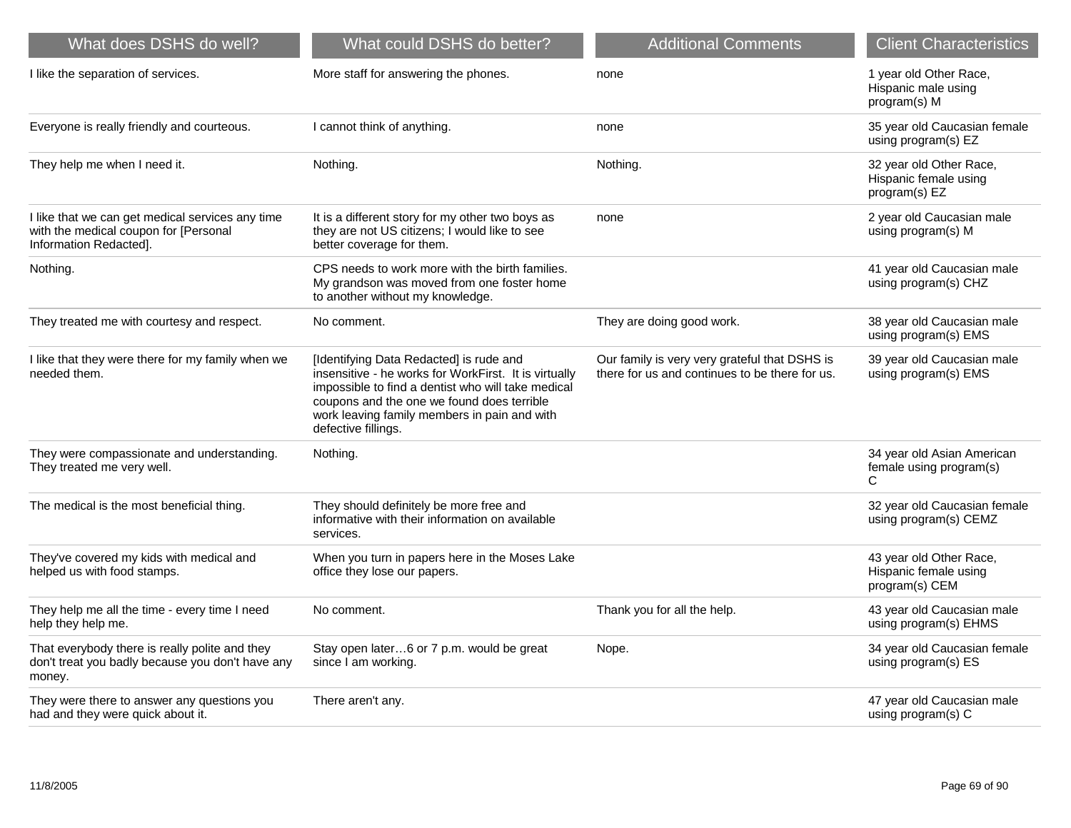| What does DSHS do well? | What could DSHS do better? | Additional Comments | Client Characteristics |
|---|---|---|---|
| I like the separation of services. | More staff for answering the phones. | none | 1 year old Other Race, Hispanic male using program(s) M |
| Everyone is really friendly and courteous. | I cannot think of anything. | none | 35 year old Caucasian female using program(s) EZ |
| They help me when I need it. | Nothing. | Nothing. | 32 year old Other Race, Hispanic female using program(s) EZ |
| I like that we can get medical services any time with the medical coupon for [Personal Information Redacted]. | It is a different story for my other two boys as they are not US citizens; I would like to see better coverage for them. | none | 2 year old Caucasian male using program(s) M |
| Nothing. | CPS needs to work more with the birth families. My grandson was moved from one foster home to another without my knowledge. | | 41 year old Caucasian male using program(s) CHZ |
| They treated me with courtesy and respect. | No comment. | They are doing good work. | 38 year old Caucasian male using program(s) EMS |
| I like that they were there for my family when we needed them. | [Identifying Data Redacted] is rude and insensitive - he works for WorkFirst. It is virtually impossible to find a dentist who will take medical coupons and the one we found does terrible work leaving family members in pain and with defective fillings. | Our family is very very grateful that DSHS is there for us and continues to be there for us. | 39 year old Caucasian male using program(s) EMS |
| They were compassionate and understanding. They treated me very well. | Nothing. | | 34 year old Asian American female using program(s) C |
| The medical is the most beneficial thing. | They should definitely be more free and informative with their information on available services. | | 32 year old Caucasian female using program(s) CEMZ |
| They've covered my kids with medical and helped us with food stamps. | When you turn in papers here in the Moses Lake office they lose our papers. | | 43 year old Other Race, Hispanic female using program(s) CEM |
| They help me all the time - every time I need help they help me. | No comment. | Thank you for all the help. | 43 year old Caucasian male using program(s) EHMS |
| That everybody there is really polite and they don't treat you badly because you don't have any money. | Stay open later…6 or 7 p.m. would be great since I am working. | Nope. | 34 year old Caucasian female using program(s) ES |
| They were there to answer any questions you had and they were quick about it. | There aren't any. | | 47 year old Caucasian male using program(s) C |

11/8/2005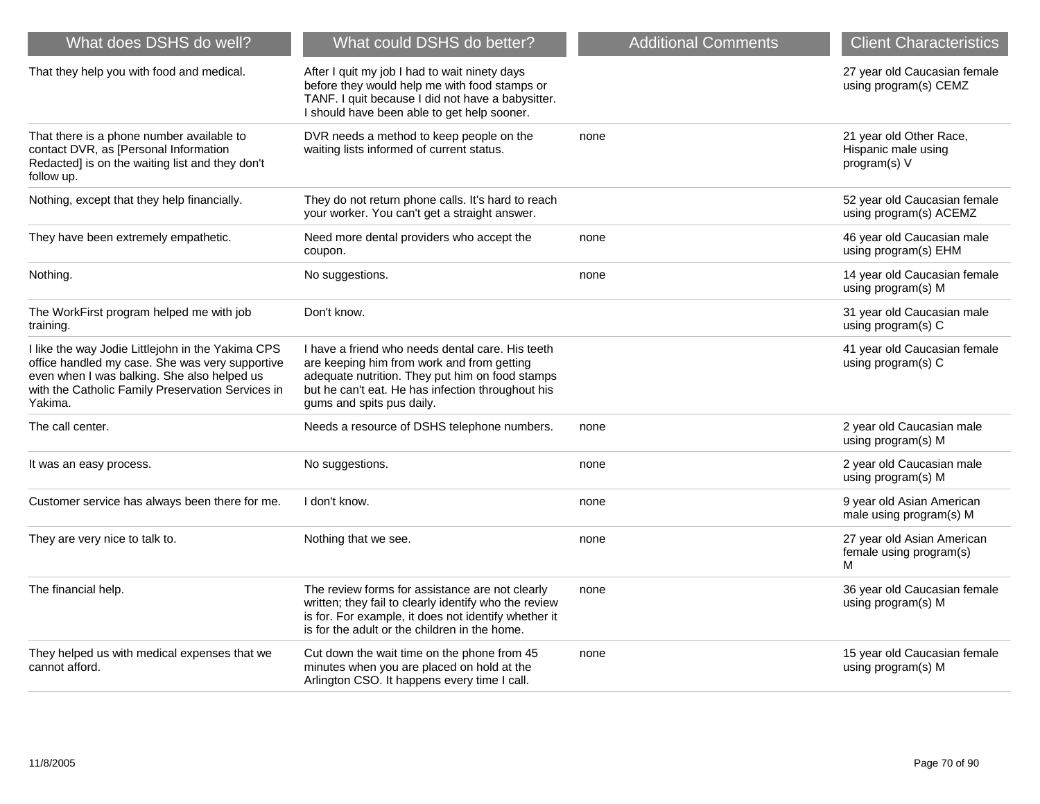| What does DSHS do well? | What could DSHS do better? | Additional Comments | Client Characteristics |
| --- | --- | --- | --- |
| That they help you with food and medical. | After I quit my job I had to wait ninety days before they would help me with food stamps or TANF. I quit because I did not have a babysitter. I should have been able to get help sooner. | | 27 year old Caucasian female using program(s) CEMZ |
| That there is a phone number available to contact DVR, as [Personal Information Redacted] is on the waiting list and they don't follow up. | DVR needs a method to keep people on the waiting lists informed of current status. | none | 21 year old Other Race, Hispanic male using program(s) V |
| Nothing, except that they help financially. | They do not return phone calls. It's hard to reach your worker. You can't get a straight answer. | | 52 year old Caucasian female using program(s) ACEMZ |
| They have been extremely empathetic. | Need more dental providers who accept the coupon. | none | 46 year old Caucasian male using program(s) EHM |
| Nothing. | No suggestions. | none | 14 year old Caucasian female using program(s) M |
| The WorkFirst program helped me with job training. | Don't know. | | 31 year old Caucasian male using program(s) C |
| I like the way Jodie Littlejohn in the Yakima CPS office handled my case. She was very supportive even when I was balking. She also helped us with the Catholic Family Preservation Services in Yakima. | I have a friend who needs dental care. His teeth are keeping him from work and from getting adequate nutrition. They put him on food stamps but he can't eat. He has infection throughout his gums and spits pus daily. | | 41 year old Caucasian female using program(s) C |
| The call center. | Needs a resource of DSHS telephone numbers. | none | 2 year old Caucasian male using program(s) M |
| It was an easy process. | No suggestions. | none | 2 year old Caucasian male using program(s) M |
| Customer service has always been there for me. | I don't know. | none | 9 year old Asian American male using program(s) M |
| They are very nice to talk to. | Nothing that we see. | none | 27 year old Asian American female using program(s) M |
| The financial help. | The review forms for assistance are not clearly written; they fail to clearly identify who the review is for. For example, it does not identify whether it is for the adult or the children in the home. | none | 36 year old Caucasian female using program(s) M |
| They helped us with medical expenses that we cannot afford. | Cut down the wait time on the phone from 45 minutes when you are placed on hold at the Arlington CSO. It happens every time I call. | none | 15 year old Caucasian female using program(s) M |

11/8/2005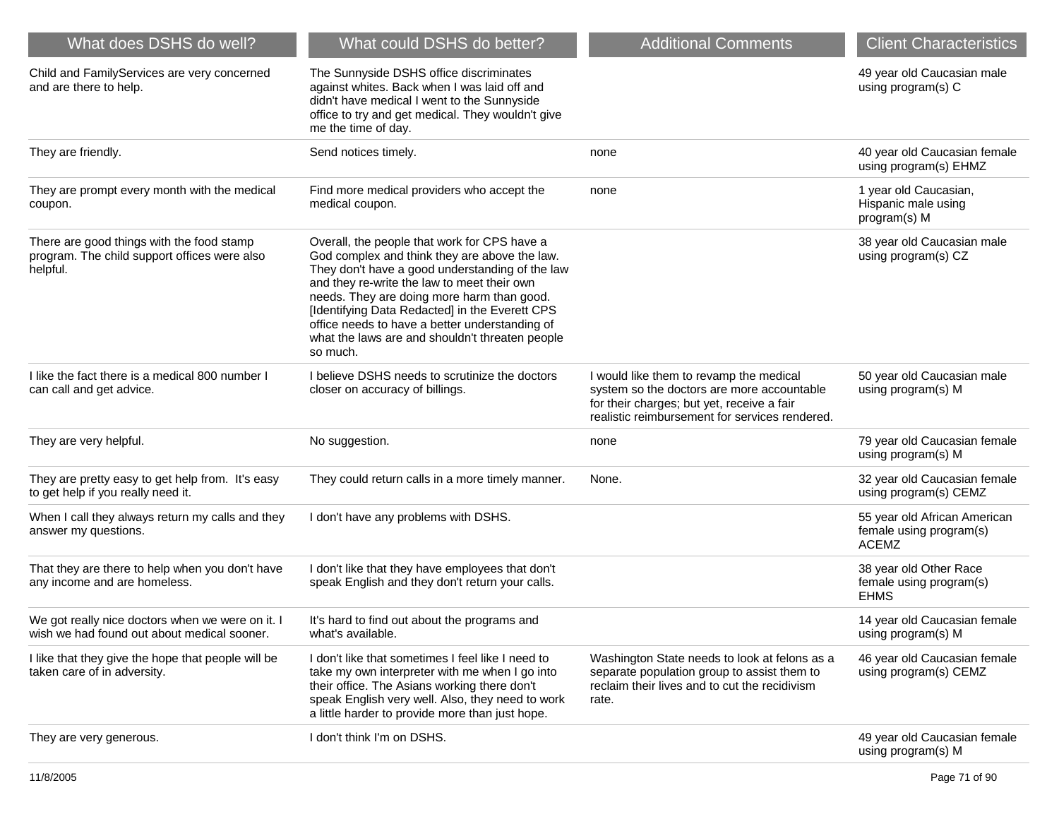| What does DSHS do well? | What could DSHS do better? | Additional Comments | Client Characteristics |
|---|---|---|---|
| Child and FamilyServices are very concerned and are there to help. | The Sunnyside DSHS office discriminates against whites. Back when I was laid off and didn't have medical I went to the Sunnyside office to try and get medical. They wouldn't give me the time of day. | | 49 year old Caucasian male using program(s) C |
| They are friendly. | Send notices timely. | none | 40 year old Caucasian female using program(s) EHMZ |
| They are prompt every month with the medical coupon. | Find more medical providers who accept the medical coupon. | none | 1 year old Caucasian, Hispanic male using program(s) M |
| There are good things with the food stamp program. The child support offices were also helpful. | Overall, the people that work for CPS have a God complex and think they are above the law. They don't have a good understanding of the law and they re-write the law to meet their own needs. They are doing more harm than good. [Identifying Data Redacted] in the Everett CPS office needs to have a better understanding of what the laws are and shouldn't threaten people so much. | | 38 year old Caucasian male using program(s) CZ |
| I like the fact there is a medical 800 number I can call and get advice. | I believe DSHS needs to scrutinize the doctors closer on accuracy of billings. | I would like them to revamp the medical system so the doctors are more accountable for their charges; but yet, receive a fair realistic reimbursement for services rendered. | 50 year old Caucasian male using program(s) M |
| They are very helpful. | No suggestion. | none | 79 year old Caucasian female using program(s) M |
| They are pretty easy to get help from. It's easy to get help if you really need it. | They could return calls in a more timely manner. | None. | 32 year old Caucasian female using program(s) CEMZ |
| When I call they always return my calls and they answer my questions. | I don't have any problems with DSHS. | | 55 year old African American female using program(s) ACEMZ |
| That they are there to help when you don't have any income and are homeless. | I don't like that they have employees that don't speak English and they don't return your calls. | | 38 year old Other Race female using program(s) EHMS |
| We got really nice doctors when we were on it. I wish we had found out about medical sooner. | It's hard to find out about the programs and what's available. | | 14 year old Caucasian female using program(s) M |
| I like that they give the hope that people will be taken care of in adversity. | I don't like that sometimes I feel like I need to take my own interpreter with me when I go into their office. The Asians working there don't speak English very well. Also, they need to work a little harder to provide more than just hope. | Washington State needs to look at felons as a separate population group to assist them to reclaim their lives and to cut the recidivism rate. | 46 year old Caucasian female using program(s) CEMZ |
| They are very generous. | I don't think I'm on DSHS. | | 49 year old Caucasian female using program(s) M |

11/8/2005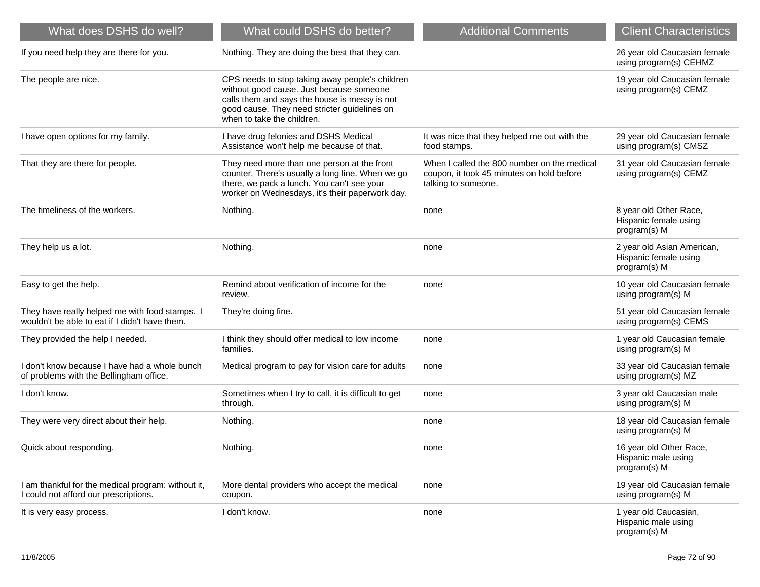| What does DSHS do well? | What could DSHS do better? | Additional Comments | Client Characteristics |
|---|---|---|---|
| If you need help they are there for you. | Nothing. They are doing the best that they can. | | 26 year old Caucasian female using program(s) CEHMZ |
| The people are nice. | CPS needs to stop taking away people's children without good cause. Just because someone calls them and says the house is messy is not good cause. They need stricter guidelines on when to take the children. | | 19 year old Caucasian female using program(s) CEMZ |
| I have open options for my family. | I have drug felonies and DSHS Medical Assistance won't help me because of that. | It was nice that they helped me out with the food stamps. | 29 year old Caucasian female using program(s) CMSZ |
| That they are there for people. | They need more than one person at the front counter. There's usually a long line. When we go there, we pack a lunch. You can't see your worker on Wednesdays, it's their paperwork day. | When I called the 800 number on the medical coupon, it took 45 minutes on hold before talking to someone. | 31 year old Caucasian female using program(s) CEMZ |
| The timeliness of the workers. | Nothing. | none | 8 year old Other Race, Hispanic female using program(s) M |
| They help us a lot. | Nothing. | none | 2 year old Asian American, Hispanic female using program(s) M |
| Easy to get the help. | Remind about verification of income for the review. | none | 10 year old Caucasian female using program(s) M |
| They have really helped me with food stamps. I wouldn't be able to eat if I didn't have them. | They're doing fine. | | 51 year old Caucasian female using program(s) CEMS |
| They provided the help I needed. | I think they should offer medical to low income families. | none | 1 year old Caucasian female using program(s) M |
| I don't know because I have had a whole bunch of problems with the Bellingham office. | Medical program to pay for vision care for adults | none | 33 year old Caucasian female using program(s) MZ |
| I don't know. | Sometimes when I try to call, it is difficult to get through. | none | 3 year old Caucasian male using program(s) M |
| They were very direct about their help. | Nothing. | none | 18 year old Caucasian female using program(s) M |
| Quick about responding. | Nothing. | none | 16 year old Other Race, Hispanic male using program(s) M |
| I am thankful for the medical program: without it, I could not afford our prescriptions. | More dental providers who accept the medical coupon. | none | 19 year old Caucasian female using program(s) M |
| It is very easy process. | I don't know. | none | 1 year old Caucasian, Hispanic male using program(s) M |

11/8/2005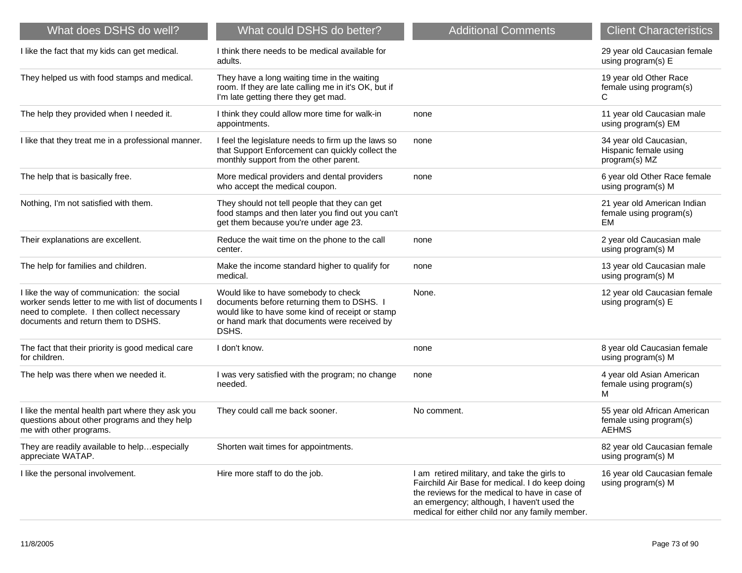| What does DSHS do well? | What could DSHS do better? | Additional Comments | Client Characteristics |
| --- | --- | --- | --- |
| I like the fact that my kids can get medical. | I think there needs to be medical available for adults. | | 29 year old Caucasian female using program(s) E |
| They helped us with food stamps and medical. | They have a long waiting time in the waiting room. If they are late calling me in it's OK, but if I'm late getting there they get mad. | | 19 year old Other Race female using program(s) C |
| The help they provided when I needed it. | I think they could allow more time for walk-in appointments. | none | 11 year old Caucasian male using program(s) EM |
| I like that they treat me in a professional manner. | I feel the legislature needs to firm up the laws so that Support Enforcement can quickly collect the monthly support from the other parent. | none | 34 year old Caucasian, Hispanic female using program(s) MZ |
| The help that is basically free. | More medical providers and dental providers who accept the medical coupon. | none | 6 year old Other Race female using program(s) M |
| Nothing, I'm not satisfied with them. | They should not tell people that they can get food stamps and then later you find out you can't get them because you're under age 23. | | 21 year old American Indian female using program(s) EM |
| Their explanations are excellent. | Reduce the wait time on the phone to the call center. | none | 2 year old Caucasian male using program(s) M |
| The help for families and children. | Make the income standard higher to qualify for medical. | none | 13 year old Caucasian male using program(s) M |
| I like the way of communication: the social worker sends letter to me with list of documents I need to complete. I then collect necessary documents and return them to DSHS. | Would like to have somebody to check documents before returning them to DSHS. I would like to have some kind of receipt or stamp or hand mark that documents were received by DSHS. | None. | 12 year old Caucasian female using program(s) E |
| The fact that their priority is good medical care for children. | I don't know. | none | 8 year old Caucasian female using program(s) M |
| The help was there when we needed it. | I was very satisfied with the program; no change needed. | none | 4 year old Asian American female using program(s) M |
| I like the mental health part where they ask you questions about other programs and they help me with other programs. | They could call me back sooner. | No comment. | 55 year old African American female using program(s) AEHMS |
| They are readily available to help…especially appreciate WATAP. | Shorten wait times for appointments. | | 82 year old Caucasian female using program(s) M |
| I like the personal involvement. | Hire more staff to do the job. | I am retired military, and take the girls to Fairchild Air Base for medical. I do keep doing the reviews for the medical to have in case of an emergency; although, I haven't used the medical for either child nor any family member. | 16 year old Caucasian female using program(s) M |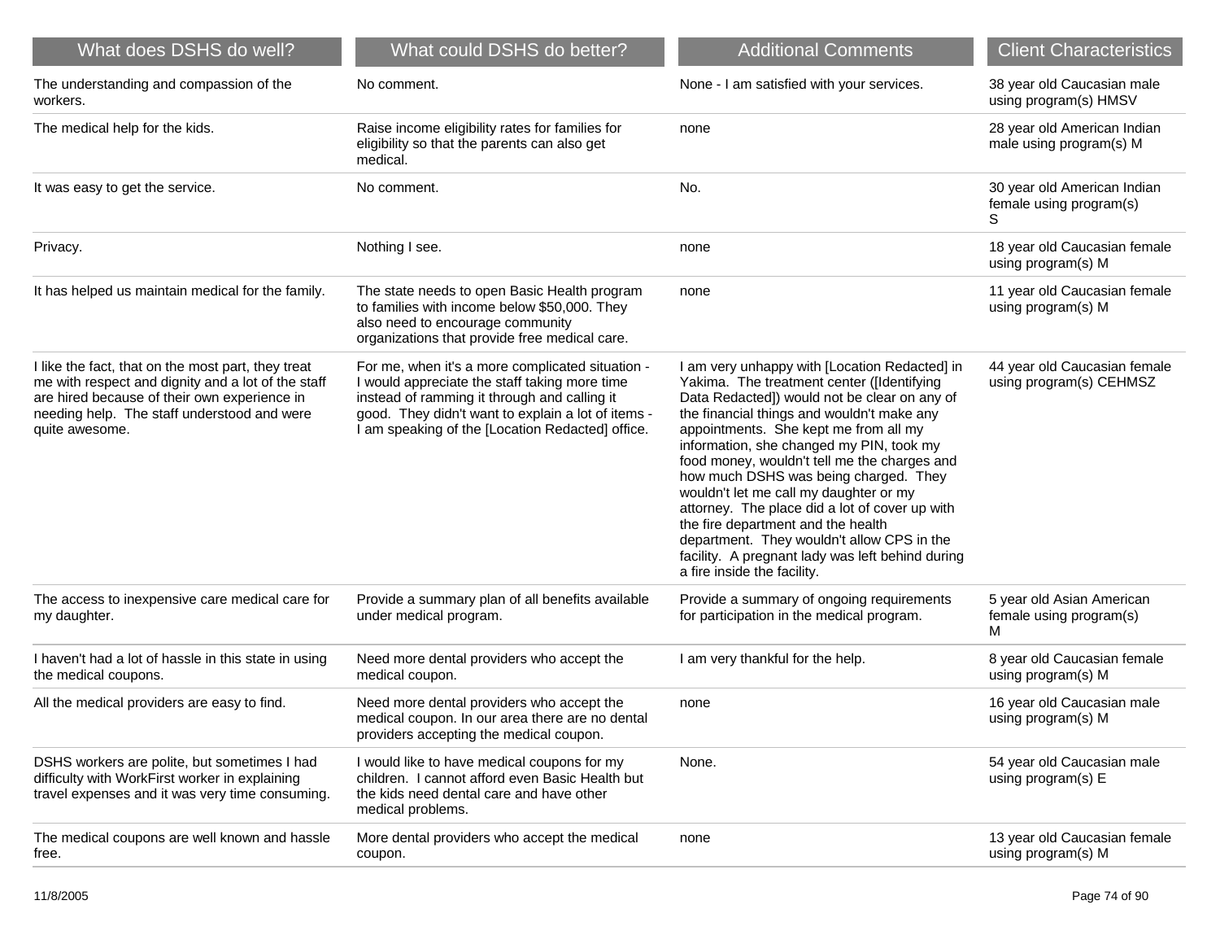| What does DSHS do well? | What could DSHS do better? | Additional Comments | Client Characteristics |
| --- | --- | --- | --- |
| The understanding and compassion of the workers. | No comment. | None - I am satisfied with your services. | 38 year old Caucasian male using program(s) HMSV |
| The medical help for the kids. | Raise income eligibility rates for families for eligibility so that the parents can also get medical. | none | 28 year old American Indian male using program(s) M |
| It was easy to get the service. | No comment. | No. | 30 year old American Indian female using program(s) S |
| Privacy. | Nothing I see. | none | 18 year old Caucasian female using program(s) M |
| It has helped us maintain medical for the family. | The state needs to open Basic Health program to families with income below $50,000. They also need to encourage community organizations that provide free medical care. | none | 11 year old Caucasian female using program(s) M |
| I like the fact, that on the most part, they treat me with respect and dignity and a lot of the staff are hired because of their own experience in needing help. The staff understood and were quite awesome. | For me, when it's a more complicated situation - I would appreciate the staff taking more time instead of ramming it through and calling it good. They didn't want to explain a lot of items - I am speaking of the [Location Redacted] office. | I am very unhappy with [Location Redacted] in Yakima. The treatment center ([Identifying Data Redacted]) would not be clear on any of the financial things and wouldn't make any appointments. She kept me from all my information, she changed my PIN, took my food money, wouldn't tell me the charges and how much DSHS was being charged. They wouldn't let me call my daughter or my attorney. The place did a lot of cover up with the fire department and the health department. They wouldn't allow CPS in the facility. A pregnant lady was left behind during a fire inside the facility. | 44 year old Caucasian female using program(s) CEHMSZ |
| The access to inexpensive care medical care for my daughter. | Provide a summary plan of all benefits available under medical program. | Provide a summary of ongoing requirements for participation in the medical program. | 5 year old Asian American female using program(s) M |
| I haven't had a lot of hassle in this state in using the medical coupons. | Need more dental providers who accept the medical coupon. | I am very thankful for the help. | 8 year old Caucasian female using program(s) M |
| All the medical providers are easy to find. | Need more dental providers who accept the medical coupon. In our area there are no dental providers accepting the medical coupon. | none | 16 year old Caucasian male using program(s) M |
| DSHS workers are polite, but sometimes I had difficulty with WorkFirst worker in explaining travel expenses and it was very time consuming. | I would like to have medical coupons for my children. I cannot afford even Basic Health but the kids need dental care and have other medical problems. | None. | 54 year old Caucasian male using program(s) E |
| The medical coupons are well known and hassle free. | More dental providers who accept the medical coupon. | none | 13 year old Caucasian female using program(s) M |

11/8/2005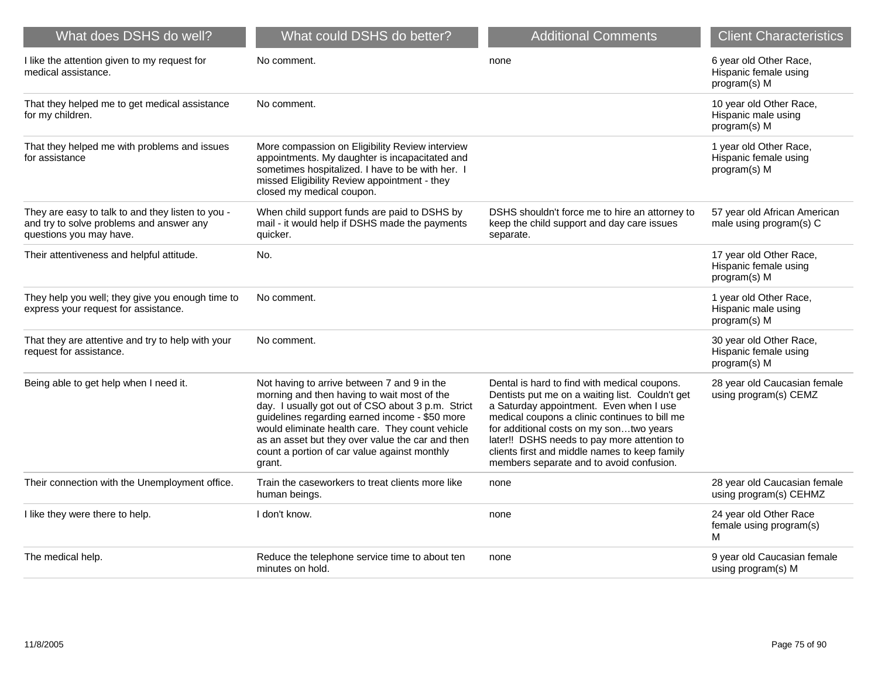| What does DSHS do well? | What could DSHS do better? | Additional Comments | Client Characteristics |
|---|---|---|---|
| I like the attention given to my request for medical assistance. | No comment. | none | 6 year old Other Race, Hispanic female using program(s) M |
| That they helped me to get medical assistance for my children. | No comment. | | 10 year old Other Race, Hispanic male using program(s) M |
| That they helped me with problems and issues for assistance | More compassion on Eligibility Review interview appointments. My daughter is incapacitated and sometimes hospitalized. I have to be with her. I missed Eligibility Review appointment - they closed my medical coupon. | | 1 year old Other Race, Hispanic female using program(s) M |
| They are easy to talk to and they listen to you - and try to solve problems and answer any questions you may have. | When child support funds are paid to DSHS by mail - it would help if DSHS made the payments quicker. | DSHS shouldn't force me to hire an attorney to keep the child support and day care issues separate. | 57 year old African American male using program(s) C |
| Their attentiveness and helpful attitude. | No. | | 17 year old Other Race, Hispanic female using program(s) M |
| They help you well; they give you enough time to express your request for assistance. | No comment. | | 1 year old Other Race, Hispanic male using program(s) M |
| That they are attentive and try to help with your request for assistance. | No comment. | | 30 year old Other Race, Hispanic female using program(s) M |
| Being able to get help when I need it. | Not having to arrive between 7 and 9 in the morning and then having to wait most of the day. I usually got out of CSO about 3 p.m. Strict guidelines regarding earned income - $50 more would eliminate health care. They count vehicle as an asset but they over value the car and then count a portion of car value against monthly grant. | Dental is hard to find with medical coupons. Dentists put me on a waiting list. Couldn't get a Saturday appointment. Even when I use medical coupons a clinic continues to bill me for additional costs on my son…two years later!! DSHS needs to pay more attention to clients first and middle names to keep family members separate and to avoid confusion. | 28 year old Caucasian female using program(s) CEMZ |
| Their connection with the Unemployment office. | Train the caseworkers to treat clients more like human beings. | none | 28 year old Caucasian female using program(s) CEHMZ |
| I like they were there to help. | I don't know. | none | 24 year old Other Race female using program(s) M |
| The medical help. | Reduce the telephone service time to about ten minutes on hold. | none | 9 year old Caucasian female using program(s) M |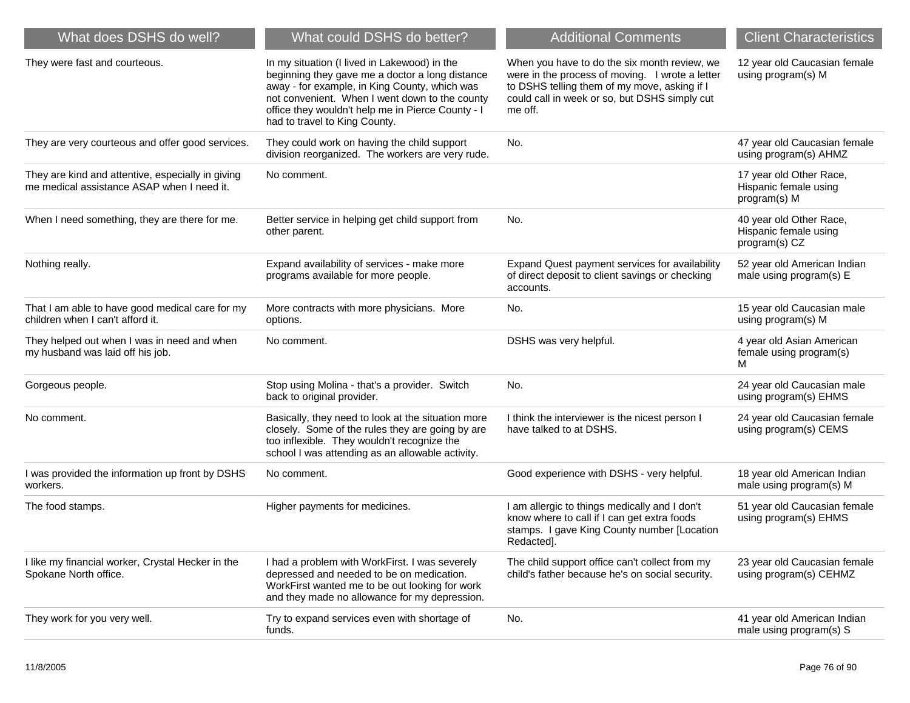| What does DSHS do well? | What could DSHS do better? | Additional Comments | Client Characteristics |
|---|---|---|---|
| They were fast and courteous. | In my situation (I lived in Lakewood) in the beginning they gave me a doctor a long distance away - for example, in King County, which was not convenient. When I went down to the county office they wouldn't help me in Pierce County - I had to travel to King County. | When you have to do the six month review, we were in the process of moving. I wrote a letter to DSHS telling them of my move, asking if I could call in week or so, but DSHS simply cut me off. | 12 year old Caucasian female using program(s) M |
| They are very courteous and offer good services. | They could work on having the child support division reorganized. The workers are very rude. | No. | 47 year old Caucasian female using program(s) AHMZ |
| They are kind and attentive, especially in giving me medical assistance ASAP when I need it. | No comment. | | 17 year old Other Race, Hispanic female using program(s) M |
| When I need something, they are there for me. | Better service in helping get child support from other parent. | No. | 40 year old Other Race, Hispanic female using program(s) CZ |
| Nothing really. | Expand availability of services - make more programs available for more people. | Expand Quest payment services for availability of direct deposit to client savings or checking accounts. | 52 year old American Indian male using program(s) E |
| That I am able to have good medical care for my children when I can't afford it. | More contracts with more physicians. More options. | No. | 15 year old Caucasian male using program(s) M |
| They helped out when I was in need and when my husband was laid off his job. | No comment. | DSHS was very helpful. | 4 year old Asian American female using program(s) M |
| Gorgeous people. | Stop using Molina - that's a provider. Switch back to original provider. | No. | 24 year old Caucasian male using program(s) EHMS |
| No comment. | Basically, they need to look at the situation more closely. Some of the rules they are going by are too inflexible. They wouldn't recognize the school I was attending as an allowable activity. | I think the interviewer is the nicest person I have talked to at DSHS. | 24 year old Caucasian female using program(s) CEMS |
| I was provided the information up front by DSHS workers. | No comment. | Good experience with DSHS - very helpful. | 18 year old American Indian male using program(s) M |
| The food stamps. | Higher payments for medicines. | I am allergic to things medically and I don't know where to call if I can get extra foods stamps. I gave King County number [Location Redacted]. | 51 year old Caucasian female using program(s) EHMS |
| I like my financial worker, Crystal Hecker in the Spokane North office. | I had a problem with WorkFirst. I was severely depressed and needed to be on medication. WorkFirst wanted me to be out looking for work and they made no allowance for my depression. | The child support office can't collect from my child's father because he's on social security. | 23 year old Caucasian female using program(s) CEHMZ |
| They work for you very well. | Try to expand services even with shortage of funds. | No. | 41 year old American Indian male using program(s) S |

11/8/2005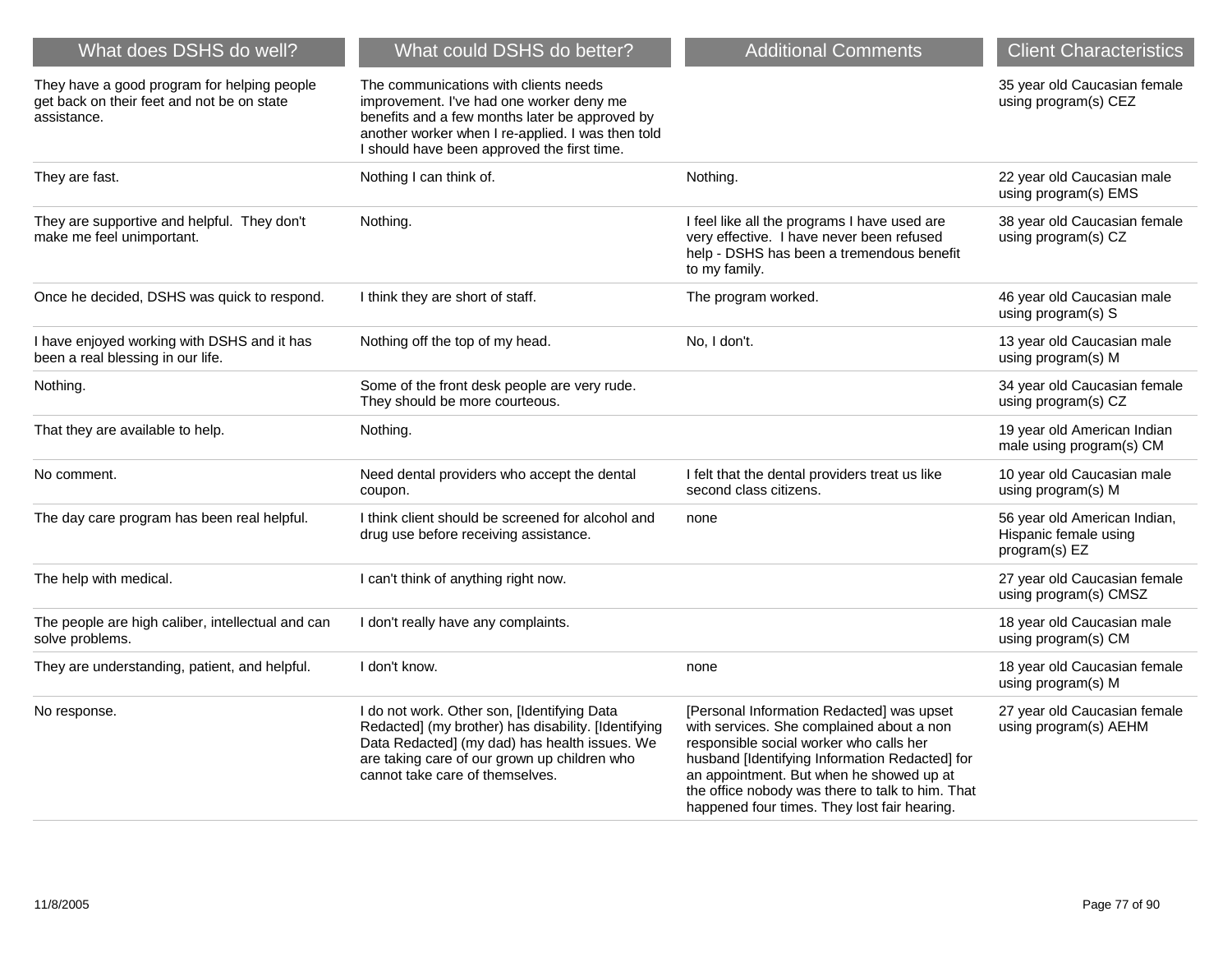| What does DSHS do well? | What could DSHS do better? | Additional Comments | Client Characteristics |
|---|---|---|---|
| They have a good program for helping people get back on their feet and not be on state assistance. | The communications with clients needs improvement. I've had one worker deny me benefits and a few months later be approved by another worker when I re-applied. I was then told I should have been approved the first time. | | 35 year old Caucasian female using program(s) CEZ |
| They are fast. | Nothing I can think of. | Nothing. | 22 year old Caucasian male using program(s) EMS |
| They are supportive and helpful. They don't make me feel unimportant. | Nothing. | I feel like all the programs I have used are very effective. I have never been refused help - DSHS has been a tremendous benefit to my family. | 38 year old Caucasian female using program(s) CZ |
| Once he decided, DSHS was quick to respond. | I think they are short of staff. | The program worked. | 46 year old Caucasian male using program(s) S |
| I have enjoyed working with DSHS and it has been a real blessing in our life. | Nothing off the top of my head. | No, I don't. | 13 year old Caucasian male using program(s) M |
| Nothing. | Some of the front desk people are very rude. They should be more courteous. | | 34 year old Caucasian female using program(s) CZ |
| That they are available to help. | Nothing. | | 19 year old American Indian male using program(s) CM |
| No comment. | Need dental providers who accept the dental coupon. | I felt that the dental providers treat us like second class citizens. | 10 year old Caucasian male using program(s) M |
| The day care program has been real helpful. | I think client should be screened for alcohol and drug use before receiving assistance. | none | 56 year old American Indian, Hispanic female using program(s) EZ |
| The help with medical. | I can't think of anything right now. | | 27 year old Caucasian female using program(s) CMSZ |
| The people are high caliber, intellectual and can solve problems. | I don't really have any complaints. | | 18 year old Caucasian male using program(s) CM |
| They are understanding, patient, and helpful. | I don't know. | none | 18 year old Caucasian female using program(s) M |
| No response. | I do not work. Other son, [Identifying Data Redacted] (my brother) has disability. [Identifying Data Redacted] (my dad) has health issues. We are taking care of our grown up children who cannot take care of themselves. | [Personal Information Redacted] was upset with services. She complained about a non responsible social worker who calls her husband [Identifying Information Redacted] for an appointment. But when he showed up at the office nobody was there to talk to him. That happened four times. They lost fair hearing. | 27 year old Caucasian female using program(s) AEHM |

11/8/2005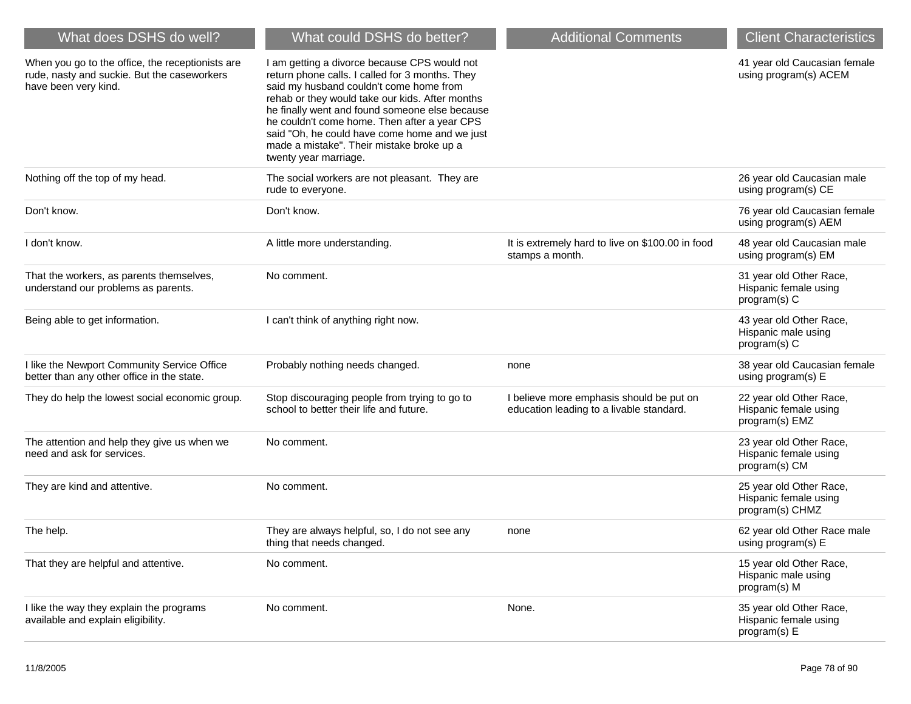| What does DSHS do well? | What could DSHS do better? | Additional Comments | Client Characteristics |
|---|---|---|---|
| When you go to the office, the receptionists are rude, nasty and suckie. But the caseworkers have been very kind. | I am getting a divorce because CPS would not return phone calls. I called for 3 months. They said my husband couldn't come home from rehab or they would take our kids. After months he finally went and found someone else because he couldn't come home. Then after a year CPS said "Oh, he could have come home and we just made a mistake". Their mistake broke up a twenty year marriage. | | 41 year old Caucasian female using program(s) ACEM |
| Nothing off the top of my head. | The social workers are not pleasant. They are rude to everyone. | | 26 year old Caucasian male using program(s) CE |
| Don't know. | Don't know. | | 76 year old Caucasian female using program(s) AEM |
| I don't know. | A little more understanding. | It is extremely hard to live on $100.00 in food stamps a month. | 48 year old Caucasian male using program(s) EM |
| That the workers, as parents themselves, understand our problems as parents. | No comment. | | 31 year old Other Race, Hispanic female using program(s) C |
| Being able to get information. | I can't think of anything right now. | | 43 year old Other Race, Hispanic male using program(s) C |
| I like the Newport Community Service Office better than any other office in the state. | Probably nothing needs changed. | none | 38 year old Caucasian female using program(s) E |
| They do help the lowest social economic group. | Stop discouraging people from trying to go to school to better their life and future. | I believe more emphasis should be put on education leading to a livable standard. | 22 year old Other Race, Hispanic female using program(s) EMZ |
| The attention and help they give us when we need and ask for services. | No comment. | | 23 year old Other Race, Hispanic female using program(s) CM |
| They are kind and attentive. | No comment. | | 25 year old Other Race, Hispanic female using program(s) CHMZ |
| The help. | They are always helpful, so, I do not see any thing that needs changed. | none | 62 year old Other Race male using program(s) E |
| That they are helpful and attentive. | No comment. | | 15 year old Other Race, Hispanic male using program(s) M |
| I like the way they explain the programs available and explain eligibility. | No comment. | None. | 35 year old Other Race, Hispanic female using program(s) E |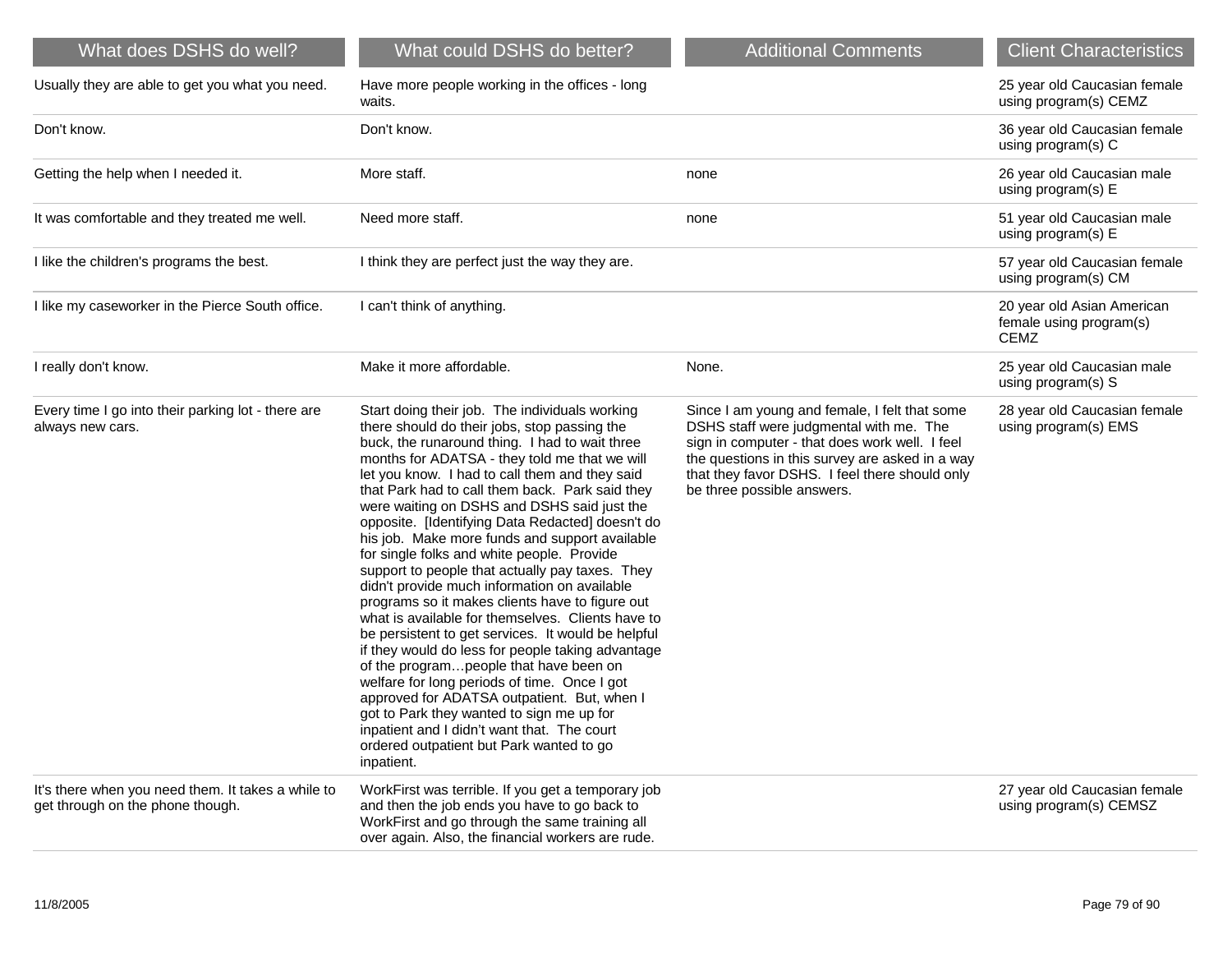| What does DSHS do well? | What could DSHS do better? | Additional Comments | Client Characteristics |
|---|---|---|---|
| Usually they are able to get you what you need. | Have more people working in the offices - long waits. | | 25 year old Caucasian female using program(s) CEMZ |
| Don't know. | Don't know. | | 36 year old Caucasian female using program(s) C |
| Getting the help when I needed it. | More staff. | none | 26 year old Caucasian male using program(s) E |
| It was comfortable and they treated me well. | Need more staff. | none | 51 year old Caucasian male using program(s) E |
| I like the children's programs the best. | I think they are perfect just the way they are. | | 57 year old Caucasian female using program(s) CM |
| I like my caseworker in the Pierce South office. | I can't think of anything. | | 20 year old Asian American female using program(s) CEMZ |
| I really don't know. | Make it more affordable. | None. | 25 year old Caucasian male using program(s) S |
| Every time I go into their parking lot - there are always new cars. | Start doing their job. The individuals working there should do their jobs, stop passing the buck, the runaround thing. I had to wait three months for ADATSA - they told me that we will let you know. I had to call them and they said that Park had to call them back. Park said they were waiting on DSHS and DSHS said just the opposite. [Identifying Data Redacted] doesn't do his job. Make more funds and support available for single folks and white people. Provide support to people that actually pay taxes. They didn't provide much information on available programs so it makes clients have to figure out what is available for themselves. Clients have to be persistent to get services. It would be helpful if they would do less for people taking advantage of the program…people that have been on welfare for long periods of time. Once I got approved for ADATSA outpatient. But, when I got to Park they wanted to sign me up for inpatient and I didn't want that. The court ordered outpatient but Park wanted to go inpatient. | Since I am young and female, I felt that some DSHS staff were judgmental with me. The sign in computer - that does work well. I feel the questions in this survey are asked in a way that they favor DSHS. I feel there should only be three possible answers. | 28 year old Caucasian female using program(s) EMS |
| It's there when you need them. It takes a while to get through on the phone though. | WorkFirst was terrible. If you get a temporary job and then the job ends you have to go back to WorkFirst and go through the same training all over again. Also, the financial workers are rude. | | 27 year old Caucasian female using program(s) CEMSZ |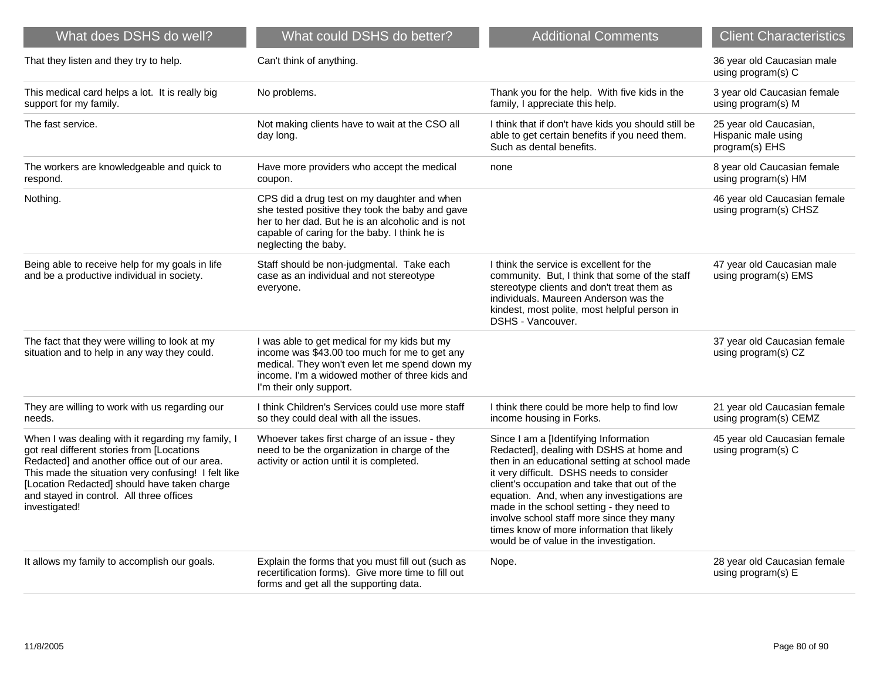| What does DSHS do well? | What could DSHS do better? | Additional Comments | Client Characteristics |
|---|---|---|---|
| That they listen and they try to help. | Can't think of anything. | | 36 year old Caucasian male using program(s) C |
| This medical card helps a lot. It is really big support for my family. | No problems. | Thank you for the help. With five kids in the family, I appreciate this help. | 3 year old Caucasian female using program(s) M |
| The fast service. | Not making clients have to wait at the CSO all day long. | I think that if don't have kids you should still be able to get certain benefits if you need them. Such as dental benefits. | 25 year old Caucasian, Hispanic male using program(s) EHS |
| The workers are knowledgeable and quick to respond. | Have more providers who accept the medical coupon. | none | 8 year old Caucasian female using program(s) HM |
| Nothing. | CPS did a drug test on my daughter and when she tested positive they took the baby and gave her to her dad. But he is an alcoholic and is not capable of caring for the baby. I think he is neglecting the baby. | | 46 year old Caucasian female using program(s) CHSZ |
| Being able to receive help for my goals in life and be a productive individual in society. | Staff should be non-judgmental. Take each case as an individual and not stereotype everyone. | I think the service is excellent for the community. But, I think that some of the staff stereotype clients and don't treat them as individuals. Maureen Anderson was the kindest, most polite, most helpful person in DSHS - Vancouver. | 47 year old Caucasian male using program(s) EMS |
| The fact that they were willing to look at my situation and to help in any way they could. | I was able to get medical for my kids but my income was $43.00 too much for me to get any medical. They won't even let me spend down my income. I'm a widowed mother of three kids and I'm their only support. | | 37 year old Caucasian female using program(s) CZ |
| They are willing to work with us regarding our needs. | I think Children's Services could use more staff so they could deal with all the issues. | I think there could be more help to find low income housing in Forks. | 21 year old Caucasian female using program(s) CEMZ |
| When I was dealing with it regarding my family, I got real different stories from [Locations Redacted] and another office out of our area. This made the situation very confusing! I felt like [Location Redacted] should have taken charge and stayed in control. All three offices investigated! | Whoever takes first charge of an issue - they need to be the organization in charge of the activity or action until it is completed. | Since I am a [Identifying Information Redacted], dealing with DSHS at home and then in an educational setting at school made it very difficult. DSHS needs to consider client's occupation and take that out of the equation. And, when any investigations are made in the school setting - they need to involve school staff more since they many times know of more information that likely would be of value in the investigation. | 45 year old Caucasian female using program(s) C |
| It allows my family to accomplish our goals. | Explain the forms that you must fill out (such as recertification forms). Give more time to fill out forms and get all the supporting data. | Nope. | 28 year old Caucasian female using program(s) E |

11/8/2005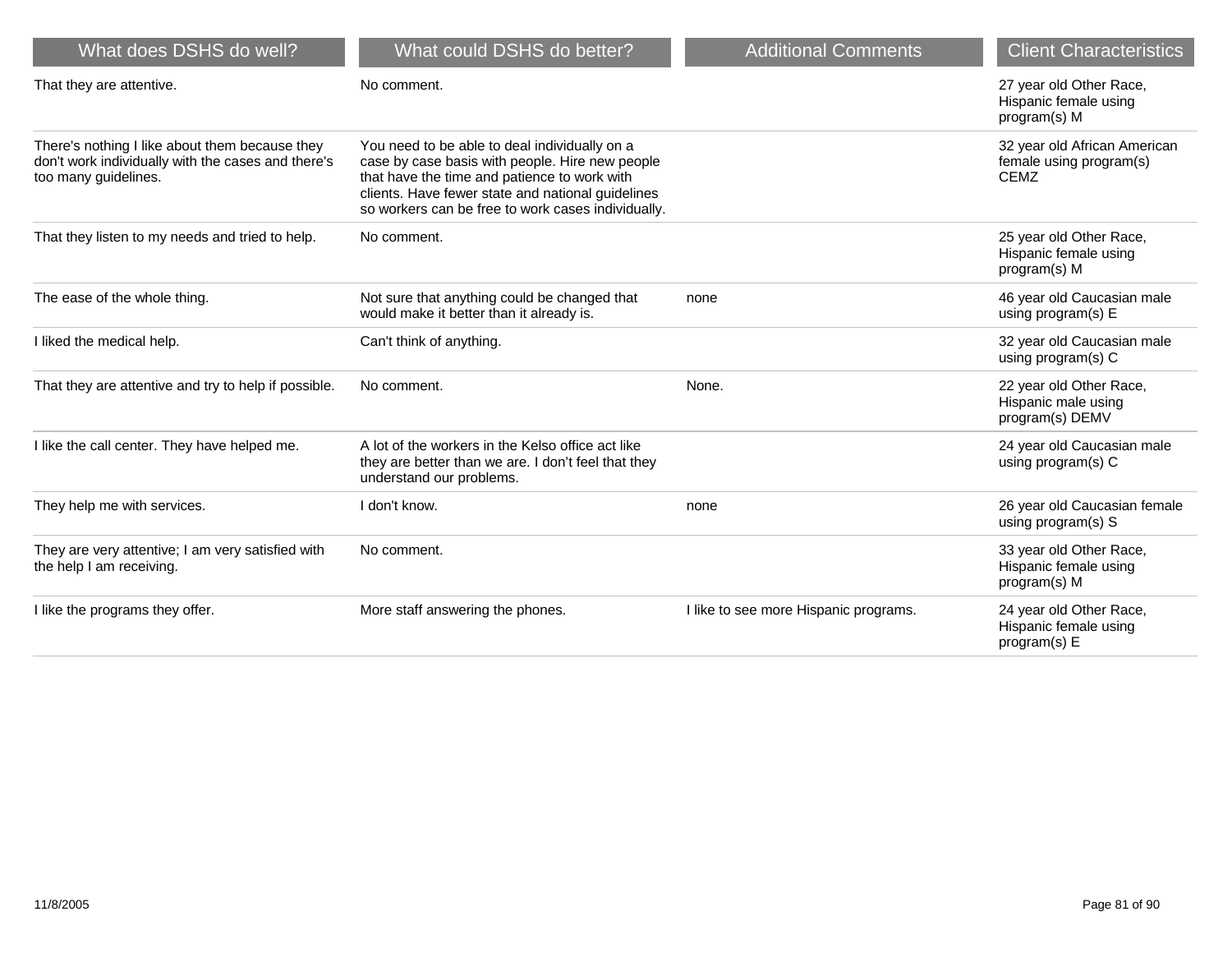| What does DSHS do well? | What could DSHS do better? | Additional Comments | Client Characteristics |
|---|---|---|---|
| That they are attentive. | No comment. | | 27 year old Other Race, Hispanic female using program(s) M |
| There's nothing I like about them because they don't work individually with the cases and there's too many guidelines. | You need to be able to deal individually on a case by case basis with people. Hire new people that have the time and patience to work with clients. Have fewer state and national guidelines so workers can be free to work cases individually. | | 32 year old African American female using program(s) CEMZ |
| That they listen to my needs and tried to help. | No comment. | | 25 year old Other Race, Hispanic female using program(s) M |
| The ease of the whole thing. | Not sure that anything could be changed that would make it better than it already is. | none | 46 year old Caucasian male using program(s) E |
| I liked the medical help. | Can't think of anything. | | 32 year old Caucasian male using program(s) C |
| That they are attentive and try to help if possible. | No comment. | None. | 22 year old Other Race, Hispanic male using program(s) DEMV |
| I like the call center. They have helped me. | A lot of the workers in the Kelso office act like they are better than we are. I don't feel that they understand our problems. | | 24 year old Caucasian male using program(s) C |
| They help me with services. | I don't know. | none | 26 year old Caucasian female using program(s) S |
| They are very attentive; I am very satisfied with the help I am receiving. | No comment. | | 33 year old Other Race, Hispanic female using program(s) M |
| I like the programs they offer. | More staff answering the phones. | I like to see more Hispanic programs. | 24 year old Other Race, Hispanic female using program(s) E |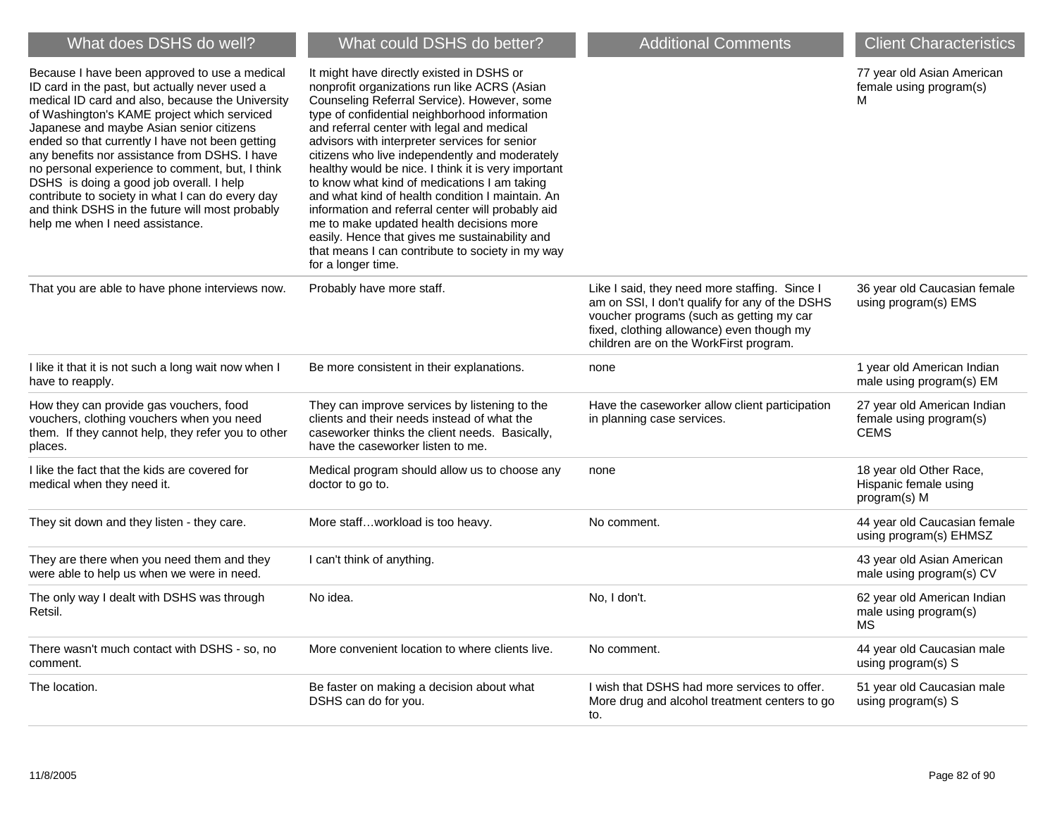| What does DSHS do well? | What could DSHS do better? | Additional Comments | Client Characteristics |
| --- | --- | --- | --- |
| Because I have been approved to use a medical ID card in the past, but actually never used a medical ID card and also, because the University of Washington's KAME project which serviced Japanese and maybe Asian senior citizens ended so that currently I have not been getting any benefits nor assistance from DSHS. I have no personal experience to comment, but, I think DSHS is doing a good job overall. I help contribute to society in what I can do every day and think DSHS in the future will most probably help me when I need assistance. | It might have directly existed in DSHS or nonprofit organizations run like ACRS (Asian Counseling Referral Service). However, some type of confidential neighborhood information and referral center with legal and medical advisors with interpreter services for senior citizens who live independently and moderately healthy would be nice. I think it is very important to know what kind of medications I am taking and what kind of health condition I maintain. An information and referral center will probably aid me to make updated health decisions more easily. Hence that gives me sustainability and that means I can contribute to society in my way for a longer time. | | 77 year old Asian American female using program(s) M |
| That you are able to have phone interviews now. | Probably have more staff. | Like I said, they need more staffing. Since I am on SSI, I don't qualify for any of the DSHS voucher programs (such as getting my car fixed, clothing allowance) even though my children are on the WorkFirst program. | 36 year old Caucasian female using program(s) EMS |
| I like it that it is not such a long wait now when I have to reapply. | Be more consistent in their explanations. | none | 1 year old American Indian male using program(s) EM |
| How they can provide gas vouchers, food vouchers, clothing vouchers when you need them. If they cannot help, they refer you to other places. | They can improve services by listening to the clients and their needs instead of what the caseworker thinks the client needs. Basically, have the caseworker listen to me. | Have the caseworker allow client participation in planning case services. | 27 year old American Indian female using program(s) CEMS |
| I like the fact that the kids are covered for medical when they need it. | Medical program should allow us to choose any doctor to go to. | none | 18 year old Other Race, Hispanic female using program(s) M |
| They sit down and they listen - they care. | More staff…workload is too heavy. | No comment. | 44 year old Caucasian female using program(s) EHMSZ |
| They are there when you need them and they were able to help us when we were in need. | I can't think of anything. | | 43 year old Asian American male using program(s) CV |
| The only way I dealt with DSHS was through Retsil. | No idea. | No, I don't. | 62 year old American Indian male using program(s) MS |
| There wasn't much contact with DSHS - so, no comment. | More convenient location to where clients live. | No comment. | 44 year old Caucasian male using program(s) S |
| The location. | Be faster on making a decision about what DSHS can do for you. | I wish that DSHS had more services to offer. More drug and alcohol treatment centers to go to. | 51 year old Caucasian male using program(s) S |

11/8/2005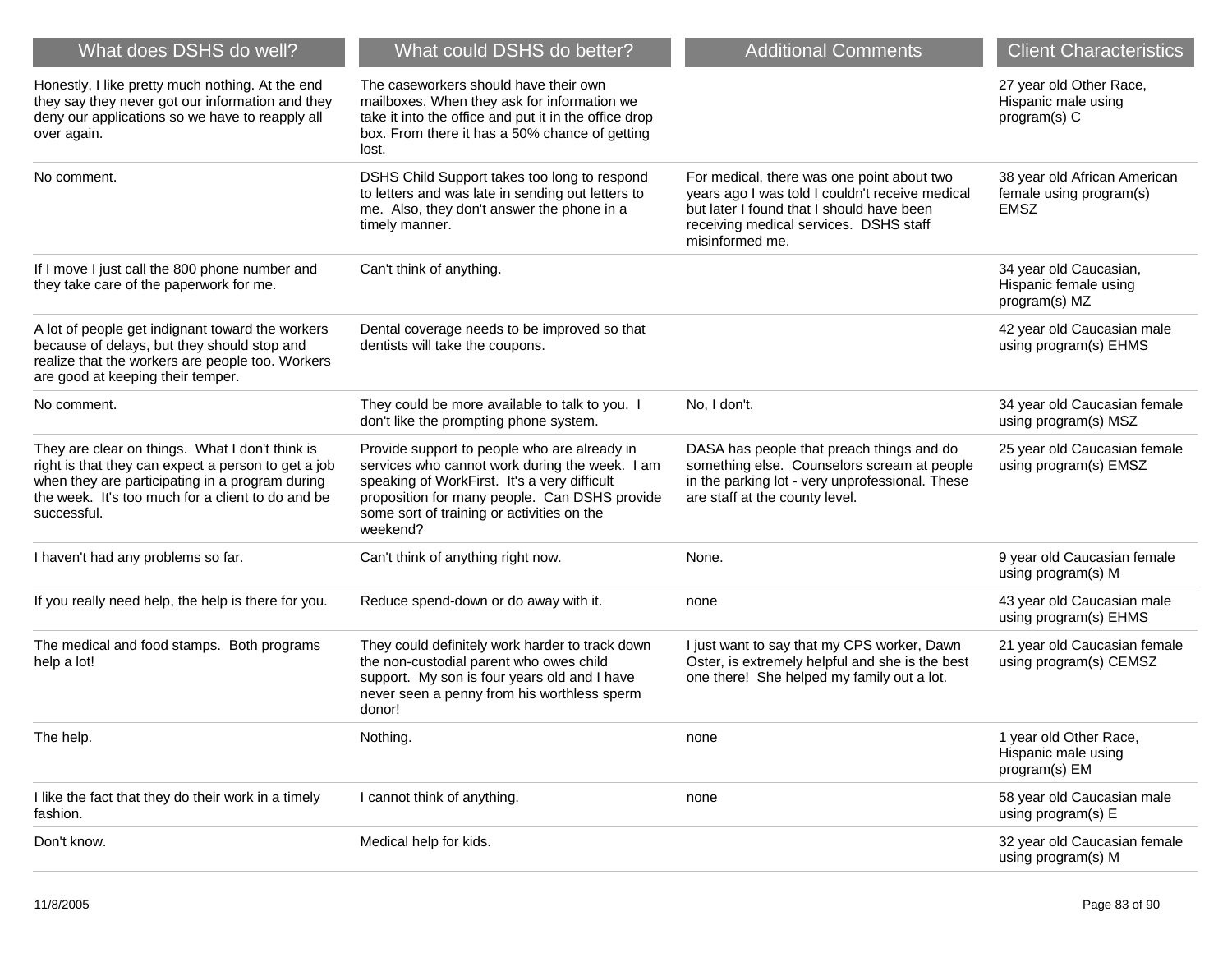| What does DSHS do well? | What could DSHS do better? | Additional Comments | Client Characteristics |
| --- | --- | --- | --- |
| Honestly, I like pretty much nothing. At the end they say they never got our information and they deny our applications so we have to reapply all over again. | The caseworkers should have their own mailboxes. When they ask for information we take it into the office and put it in the office drop box. From there it has a 50% chance of getting lost. | | 27 year old Other Race, Hispanic male using program(s) C |
| No comment. | DSHS Child Support takes too long to respond to letters and was late in sending out letters to me. Also, they don't answer the phone in a timely manner. | For medical, there was one point about two years ago I was told I couldn't receive medical but later I found that I should have been receiving medical services. DSHS staff misinformed me. | 38 year old African American female using program(s) EMSZ |
| If I move I just call the 800 phone number and they take care of the paperwork for me. | Can't think of anything. | | 34 year old Caucasian, Hispanic female using program(s) MZ |
| A lot of people get indignant toward the workers because of delays, but they should stop and realize that the workers are people too. Workers are good at keeping their temper. | Dental coverage needs to be improved so that dentists will take the coupons. | | 42 year old Caucasian male using program(s) EHMS |
| No comment. | They could be more available to talk to you. I don't like the prompting phone system. | No, I don't. | 34 year old Caucasian female using program(s) MSZ |
| They are clear on things. What I don't think is right is that they can expect a person to get a job when they are participating in a program during the week. It's too much for a client to do and be successful. | Provide support to people who are already in services who cannot work during the week. I am speaking of WorkFirst. It's a very difficult proposition for many people. Can DSHS provide some sort of training or activities on the weekend? | DASA has people that preach things and do something else. Counselors scream at people in the parking lot - very unprofessional. These are staff at the county level. | 25 year old Caucasian female using program(s) EMSZ |
| I haven't had any problems so far. | Can't think of anything right now. | None. | 9 year old Caucasian female using program(s) M |
| If you really need help, the help is there for you. | Reduce spend-down or do away with it. | none | 43 year old Caucasian male using program(s) EHMS |
| The medical and food stamps. Both programs help a lot! | They could definitely work harder to track down the non-custodial parent who owes child support. My son is four years old and I have never seen a penny from his worthless sperm donor! | I just want to say that my CPS worker, Dawn Oster, is extremely helpful and she is the best one there! She helped my family out a lot. | 21 year old Caucasian female using program(s) CEMSZ |
| The help. | Nothing. | none | 1 year old Other Race, Hispanic male using program(s) EM |
| I like the fact that they do their work in a timely fashion. | I cannot think of anything. | none | 58 year old Caucasian male using program(s) E |
| Don't know. | Medical help for kids. | | 32 year old Caucasian female using program(s) M |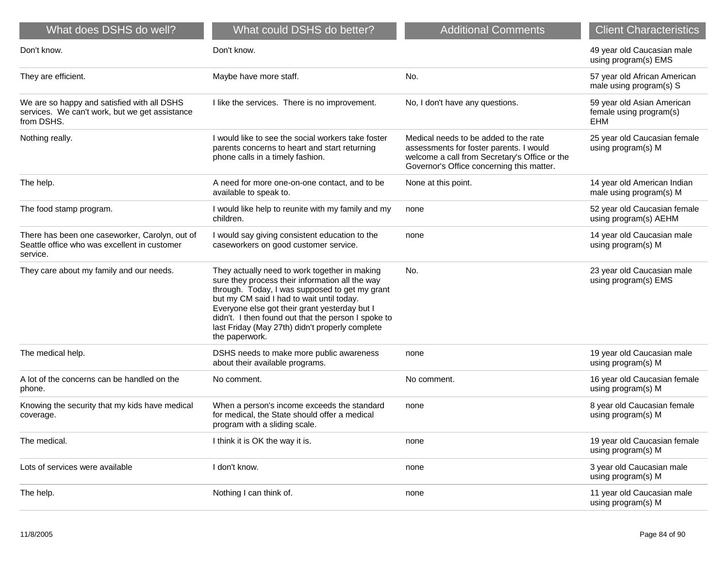| What does DSHS do well? | What could DSHS do better? | Additional Comments | Client Characteristics |
|---|---|---|---|
| Don't know. | Don't know. | | 49 year old Caucasian male using program(s) EMS |
| They are efficient. | Maybe have more staff. | No. | 57 year old African American male using program(s) S |
| We are so happy and satisfied with all DSHS services. We can't work, but we get assistance from DSHS. | I like the services. There is no improvement. | No, I don't have any questions. | 59 year old Asian American female using program(s) EHM |
| Nothing really. | I would like to see the social workers take foster parents concerns to heart and start returning phone calls in a timely fashion. | Medical needs to be added to the rate assessments for foster parents. I would welcome a call from Secretary's Office or the Governor's Office concerning this matter. | 25 year old Caucasian female using program(s) M |
| The help. | A need for more one-on-one contact, and to be available to speak to. | None at this point. | 14 year old American Indian male using program(s) M |
| The food stamp program. | I would like help to reunite with my family and my children. | none | 52 year old Caucasian female using program(s) AEHM |
| There has been one caseworker, Carolyn, out of Seattle office who was excellent in customer service. | I would say giving consistent education to the caseworkers on good customer service. | none | 14 year old Caucasian male using program(s) M |
| They care about my family and our needs. | They actually need to work together in making sure they process their information all the way through. Today, I was supposed to get my grant but my CM said I had to wait until today. Everyone else got their grant yesterday but I didn't. I then found out that the person I spoke to last Friday (May 27th) didn't properly complete the paperwork. | No. | 23 year old Caucasian male using program(s) EMS |
| The medical help. | DSHS needs to make more public awareness about their available programs. | none | 19 year old Caucasian male using program(s) M |
| A lot of the concerns can be handled on the phone. | No comment. | No comment. | 16 year old Caucasian female using program(s) M |
| Knowing the security that my kids have medical coverage. | When a person's income exceeds the standard for medical, the State should offer a medical program with a sliding scale. | none | 8 year old Caucasian female using program(s) M |
| The medical. | I think it is OK the way it is. | none | 19 year old Caucasian female using program(s) M |
| Lots of services were available | I don't know. | none | 3 year old Caucasian male using program(s) M |
| The help. | Nothing I can think of. | none | 11 year old Caucasian male using program(s) M |

11/8/2005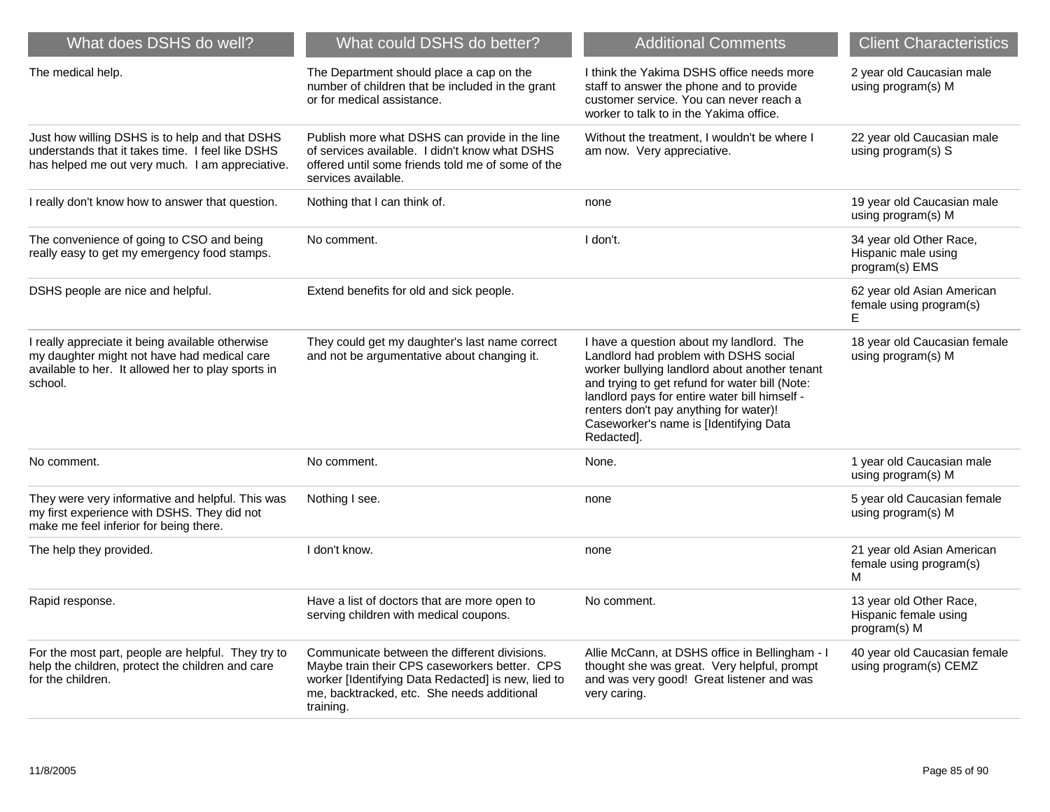| What does DSHS do well? | What could DSHS do better? | Additional Comments | Client Characteristics |
|---|---|---|---|
| The medical help. | The Department should place a cap on the number of children that be included in the grant or for medical assistance. | I think the Yakima DSHS office needs more staff to answer the phone and to provide customer service. You can never reach a worker to talk to in the Yakima office. | 2 year old Caucasian male using program(s) M |
| Just how willing DSHS is to help and that DSHS understands that it takes time. I feel like DSHS has helped me out very much. I am appreciative. | Publish more what DSHS can provide in the line of services available. I didn't know what DSHS offered until some friends told me of some of the services available. | Without the treatment, I wouldn't be where I am now. Very appreciative. | 22 year old Caucasian male using program(s) S |
| I really don't know how to answer that question. | Nothing that I can think of. | none | 19 year old Caucasian male using program(s) M |
| The convenience of going to CSO and being really easy to get my emergency food stamps. | No comment. | I don't. | 34 year old Other Race, Hispanic male using program(s) EMS |
| DSHS people are nice and helpful. | Extend benefits for old and sick people. | | 62 year old Asian American female using program(s) E |
| I really appreciate it being available otherwise my daughter might not have had medical care available to her. It allowed her to play sports in school. | They could get my daughter's last name correct and not be argumentative about changing it. | I have a question about my landlord. The Landlord had problem with DSHS social worker bullying landlord about another tenant and trying to get refund for water bill (Note: landlord pays for entire water bill himself - renters don't pay anything for water)! Caseworker's name is [Identifying Data Redacted]. | 18 year old Caucasian female using program(s) M |
| No comment. | No comment. | None. | 1 year old Caucasian male using program(s) M |
| They were very informative and helpful. This was my first experience with DSHS. They did not make me feel inferior for being there. | Nothing I see. | none | 5 year old Caucasian female using program(s) M |
| The help they provided. | I don't know. | none | 21 year old Asian American female using program(s) M |
| Rapid response. | Have a list of doctors that are more open to serving children with medical coupons. | No comment. | 13 year old Other Race, Hispanic female using program(s) M |
| For the most part, people are helpful. They try to help the children, protect the children and care for the children. | Communicate between the different divisions. Maybe train their CPS caseworkers better. CPS worker [Identifying Data Redacted] is new, lied to me, backtracked, etc. She needs additional training. | Allie McCann, at DSHS office in Bellingham - I thought she was great. Very helpful, prompt and was very good! Great listener and was very caring. | 40 year old Caucasian female using program(s) CEMZ |

11/8/2005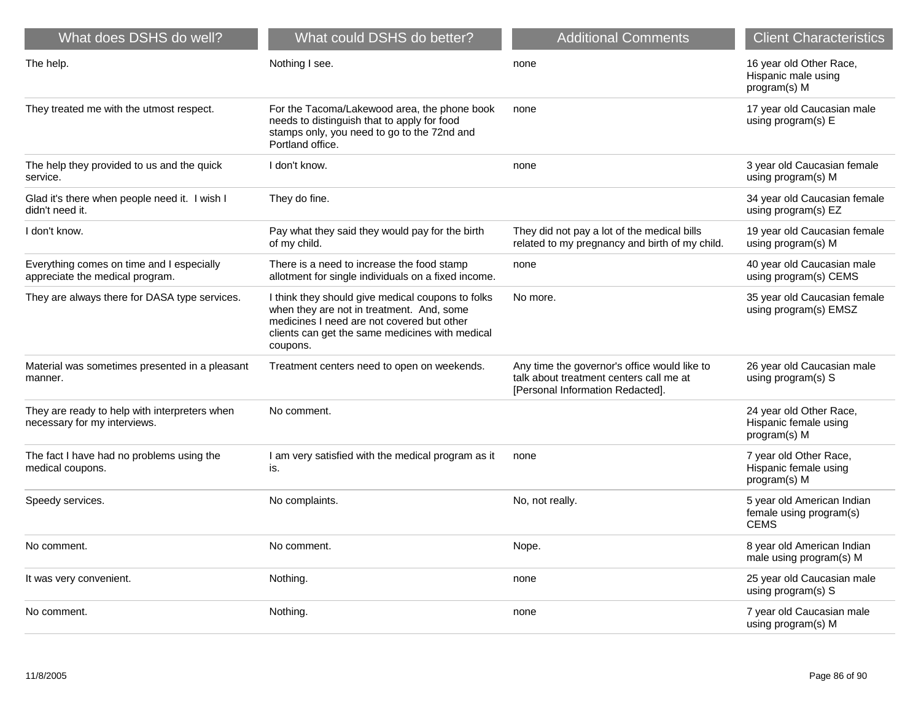| What does DSHS do well? | What could DSHS do better? | Additional Comments | Client Characteristics |
|---|---|---|---|
| The help. | Nothing I see. | none | 16 year old Other Race, Hispanic male using program(s) M |
| They treated me with the utmost respect. | For the Tacoma/Lakewood area, the phone book needs to distinguish that to apply for food stamps only, you need to go to the 72nd and Portland office. | none | 17 year old Caucasian male using program(s) E |
| The help they provided to us and the quick service. | I don't know. | none | 3 year old Caucasian female using program(s) M |
| Glad it's there when people need it. I wish I didn't need it. | They do fine. | | 34 year old Caucasian female using program(s) EZ |
| I don't know. | Pay what they said they would pay for the birth of my child. | They did not pay a lot of the medical bills related to my pregnancy and birth of my child. | 19 year old Caucasian female using program(s) M |
| Everything comes on time and I especially appreciate the medical program. | There is a need to increase the food stamp allotment for single individuals on a fixed income. | none | 40 year old Caucasian male using program(s) CEMS |
| They are always there for DASA type services. | I think they should give medical coupons to folks when they are not in treatment. And, some medicines I need are not covered but other clients can get the same medicines with medical coupons. | No more. | 35 year old Caucasian female using program(s) EMSZ |
| Material was sometimes presented in a pleasant manner. | Treatment centers need to open on weekends. | Any time the governor's office would like to talk about treatment centers call me at [Personal Information Redacted]. | 26 year old Caucasian male using program(s) S |
| They are ready to help with interpreters when necessary for my interviews. | No comment. | | 24 year old Other Race, Hispanic female using program(s) M |
| The fact I have had no problems using the medical coupons. | I am very satisfied with the medical program as it is. | none | 7 year old Other Race, Hispanic female using program(s) M |
| Speedy services. | No complaints. | No, not really. | 5 year old American Indian female using program(s) CEMS |
| No comment. | No comment. | Nope. | 8 year old American Indian male using program(s) M |
| It was very convenient. | Nothing. | none | 25 year old Caucasian male using program(s) S |
| No comment. | Nothing. | none | 7 year old Caucasian male using program(s) M |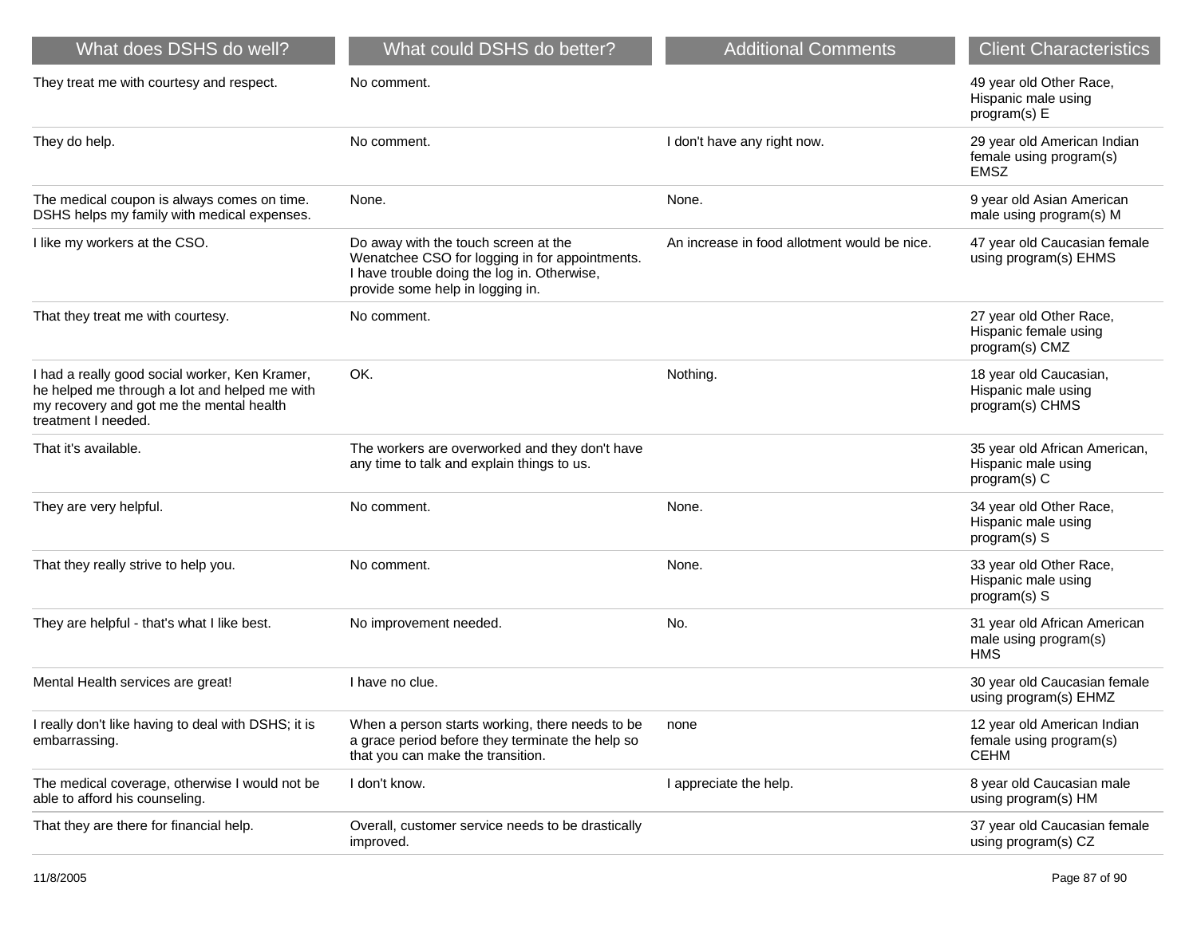| What does DSHS do well? | What could DSHS do better? | Additional Comments | Client Characteristics |
| --- | --- | --- | --- |
| They treat me with courtesy and respect. | No comment. | | 49 year old Other Race, Hispanic male using program(s) E |
| They do help. | No comment. | I don't have any right now. | 29 year old American Indian female using program(s) EMSZ |
| The medical coupon is always comes on time. DSHS helps my family with medical expenses. | None. | None. | 9 year old Asian American male using program(s) M |
| I like my workers at the CSO. | Do away with the touch screen at the Wenatchee CSO for logging in for appointments. I have trouble doing the log in. Otherwise, provide some help in logging in. | An increase in food allotment would be nice. | 47 year old Caucasian female using program(s) EHMS |
| That they treat me with courtesy. | No comment. | | 27 year old Other Race, Hispanic female using program(s) CMZ |
| I had a really good social worker, Ken Kramer, he helped me through a lot and helped me with my recovery and got me the mental health treatment I needed. | OK. | Nothing. | 18 year old Caucasian, Hispanic male using program(s) CHMS |
| That it's available. | The workers are overworked and they don't have any time to talk and explain things to us. | | 35 year old African American, Hispanic male using program(s) C |
| They are very helpful. | No comment. | None. | 34 year old Other Race, Hispanic male using program(s) S |
| That they really strive to help you. | No comment. | None. | 33 year old Other Race, Hispanic male using program(s) S |
| They are helpful - that's what I like best. | No improvement needed. | No. | 31 year old African American male using program(s) HMS |
| Mental Health services are great! | I have no clue. | | 30 year old Caucasian female using program(s) EHMZ |
| I really don't like having to deal with DSHS; it is embarrassing. | When a person starts working, there needs to be a grace period before they terminate the help so that you can make the transition. | none | 12 year old American Indian female using program(s) CEHM |
| The medical coverage, otherwise I would not be able to afford his counseling. | I don't know. | I appreciate the help. | 8 year old Caucasian male using program(s) HM |
| That they are there for financial help. | Overall, customer service needs to be drastically improved. | | 37 year old Caucasian female using program(s) CZ |

11/8/2005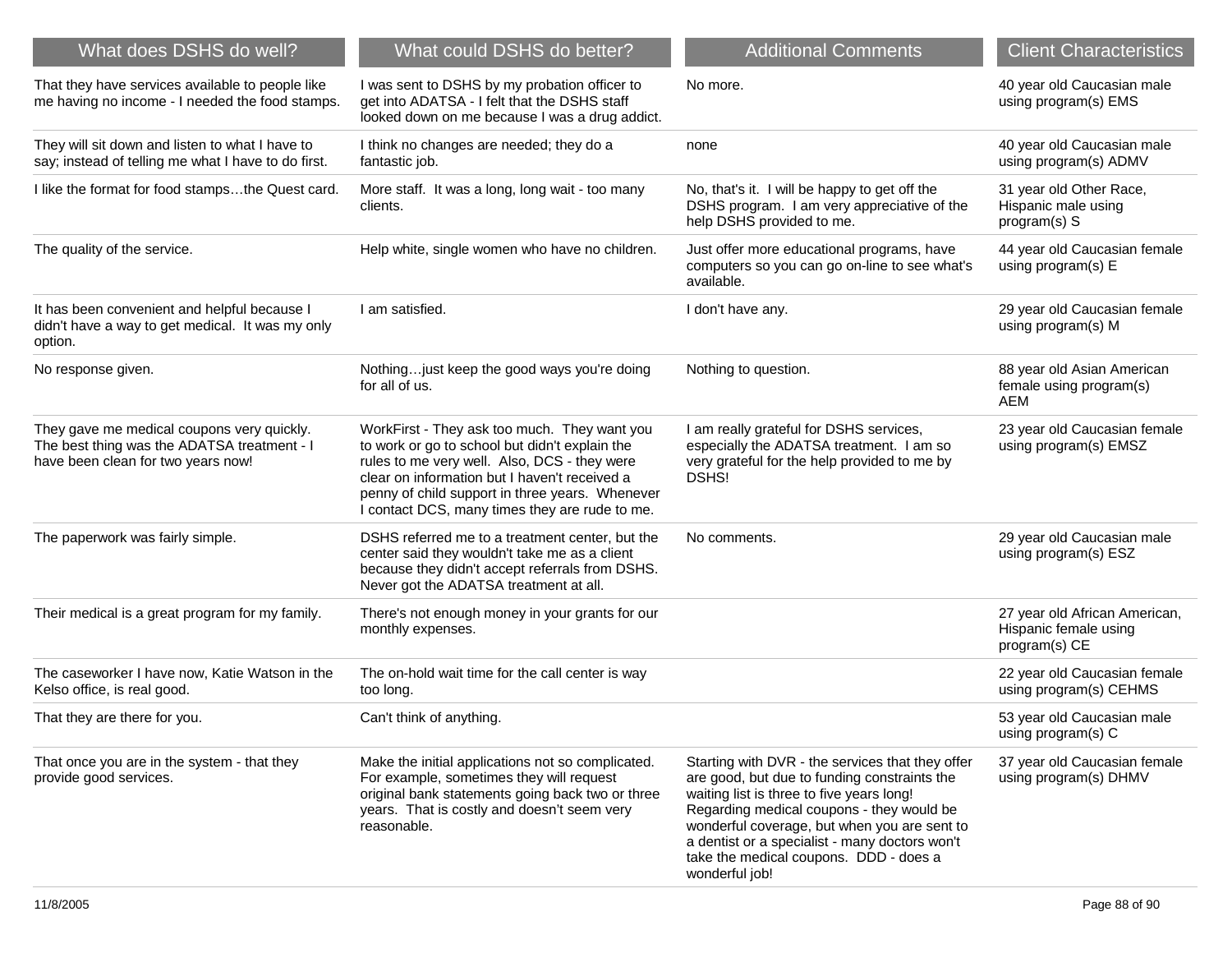| What does DSHS do well? | What could DSHS do better? | Additional Comments | Client Characteristics |
|---|---|---|---|
| That they have services available to people like me having no income - I needed the food stamps. | I was sent to DSHS by my probation officer to get into ADATSA - I felt that the DSHS staff looked down on me because I was a drug addict. | No more. | 40 year old Caucasian male using program(s) EMS |
| They will sit down and listen to what I have to say; instead of telling me what I have to do first. | I think no changes are needed; they do a fantastic job. | none | 40 year old Caucasian male using program(s) ADMV |
| I like the format for food stamps…the Quest card. | More staff. It was a long, long wait - too many clients. | No, that's it. I will be happy to get off the DSHS program. I am very appreciative of the help DSHS provided to me. | 31 year old Other Race, Hispanic male using program(s) S |
| The quality of the service. | Help white, single women who have no children. | Just offer more educational programs, have computers so you can go on-line to see what's available. | 44 year old Caucasian female using program(s) E |
| It has been convenient and helpful because I didn't have a way to get medical. It was my only option. | I am satisfied. | I don't have any. | 29 year old Caucasian female using program(s) M |
| No response given. | Nothing…just keep the good ways you're doing for all of us. | Nothing to question. | 88 year old Asian American female using program(s) AEM |
| They gave me medical coupons very quickly. The best thing was the ADATSA treatment - I have been clean for two years now! | WorkFirst - They ask too much. They want you to work or go to school but didn't explain the rules to me very well. Also, DCS - they were clear on information but I haven't received a penny of child support in three years. Whenever I contact DCS, many times they are rude to me. | I am really grateful for DSHS services, especially the ADATSA treatment. I am so very grateful for the help provided to me by DSHS! | 23 year old Caucasian female using program(s) EMSZ |
| The paperwork was fairly simple. | DSHS referred me to a treatment center, but the center said they wouldn't take me as a client because they didn't accept referrals from DSHS. Never got the ADATSA treatment at all. | No comments. | 29 year old Caucasian male using program(s) ESZ |
| Their medical is a great program for my family. | There's not enough money in your grants for our monthly expenses. | | 27 year old African American, Hispanic female using program(s) CE |
| The caseworker I have now, Katie Watson in the Kelso office, is real good. | The on-hold wait time for the call center is way too long. | | 22 year old Caucasian female using program(s) CEHMS |
| That they are there for you. | Can't think of anything. | | 53 year old Caucasian male using program(s) C |
| That once you are in the system - that they provide good services. | Make the initial applications not so complicated. For example, sometimes they will request original bank statements going back two or three years. That is costly and doesn't seem very reasonable. | Starting with DVR - the services that they offer are good, but due to funding constraints the waiting list is three to five years long! Regarding medical coupons - they would be wonderful coverage, but when you are sent to a dentist or a specialist - many doctors won't take the medical coupons. DDD - does a wonderful job! | 37 year old Caucasian female using program(s) DHMV |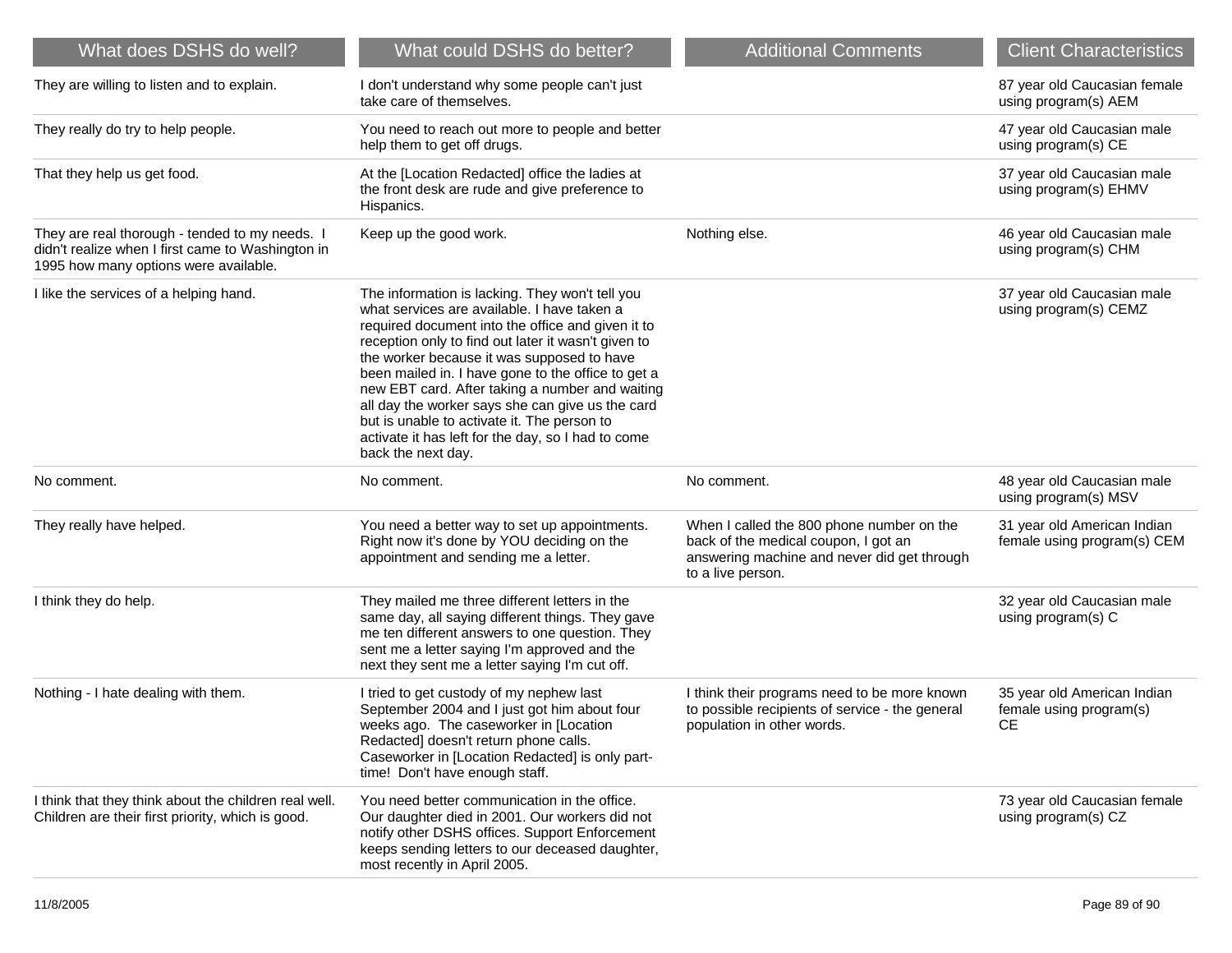| What does DSHS do well? | What could DSHS do better? | Additional Comments | Client Characteristics |
|---|---|---|---|
| They are willing to listen and to explain. | I don't understand why some people can't just take care of themselves. | | 87 year old Caucasian female using program(s) AEM |
| They really do try to help people. | You need to reach out more to people and better help them to get off drugs. | | 47 year old Caucasian male using program(s) CE |
| That they help us get food. | At the [Location Redacted] office the ladies at the front desk are rude and give preference to Hispanics. | | 37 year old Caucasian male using program(s) EHMV |
| They are real thorough - tended to my needs. I didn't realize when I first came to Washington in 1995 how many options were available. | Keep up the good work. | Nothing else. | 46 year old Caucasian male using program(s) CHM |
| I like the services of a helping hand. | The information is lacking. They won't tell you what services are available. I have taken a required document into the office and given it to reception only to find out later it wasn't given to the worker because it was supposed to have been mailed in. I have gone to the office to get a new EBT card. After taking a number and waiting all day the worker says she can give us the card but is unable to activate it. The person to activate it has left for the day, so I had to come back the next day. | | 37 year old Caucasian male using program(s) CEMZ |
| No comment. | No comment. | No comment. | 48 year old Caucasian male using program(s) MSV |
| They really have helped. | You need a better way to set up appointments. Right now it's done by YOU deciding on the appointment and sending me a letter. | When I called the 800 phone number on the back of the medical coupon, I got an answering machine and never did get through to a live person. | 31 year old American Indian female using program(s) CEM |
| I think they do help. | They mailed me three different letters in the same day, all saying different things. They gave me ten different answers to one question. They sent me a letter saying I'm approved and the next they sent me a letter saying I'm cut off. | | 32 year old Caucasian male using program(s) C |
| Nothing - I hate dealing with them. | I tried to get custody of my nephew last September 2004 and I just got him about four weeks ago. The caseworker in [Location Redacted] doesn't return phone calls. Caseworker in [Location Redacted] is only part-time! Don't have enough staff. | I think their programs need to be more known to possible recipients of service - the general population in other words. | 35 year old American Indian female using program(s) CE |
| I think that they think about the children real well. Children are their first priority, which is good. | You need better communication in the office. Our daughter died in 2001. Our workers did not notify other DSHS offices. Support Enforcement keeps sending letters to our deceased daughter, most recently in April 2005. | | 73 year old Caucasian female using program(s) CZ |

11/8/2005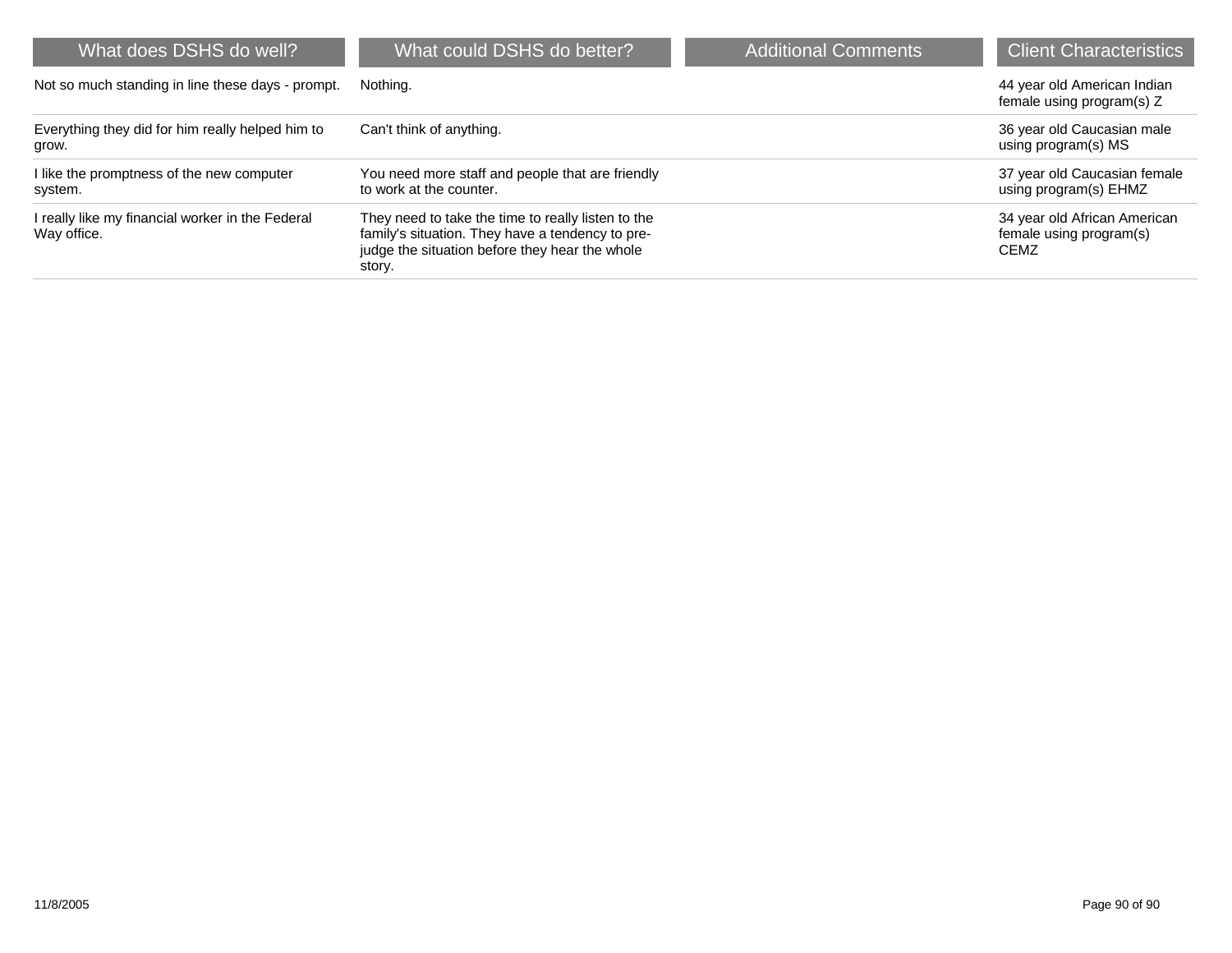| What does DSHS do well? | What could DSHS do better? | Additional Comments | Client Characteristics |
|---|---|---|---|
| Not so much standing in line these days - prompt. | Nothing. | | 44 year old American Indian female using program(s) Z |
| Everything they did for him really helped him to grow. | Can't think of anything. | | 36 year old Caucasian male using program(s) MS |
| I like the promptness of the new computer system. | You need more staff and people that are friendly to work at the counter. | | 37 year old Caucasian female using program(s) EHMZ |
| I really like my financial worker in the Federal Way office. | They need to take the time to really listen to the family's situation. They have a tendency to pre-judge the situation before they hear the whole story. | | 34 year old African American female using program(s) CEMZ |

11/8/2005